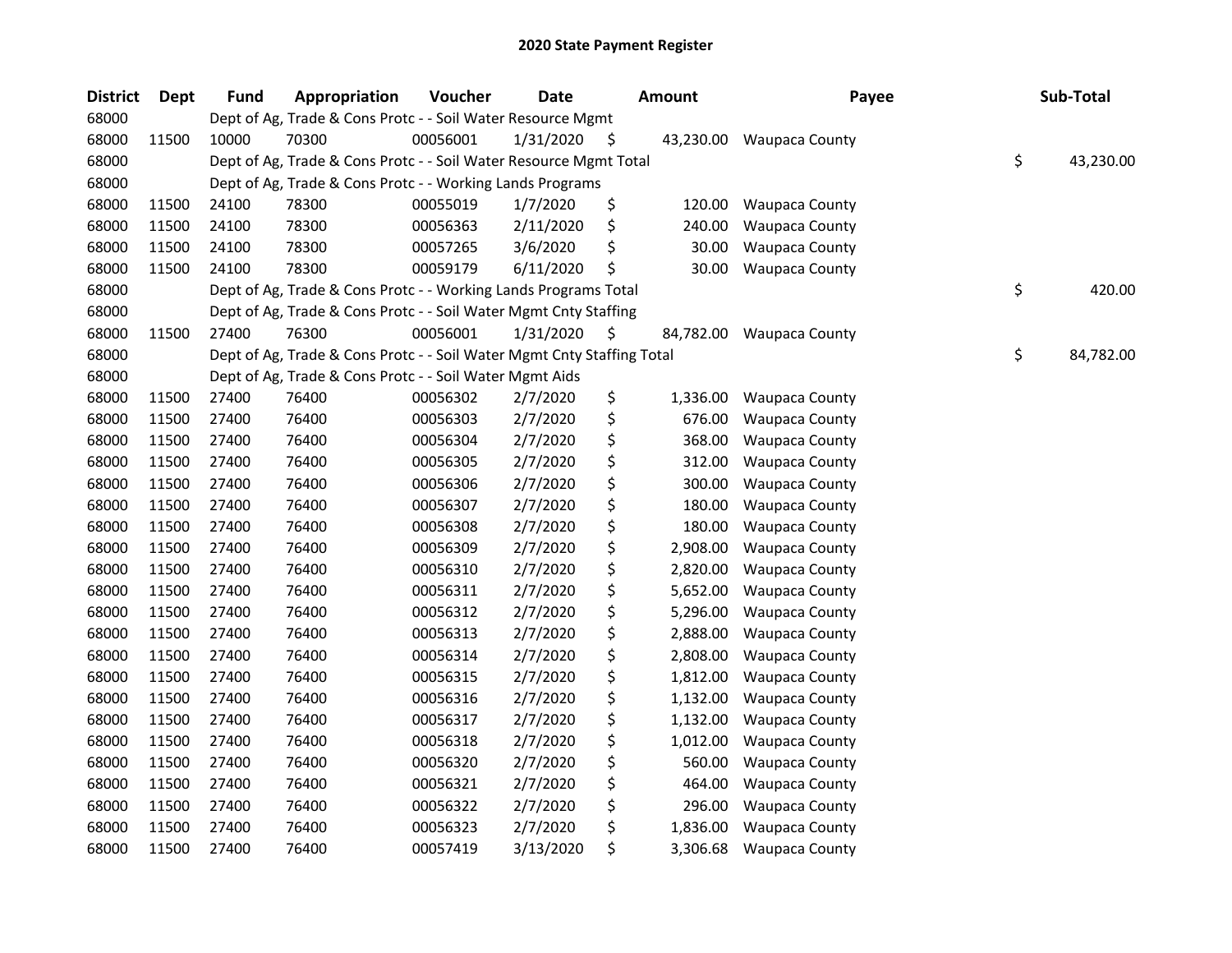# 2020 State Payment Register

| District | Dept | Fund | Appropriation | Voucher | Date | Amount | Payee | Sub-Total |
|---|---|---|---|---|---|---|---|---|
| 68000 | | Dept of Ag, Trade & Cons Protc - - Soil Water Resource Mgmt | | | | | | |
| 68000 | 11500 | 10000 | 70300 | 00056001 | 1/31/2020 | $ 43,230.00 | Waupaca County | |
| 68000 | | Dept of Ag, Trade & Cons Protc - - Soil Water Resource Mgmt Total | | | | | | $ 43,230.00 |
| 68000 | | Dept of Ag, Trade & Cons Protc - - Working Lands Programs | | | | | | |
| 68000 | 11500 | 24100 | 78300 | 00055019 | 1/7/2020 | $ 120.00 | Waupaca County | |
| 68000 | 11500 | 24100 | 78300 | 00056363 | 2/11/2020 | $ 240.00 | Waupaca County | |
| 68000 | 11500 | 24100 | 78300 | 00057265 | 3/6/2020 | $ 30.00 | Waupaca County | |
| 68000 | 11500 | 24100 | 78300 | 00059179 | 6/11/2020 | $ 30.00 | Waupaca County | |
| 68000 | | Dept of Ag, Trade & Cons Protc - - Working Lands Programs Total | | | | | | $ 420.00 |
| 68000 | | Dept of Ag, Trade & Cons Protc - - Soil Water Mgmt Cnty Staffing | | | | | | |
| 68000 | 11500 | 27400 | 76300 | 00056001 | 1/31/2020 | $ 84,782.00 | Waupaca County | |
| 68000 | | Dept of Ag, Trade & Cons Protc - - Soil Water Mgmt Cnty Staffing Total | | | | | | $ 84,782.00 |
| 68000 | | Dept of Ag, Trade & Cons Protc - - Soil Water Mgmt Aids | | | | | | |
| 68000 | 11500 | 27400 | 76400 | 00056302 | 2/7/2020 | $ 1,336.00 | Waupaca County | |
| 68000 | 11500 | 27400 | 76400 | 00056303 | 2/7/2020 | $ 676.00 | Waupaca County | |
| 68000 | 11500 | 27400 | 76400 | 00056304 | 2/7/2020 | $ 368.00 | Waupaca County | |
| 68000 | 11500 | 27400 | 76400 | 00056305 | 2/7/2020 | $ 312.00 | Waupaca County | |
| 68000 | 11500 | 27400 | 76400 | 00056306 | 2/7/2020 | $ 300.00 | Waupaca County | |
| 68000 | 11500 | 27400 | 76400 | 00056307 | 2/7/2020 | $ 180.00 | Waupaca County | |
| 68000 | 11500 | 27400 | 76400 | 00056308 | 2/7/2020 | $ 180.00 | Waupaca County | |
| 68000 | 11500 | 27400 | 76400 | 00056309 | 2/7/2020 | $ 2,908.00 | Waupaca County | |
| 68000 | 11500 | 27400 | 76400 | 00056310 | 2/7/2020 | $ 2,820.00 | Waupaca County | |
| 68000 | 11500 | 27400 | 76400 | 00056311 | 2/7/2020 | $ 5,652.00 | Waupaca County | |
| 68000 | 11500 | 27400 | 76400 | 00056312 | 2/7/2020 | $ 5,296.00 | Waupaca County | |
| 68000 | 11500 | 27400 | 76400 | 00056313 | 2/7/2020 | $ 2,888.00 | Waupaca County | |
| 68000 | 11500 | 27400 | 76400 | 00056314 | 2/7/2020 | $ 2,808.00 | Waupaca County | |
| 68000 | 11500 | 27400 | 76400 | 00056315 | 2/7/2020 | $ 1,812.00 | Waupaca County | |
| 68000 | 11500 | 27400 | 76400 | 00056316 | 2/7/2020 | $ 1,132.00 | Waupaca County | |
| 68000 | 11500 | 27400 | 76400 | 00056317 | 2/7/2020 | $ 1,132.00 | Waupaca County | |
| 68000 | 11500 | 27400 | 76400 | 00056318 | 2/7/2020 | $ 1,012.00 | Waupaca County | |
| 68000 | 11500 | 27400 | 76400 | 00056320 | 2/7/2020 | $ 560.00 | Waupaca County | |
| 68000 | 11500 | 27400 | 76400 | 00056321 | 2/7/2020 | $ 464.00 | Waupaca County | |
| 68000 | 11500 | 27400 | 76400 | 00056322 | 2/7/2020 | $ 296.00 | Waupaca County | |
| 68000 | 11500 | 27400 | 76400 | 00056323 | 2/7/2020 | $ 1,836.00 | Waupaca County | |
| 68000 | 11500 | 27400 | 76400 | 00057419 | 3/13/2020 | $ 3,306.68 | Waupaca County | |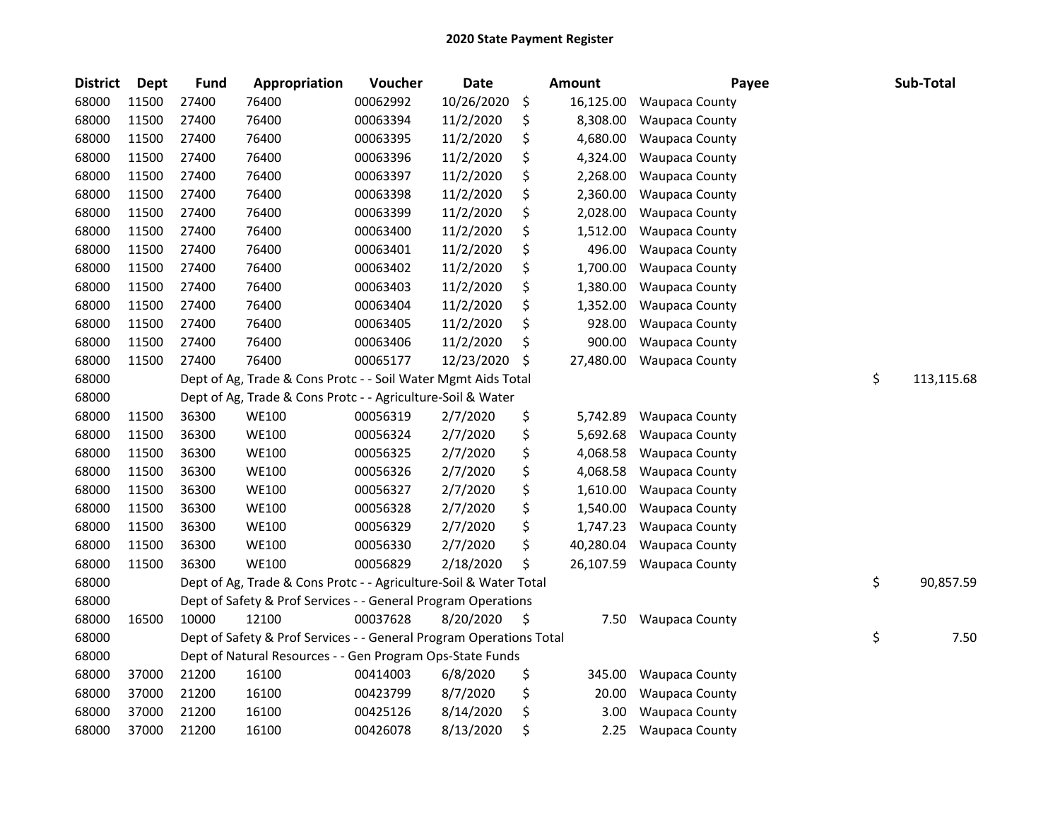# 2020 State Payment Register

| District | Dept | Fund | Appropriation | Voucher | Date | Amount | Payee | Sub-Total |
|---|---|---|---|---|---|---|---|---|
| 68000 | 11500 | 27400 | 76400 | 00062992 | 10/26/2020 | $ 16,125.00 | Waupaca County | |
| 68000 | 11500 | 27400 | 76400 | 00063394 | 11/2/2020 | $ 8,308.00 | Waupaca County | |
| 68000 | 11500 | 27400 | 76400 | 00063395 | 11/2/2020 | $ 4,680.00 | Waupaca County | |
| 68000 | 11500 | 27400 | 76400 | 00063396 | 11/2/2020 | $ 4,324.00 | Waupaca County | |
| 68000 | 11500 | 27400 | 76400 | 00063397 | 11/2/2020 | $ 2,268.00 | Waupaca County | |
| 68000 | 11500 | 27400 | 76400 | 00063398 | 11/2/2020 | $ 2,360.00 | Waupaca County | |
| 68000 | 11500 | 27400 | 76400 | 00063399 | 11/2/2020 | $ 2,028.00 | Waupaca County | |
| 68000 | 11500 | 27400 | 76400 | 00063400 | 11/2/2020 | $ 1,512.00 | Waupaca County | |
| 68000 | 11500 | 27400 | 76400 | 00063401 | 11/2/2020 | $ 496.00 | Waupaca County | |
| 68000 | 11500 | 27400 | 76400 | 00063402 | 11/2/2020 | $ 1,700.00 | Waupaca County | |
| 68000 | 11500 | 27400 | 76400 | 00063403 | 11/2/2020 | $ 1,380.00 | Waupaca County | |
| 68000 | 11500 | 27400 | 76400 | 00063404 | 11/2/2020 | $ 1,352.00 | Waupaca County | |
| 68000 | 11500 | 27400 | 76400 | 00063405 | 11/2/2020 | $ 928.00 | Waupaca County | |
| 68000 | 11500 | 27400 | 76400 | 00063406 | 11/2/2020 | $ 900.00 | Waupaca County | |
| 68000 | 11500 | 27400 | 76400 | 00065177 | 12/23/2020 | $ 27,480.00 | Waupaca County | |
| 68000 | | Dept of Ag, Trade & Cons Protc - - Soil Water Mgmt Aids Total | | | | | | $ 113,115.68 |
| 68000 | | Dept of Ag, Trade & Cons Protc - - Agriculture-Soil & Water | | | | | | |
| 68000 | 11500 | 36300 | WE100 | 00056319 | 2/7/2020 | $ 5,742.89 | Waupaca County | |
| 68000 | 11500 | 36300 | WE100 | 00056324 | 2/7/2020 | $ 5,692.68 | Waupaca County | |
| 68000 | 11500 | 36300 | WE100 | 00056325 | 2/7/2020 | $ 4,068.58 | Waupaca County | |
| 68000 | 11500 | 36300 | WE100 | 00056326 | 2/7/2020 | $ 4,068.58 | Waupaca County | |
| 68000 | 11500 | 36300 | WE100 | 00056327 | 2/7/2020 | $ 1,610.00 | Waupaca County | |
| 68000 | 11500 | 36300 | WE100 | 00056328 | 2/7/2020 | $ 1,540.00 | Waupaca County | |
| 68000 | 11500 | 36300 | WE100 | 00056329 | 2/7/2020 | $ 1,747.23 | Waupaca County | |
| 68000 | 11500 | 36300 | WE100 | 00056330 | 2/7/2020 | $ 40,280.04 | Waupaca County | |
| 68000 | 11500 | 36300 | WE100 | 00056829 | 2/18/2020 | $ 26,107.59 | Waupaca County | |
| 68000 | | Dept of Ag, Trade & Cons Protc - - Agriculture-Soil & Water Total | | | | | | $ 90,857.59 |
| 68000 | | Dept of Safety & Prof Services - - General Program Operations | | | | | | |
| 68000 | 16500 | 10000 | 12100 | 00037628 | 8/20/2020 | $ 7.50 | Waupaca County | |
| 68000 | | Dept of Safety & Prof Services - - General Program Operations Total | | | | | | $ 7.50 |
| 68000 | | Dept of Natural Resources - - Gen Program Ops-State Funds | | | | | | |
| 68000 | 37000 | 21200 | 16100 | 00414003 | 6/8/2020 | $ 345.00 | Waupaca County | |
| 68000 | 37000 | 21200 | 16100 | 00423799 | 8/7/2020 | $ 20.00 | Waupaca County | |
| 68000 | 37000 | 21200 | 16100 | 00425126 | 8/14/2020 | $ 3.00 | Waupaca County | |
| 68000 | 37000 | 21200 | 16100 | 00426078 | 8/13/2020 | $ 2.25 | Waupaca County | |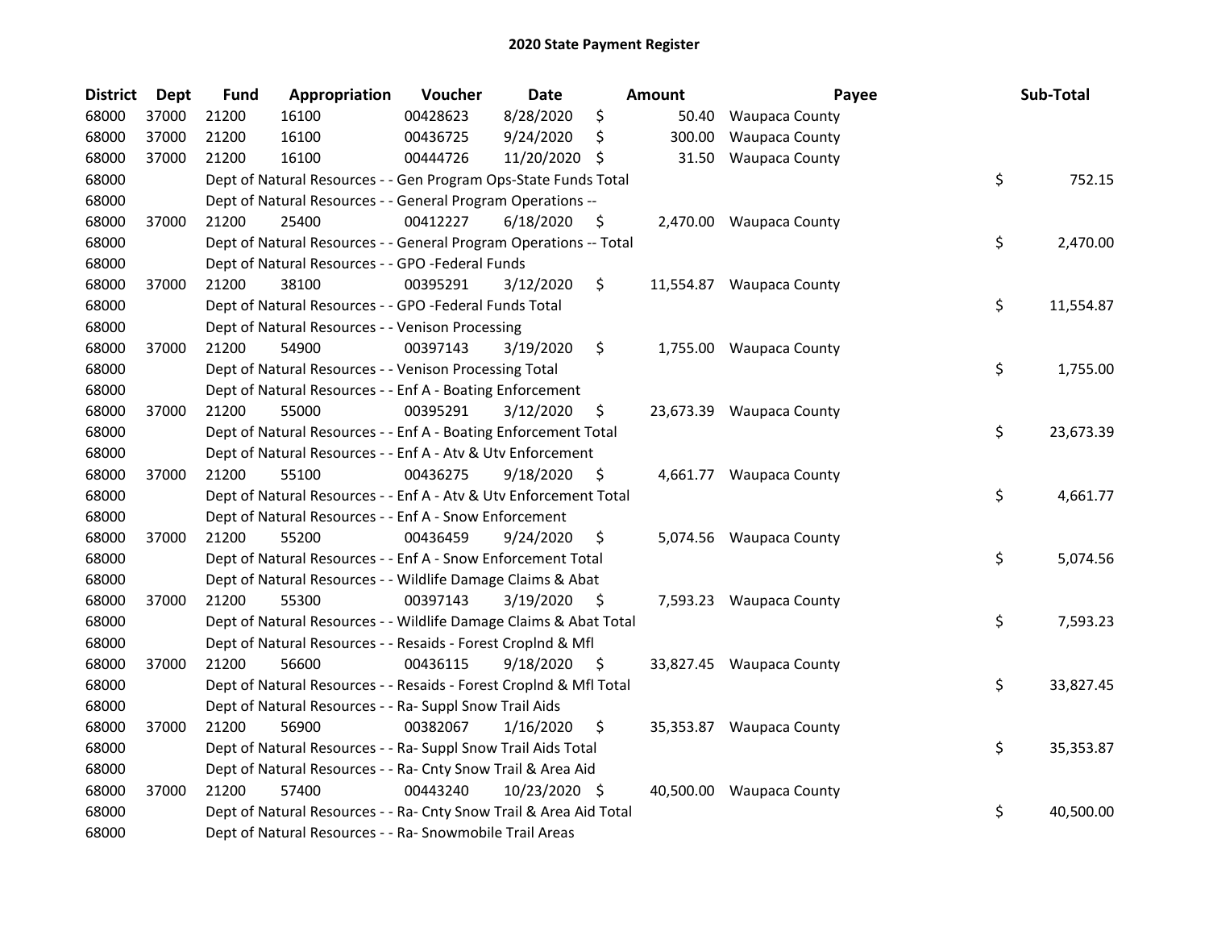## 2020 State Payment Register

| District | Dept | Fund | Appropriation | Voucher | Date | Amount | Payee | Sub-Total |
|---|---|---|---|---|---|---|---|---|
| 68000 | 37000 | 21200 | 16100 | 00428623 | 8/28/2020 | $ 50.40 | Waupaca County | |
| 68000 | 37000 | 21200 | 16100 | 00436725 | 9/24/2020 | $ 300.00 | Waupaca County | |
| 68000 | 37000 | 21200 | 16100 | 00444726 | 11/20/2020 | $ 31.50 | Waupaca County | |
| 68000 | | Dept of Natural Resources - - Gen Program Ops-State Funds Total | | | | | | $ 752.15 |
| 68000 | | Dept of Natural Resources - - General Program Operations -- | | | | | | |
| 68000 | 37000 | 21200 | 25400 | 00412227 | 6/18/2020 | $ 2,470.00 | Waupaca County | |
| 68000 | | Dept of Natural Resources - - General Program Operations -- Total | | | | | | $ 2,470.00 |
| 68000 | | Dept of Natural Resources - - GPO -Federal Funds | | | | | | |
| 68000 | 37000 | 21200 | 38100 | 00395291 | 3/12/2020 | $ 11,554.87 | Waupaca County | |
| 68000 | | Dept of Natural Resources - - GPO -Federal Funds Total | | | | | | $ 11,554.87 |
| 68000 | | Dept of Natural Resources - - Venison Processing | | | | | | |
| 68000 | 37000 | 21200 | 54900 | 00397143 | 3/19/2020 | $ 1,755.00 | Waupaca County | |
| 68000 | | Dept of Natural Resources - - Venison Processing Total | | | | | | $ 1,755.00 |
| 68000 | | Dept of Natural Resources - - Enf A - Boating Enforcement | | | | | | |
| 68000 | 37000 | 21200 | 55000 | 00395291 | 3/12/2020 | $ 23,673.39 | Waupaca County | |
| 68000 | | Dept of Natural Resources - - Enf A - Boating Enforcement Total | | | | | | $ 23,673.39 |
| 68000 | | Dept of Natural Resources - - Enf A - Atv & Utv Enforcement | | | | | | |
| 68000 | 37000 | 21200 | 55100 | 00436275 | 9/18/2020 | $ 4,661.77 | Waupaca County | |
| 68000 | | Dept of Natural Resources - - Enf A - Atv & Utv Enforcement Total | | | | | | $ 4,661.77 |
| 68000 | | Dept of Natural Resources - - Enf A - Snow Enforcement | | | | | | |
| 68000 | 37000 | 21200 | 55200 | 00436459 | 9/24/2020 | $ 5,074.56 | Waupaca County | |
| 68000 | | Dept of Natural Resources - - Enf A - Snow Enforcement Total | | | | | | $ 5,074.56 |
| 68000 | | Dept of Natural Resources - - Wildlife Damage Claims & Abat | | | | | | |
| 68000 | 37000 | 21200 | 55300 | 00397143 | 3/19/2020 | $ 7,593.23 | Waupaca County | |
| 68000 | | Dept of Natural Resources - - Wildlife Damage Claims & Abat Total | | | | | | $ 7,593.23 |
| 68000 | | Dept of Natural Resources - - Resaids - Forest Croplnd & Mfl | | | | | | |
| 68000 | 37000 | 21200 | 56600 | 00436115 | 9/18/2020 | $ 33,827.45 | Waupaca County | |
| 68000 | | Dept of Natural Resources - - Resaids - Forest Croplnd & Mfl Total | | | | | | $ 33,827.45 |
| 68000 | | Dept of Natural Resources - - Ra- Suppl Snow Trail Aids | | | | | | |
| 68000 | 37000 | 21200 | 56900 | 00382067 | 1/16/2020 | $ 35,353.87 | Waupaca County | |
| 68000 | | Dept of Natural Resources - - Ra- Suppl Snow Trail Aids Total | | | | | | $ 35,353.87 |
| 68000 | | Dept of Natural Resources - - Ra- Cnty Snow Trail & Area Aid | | | | | | |
| 68000 | 37000 | 21200 | 57400 | 00443240 | 10/23/2020 | $ 40,500.00 | Waupaca County | |
| 68000 | | Dept of Natural Resources - - Ra- Cnty Snow Trail & Area Aid Total | | | | | | $ 40,500.00 |
| 68000 | | Dept of Natural Resources - - Ra- Snowmobile Trail Areas | | | | | | |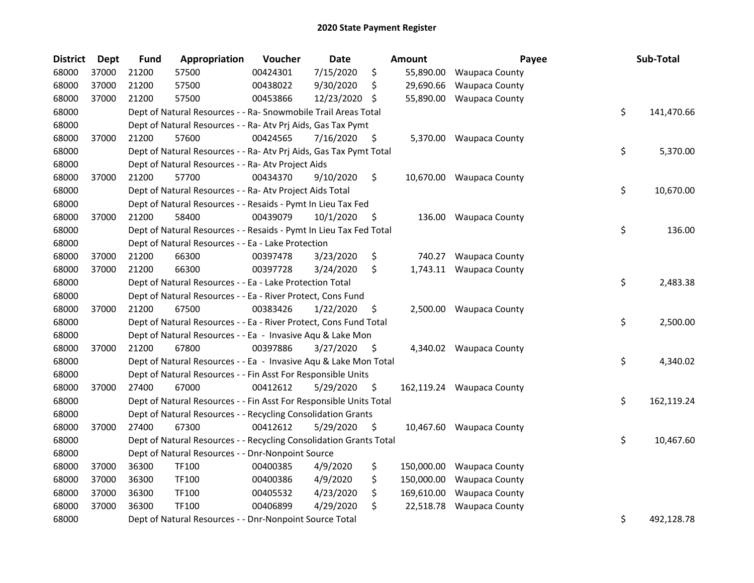# 2020 State Payment Register

| District | Dept | Fund | Appropriation | Voucher | Date | Amount | Payee | Sub-Total |
|---|---|---|---|---|---|---|---|---|
| 68000 | 37000 | 21200 | 57500 | 00424301 | 7/15/2020 | $ 55,890.00 | Waupaca County | |
| 68000 | 37000 | 21200 | 57500 | 00438022 | 9/30/2020 | $ 29,690.66 | Waupaca County | |
| 68000 | 37000 | 21200 | 57500 | 00453866 | 12/23/2020 | $ 55,890.00 | Waupaca County | |
| 68000 | | Dept of Natural Resources - - Ra- Snowmobile Trail Areas Total | | | | | | $ 141,470.66 |
| 68000 | | Dept of Natural Resources - - Ra- Atv Prj Aids, Gas Tax Pymt | | | | | | |
| 68000 | 37000 | 21200 | 57600 | 00424565 | 7/16/2020 | $ 5,370.00 | Waupaca County | |
| 68000 | | Dept of Natural Resources - - Ra- Atv Prj Aids, Gas Tax Pymt Total | | | | | | $ 5,370.00 |
| 68000 | | Dept of Natural Resources - - Ra- Atv Project Aids | | | | | | |
| 68000 | 37000 | 21200 | 57700 | 00434370 | 9/10/2020 | $ 10,670.00 | Waupaca County | |
| 68000 | | Dept of Natural Resources - - Ra- Atv Project Aids Total | | | | | | $ 10,670.00 |
| 68000 | | Dept of Natural Resources - - Resaids - Pymt In Lieu Tax Fed | | | | | | |
| 68000 | 37000 | 21200 | 58400 | 00439079 | 10/1/2020 | $ 136.00 | Waupaca County | |
| 68000 | | Dept of Natural Resources - - Resaids - Pymt In Lieu Tax Fed Total | | | | | | $ 136.00 |
| 68000 | | Dept of Natural Resources - - Ea - Lake Protection | | | | | | |
| 68000 | 37000 | 21200 | 66300 | 00397478 | 3/23/2020 | $ 740.27 | Waupaca County | |
| 68000 | 37000 | 21200 | 66300 | 00397728 | 3/24/2020 | $ 1,743.11 | Waupaca County | |
| 68000 | | Dept of Natural Resources - - Ea - Lake Protection Total | | | | | | $ 2,483.38 |
| 68000 | | Dept of Natural Resources - - Ea - River Protect, Cons Fund | | | | | | |
| 68000 | 37000 | 21200 | 67500 | 00383426 | 1/22/2020 | $ 2,500.00 | Waupaca County | |
| 68000 | | Dept of Natural Resources - - Ea - River Protect, Cons Fund Total | | | | | | $ 2,500.00 |
| 68000 | | Dept of Natural Resources - - Ea - Invasive Aqu & Lake Mon | | | | | | |
| 68000 | 37000 | 21200 | 67800 | 00397886 | 3/27/2020 | $ 4,340.02 | Waupaca County | |
| 68000 | | Dept of Natural Resources - - Ea - Invasive Aqu & Lake Mon Total | | | | | | $ 4,340.02 |
| 68000 | | Dept of Natural Resources - - Fin Asst For Responsible Units | | | | | | |
| 68000 | 37000 | 27400 | 67000 | 00412612 | 5/29/2020 | $ 162,119.24 | Waupaca County | |
| 68000 | | Dept of Natural Resources - - Fin Asst For Responsible Units Total | | | | | | $ 162,119.24 |
| 68000 | | Dept of Natural Resources - - Recycling Consolidation Grants | | | | | | |
| 68000 | 37000 | 27400 | 67300 | 00412612 | 5/29/2020 | $ 10,467.60 | Waupaca County | |
| 68000 | | Dept of Natural Resources - - Recycling Consolidation Grants Total | | | | | | $ 10,467.60 |
| 68000 | | Dept of Natural Resources - - Dnr-Nonpoint Source | | | | | | |
| 68000 | 37000 | 36300 | TF100 | 00400385 | 4/9/2020 | $ 150,000.00 | Waupaca County | |
| 68000 | 37000 | 36300 | TF100 | 00400386 | 4/9/2020 | $ 150,000.00 | Waupaca County | |
| 68000 | 37000 | 36300 | TF100 | 00405532 | 4/23/2020 | $ 169,610.00 | Waupaca County | |
| 68000 | 37000 | 36300 | TF100 | 00406899 | 4/29/2020 | $ 22,518.78 | Waupaca County | |
| 68000 | | Dept of Natural Resources - - Dnr-Nonpoint Source Total | | | | | | $ 492,128.78 |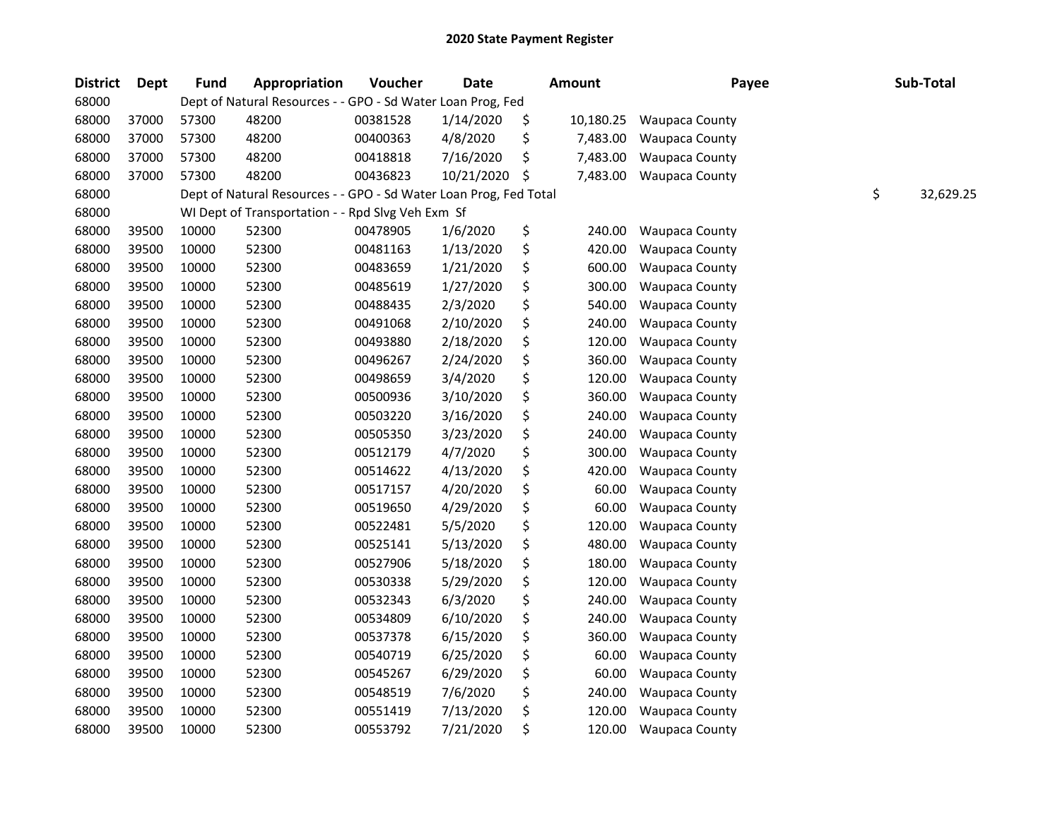## 2020 State Payment Register

| District | Dept | Fund | Appropriation | Voucher | Date | Amount | Payee | Sub-Total |
|---|---|---|---|---|---|---|---|---|
| 68000 | | Dept of Natural Resources - - GPO - Sd Water Loan Prog, Fed | | | | | | |
| 68000 | 37000 | 57300 | 48200 | 00381528 | 1/14/2020 | $ 10,180.25 | Waupaca County | |
| 68000 | 37000 | 57300 | 48200 | 00400363 | 4/8/2020 | $ 7,483.00 | Waupaca County | |
| 68000 | 37000 | 57300 | 48200 | 00418818 | 7/16/2020 | $ 7,483.00 | Waupaca County | |
| 68000 | 37000 | 57300 | 48200 | 00436823 | 10/21/2020 | $ 7,483.00 | Waupaca County | |
| 68000 | | Dept of Natural Resources - - GPO - Sd Water Loan Prog, Fed Total | | | | | | $ 32,629.25 |
| 68000 | | WI Dept of Transportation - - Rpd Slvg Veh Exm Sf | | | | | | |
| 68000 | 39500 | 10000 | 52300 | 00478905 | 1/6/2020 | $ 240.00 | Waupaca County | |
| 68000 | 39500 | 10000 | 52300 | 00481163 | 1/13/2020 | $ 420.00 | Waupaca County | |
| 68000 | 39500 | 10000 | 52300 | 00483659 | 1/21/2020 | $ 600.00 | Waupaca County | |
| 68000 | 39500 | 10000 | 52300 | 00485619 | 1/27/2020 | $ 300.00 | Waupaca County | |
| 68000 | 39500 | 10000 | 52300 | 00488435 | 2/3/2020 | $ 540.00 | Waupaca County | |
| 68000 | 39500 | 10000 | 52300 | 00491068 | 2/10/2020 | $ 240.00 | Waupaca County | |
| 68000 | 39500 | 10000 | 52300 | 00493880 | 2/18/2020 | $ 120.00 | Waupaca County | |
| 68000 | 39500 | 10000 | 52300 | 00496267 | 2/24/2020 | $ 360.00 | Waupaca County | |
| 68000 | 39500 | 10000 | 52300 | 00498659 | 3/4/2020 | $ 120.00 | Waupaca County | |
| 68000 | 39500 | 10000 | 52300 | 00500936 | 3/10/2020 | $ 360.00 | Waupaca County | |
| 68000 | 39500 | 10000 | 52300 | 00503220 | 3/16/2020 | $ 240.00 | Waupaca County | |
| 68000 | 39500 | 10000 | 52300 | 00505350 | 3/23/2020 | $ 240.00 | Waupaca County | |
| 68000 | 39500 | 10000 | 52300 | 00512179 | 4/7/2020 | $ 300.00 | Waupaca County | |
| 68000 | 39500 | 10000 | 52300 | 00514622 | 4/13/2020 | $ 420.00 | Waupaca County | |
| 68000 | 39500 | 10000 | 52300 | 00517157 | 4/20/2020 | $ 60.00 | Waupaca County | |
| 68000 | 39500 | 10000 | 52300 | 00519650 | 4/29/2020 | $ 60.00 | Waupaca County | |
| 68000 | 39500 | 10000 | 52300 | 00522481 | 5/5/2020 | $ 120.00 | Waupaca County | |
| 68000 | 39500 | 10000 | 52300 | 00525141 | 5/13/2020 | $ 480.00 | Waupaca County | |
| 68000 | 39500 | 10000 | 52300 | 00527906 | 5/18/2020 | $ 180.00 | Waupaca County | |
| 68000 | 39500 | 10000 | 52300 | 00530338 | 5/29/2020 | $ 120.00 | Waupaca County | |
| 68000 | 39500 | 10000 | 52300 | 00532343 | 6/3/2020 | $ 240.00 | Waupaca County | |
| 68000 | 39500 | 10000 | 52300 | 00534809 | 6/10/2020 | $ 240.00 | Waupaca County | |
| 68000 | 39500 | 10000 | 52300 | 00537378 | 6/15/2020 | $ 360.00 | Waupaca County | |
| 68000 | 39500 | 10000 | 52300 | 00540719 | 6/25/2020 | $ 60.00 | Waupaca County | |
| 68000 | 39500 | 10000 | 52300 | 00545267 | 6/29/2020 | $ 60.00 | Waupaca County | |
| 68000 | 39500 | 10000 | 52300 | 00548519 | 7/6/2020 | $ 240.00 | Waupaca County | |
| 68000 | 39500 | 10000 | 52300 | 00551419 | 7/13/2020 | $ 120.00 | Waupaca County | |
| 68000 | 39500 | 10000 | 52300 | 00553792 | 7/21/2020 | $ 120.00 | Waupaca County | |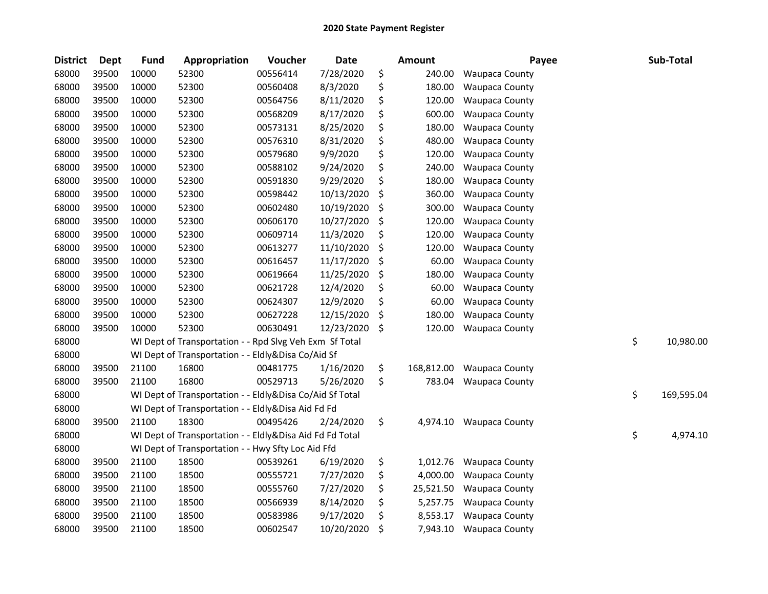# 2020 State Payment Register

| District | Dept | Fund | Appropriation | Voucher | Date | Amount | Payee | Sub-Total |
|---|---|---|---|---|---|---|---|---|
| 68000 | 39500 | 10000 | 52300 | 00556414 | 7/28/2020 | $ 240.00 | Waupaca County | |
| 68000 | 39500 | 10000 | 52300 | 00560408 | 8/3/2020 | $ 180.00 | Waupaca County | |
| 68000 | 39500 | 10000 | 52300 | 00564756 | 8/11/2020 | $ 120.00 | Waupaca County | |
| 68000 | 39500 | 10000 | 52300 | 00568209 | 8/17/2020 | $ 600.00 | Waupaca County | |
| 68000 | 39500 | 10000 | 52300 | 00573131 | 8/25/2020 | $ 180.00 | Waupaca County | |
| 68000 | 39500 | 10000 | 52300 | 00576310 | 8/31/2020 | $ 480.00 | Waupaca County | |
| 68000 | 39500 | 10000 | 52300 | 00579680 | 9/9/2020 | $ 120.00 | Waupaca County | |
| 68000 | 39500 | 10000 | 52300 | 00588102 | 9/24/2020 | $ 240.00 | Waupaca County | |
| 68000 | 39500 | 10000 | 52300 | 00591830 | 9/29/2020 | $ 180.00 | Waupaca County | |
| 68000 | 39500 | 10000 | 52300 | 00598442 | 10/13/2020 | $ 360.00 | Waupaca County | |
| 68000 | 39500 | 10000 | 52300 | 00602480 | 10/19/2020 | $ 300.00 | Waupaca County | |
| 68000 | 39500 | 10000 | 52300 | 00606170 | 10/27/2020 | $ 120.00 | Waupaca County | |
| 68000 | 39500 | 10000 | 52300 | 00609714 | 11/3/2020 | $ 120.00 | Waupaca County | |
| 68000 | 39500 | 10000 | 52300 | 00613277 | 11/10/2020 | $ 120.00 | Waupaca County | |
| 68000 | 39500 | 10000 | 52300 | 00616457 | 11/17/2020 | $ 60.00 | Waupaca County | |
| 68000 | 39500 | 10000 | 52300 | 00619664 | 11/25/2020 | $ 180.00 | Waupaca County | |
| 68000 | 39500 | 10000 | 52300 | 00621728 | 12/4/2020 | $ 60.00 | Waupaca County | |
| 68000 | 39500 | 10000 | 52300 | 00624307 | 12/9/2020 | $ 60.00 | Waupaca County | |
| 68000 | 39500 | 10000 | 52300 | 00627228 | 12/15/2020 | $ 180.00 | Waupaca County | |
| 68000 | 39500 | 10000 | 52300 | 00630491 | 12/23/2020 | $ 120.00 | Waupaca County | |
| 68000 | | WI Dept of Transportation - - Rpd Slvg Veh Exm Sf Total | | | | | | $ 10,980.00 |
| 68000 | | WI Dept of Transportation - - Eldly&Disa Co/Aid Sf | | | | | | |
| 68000 | 39500 | 21100 | 16800 | 00481775 | 1/16/2020 | $ 168,812.00 | Waupaca County | |
| 68000 | 39500 | 21100 | 16800 | 00529713 | 5/26/2020 | $ 783.04 | Waupaca County | |
| 68000 | | WI Dept of Transportation - - Eldly&Disa Co/Aid Sf Total | | | | | | $ 169,595.04 |
| 68000 | | WI Dept of Transportation - - Eldly&Disa Aid Fd Fd | | | | | | |
| 68000 | 39500 | 21100 | 18300 | 00495426 | 2/24/2020 | $ 4,974.10 | Waupaca County | |
| 68000 | | WI Dept of Transportation - - Eldly&Disa Aid Fd Fd Total | | | | | | $ 4,974.10 |
| 68000 | | WI Dept of Transportation - - Hwy Sfty Loc Aid Ffd | | | | | | |
| 68000 | 39500 | 21100 | 18500 | 00539261 | 6/19/2020 | $ 1,012.76 | Waupaca County | |
| 68000 | 39500 | 21100 | 18500 | 00555721 | 7/27/2020 | $ 4,000.00 | Waupaca County | |
| 68000 | 39500 | 21100 | 18500 | 00555760 | 7/27/2020 | $ 25,521.50 | Waupaca County | |
| 68000 | 39500 | 21100 | 18500 | 00566939 | 8/14/2020 | $ 5,257.75 | Waupaca County | |
| 68000 | 39500 | 21100 | 18500 | 00583986 | 9/17/2020 | $ 8,553.17 | Waupaca County | |
| 68000 | 39500 | 21100 | 18500 | 00602547 | 10/20/2020 | $ 7,943.10 | Waupaca County | |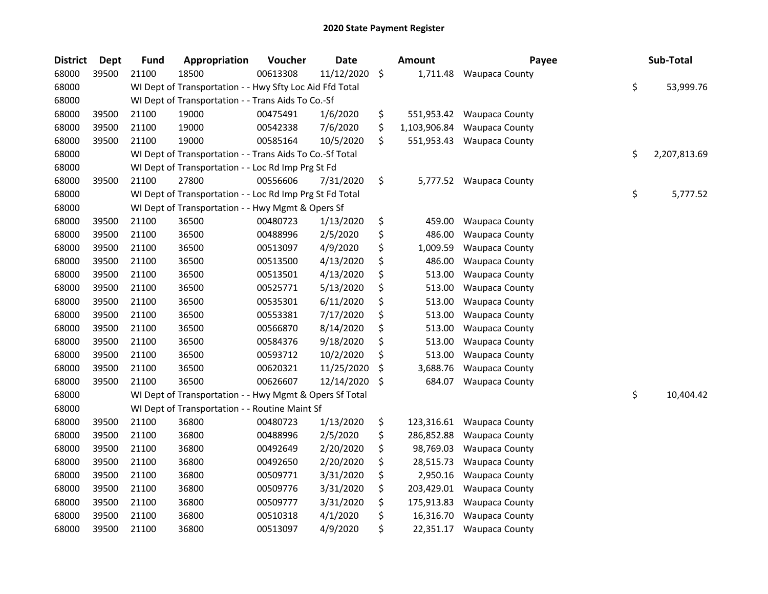# 2020 State Payment Register

| District | Dept | Fund | Appropriation | Voucher | Date | Amount | Payee | Sub-Total |
|---|---|---|---|---|---|---|---|---|
| 68000 | 39500 | 21100 | 18500 | 00613308 | 11/12/2020 | $ 1,711.48 | Waupaca County | |
| 68000 | | WI Dept of Transportation - - Hwy Sfty Loc Aid Ffd Total | | | | | | $ 53,999.76 |
| 68000 | | WI Dept of Transportation - - Trans Aids To Co.-Sf | | | | | | |
| 68000 | 39500 | 21100 | 19000 | 00475491 | 1/6/2020 | $ 551,953.42 | Waupaca County | |
| 68000 | 39500 | 21100 | 19000 | 00542338 | 7/6/2020 | $ 1,103,906.84 | Waupaca County | |
| 68000 | 39500 | 21100 | 19000 | 00585164 | 10/5/2020 | $ 551,953.43 | Waupaca County | |
| 68000 | | WI Dept of Transportation - - Trans Aids To Co.-Sf Total | | | | | | $ 2,207,813.69 |
| 68000 | | WI Dept of Transportation - - Loc Rd Imp Prg St Fd | | | | | | |
| 68000 | 39500 | 21100 | 27800 | 00556606 | 7/31/2020 | $ 5,777.52 | Waupaca County | |
| 68000 | | WI Dept of Transportation - - Loc Rd Imp Prg St Fd Total | | | | | | $ 5,777.52 |
| 68000 | | WI Dept of Transportation - - Hwy Mgmt & Opers Sf | | | | | | |
| 68000 | 39500 | 21100 | 36500 | 00480723 | 1/13/2020 | $ 459.00 | Waupaca County | |
| 68000 | 39500 | 21100 | 36500 | 00488996 | 2/5/2020 | $ 486.00 | Waupaca County | |
| 68000 | 39500 | 21100 | 36500 | 00513097 | 4/9/2020 | $ 1,009.59 | Waupaca County | |
| 68000 | 39500 | 21100 | 36500 | 00513500 | 4/13/2020 | $ 486.00 | Waupaca County | |
| 68000 | 39500 | 21100 | 36500 | 00513501 | 4/13/2020 | $ 513.00 | Waupaca County | |
| 68000 | 39500 | 21100 | 36500 | 00525771 | 5/13/2020 | $ 513.00 | Waupaca County | |
| 68000 | 39500 | 21100 | 36500 | 00535301 | 6/11/2020 | $ 513.00 | Waupaca County | |
| 68000 | 39500 | 21100 | 36500 | 00553381 | 7/17/2020 | $ 513.00 | Waupaca County | |
| 68000 | 39500 | 21100 | 36500 | 00566870 | 8/14/2020 | $ 513.00 | Waupaca County | |
| 68000 | 39500 | 21100 | 36500 | 00584376 | 9/18/2020 | $ 513.00 | Waupaca County | |
| 68000 | 39500 | 21100 | 36500 | 00593712 | 10/2/2020 | $ 513.00 | Waupaca County | |
| 68000 | 39500 | 21100 | 36500 | 00620321 | 11/25/2020 | $ 3,688.76 | Waupaca County | |
| 68000 | 39500 | 21100 | 36500 | 00626607 | 12/14/2020 | $ 684.07 | Waupaca County | |
| 68000 | | WI Dept of Transportation - - Hwy Mgmt & Opers Sf Total | | | | | | $ 10,404.42 |
| 68000 | | WI Dept of Transportation - - Routine Maint Sf | | | | | | |
| 68000 | 39500 | 21100 | 36800 | 00480723 | 1/13/2020 | $ 123,316.61 | Waupaca County | |
| 68000 | 39500 | 21100 | 36800 | 00488996 | 2/5/2020 | $ 286,852.88 | Waupaca County | |
| 68000 | 39500 | 21100 | 36800 | 00492649 | 2/20/2020 | $ 98,769.03 | Waupaca County | |
| 68000 | 39500 | 21100 | 36800 | 00492650 | 2/20/2020 | $ 28,515.73 | Waupaca County | |
| 68000 | 39500 | 21100 | 36800 | 00509771 | 3/31/2020 | $ 2,950.16 | Waupaca County | |
| 68000 | 39500 | 21100 | 36800 | 00509776 | 3/31/2020 | $ 203,429.01 | Waupaca County | |
| 68000 | 39500 | 21100 | 36800 | 00509777 | 3/31/2020 | $ 175,913.83 | Waupaca County | |
| 68000 | 39500 | 21100 | 36800 | 00510318 | 4/1/2020 | $ 16,316.70 | Waupaca County | |
| 68000 | 39500 | 21100 | 36800 | 00513097 | 4/9/2020 | $ 22,351.17 | Waupaca County | |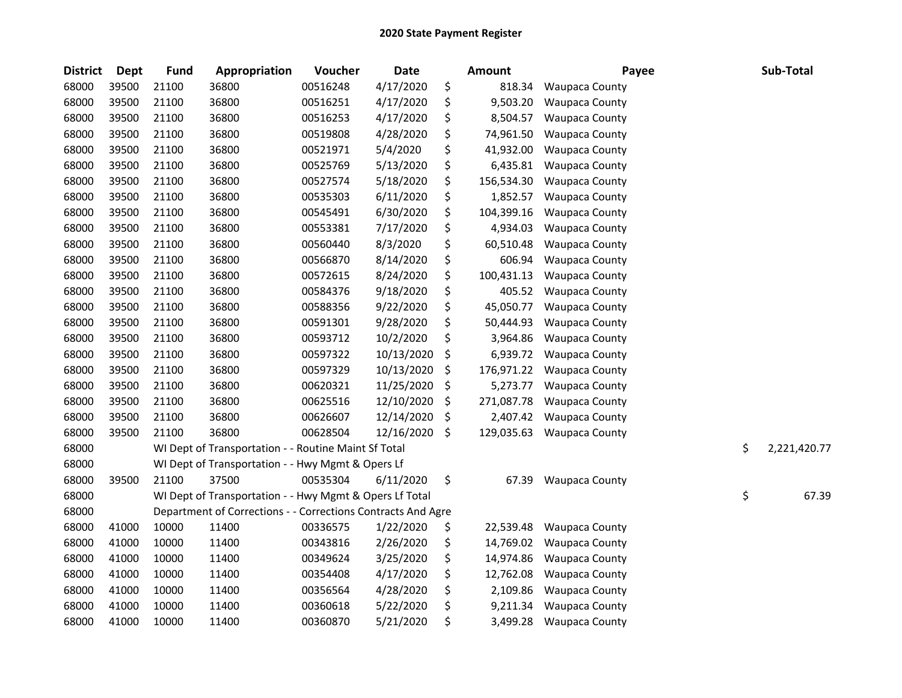# 2020 State Payment Register

| District | Dept | Fund | Appropriation | Voucher | Date | Amount | Payee | Sub-Total |
|---|---|---|---|---|---|---|---|---|
| 68000 | 39500 | 21100 | 36800 | 00516248 | 4/17/2020 | $ 818.34 | Waupaca County | |
| 68000 | 39500 | 21100 | 36800 | 00516251 | 4/17/2020 | $ 9,503.20 | Waupaca County | |
| 68000 | 39500 | 21100 | 36800 | 00516253 | 4/17/2020 | $ 8,504.57 | Waupaca County | |
| 68000 | 39500 | 21100 | 36800 | 00519808 | 4/28/2020 | $ 74,961.50 | Waupaca County | |
| 68000 | 39500 | 21100 | 36800 | 00521971 | 5/4/2020 | $ 41,932.00 | Waupaca County | |
| 68000 | 39500 | 21100 | 36800 | 00525769 | 5/13/2020 | $ 6,435.81 | Waupaca County | |
| 68000 | 39500 | 21100 | 36800 | 00527574 | 5/18/2020 | $ 156,534.30 | Waupaca County | |
| 68000 | 39500 | 21100 | 36800 | 00535303 | 6/11/2020 | $ 1,852.57 | Waupaca County | |
| 68000 | 39500 | 21100 | 36800 | 00545491 | 6/30/2020 | $ 104,399.16 | Waupaca County | |
| 68000 | 39500 | 21100 | 36800 | 00553381 | 7/17/2020 | $ 4,934.03 | Waupaca County | |
| 68000 | 39500 | 21100 | 36800 | 00560440 | 8/3/2020 | $ 60,510.48 | Waupaca County | |
| 68000 | 39500 | 21100 | 36800 | 00566870 | 8/14/2020 | $ 606.94 | Waupaca County | |
| 68000 | 39500 | 21100 | 36800 | 00572615 | 8/24/2020 | $ 100,431.13 | Waupaca County | |
| 68000 | 39500 | 21100 | 36800 | 00584376 | 9/18/2020 | $ 405.52 | Waupaca County | |
| 68000 | 39500 | 21100 | 36800 | 00588356 | 9/22/2020 | $ 45,050.77 | Waupaca County | |
| 68000 | 39500 | 21100 | 36800 | 00591301 | 9/28/2020 | $ 50,444.93 | Waupaca County | |
| 68000 | 39500 | 21100 | 36800 | 00593712 | 10/2/2020 | $ 3,964.86 | Waupaca County | |
| 68000 | 39500 | 21100 | 36800 | 00597322 | 10/13/2020 | $ 6,939.72 | Waupaca County | |
| 68000 | 39500 | 21100 | 36800 | 00597329 | 10/13/2020 | $ 176,971.22 | Waupaca County | |
| 68000 | 39500 | 21100 | 36800 | 00620321 | 11/25/2020 | $ 5,273.77 | Waupaca County | |
| 68000 | 39500 | 21100 | 36800 | 00625516 | 12/10/2020 | $ 271,087.78 | Waupaca County | |
| 68000 | 39500 | 21100 | 36800 | 00626607 | 12/14/2020 | $ 2,407.42 | Waupaca County | |
| 68000 | 39500 | 21100 | 36800 | 00628504 | 12/16/2020 | $ 129,035.63 | Waupaca County | |
| 68000 | | WI Dept of Transportation - - Routine Maint Sf Total | | | | | | $ 2,221,420.77 |
| 68000 | | WI Dept of Transportation - - Hwy Mgmt & Opers Lf | | | | | | |
| 68000 | 39500 | 21100 | 37500 | 00535304 | 6/11/2020 | $ 67.39 | Waupaca County | |
| 68000 | | WI Dept of Transportation - - Hwy Mgmt & Opers Lf Total | | | | | | $ 67.39 |
| 68000 | | Department of Corrections - - Corrections Contracts And Agre | | | | | | |
| 68000 | 41000 | 10000 | 11400 | 00336575 | 1/22/2020 | $ 22,539.48 | Waupaca County | |
| 68000 | 41000 | 10000 | 11400 | 00343816 | 2/26/2020 | $ 14,769.02 | Waupaca County | |
| 68000 | 41000 | 10000 | 11400 | 00349624 | 3/25/2020 | $ 14,974.86 | Waupaca County | |
| 68000 | 41000 | 10000 | 11400 | 00354408 | 4/17/2020 | $ 12,762.08 | Waupaca County | |
| 68000 | 41000 | 10000 | 11400 | 00356564 | 4/28/2020 | $ 2,109.86 | Waupaca County | |
| 68000 | 41000 | 10000 | 11400 | 00360618 | 5/22/2020 | $ 9,211.34 | Waupaca County | |
| 68000 | 41000 | 10000 | 11400 | 00360870 | 5/21/2020 | $ 3,499.28 | Waupaca County | |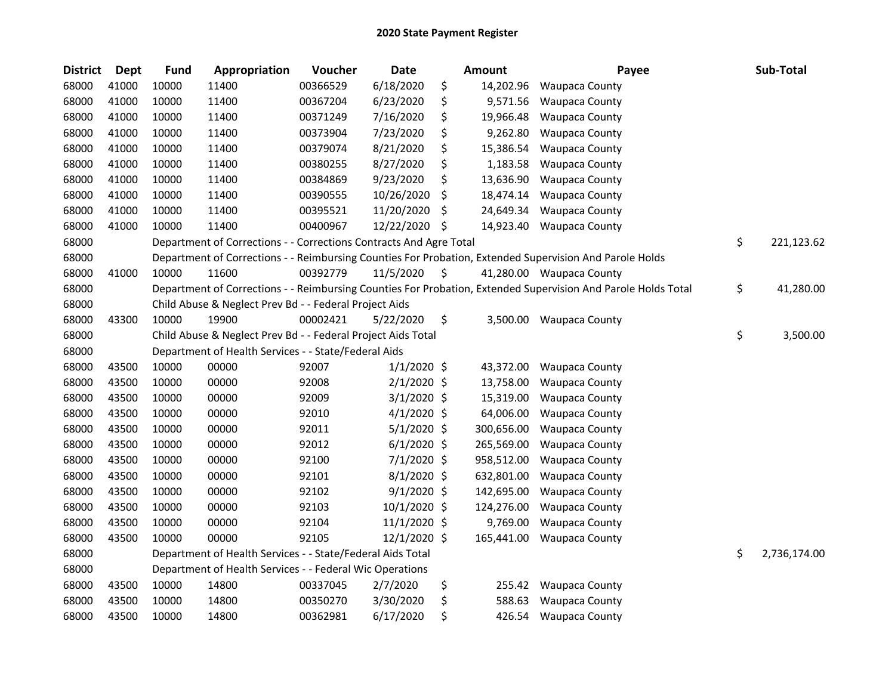# 2020 State Payment Register

| District | Dept | Fund | Appropriation | Voucher | Date | Amount | Payee | Sub-Total |
|---|---|---|---|---|---|---|---|---|
| 68000 | 41000 | 10000 | 11400 | 00366529 | 6/18/2020 | $ 14,202.96 | Waupaca County | |
| 68000 | 41000 | 10000 | 11400 | 00367204 | 6/23/2020 | $ 9,571.56 | Waupaca County | |
| 68000 | 41000 | 10000 | 11400 | 00371249 | 7/16/2020 | $ 19,966.48 | Waupaca County | |
| 68000 | 41000 | 10000 | 11400 | 00373904 | 7/23/2020 | $ 9,262.80 | Waupaca County | |
| 68000 | 41000 | 10000 | 11400 | 00379074 | 8/21/2020 | $ 15,386.54 | Waupaca County | |
| 68000 | 41000 | 10000 | 11400 | 00380255 | 8/27/2020 | $ 1,183.58 | Waupaca County | |
| 68000 | 41000 | 10000 | 11400 | 00384869 | 9/23/2020 | $ 13,636.90 | Waupaca County | |
| 68000 | 41000 | 10000 | 11400 | 00390555 | 10/26/2020 | $ 18,474.14 | Waupaca County | |
| 68000 | 41000 | 10000 | 11400 | 00395521 | 11/20/2020 | $ 24,649.34 | Waupaca County | |
| 68000 | 41000 | 10000 | 11400 | 00400967 | 12/22/2020 | $ 14,923.40 | Waupaca County | |
| 68000 | | Department of Corrections - - Corrections Contracts And Agre Total | | | | | | $ 221,123.62 |
| 68000 | | Department of Corrections - - Reimbursing Counties For Probation, Extended Supervision And Parole Holds | | | | | | |
| 68000 | 41000 | 10000 | 11600 | 00392779 | 11/5/2020 | $ 41,280.00 | Waupaca County | |
| 68000 | | Department of Corrections - - Reimbursing Counties For Probation, Extended Supervision And Parole Holds Total | | | | | | $ 41,280.00 |
| 68000 | | Child Abuse & Neglect Prev Bd - - Federal Project Aids | | | | | | |
| 68000 | 43300 | 10000 | 19900 | 00002421 | 5/22/2020 | $ 3,500.00 | Waupaca County | |
| 68000 | | Child Abuse & Neglect Prev Bd - - Federal Project Aids Total | | | | | | $ 3,500.00 |
| 68000 | | Department of Health Services - - State/Federal Aids | | | | | | |
| 68000 | 43500 | 10000 | 00000 | 92007 | 1/1/2020 | $ 43,372.00 | Waupaca County | |
| 68000 | 43500 | 10000 | 00000 | 92008 | 2/1/2020 | $ 13,758.00 | Waupaca County | |
| 68000 | 43500 | 10000 | 00000 | 92009 | 3/1/2020 | $ 15,319.00 | Waupaca County | |
| 68000 | 43500 | 10000 | 00000 | 92010 | 4/1/2020 | $ 64,006.00 | Waupaca County | |
| 68000 | 43500 | 10000 | 00000 | 92011 | 5/1/2020 | $ 300,656.00 | Waupaca County | |
| 68000 | 43500 | 10000 | 00000 | 92012 | 6/1/2020 | $ 265,569.00 | Waupaca County | |
| 68000 | 43500 | 10000 | 00000 | 92100 | 7/1/2020 | $ 958,512.00 | Waupaca County | |
| 68000 | 43500 | 10000 | 00000 | 92101 | 8/1/2020 | $ 632,801.00 | Waupaca County | |
| 68000 | 43500 | 10000 | 00000 | 92102 | 9/1/2020 | $ 142,695.00 | Waupaca County | |
| 68000 | 43500 | 10000 | 00000 | 92103 | 10/1/2020 | $ 124,276.00 | Waupaca County | |
| 68000 | 43500 | 10000 | 00000 | 92104 | 11/1/2020 | $ 9,769.00 | Waupaca County | |
| 68000 | 43500 | 10000 | 00000 | 92105 | 12/1/2020 | $ 165,441.00 | Waupaca County | |
| 68000 | | Department of Health Services - - State/Federal Aids Total | | | | | | $ 2,736,174.00 |
| 68000 | | Department of Health Services - - Federal Wic Operations | | | | | | |
| 68000 | 43500 | 10000 | 14800 | 00337045 | 2/7/2020 | $ 255.42 | Waupaca County | |
| 68000 | 43500 | 10000 | 14800 | 00350270 | 3/30/2020 | $ 588.63 | Waupaca County | |
| 68000 | 43500 | 10000 | 14800 | 00362981 | 6/17/2020 | $ 426.54 | Waupaca County | |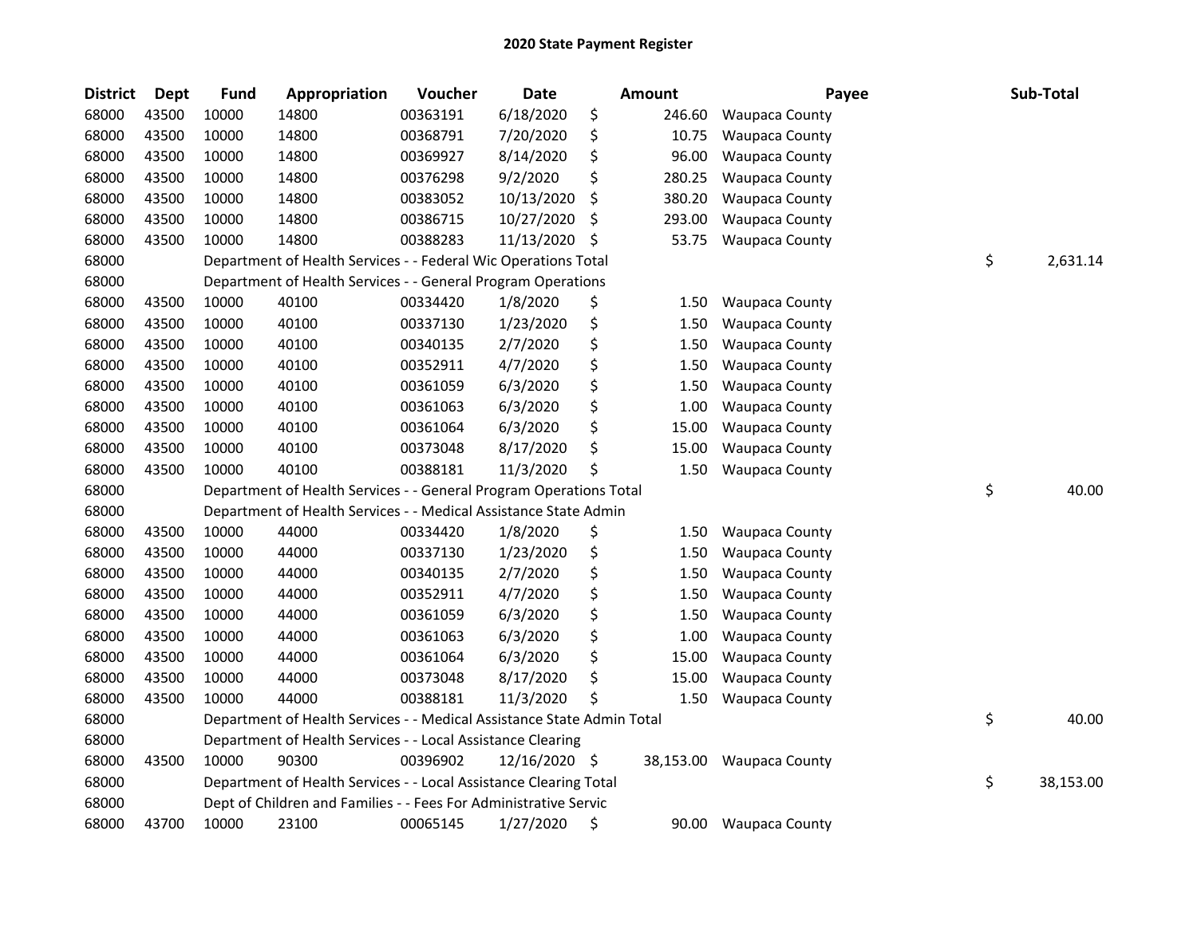# 2020 State Payment Register

| District | Dept | Fund | Appropriation | Voucher | Date | Amount | Payee | Sub-Total |
|---|---|---|---|---|---|---|---|---|
| 68000 | 43500 | 10000 | 14800 | 00363191 | 6/18/2020 | $ 246.60 | Waupaca County | |
| 68000 | 43500 | 10000 | 14800 | 00368791 | 7/20/2020 | $ 10.75 | Waupaca County | |
| 68000 | 43500 | 10000 | 14800 | 00369927 | 8/14/2020 | $ 96.00 | Waupaca County | |
| 68000 | 43500 | 10000 | 14800 | 00376298 | 9/2/2020 | $ 280.25 | Waupaca County | |
| 68000 | 43500 | 10000 | 14800 | 00383052 | 10/13/2020 | $ 380.20 | Waupaca County | |
| 68000 | 43500 | 10000 | 14800 | 00386715 | 10/27/2020 | $ 293.00 | Waupaca County | |
| 68000 | 43500 | 10000 | 14800 | 00388283 | 11/13/2020 | $ 53.75 | Waupaca County | |
| 68000 | | Department of Health Services - - Federal Wic Operations Total | | | | | | $ 2,631.14 |
| 68000 | | Department of Health Services - - General Program Operations | | | | | | |
| 68000 | 43500 | 10000 | 40100 | 00334420 | 1/8/2020 | $ 1.50 | Waupaca County | |
| 68000 | 43500 | 10000 | 40100 | 00337130 | 1/23/2020 | $ 1.50 | Waupaca County | |
| 68000 | 43500 | 10000 | 40100 | 00340135 | 2/7/2020 | $ 1.50 | Waupaca County | |
| 68000 | 43500 | 10000 | 40100 | 00352911 | 4/7/2020 | $ 1.50 | Waupaca County | |
| 68000 | 43500 | 10000 | 40100 | 00361059 | 6/3/2020 | $ 1.50 | Waupaca County | |
| 68000 | 43500 | 10000 | 40100 | 00361063 | 6/3/2020 | $ 1.00 | Waupaca County | |
| 68000 | 43500 | 10000 | 40100 | 00361064 | 6/3/2020 | $ 15.00 | Waupaca County | |
| 68000 | 43500 | 10000 | 40100 | 00373048 | 8/17/2020 | $ 15.00 | Waupaca County | |
| 68000 | 43500 | 10000 | 40100 | 00388181 | 11/3/2020 | $ 1.50 | Waupaca County | |
| 68000 | | Department of Health Services - - General Program Operations Total | | | | | | $ 40.00 |
| 68000 | | Department of Health Services - - Medical Assistance State Admin | | | | | | |
| 68000 | 43500 | 10000 | 44000 | 00334420 | 1/8/2020 | $ 1.50 | Waupaca County | |
| 68000 | 43500 | 10000 | 44000 | 00337130 | 1/23/2020 | $ 1.50 | Waupaca County | |
| 68000 | 43500 | 10000 | 44000 | 00340135 | 2/7/2020 | $ 1.50 | Waupaca County | |
| 68000 | 43500 | 10000 | 44000 | 00352911 | 4/7/2020 | $ 1.50 | Waupaca County | |
| 68000 | 43500 | 10000 | 44000 | 00361059 | 6/3/2020 | $ 1.50 | Waupaca County | |
| 68000 | 43500 | 10000 | 44000 | 00361063 | 6/3/2020 | $ 1.00 | Waupaca County | |
| 68000 | 43500 | 10000 | 44000 | 00361064 | 6/3/2020 | $ 15.00 | Waupaca County | |
| 68000 | 43500 | 10000 | 44000 | 00373048 | 8/17/2020 | $ 15.00 | Waupaca County | |
| 68000 | 43500 | 10000 | 44000 | 00388181 | 11/3/2020 | $ 1.50 | Waupaca County | |
| 68000 | | Department of Health Services - - Medical Assistance State Admin Total | | | | | | $ 40.00 |
| 68000 | | Department of Health Services - - Local Assistance Clearing | | | | | | |
| 68000 | 43500 | 10000 | 90300 | 00396902 | 12/16/2020 | $ 38,153.00 | Waupaca County | |
| 68000 | | Department of Health Services - - Local Assistance Clearing Total | | | | | | $ 38,153.00 |
| 68000 | | Dept of Children and Families - - Fees For Administrative Servic | | | | | | |
| 68000 | 43700 | 10000 | 23100 | 00065145 | 1/27/2020 | $ 90.00 | Waupaca County | |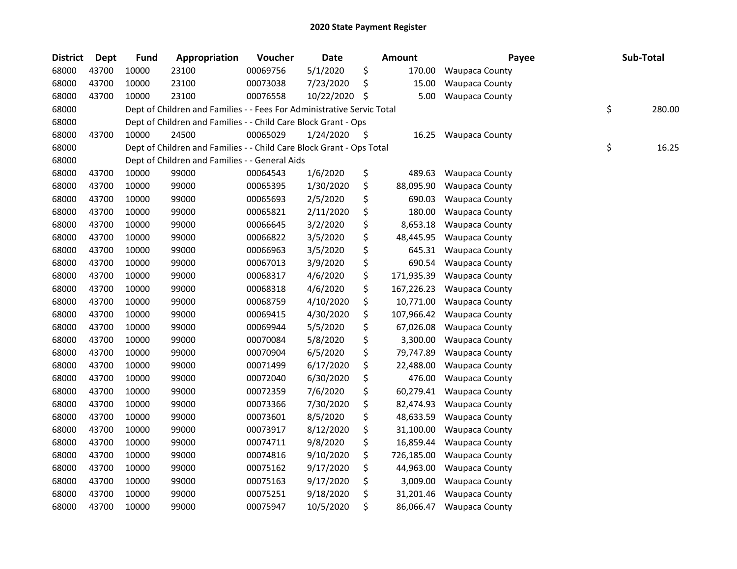# 2020 State Payment Register

| District | Dept | Fund | Appropriation | Voucher | Date | Amount | Payee | Sub-Total |
|---|---|---|---|---|---|---|---|---|
| 68000 | 43700 | 10000 | 23100 | 00069756 | 5/1/2020 | $ 170.00 | Waupaca County | |
| 68000 | 43700 | 10000 | 23100 | 00073038 | 7/23/2020 | $ 15.00 | Waupaca County | |
| 68000 | 43700 | 10000 | 23100 | 00076558 | 10/22/2020 | $ 5.00 | Waupaca County | |
| 68000 | | Dept of Children and Families - - Fees For Administrative Servic Total | | | | | | $ 280.00 |
| 68000 | | Dept of Children and Families - - Child Care Block Grant - Ops | | | | | | |
| 68000 | 43700 | 10000 | 24500 | 00065029 | 1/24/2020 | $ 16.25 | Waupaca County | |
| 68000 | | Dept of Children and Families - - Child Care Block Grant - Ops Total | | | | | | $ 16.25 |
| 68000 | | Dept of Children and Families - - General Aids | | | | | | |
| 68000 | 43700 | 10000 | 99000 | 00064543 | 1/6/2020 | $ 489.63 | Waupaca County | |
| 68000 | 43700 | 10000 | 99000 | 00065395 | 1/30/2020 | $ 88,095.90 | Waupaca County | |
| 68000 | 43700 | 10000 | 99000 | 00065693 | 2/5/2020 | $ 690.03 | Waupaca County | |
| 68000 | 43700 | 10000 | 99000 | 00065821 | 2/11/2020 | $ 180.00 | Waupaca County | |
| 68000 | 43700 | 10000 | 99000 | 00066645 | 3/2/2020 | $ 8,653.18 | Waupaca County | |
| 68000 | 43700 | 10000 | 99000 | 00066822 | 3/5/2020 | $ 48,445.95 | Waupaca County | |
| 68000 | 43700 | 10000 | 99000 | 00066963 | 3/5/2020 | $ 645.31 | Waupaca County | |
| 68000 | 43700 | 10000 | 99000 | 00067013 | 3/9/2020 | $ 690.54 | Waupaca County | |
| 68000 | 43700 | 10000 | 99000 | 00068317 | 4/6/2020 | $ 171,935.39 | Waupaca County | |
| 68000 | 43700 | 10000 | 99000 | 00068318 | 4/6/2020 | $ 167,226.23 | Waupaca County | |
| 68000 | 43700 | 10000 | 99000 | 00068759 | 4/10/2020 | $ 10,771.00 | Waupaca County | |
| 68000 | 43700 | 10000 | 99000 | 00069415 | 4/30/2020 | $ 107,966.42 | Waupaca County | |
| 68000 | 43700 | 10000 | 99000 | 00069944 | 5/5/2020 | $ 67,026.08 | Waupaca County | |
| 68000 | 43700 | 10000 | 99000 | 00070084 | 5/8/2020 | $ 3,300.00 | Waupaca County | |
| 68000 | 43700 | 10000 | 99000 | 00070904 | 6/5/2020 | $ 79,747.89 | Waupaca County | |
| 68000 | 43700 | 10000 | 99000 | 00071499 | 6/17/2020 | $ 22,488.00 | Waupaca County | |
| 68000 | 43700 | 10000 | 99000 | 00072040 | 6/30/2020 | $ 476.00 | Waupaca County | |
| 68000 | 43700 | 10000 | 99000 | 00072359 | 7/6/2020 | $ 60,279.41 | Waupaca County | |
| 68000 | 43700 | 10000 | 99000 | 00073366 | 7/30/2020 | $ 82,474.93 | Waupaca County | |
| 68000 | 43700 | 10000 | 99000 | 00073601 | 8/5/2020 | $ 48,633.59 | Waupaca County | |
| 68000 | 43700 | 10000 | 99000 | 00073917 | 8/12/2020 | $ 31,100.00 | Waupaca County | |
| 68000 | 43700 | 10000 | 99000 | 00074711 | 9/8/2020 | $ 16,859.44 | Waupaca County | |
| 68000 | 43700 | 10000 | 99000 | 00074816 | 9/10/2020 | $ 726,185.00 | Waupaca County | |
| 68000 | 43700 | 10000 | 99000 | 00075162 | 9/17/2020 | $ 44,963.00 | Waupaca County | |
| 68000 | 43700 | 10000 | 99000 | 00075163 | 9/17/2020 | $ 3,009.00 | Waupaca County | |
| 68000 | 43700 | 10000 | 99000 | 00075251 | 9/18/2020 | $ 31,201.46 | Waupaca County | |
| 68000 | 43700 | 10000 | 99000 | 00075947 | 10/5/2020 | $ 86,066.47 | Waupaca County | |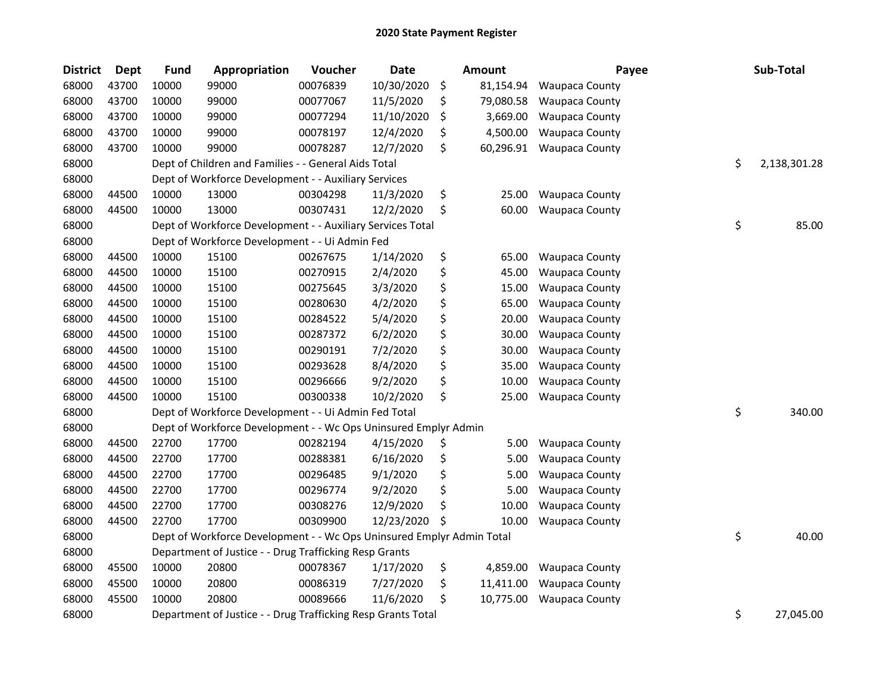# 2020 State Payment Register

| District | Dept | Fund | Appropriation | Voucher | Date | Amount | Payee | Sub-Total |
|---|---|---|---|---|---|---|---|---|
| 68000 | 43700 | 10000 | 99000 | 00076839 | 10/30/2020 | $ 81,154.94 | Waupaca County | |
| 68000 | 43700 | 10000 | 99000 | 00077067 | 11/5/2020 | $ 79,080.58 | Waupaca County | |
| 68000 | 43700 | 10000 | 99000 | 00077294 | 11/10/2020 | $ 3,669.00 | Waupaca County | |
| 68000 | 43700 | 10000 | 99000 | 00078197 | 12/4/2020 | $ 4,500.00 | Waupaca County | |
| 68000 | 43700 | 10000 | 99000 | 00078287 | 12/7/2020 | $ 60,296.91 | Waupaca County | |
| 68000 | | Dept of Children and Families - - General Aids Total | | | | | | $ 2,138,301.28 |
| 68000 | | Dept of Workforce Development - - Auxiliary Services | | | | | | |
| 68000 | 44500 | 10000 | 13000 | 00304298 | 11/3/2020 | $ 25.00 | Waupaca County | |
| 68000 | 44500 | 10000 | 13000 | 00307431 | 12/2/2020 | $ 60.00 | Waupaca County | |
| 68000 | | Dept of Workforce Development - - Auxiliary Services Total | | | | | | $ 85.00 |
| 68000 | | Dept of Workforce Development - - Ui Admin Fed | | | | | | |
| 68000 | 44500 | 10000 | 15100 | 00267675 | 1/14/2020 | $ 65.00 | Waupaca County | |
| 68000 | 44500 | 10000 | 15100 | 00270915 | 2/4/2020 | $ 45.00 | Waupaca County | |
| 68000 | 44500 | 10000 | 15100 | 00275645 | 3/3/2020 | $ 15.00 | Waupaca County | |
| 68000 | 44500 | 10000 | 15100 | 00280630 | 4/2/2020 | $ 65.00 | Waupaca County | |
| 68000 | 44500 | 10000 | 15100 | 00284522 | 5/4/2020 | $ 20.00 | Waupaca County | |
| 68000 | 44500 | 10000 | 15100 | 00287372 | 6/2/2020 | $ 30.00 | Waupaca County | |
| 68000 | 44500 | 10000 | 15100 | 00290191 | 7/2/2020 | $ 30.00 | Waupaca County | |
| 68000 | 44500 | 10000 | 15100 | 00293628 | 8/4/2020 | $ 35.00 | Waupaca County | |
| 68000 | 44500 | 10000 | 15100 | 00296666 | 9/2/2020 | $ 10.00 | Waupaca County | |
| 68000 | 44500 | 10000 | 15100 | 00300338 | 10/2/2020 | $ 25.00 | Waupaca County | |
| 68000 | | Dept of Workforce Development - - Ui Admin Fed Total | | | | | | $ 340.00 |
| 68000 | | Dept of Workforce Development - - Wc Ops Uninsured Emplyr Admin | | | | | | |
| 68000 | 44500 | 22700 | 17700 | 00282194 | 4/15/2020 | $ 5.00 | Waupaca County | |
| 68000 | 44500 | 22700 | 17700 | 00288381 | 6/16/2020 | $ 5.00 | Waupaca County | |
| 68000 | 44500 | 22700 | 17700 | 00296485 | 9/1/2020 | $ 5.00 | Waupaca County | |
| 68000 | 44500 | 22700 | 17700 | 00296774 | 9/2/2020 | $ 5.00 | Waupaca County | |
| 68000 | 44500 | 22700 | 17700 | 00308276 | 12/9/2020 | $ 10.00 | Waupaca County | |
| 68000 | 44500 | 22700 | 17700 | 00309900 | 12/23/2020 | $ 10.00 | Waupaca County | |
| 68000 | | Dept of Workforce Development - - Wc Ops Uninsured Emplyr Admin Total | | | | | | $ 40.00 |
| 68000 | | Department of Justice - - Drug Trafficking Resp Grants | | | | | | |
| 68000 | 45500 | 10000 | 20800 | 00078367 | 1/17/2020 | $ 4,859.00 | Waupaca County | |
| 68000 | 45500 | 10000 | 20800 | 00086319 | 7/27/2020 | $ 11,411.00 | Waupaca County | |
| 68000 | 45500 | 10000 | 20800 | 00089666 | 11/6/2020 | $ 10,775.00 | Waupaca County | |
| 68000 | | Department of Justice - - Drug Trafficking Resp Grants Total | | | | | | $ 27,045.00 |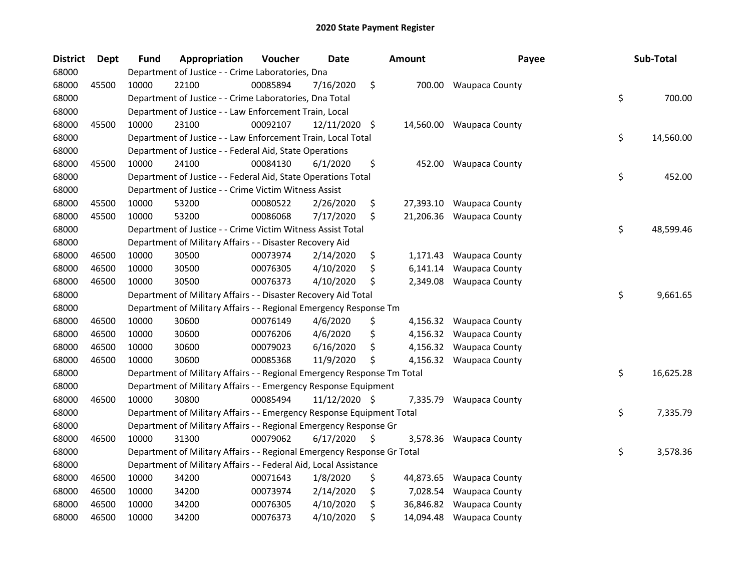# 2020 State Payment Register

| District | Dept | Fund | Appropriation | Voucher | Date | Amount | Payee | Sub-Total |
|---|---|---|---|---|---|---|---|---|
| 68000 | | Department of Justice - - Crime Laboratories, Dna | | | | | | |
| 68000 | 45500 | 10000 | 22100 | 00085894 | 7/16/2020 | $ 700.00 | Waupaca County | |
| 68000 | | Department of Justice - - Crime Laboratories, Dna Total | | | | | | $ 700.00 |
| 68000 | | Department of Justice - - Law Enforcement Train, Local | | | | | | |
| 68000 | 45500 | 10000 | 23100 | 00092107 | 12/11/2020 | $ 14,560.00 | Waupaca County | |
| 68000 | | Department of Justice - - Law Enforcement Train, Local Total | | | | | | $ 14,560.00 |
| 68000 | | Department of Justice - - Federal Aid, State Operations | | | | | | |
| 68000 | 45500 | 10000 | 24100 | 00084130 | 6/1/2020 | $ 452.00 | Waupaca County | |
| 68000 | | Department of Justice - - Federal Aid, State Operations Total | | | | | | $ 452.00 |
| 68000 | | Department of Justice - - Crime Victim Witness Assist | | | | | | |
| 68000 | 45500 | 10000 | 53200 | 00080522 | 2/26/2020 | $ 27,393.10 | Waupaca County | |
| 68000 | 45500 | 10000 | 53200 | 00086068 | 7/17/2020 | $ 21,206.36 | Waupaca County | |
| 68000 | | Department of Justice - - Crime Victim Witness Assist Total | | | | | | $ 48,599.46 |
| 68000 | | Department of Military Affairs - - Disaster Recovery Aid | | | | | | |
| 68000 | 46500 | 10000 | 30500 | 00073974 | 2/14/2020 | $ 1,171.43 | Waupaca County | |
| 68000 | 46500 | 10000 | 30500 | 00076305 | 4/10/2020 | $ 6,141.14 | Waupaca County | |
| 68000 | 46500 | 10000 | 30500 | 00076373 | 4/10/2020 | $ 2,349.08 | Waupaca County | |
| 68000 | | Department of Military Affairs - - Disaster Recovery Aid Total | | | | | | $ 9,661.65 |
| 68000 | | Department of Military Affairs - - Regional Emergency Response Tm | | | | | | |
| 68000 | 46500 | 10000 | 30600 | 00076149 | 4/6/2020 | $ 4,156.32 | Waupaca County | |
| 68000 | 46500 | 10000 | 30600 | 00076206 | 4/6/2020 | $ 4,156.32 | Waupaca County | |
| 68000 | 46500 | 10000 | 30600 | 00079023 | 6/16/2020 | $ 4,156.32 | Waupaca County | |
| 68000 | 46500 | 10000 | 30600 | 00085368 | 11/9/2020 | $ 4,156.32 | Waupaca County | |
| 68000 | | Department of Military Affairs - - Regional Emergency Response Tm Total | | | | | | $ 16,625.28 |
| 68000 | | Department of Military Affairs - - Emergency Response Equipment | | | | | | |
| 68000 | 46500 | 10000 | 30800 | 00085494 | 11/12/2020 | $ 7,335.79 | Waupaca County | |
| 68000 | | Department of Military Affairs - - Emergency Response Equipment Total | | | | | | $ 7,335.79 |
| 68000 | | Department of Military Affairs - - Regional Emergency Response Gr | | | | | | |
| 68000 | 46500 | 10000 | 31300 | 00079062 | 6/17/2020 | $ 3,578.36 | Waupaca County | |
| 68000 | | Department of Military Affairs - - Regional Emergency Response Gr Total | | | | | | $ 3,578.36 |
| 68000 | | Department of Military Affairs - - Federal Aid, Local Assistance | | | | | | |
| 68000 | 46500 | 10000 | 34200 | 00071643 | 1/8/2020 | $ 44,873.65 | Waupaca County | |
| 68000 | 46500 | 10000 | 34200 | 00073974 | 2/14/2020 | $ 7,028.54 | Waupaca County | |
| 68000 | 46500 | 10000 | 34200 | 00076305 | 4/10/2020 | $ 36,846.82 | Waupaca County | |
| 68000 | 46500 | 10000 | 34200 | 00076373 | 4/10/2020 | $ 14,094.48 | Waupaca County | |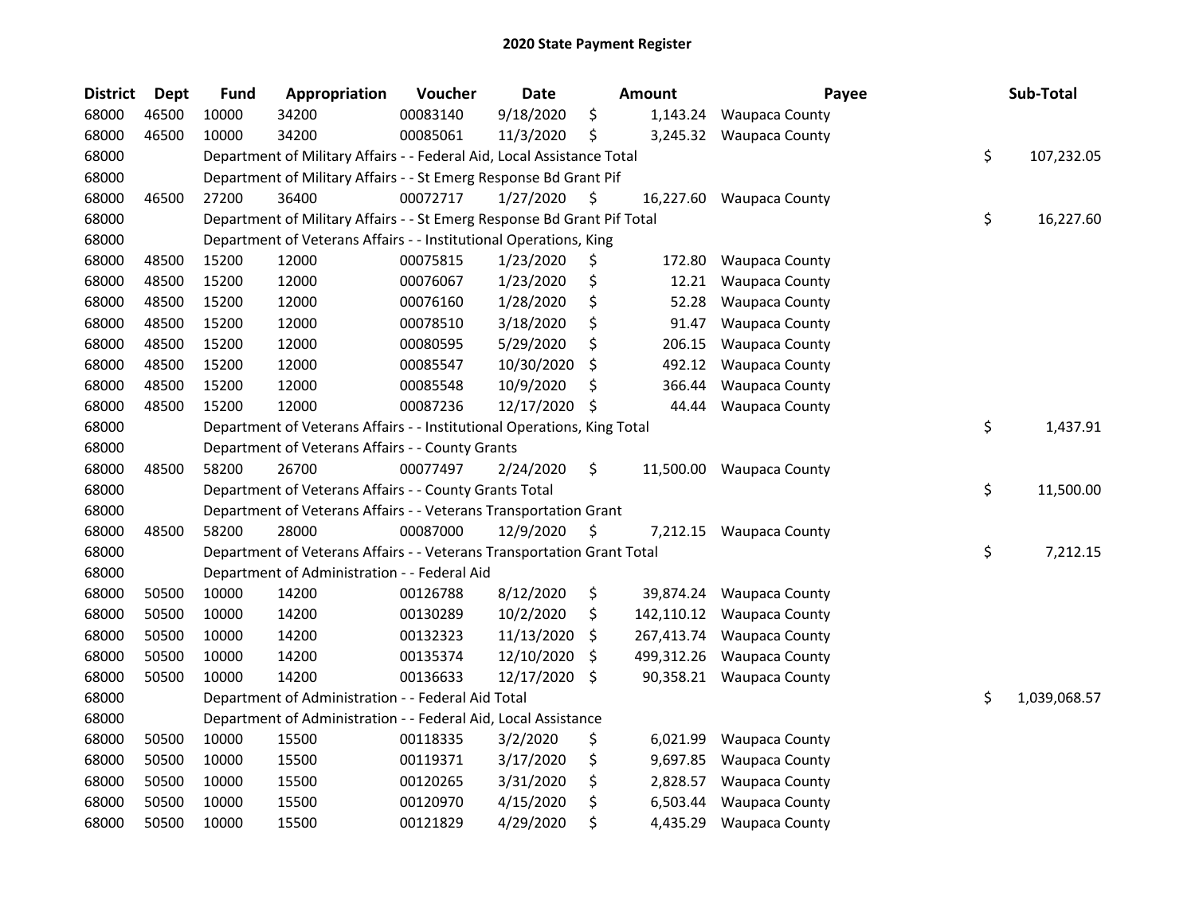# 2020 State Payment Register

| District | Dept | Fund | Appropriation | Voucher | Date | Amount | Payee | Sub-Total |
|---|---|---|---|---|---|---|---|---|
| 68000 | 46500 | 10000 | 34200 | 00083140 | 9/18/2020 | $ 1,143.24 | Waupaca County | |
| 68000 | 46500 | 10000 | 34200 | 00085061 | 11/3/2020 | $ 3,245.32 | Waupaca County | |
| 68000 | | Department of Military Affairs - - Federal Aid, Local Assistance Total | | | | | | $ 107,232.05 |
| 68000 | | Department of Military Affairs - - St Emerg Response Bd Grant Pif | | | | | | |
| 68000 | 46500 | 27200 | 36400 | 00072717 | 1/27/2020 | $ 16,227.60 | Waupaca County | |
| 68000 | | Department of Military Affairs - - St Emerg Response Bd Grant Pif Total | | | | | | $ 16,227.60 |
| 68000 | | Department of Veterans Affairs - - Institutional Operations, King | | | | | | |
| 68000 | 48500 | 15200 | 12000 | 00075815 | 1/23/2020 | $ 172.80 | Waupaca County | |
| 68000 | 48500 | 15200 | 12000 | 00076067 | 1/23/2020 | $ 12.21 | Waupaca County | |
| 68000 | 48500 | 15200 | 12000 | 00076160 | 1/28/2020 | $ 52.28 | Waupaca County | |
| 68000 | 48500 | 15200 | 12000 | 00078510 | 3/18/2020 | $ 91.47 | Waupaca County | |
| 68000 | 48500 | 15200 | 12000 | 00080595 | 5/29/2020 | $ 206.15 | Waupaca County | |
| 68000 | 48500 | 15200 | 12000 | 00085547 | 10/30/2020 | $ 492.12 | Waupaca County | |
| 68000 | 48500 | 15200 | 12000 | 00085548 | 10/9/2020 | $ 366.44 | Waupaca County | |
| 68000 | 48500 | 15200 | 12000 | 00087236 | 12/17/2020 | $ 44.44 | Waupaca County | |
| 68000 | | Department of Veterans Affairs - - Institutional Operations, King Total | | | | | | $ 1,437.91 |
| 68000 | | Department of Veterans Affairs - - County Grants | | | | | | |
| 68000 | 48500 | 58200 | 26700 | 00077497 | 2/24/2020 | $ 11,500.00 | Waupaca County | |
| 68000 | | Department of Veterans Affairs - - County Grants Total | | | | | | $ 11,500.00 |
| 68000 | | Department of Veterans Affairs - - Veterans Transportation Grant | | | | | | |
| 68000 | 48500 | 58200 | 28000 | 00087000 | 12/9/2020 | $ 7,212.15 | Waupaca County | |
| 68000 | | Department of Veterans Affairs - - Veterans Transportation Grant Total | | | | | | $ 7,212.15 |
| 68000 | | Department of Administration - - Federal Aid | | | | | | |
| 68000 | 50500 | 10000 | 14200 | 00126788 | 8/12/2020 | $ 39,874.24 | Waupaca County | |
| 68000 | 50500 | 10000 | 14200 | 00130289 | 10/2/2020 | $ 142,110.12 | Waupaca County | |
| 68000 | 50500 | 10000 | 14200 | 00132323 | 11/13/2020 | $ 267,413.74 | Waupaca County | |
| 68000 | 50500 | 10000 | 14200 | 00135374 | 12/10/2020 | $ 499,312.26 | Waupaca County | |
| 68000 | 50500 | 10000 | 14200 | 00136633 | 12/17/2020 | $ 90,358.21 | Waupaca County | |
| 68000 | | Department of Administration - - Federal Aid Total | | | | | | $ 1,039,068.57 |
| 68000 | | Department of Administration - - Federal Aid, Local Assistance | | | | | | |
| 68000 | 50500 | 10000 | 15500 | 00118335 | 3/2/2020 | $ 6,021.99 | Waupaca County | |
| 68000 | 50500 | 10000 | 15500 | 00119371 | 3/17/2020 | $ 9,697.85 | Waupaca County | |
| 68000 | 50500 | 10000 | 15500 | 00120265 | 3/31/2020 | $ 2,828.57 | Waupaca County | |
| 68000 | 50500 | 10000 | 15500 | 00120970 | 4/15/2020 | $ 6,503.44 | Waupaca County | |
| 68000 | 50500 | 10000 | 15500 | 00121829 | 4/29/2020 | $ 4,435.29 | Waupaca County | |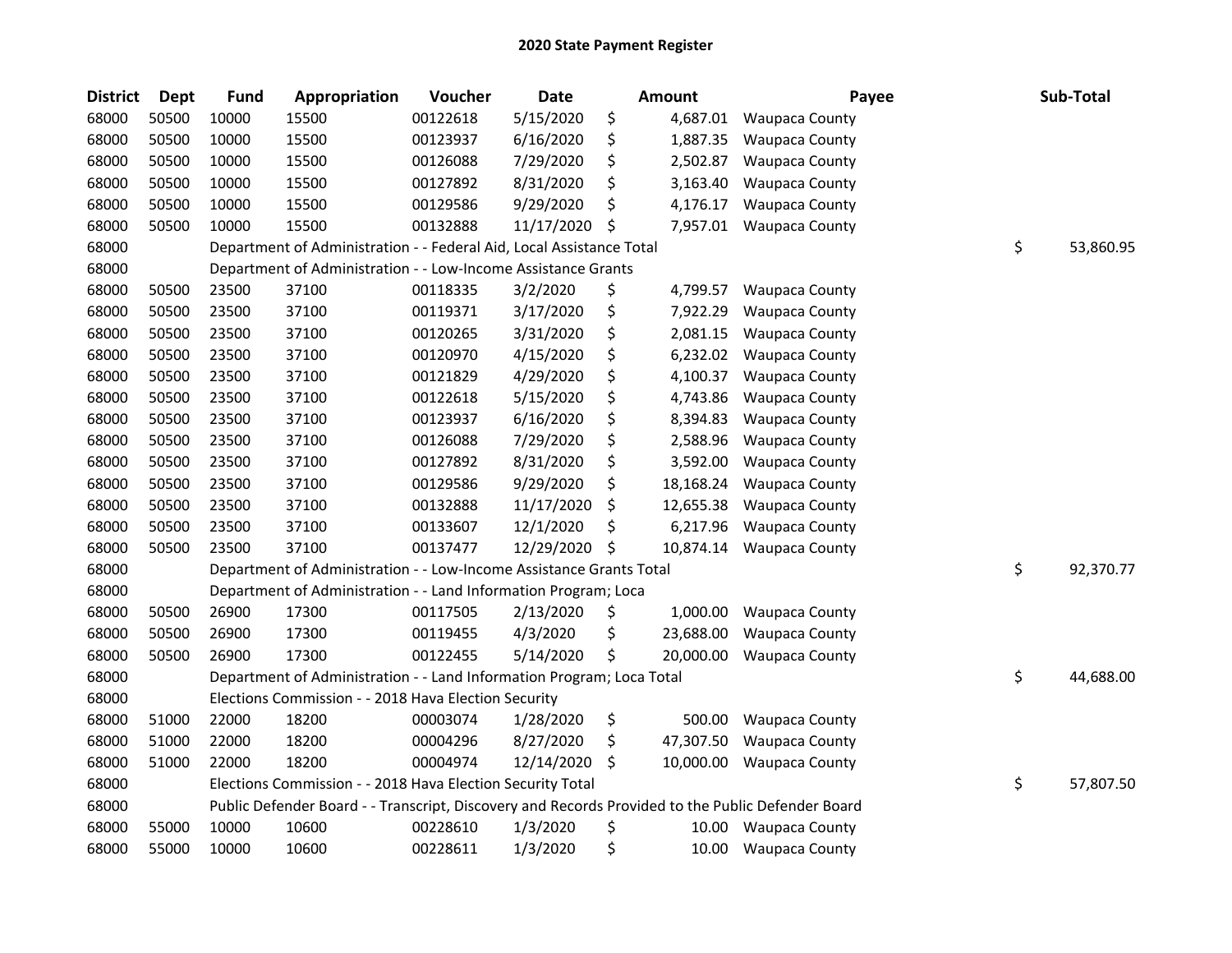## 2020 State Payment Register

| District | Dept | Fund | Appropriation | Voucher | Date | Amount | Payee | Sub-Total |
|---|---|---|---|---|---|---|---|---|
| 68000 | 50500 | 10000 | 15500 | 00122618 | 5/15/2020 | $ 4,687.01 | Waupaca County | |
| 68000 | 50500 | 10000 | 15500 | 00123937 | 6/16/2020 | $ 1,887.35 | Waupaca County | |
| 68000 | 50500 | 10000 | 15500 | 00126088 | 7/29/2020 | $ 2,502.87 | Waupaca County | |
| 68000 | 50500 | 10000 | 15500 | 00127892 | 8/31/2020 | $ 3,163.40 | Waupaca County | |
| 68000 | 50500 | 10000 | 15500 | 00129586 | 9/29/2020 | $ 4,176.17 | Waupaca County | |
| 68000 | 50500 | 10000 | 15500 | 00132888 | 11/17/2020 | $ 7,957.01 | Waupaca County | |
| 68000 | | Department of Administration - - Federal Aid, Local Assistance Total | | | | | | $ 53,860.95 |
| 68000 | | Department of Administration - - Low-Income Assistance Grants | | | | | | |
| 68000 | 50500 | 23500 | 37100 | 00118335 | 3/2/2020 | $ 4,799.57 | Waupaca County | |
| 68000 | 50500 | 23500 | 37100 | 00119371 | 3/17/2020 | $ 7,922.29 | Waupaca County | |
| 68000 | 50500 | 23500 | 37100 | 00120265 | 3/31/2020 | $ 2,081.15 | Waupaca County | |
| 68000 | 50500 | 23500 | 37100 | 00120970 | 4/15/2020 | $ 6,232.02 | Waupaca County | |
| 68000 | 50500 | 23500 | 37100 | 00121829 | 4/29/2020 | $ 4,100.37 | Waupaca County | |
| 68000 | 50500 | 23500 | 37100 | 00122618 | 5/15/2020 | $ 4,743.86 | Waupaca County | |
| 68000 | 50500 | 23500 | 37100 | 00123937 | 6/16/2020 | $ 8,394.83 | Waupaca County | |
| 68000 | 50500 | 23500 | 37100 | 00126088 | 7/29/2020 | $ 2,588.96 | Waupaca County | |
| 68000 | 50500 | 23500 | 37100 | 00127892 | 8/31/2020 | $ 3,592.00 | Waupaca County | |
| 68000 | 50500 | 23500 | 37100 | 00129586 | 9/29/2020 | $ 18,168.24 | Waupaca County | |
| 68000 | 50500 | 23500 | 37100 | 00132888 | 11/17/2020 | $ 12,655.38 | Waupaca County | |
| 68000 | 50500 | 23500 | 37100 | 00133607 | 12/1/2020 | $ 6,217.96 | Waupaca County | |
| 68000 | 50500 | 23500 | 37100 | 00137477 | 12/29/2020 | $ 10,874.14 | Waupaca County | |
| 68000 | | Department of Administration - - Low-Income Assistance Grants Total | | | | | | $ 92,370.77 |
| 68000 | | Department of Administration - - Land Information Program; Loca | | | | | | |
| 68000 | 50500 | 26900 | 17300 | 00117505 | 2/13/2020 | $ 1,000.00 | Waupaca County | |
| 68000 | 50500 | 26900 | 17300 | 00119455 | 4/3/2020 | $ 23,688.00 | Waupaca County | |
| 68000 | 50500 | 26900 | 17300 | 00122455 | 5/14/2020 | $ 20,000.00 | Waupaca County | |
| 68000 | | Department of Administration - - Land Information Program; Loca Total | | | | | | $ 44,688.00 |
| 68000 | | Elections Commission - - 2018 Hava Election Security | | | | | | |
| 68000 | 51000 | 22000 | 18200 | 00003074 | 1/28/2020 | $ 500.00 | Waupaca County | |
| 68000 | 51000 | 22000 | 18200 | 00004296 | 8/27/2020 | $ 47,307.50 | Waupaca County | |
| 68000 | 51000 | 22000 | 18200 | 00004974 | 12/14/2020 | $ 10,000.00 | Waupaca County | |
| 68000 | | Elections Commission - - 2018 Hava Election Security Total | | | | | | $ 57,807.50 |
| 68000 | | Public Defender Board - - Transcript, Discovery and Records Provided to the Public Defender Board | | | | | | |
| 68000 | 55000 | 10000 | 10600 | 00228610 | 1/3/2020 | $ 10.00 | Waupaca County | |
| 68000 | 55000 | 10000 | 10600 | 00228611 | 1/3/2020 | $ 10.00 | Waupaca County | |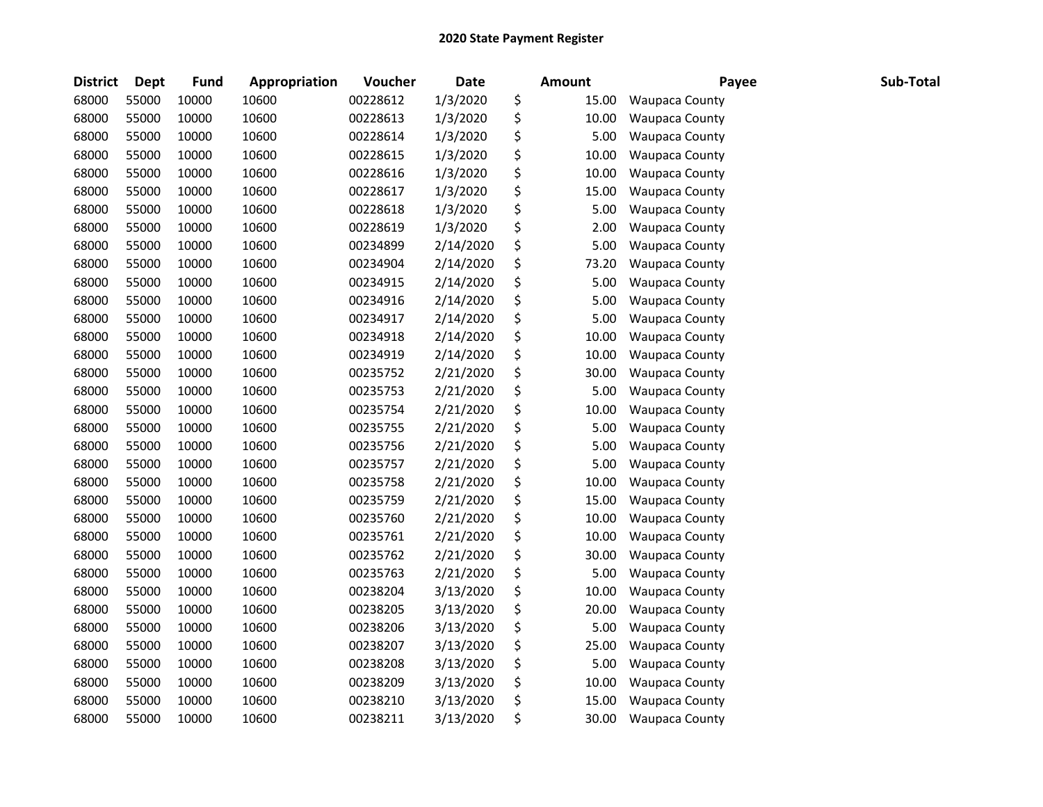## 2020 State Payment Register

| District | Dept | Fund | Appropriation | Voucher | Date | Amount | Payee | Sub-Total |
|---|---|---|---|---|---|---|---|---|
| 68000 | 55000 | 10000 | 10600 | 00228612 | 1/3/2020 | $ 15.00 | Waupaca County | |
| 68000 | 55000 | 10000 | 10600 | 00228613 | 1/3/2020 | $ 10.00 | Waupaca County | |
| 68000 | 55000 | 10000 | 10600 | 00228614 | 1/3/2020 | $ 5.00 | Waupaca County | |
| 68000 | 55000 | 10000 | 10600 | 00228615 | 1/3/2020 | $ 10.00 | Waupaca County | |
| 68000 | 55000 | 10000 | 10600 | 00228616 | 1/3/2020 | $ 10.00 | Waupaca County | |
| 68000 | 55000 | 10000 | 10600 | 00228617 | 1/3/2020 | $ 15.00 | Waupaca County | |
| 68000 | 55000 | 10000 | 10600 | 00228618 | 1/3/2020 | $ 5.00 | Waupaca County | |
| 68000 | 55000 | 10000 | 10600 | 00228619 | 1/3/2020 | $ 2.00 | Waupaca County | |
| 68000 | 55000 | 10000 | 10600 | 00234899 | 2/14/2020 | $ 5.00 | Waupaca County | |
| 68000 | 55000 | 10000 | 10600 | 00234904 | 2/14/2020 | $ 73.20 | Waupaca County | |
| 68000 | 55000 | 10000 | 10600 | 00234915 | 2/14/2020 | $ 5.00 | Waupaca County | |
| 68000 | 55000 | 10000 | 10600 | 00234916 | 2/14/2020 | $ 5.00 | Waupaca County | |
| 68000 | 55000 | 10000 | 10600 | 00234917 | 2/14/2020 | $ 5.00 | Waupaca County | |
| 68000 | 55000 | 10000 | 10600 | 00234918 | 2/14/2020 | $ 10.00 | Waupaca County | |
| 68000 | 55000 | 10000 | 10600 | 00234919 | 2/14/2020 | $ 10.00 | Waupaca County | |
| 68000 | 55000 | 10000 | 10600 | 00235752 | 2/21/2020 | $ 30.00 | Waupaca County | |
| 68000 | 55000 | 10000 | 10600 | 00235753 | 2/21/2020 | $ 5.00 | Waupaca County | |
| 68000 | 55000 | 10000 | 10600 | 00235754 | 2/21/2020 | $ 10.00 | Waupaca County | |
| 68000 | 55000 | 10000 | 10600 | 00235755 | 2/21/2020 | $ 5.00 | Waupaca County | |
| 68000 | 55000 | 10000 | 10600 | 00235756 | 2/21/2020 | $ 5.00 | Waupaca County | |
| 68000 | 55000 | 10000 | 10600 | 00235757 | 2/21/2020 | $ 5.00 | Waupaca County | |
| 68000 | 55000 | 10000 | 10600 | 00235758 | 2/21/2020 | $ 10.00 | Waupaca County | |
| 68000 | 55000 | 10000 | 10600 | 00235759 | 2/21/2020 | $ 15.00 | Waupaca County | |
| 68000 | 55000 | 10000 | 10600 | 00235760 | 2/21/2020 | $ 10.00 | Waupaca County | |
| 68000 | 55000 | 10000 | 10600 | 00235761 | 2/21/2020 | $ 10.00 | Waupaca County | |
| 68000 | 55000 | 10000 | 10600 | 00235762 | 2/21/2020 | $ 30.00 | Waupaca County | |
| 68000 | 55000 | 10000 | 10600 | 00235763 | 2/21/2020 | $ 5.00 | Waupaca County | |
| 68000 | 55000 | 10000 | 10600 | 00238204 | 3/13/2020 | $ 10.00 | Waupaca County | |
| 68000 | 55000 | 10000 | 10600 | 00238205 | 3/13/2020 | $ 20.00 | Waupaca County | |
| 68000 | 55000 | 10000 | 10600 | 00238206 | 3/13/2020 | $ 5.00 | Waupaca County | |
| 68000 | 55000 | 10000 | 10600 | 00238207 | 3/13/2020 | $ 25.00 | Waupaca County | |
| 68000 | 55000 | 10000 | 10600 | 00238208 | 3/13/2020 | $ 5.00 | Waupaca County | |
| 68000 | 55000 | 10000 | 10600 | 00238209 | 3/13/2020 | $ 10.00 | Waupaca County | |
| 68000 | 55000 | 10000 | 10600 | 00238210 | 3/13/2020 | $ 15.00 | Waupaca County | |
| 68000 | 55000 | 10000 | 10600 | 00238211 | 3/13/2020 | $ 30.00 | Waupaca County | |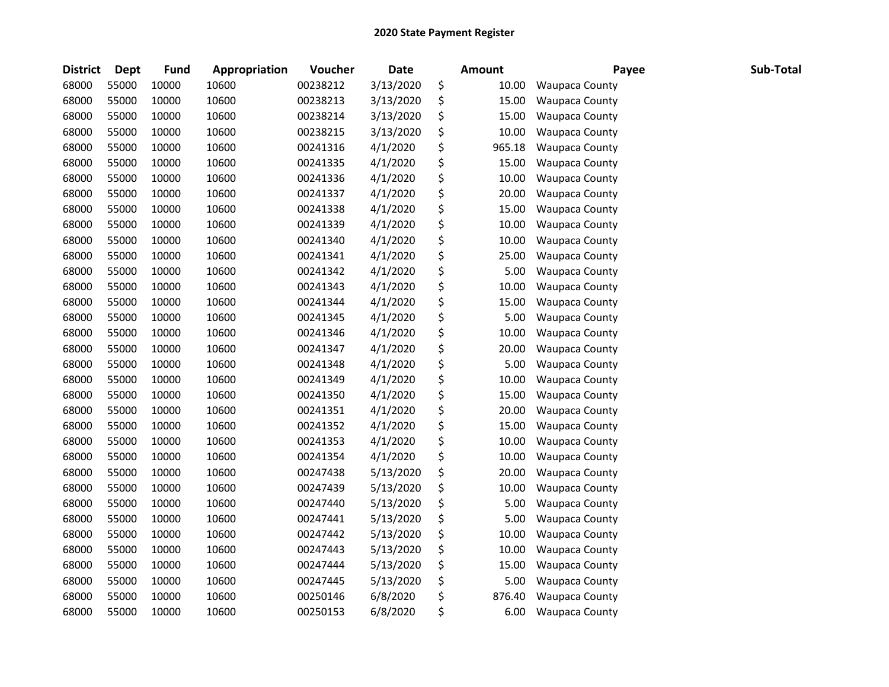## 2020 State Payment Register

| District | Dept | Fund | Appropriation | Voucher | Date | Amount | Payee | Sub-Total |
|---|---|---|---|---|---|---|---|---|
| 68000 | 55000 | 10000 | 10600 | 00238212 | 3/13/2020 | $ 10.00 | Waupaca County | |
| 68000 | 55000 | 10000 | 10600 | 00238213 | 3/13/2020 | $ 15.00 | Waupaca County | |
| 68000 | 55000 | 10000 | 10600 | 00238214 | 3/13/2020 | $ 15.00 | Waupaca County | |
| 68000 | 55000 | 10000 | 10600 | 00238215 | 3/13/2020 | $ 10.00 | Waupaca County | |
| 68000 | 55000 | 10000 | 10600 | 00241316 | 4/1/2020 | $ 965.18 | Waupaca County | |
| 68000 | 55000 | 10000 | 10600 | 00241335 | 4/1/2020 | $ 15.00 | Waupaca County | |
| 68000 | 55000 | 10000 | 10600 | 00241336 | 4/1/2020 | $ 10.00 | Waupaca County | |
| 68000 | 55000 | 10000 | 10600 | 00241337 | 4/1/2020 | $ 20.00 | Waupaca County | |
| 68000 | 55000 | 10000 | 10600 | 00241338 | 4/1/2020 | $ 15.00 | Waupaca County | |
| 68000 | 55000 | 10000 | 10600 | 00241339 | 4/1/2020 | $ 10.00 | Waupaca County | |
| 68000 | 55000 | 10000 | 10600 | 00241340 | 4/1/2020 | $ 10.00 | Waupaca County | |
| 68000 | 55000 | 10000 | 10600 | 00241341 | 4/1/2020 | $ 25.00 | Waupaca County | |
| 68000 | 55000 | 10000 | 10600 | 00241342 | 4/1/2020 | $ 5.00 | Waupaca County | |
| 68000 | 55000 | 10000 | 10600 | 00241343 | 4/1/2020 | $ 10.00 | Waupaca County | |
| 68000 | 55000 | 10000 | 10600 | 00241344 | 4/1/2020 | $ 15.00 | Waupaca County | |
| 68000 | 55000 | 10000 | 10600 | 00241345 | 4/1/2020 | $ 5.00 | Waupaca County | |
| 68000 | 55000 | 10000 | 10600 | 00241346 | 4/1/2020 | $ 10.00 | Waupaca County | |
| 68000 | 55000 | 10000 | 10600 | 00241347 | 4/1/2020 | $ 20.00 | Waupaca County | |
| 68000 | 55000 | 10000 | 10600 | 00241348 | 4/1/2020 | $ 5.00 | Waupaca County | |
| 68000 | 55000 | 10000 | 10600 | 00241349 | 4/1/2020 | $ 10.00 | Waupaca County | |
| 68000 | 55000 | 10000 | 10600 | 00241350 | 4/1/2020 | $ 15.00 | Waupaca County | |
| 68000 | 55000 | 10000 | 10600 | 00241351 | 4/1/2020 | $ 20.00 | Waupaca County | |
| 68000 | 55000 | 10000 | 10600 | 00241352 | 4/1/2020 | $ 15.00 | Waupaca County | |
| 68000 | 55000 | 10000 | 10600 | 00241353 | 4/1/2020 | $ 10.00 | Waupaca County | |
| 68000 | 55000 | 10000 | 10600 | 00241354 | 4/1/2020 | $ 10.00 | Waupaca County | |
| 68000 | 55000 | 10000 | 10600 | 00247438 | 5/13/2020 | $ 20.00 | Waupaca County | |
| 68000 | 55000 | 10000 | 10600 | 00247439 | 5/13/2020 | $ 10.00 | Waupaca County | |
| 68000 | 55000 | 10000 | 10600 | 00247440 | 5/13/2020 | $ 5.00 | Waupaca County | |
| 68000 | 55000 | 10000 | 10600 | 00247441 | 5/13/2020 | $ 5.00 | Waupaca County | |
| 68000 | 55000 | 10000 | 10600 | 00247442 | 5/13/2020 | $ 10.00 | Waupaca County | |
| 68000 | 55000 | 10000 | 10600 | 00247443 | 5/13/2020 | $ 10.00 | Waupaca County | |
| 68000 | 55000 | 10000 | 10600 | 00247444 | 5/13/2020 | $ 15.00 | Waupaca County | |
| 68000 | 55000 | 10000 | 10600 | 00247445 | 5/13/2020 | $ 5.00 | Waupaca County | |
| 68000 | 55000 | 10000 | 10600 | 00250146 | 6/8/2020 | $ 876.40 | Waupaca County | |
| 68000 | 55000 | 10000 | 10600 | 00250153 | 6/8/2020 | $ 6.00 | Waupaca County | |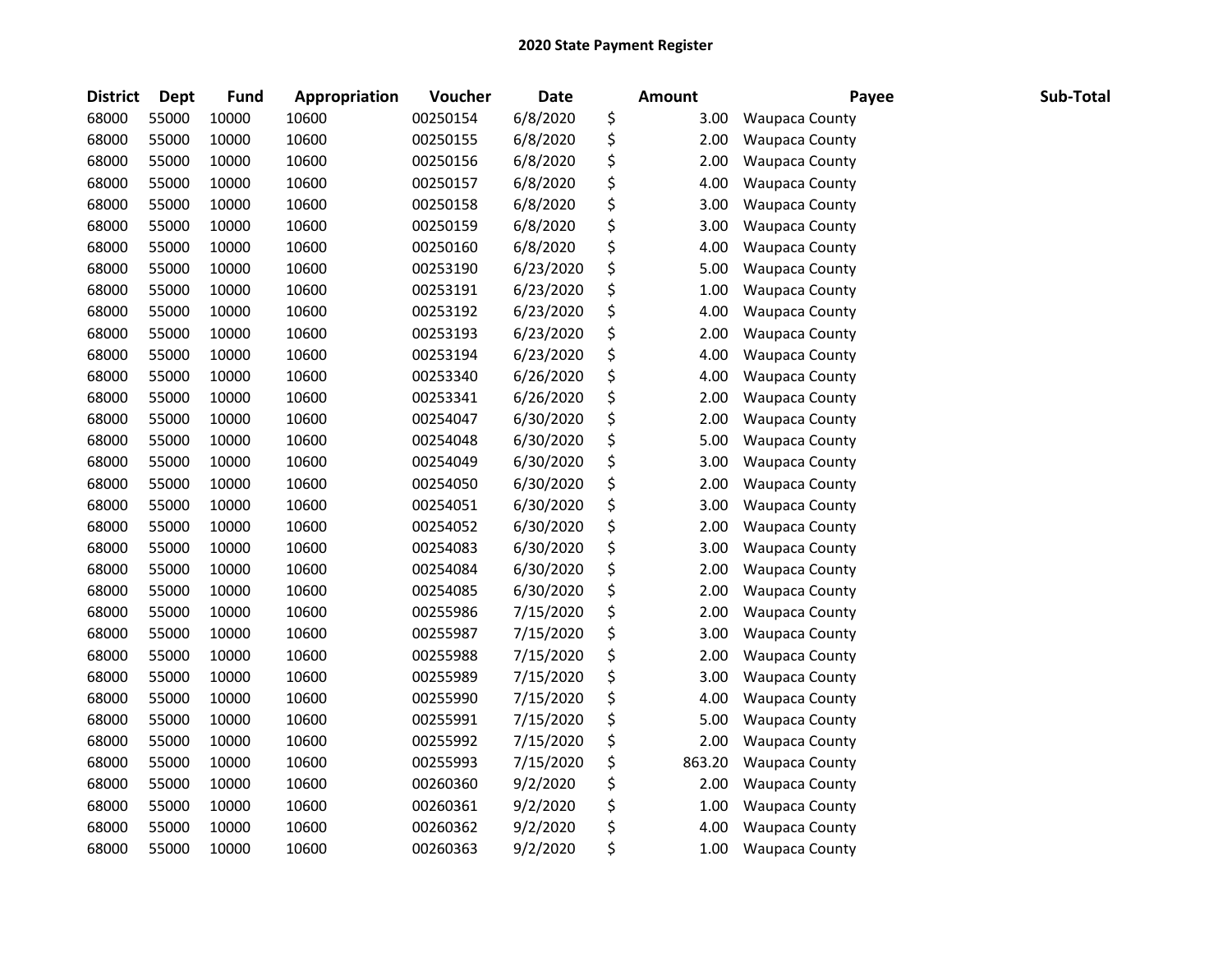# 2020 State Payment Register

| District | Dept | Fund | Appropriation | Voucher | Date | Amount | Payee | Sub-Total |
|---|---|---|---|---|---|---|---|---|
| 68000 | 55000 | 10000 | 10600 | 00250154 | 6/8/2020 | $ 3.00 | Waupaca County | |
| 68000 | 55000 | 10000 | 10600 | 00250155 | 6/8/2020 | $ 2.00 | Waupaca County | |
| 68000 | 55000 | 10000 | 10600 | 00250156 | 6/8/2020 | $ 2.00 | Waupaca County | |
| 68000 | 55000 | 10000 | 10600 | 00250157 | 6/8/2020 | $ 4.00 | Waupaca County | |
| 68000 | 55000 | 10000 | 10600 | 00250158 | 6/8/2020 | $ 3.00 | Waupaca County | |
| 68000 | 55000 | 10000 | 10600 | 00250159 | 6/8/2020 | $ 3.00 | Waupaca County | |
| 68000 | 55000 | 10000 | 10600 | 00250160 | 6/8/2020 | $ 4.00 | Waupaca County | |
| 68000 | 55000 | 10000 | 10600 | 00253190 | 6/23/2020 | $ 5.00 | Waupaca County | |
| 68000 | 55000 | 10000 | 10600 | 00253191 | 6/23/2020 | $ 1.00 | Waupaca County | |
| 68000 | 55000 | 10000 | 10600 | 00253192 | 6/23/2020 | $ 4.00 | Waupaca County | |
| 68000 | 55000 | 10000 | 10600 | 00253193 | 6/23/2020 | $ 2.00 | Waupaca County | |
| 68000 | 55000 | 10000 | 10600 | 00253194 | 6/23/2020 | $ 4.00 | Waupaca County | |
| 68000 | 55000 | 10000 | 10600 | 00253340 | 6/26/2020 | $ 4.00 | Waupaca County | |
| 68000 | 55000 | 10000 | 10600 | 00253341 | 6/26/2020 | $ 2.00 | Waupaca County | |
| 68000 | 55000 | 10000 | 10600 | 00254047 | 6/30/2020 | $ 2.00 | Waupaca County | |
| 68000 | 55000 | 10000 | 10600 | 00254048 | 6/30/2020 | $ 5.00 | Waupaca County | |
| 68000 | 55000 | 10000 | 10600 | 00254049 | 6/30/2020 | $ 3.00 | Waupaca County | |
| 68000 | 55000 | 10000 | 10600 | 00254050 | 6/30/2020 | $ 2.00 | Waupaca County | |
| 68000 | 55000 | 10000 | 10600 | 00254051 | 6/30/2020 | $ 3.00 | Waupaca County | |
| 68000 | 55000 | 10000 | 10600 | 00254052 | 6/30/2020 | $ 2.00 | Waupaca County | |
| 68000 | 55000 | 10000 | 10600 | 00254083 | 6/30/2020 | $ 3.00 | Waupaca County | |
| 68000 | 55000 | 10000 | 10600 | 00254084 | 6/30/2020 | $ 2.00 | Waupaca County | |
| 68000 | 55000 | 10000 | 10600 | 00254085 | 6/30/2020 | $ 2.00 | Waupaca County | |
| 68000 | 55000 | 10000 | 10600 | 00255986 | 7/15/2020 | $ 2.00 | Waupaca County | |
| 68000 | 55000 | 10000 | 10600 | 00255987 | 7/15/2020 | $ 3.00 | Waupaca County | |
| 68000 | 55000 | 10000 | 10600 | 00255988 | 7/15/2020 | $ 2.00 | Waupaca County | |
| 68000 | 55000 | 10000 | 10600 | 00255989 | 7/15/2020 | $ 3.00 | Waupaca County | |
| 68000 | 55000 | 10000 | 10600 | 00255990 | 7/15/2020 | $ 4.00 | Waupaca County | |
| 68000 | 55000 | 10000 | 10600 | 00255991 | 7/15/2020 | $ 5.00 | Waupaca County | |
| 68000 | 55000 | 10000 | 10600 | 00255992 | 7/15/2020 | $ 2.00 | Waupaca County | |
| 68000 | 55000 | 10000 | 10600 | 00255993 | 7/15/2020 | $ 863.20 | Waupaca County | |
| 68000 | 55000 | 10000 | 10600 | 00260360 | 9/2/2020 | $ 2.00 | Waupaca County | |
| 68000 | 55000 | 10000 | 10600 | 00260361 | 9/2/2020 | $ 1.00 | Waupaca County | |
| 68000 | 55000 | 10000 | 10600 | 00260362 | 9/2/2020 | $ 4.00 | Waupaca County | |
| 68000 | 55000 | 10000 | 10600 | 00260363 | 9/2/2020 | $ 1.00 | Waupaca County | |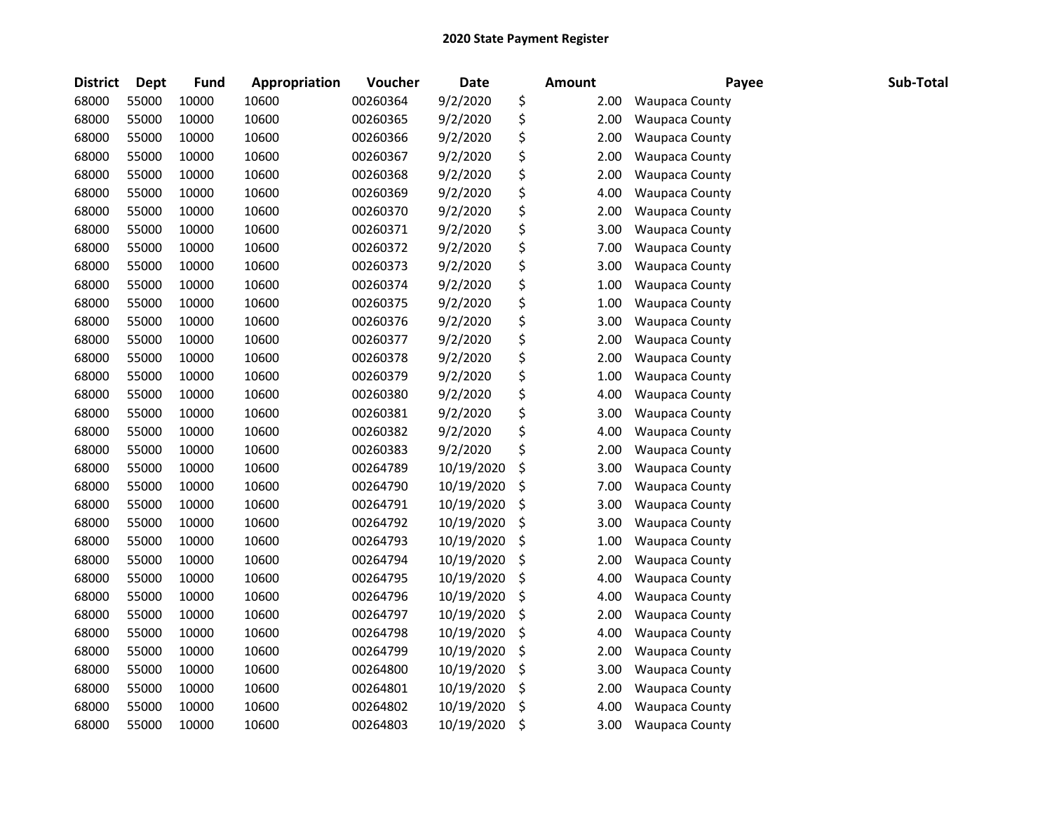**2020 State Payment Register**

| District | Dept | Fund | Appropriation | Voucher | Date | Amount | Payee | Sub-Total |
|---|---|---|---|---|---|---|---|---|
| 68000 | 55000 | 10000 | 10600 | 00260364 | 9/2/2020 | $ 2.00 | Waupaca County | |
| 68000 | 55000 | 10000 | 10600 | 00260365 | 9/2/2020 | $ 2.00 | Waupaca County | |
| 68000 | 55000 | 10000 | 10600 | 00260366 | 9/2/2020 | $ 2.00 | Waupaca County | |
| 68000 | 55000 | 10000 | 10600 | 00260367 | 9/2/2020 | $ 2.00 | Waupaca County | |
| 68000 | 55000 | 10000 | 10600 | 00260368 | 9/2/2020 | $ 2.00 | Waupaca County | |
| 68000 | 55000 | 10000 | 10600 | 00260369 | 9/2/2020 | $ 4.00 | Waupaca County | |
| 68000 | 55000 | 10000 | 10600 | 00260370 | 9/2/2020 | $ 2.00 | Waupaca County | |
| 68000 | 55000 | 10000 | 10600 | 00260371 | 9/2/2020 | $ 3.00 | Waupaca County | |
| 68000 | 55000 | 10000 | 10600 | 00260372 | 9/2/2020 | $ 7.00 | Waupaca County | |
| 68000 | 55000 | 10000 | 10600 | 00260373 | 9/2/2020 | $ 3.00 | Waupaca County | |
| 68000 | 55000 | 10000 | 10600 | 00260374 | 9/2/2020 | $ 1.00 | Waupaca County | |
| 68000 | 55000 | 10000 | 10600 | 00260375 | 9/2/2020 | $ 1.00 | Waupaca County | |
| 68000 | 55000 | 10000 | 10600 | 00260376 | 9/2/2020 | $ 3.00 | Waupaca County | |
| 68000 | 55000 | 10000 | 10600 | 00260377 | 9/2/2020 | $ 2.00 | Waupaca County | |
| 68000 | 55000 | 10000 | 10600 | 00260378 | 9/2/2020 | $ 2.00 | Waupaca County | |
| 68000 | 55000 | 10000 | 10600 | 00260379 | 9/2/2020 | $ 1.00 | Waupaca County | |
| 68000 | 55000 | 10000 | 10600 | 00260380 | 9/2/2020 | $ 4.00 | Waupaca County | |
| 68000 | 55000 | 10000 | 10600 | 00260381 | 9/2/2020 | $ 3.00 | Waupaca County | |
| 68000 | 55000 | 10000 | 10600 | 00260382 | 9/2/2020 | $ 4.00 | Waupaca County | |
| 68000 | 55000 | 10000 | 10600 | 00260383 | 9/2/2020 | $ 2.00 | Waupaca County | |
| 68000 | 55000 | 10000 | 10600 | 00264789 | 10/19/2020 | $ 3.00 | Waupaca County | |
| 68000 | 55000 | 10000 | 10600 | 00264790 | 10/19/2020 | $ 7.00 | Waupaca County | |
| 68000 | 55000 | 10000 | 10600 | 00264791 | 10/19/2020 | $ 3.00 | Waupaca County | |
| 68000 | 55000 | 10000 | 10600 | 00264792 | 10/19/2020 | $ 3.00 | Waupaca County | |
| 68000 | 55000 | 10000 | 10600 | 00264793 | 10/19/2020 | $ 1.00 | Waupaca County | |
| 68000 | 55000 | 10000 | 10600 | 00264794 | 10/19/2020 | $ 2.00 | Waupaca County | |
| 68000 | 55000 | 10000 | 10600 | 00264795 | 10/19/2020 | $ 4.00 | Waupaca County | |
| 68000 | 55000 | 10000 | 10600 | 00264796 | 10/19/2020 | $ 4.00 | Waupaca County | |
| 68000 | 55000 | 10000 | 10600 | 00264797 | 10/19/2020 | $ 2.00 | Waupaca County | |
| 68000 | 55000 | 10000 | 10600 | 00264798 | 10/19/2020 | $ 4.00 | Waupaca County | |
| 68000 | 55000 | 10000 | 10600 | 00264799 | 10/19/2020 | $ 2.00 | Waupaca County | |
| 68000 | 55000 | 10000 | 10600 | 00264800 | 10/19/2020 | $ 3.00 | Waupaca County | |
| 68000 | 55000 | 10000 | 10600 | 00264801 | 10/19/2020 | $ 2.00 | Waupaca County | |
| 68000 | 55000 | 10000 | 10600 | 00264802 | 10/19/2020 | $ 4.00 | Waupaca County | |
| 68000 | 55000 | 10000 | 10600 | 00264803 | 10/19/2020 | $ 3.00 | Waupaca County | |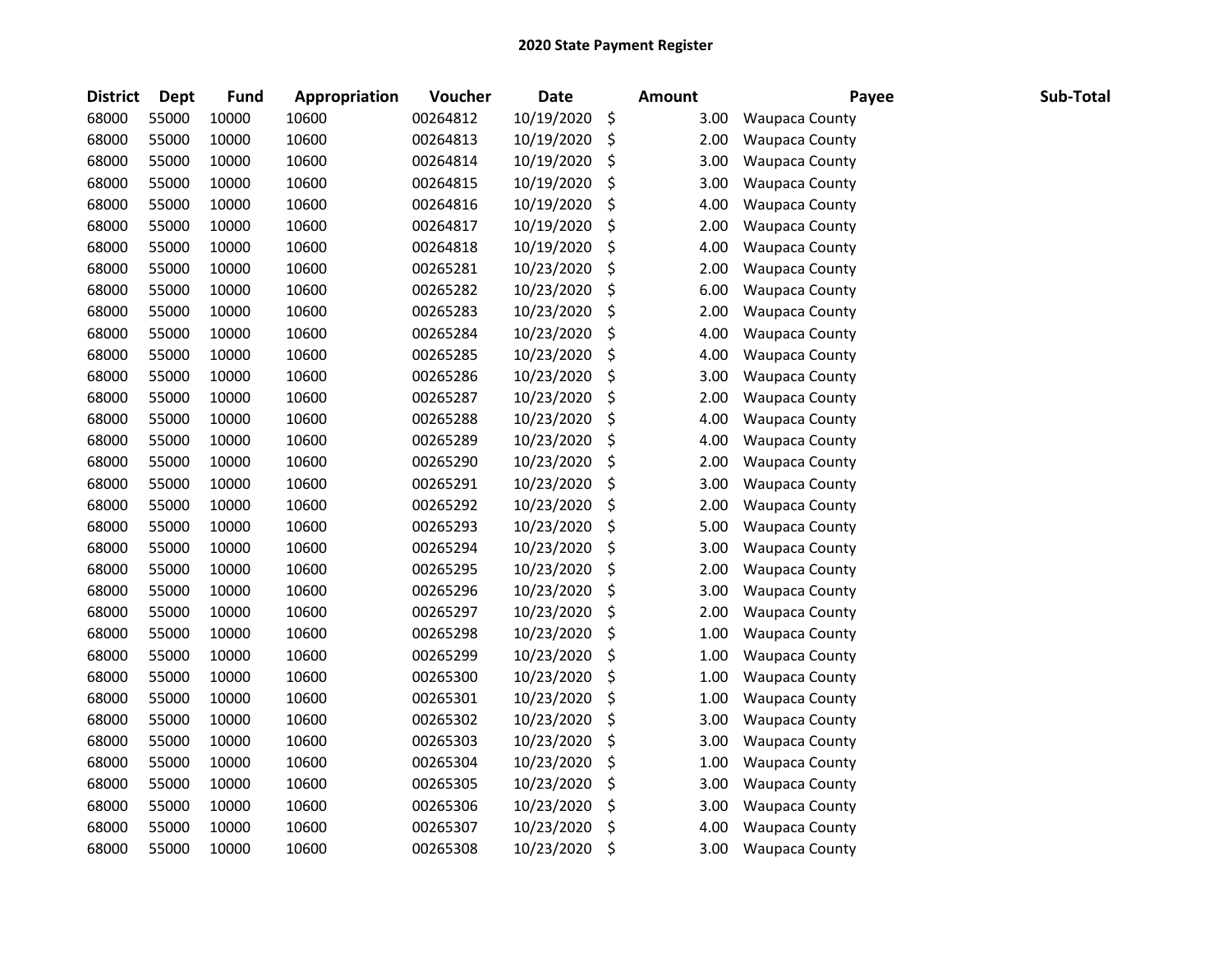## 2020 State Payment Register

| District | Dept | Fund | Appropriation | Voucher | Date | Amount | Payee | Sub-Total |
|---|---|---|---|---|---|---|---|---|
| 68000 | 55000 | 10000 | 10600 | 00264812 | 10/19/2020 | $ 3.00 | Waupaca County | |
| 68000 | 55000 | 10000 | 10600 | 00264813 | 10/19/2020 | $ 2.00 | Waupaca County | |
| 68000 | 55000 | 10000 | 10600 | 00264814 | 10/19/2020 | $ 3.00 | Waupaca County | |
| 68000 | 55000 | 10000 | 10600 | 00264815 | 10/19/2020 | $ 3.00 | Waupaca County | |
| 68000 | 55000 | 10000 | 10600 | 00264816 | 10/19/2020 | $ 4.00 | Waupaca County | |
| 68000 | 55000 | 10000 | 10600 | 00264817 | 10/19/2020 | $ 2.00 | Waupaca County | |
| 68000 | 55000 | 10000 | 10600 | 00264818 | 10/19/2020 | $ 4.00 | Waupaca County | |
| 68000 | 55000 | 10000 | 10600 | 00265281 | 10/23/2020 | $ 2.00 | Waupaca County | |
| 68000 | 55000 | 10000 | 10600 | 00265282 | 10/23/2020 | $ 6.00 | Waupaca County | |
| 68000 | 55000 | 10000 | 10600 | 00265283 | 10/23/2020 | $ 2.00 | Waupaca County | |
| 68000 | 55000 | 10000 | 10600 | 00265284 | 10/23/2020 | $ 4.00 | Waupaca County | |
| 68000 | 55000 | 10000 | 10600 | 00265285 | 10/23/2020 | $ 4.00 | Waupaca County | |
| 68000 | 55000 | 10000 | 10600 | 00265286 | 10/23/2020 | $ 3.00 | Waupaca County | |
| 68000 | 55000 | 10000 | 10600 | 00265287 | 10/23/2020 | $ 2.00 | Waupaca County | |
| 68000 | 55000 | 10000 | 10600 | 00265288 | 10/23/2020 | $ 4.00 | Waupaca County | |
| 68000 | 55000 | 10000 | 10600 | 00265289 | 10/23/2020 | $ 4.00 | Waupaca County | |
| 68000 | 55000 | 10000 | 10600 | 00265290 | 10/23/2020 | $ 2.00 | Waupaca County | |
| 68000 | 55000 | 10000 | 10600 | 00265291 | 10/23/2020 | $ 3.00 | Waupaca County | |
| 68000 | 55000 | 10000 | 10600 | 00265292 | 10/23/2020 | $ 2.00 | Waupaca County | |
| 68000 | 55000 | 10000 | 10600 | 00265293 | 10/23/2020 | $ 5.00 | Waupaca County | |
| 68000 | 55000 | 10000 | 10600 | 00265294 | 10/23/2020 | $ 3.00 | Waupaca County | |
| 68000 | 55000 | 10000 | 10600 | 00265295 | 10/23/2020 | $ 2.00 | Waupaca County | |
| 68000 | 55000 | 10000 | 10600 | 00265296 | 10/23/2020 | $ 3.00 | Waupaca County | |
| 68000 | 55000 | 10000 | 10600 | 00265297 | 10/23/2020 | $ 2.00 | Waupaca County | |
| 68000 | 55000 | 10000 | 10600 | 00265298 | 10/23/2020 | $ 1.00 | Waupaca County | |
| 68000 | 55000 | 10000 | 10600 | 00265299 | 10/23/2020 | $ 1.00 | Waupaca County | |
| 68000 | 55000 | 10000 | 10600 | 00265300 | 10/23/2020 | $ 1.00 | Waupaca County | |
| 68000 | 55000 | 10000 | 10600 | 00265301 | 10/23/2020 | $ 1.00 | Waupaca County | |
| 68000 | 55000 | 10000 | 10600 | 00265302 | 10/23/2020 | $ 3.00 | Waupaca County | |
| 68000 | 55000 | 10000 | 10600 | 00265303 | 10/23/2020 | $ 3.00 | Waupaca County | |
| 68000 | 55000 | 10000 | 10600 | 00265304 | 10/23/2020 | $ 1.00 | Waupaca County | |
| 68000 | 55000 | 10000 | 10600 | 00265305 | 10/23/2020 | $ 3.00 | Waupaca County | |
| 68000 | 55000 | 10000 | 10600 | 00265306 | 10/23/2020 | $ 3.00 | Waupaca County | |
| 68000 | 55000 | 10000 | 10600 | 00265307 | 10/23/2020 | $ 4.00 | Waupaca County | |
| 68000 | 55000 | 10000 | 10600 | 00265308 | 10/23/2020 | $ 3.00 | Waupaca County | |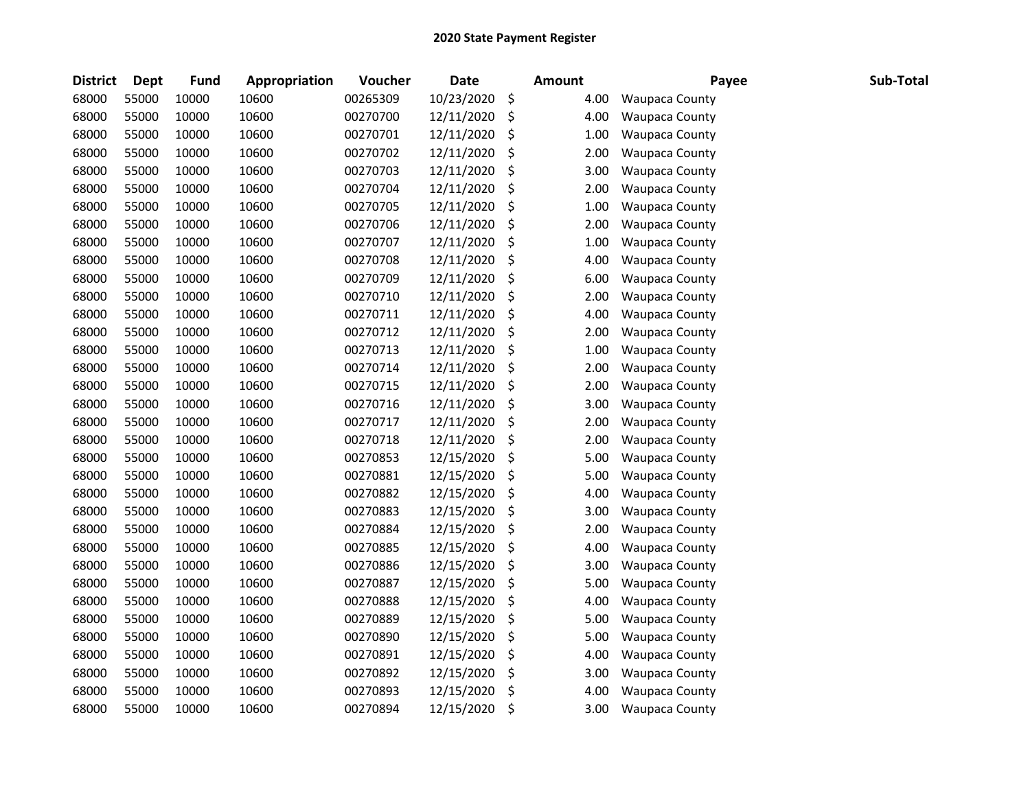**2020 State Payment Register**

| District | Dept | Fund | Appropriation | Voucher | Date | Amount | Payee | Sub-Total |
|---|---|---|---|---|---|---|---|---|
| 68000 | 55000 | 10000 | 10600 | 00265309 | 10/23/2020 | $ 4.00 | Waupaca County | |
| 68000 | 55000 | 10000 | 10600 | 00270700 | 12/11/2020 | $ 4.00 | Waupaca County | |
| 68000 | 55000 | 10000 | 10600 | 00270701 | 12/11/2020 | $ 1.00 | Waupaca County | |
| 68000 | 55000 | 10000 | 10600 | 00270702 | 12/11/2020 | $ 2.00 | Waupaca County | |
| 68000 | 55000 | 10000 | 10600 | 00270703 | 12/11/2020 | $ 3.00 | Waupaca County | |
| 68000 | 55000 | 10000 | 10600 | 00270704 | 12/11/2020 | $ 2.00 | Waupaca County | |
| 68000 | 55000 | 10000 | 10600 | 00270705 | 12/11/2020 | $ 1.00 | Waupaca County | |
| 68000 | 55000 | 10000 | 10600 | 00270706 | 12/11/2020 | $ 2.00 | Waupaca County | |
| 68000 | 55000 | 10000 | 10600 | 00270707 | 12/11/2020 | $ 1.00 | Waupaca County | |
| 68000 | 55000 | 10000 | 10600 | 00270708 | 12/11/2020 | $ 4.00 | Waupaca County | |
| 68000 | 55000 | 10000 | 10600 | 00270709 | 12/11/2020 | $ 6.00 | Waupaca County | |
| 68000 | 55000 | 10000 | 10600 | 00270710 | 12/11/2020 | $ 2.00 | Waupaca County | |
| 68000 | 55000 | 10000 | 10600 | 00270711 | 12/11/2020 | $ 4.00 | Waupaca County | |
| 68000 | 55000 | 10000 | 10600 | 00270712 | 12/11/2020 | $ 2.00 | Waupaca County | |
| 68000 | 55000 | 10000 | 10600 | 00270713 | 12/11/2020 | $ 1.00 | Waupaca County | |
| 68000 | 55000 | 10000 | 10600 | 00270714 | 12/11/2020 | $ 2.00 | Waupaca County | |
| 68000 | 55000 | 10000 | 10600 | 00270715 | 12/11/2020 | $ 2.00 | Waupaca County | |
| 68000 | 55000 | 10000 | 10600 | 00270716 | 12/11/2020 | $ 3.00 | Waupaca County | |
| 68000 | 55000 | 10000 | 10600 | 00270717 | 12/11/2020 | $ 2.00 | Waupaca County | |
| 68000 | 55000 | 10000 | 10600 | 00270718 | 12/11/2020 | $ 2.00 | Waupaca County | |
| 68000 | 55000 | 10000 | 10600 | 00270853 | 12/15/2020 | $ 5.00 | Waupaca County | |
| 68000 | 55000 | 10000 | 10600 | 00270881 | 12/15/2020 | $ 5.00 | Waupaca County | |
| 68000 | 55000 | 10000 | 10600 | 00270882 | 12/15/2020 | $ 4.00 | Waupaca County | |
| 68000 | 55000 | 10000 | 10600 | 00270883 | 12/15/2020 | $ 3.00 | Waupaca County | |
| 68000 | 55000 | 10000 | 10600 | 00270884 | 12/15/2020 | $ 2.00 | Waupaca County | |
| 68000 | 55000 | 10000 | 10600 | 00270885 | 12/15/2020 | $ 4.00 | Waupaca County | |
| 68000 | 55000 | 10000 | 10600 | 00270886 | 12/15/2020 | $ 3.00 | Waupaca County | |
| 68000 | 55000 | 10000 | 10600 | 00270887 | 12/15/2020 | $ 5.00 | Waupaca County | |
| 68000 | 55000 | 10000 | 10600 | 00270888 | 12/15/2020 | $ 4.00 | Waupaca County | |
| 68000 | 55000 | 10000 | 10600 | 00270889 | 12/15/2020 | $ 5.00 | Waupaca County | |
| 68000 | 55000 | 10000 | 10600 | 00270890 | 12/15/2020 | $ 5.00 | Waupaca County | |
| 68000 | 55000 | 10000 | 10600 | 00270891 | 12/15/2020 | $ 4.00 | Waupaca County | |
| 68000 | 55000 | 10000 | 10600 | 00270892 | 12/15/2020 | $ 3.00 | Waupaca County | |
| 68000 | 55000 | 10000 | 10600 | 00270893 | 12/15/2020 | $ 4.00 | Waupaca County | |
| 68000 | 55000 | 10000 | 10600 | 00270894 | 12/15/2020 | $ 3.00 | Waupaca County | |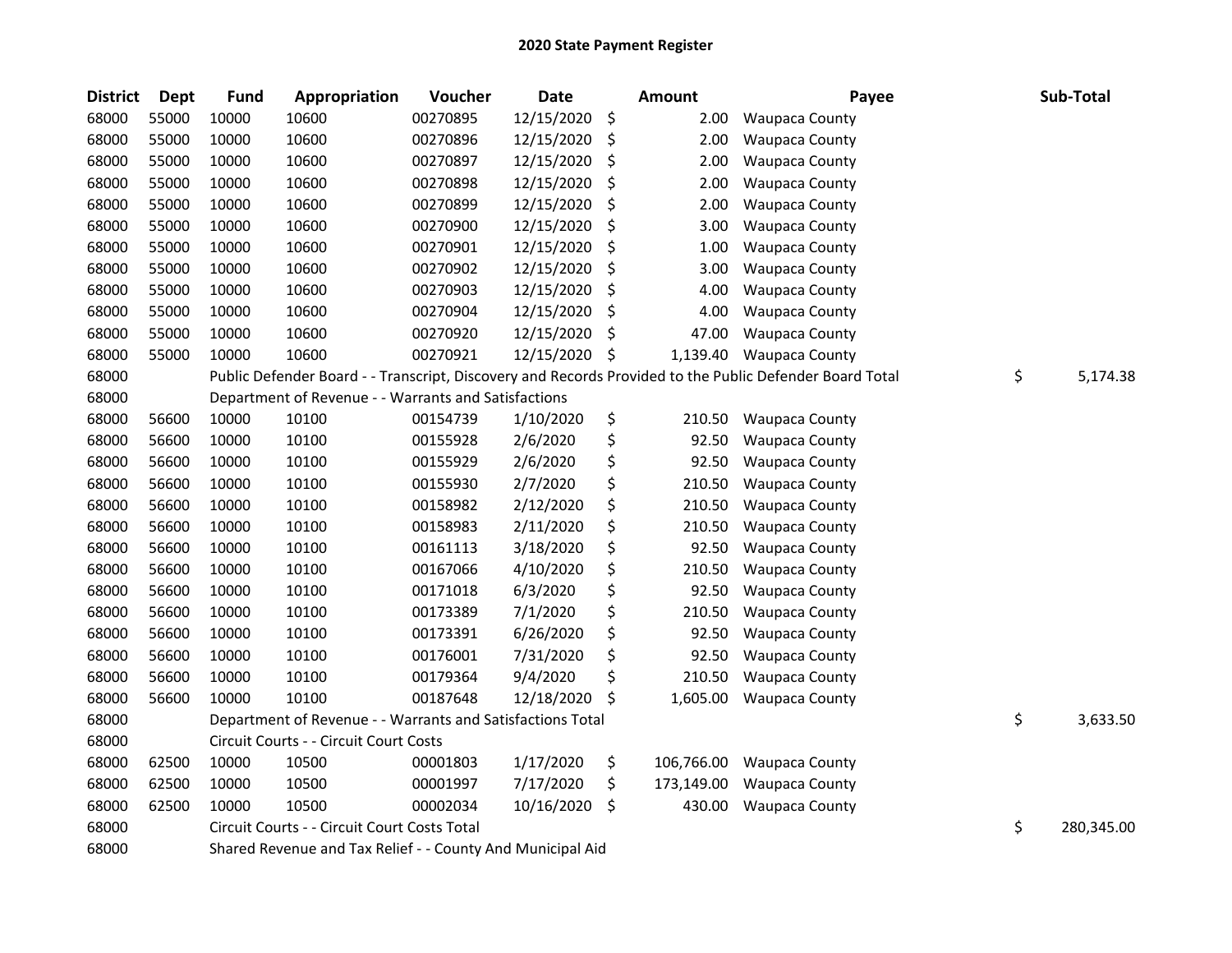# 2020 State Payment Register

| District | Dept | Fund | Appropriation | Voucher | Date | Amount | Payee | Sub-Total |
|---|---|---|---|---|---|---|---|---|
| 68000 | 55000 | 10000 | 10600 | 00270895 | 12/15/2020 | $ 2.00 | Waupaca County | |
| 68000 | 55000 | 10000 | 10600 | 00270896 | 12/15/2020 | $ 2.00 | Waupaca County | |
| 68000 | 55000 | 10000 | 10600 | 00270897 | 12/15/2020 | $ 2.00 | Waupaca County | |
| 68000 | 55000 | 10000 | 10600 | 00270898 | 12/15/2020 | $ 2.00 | Waupaca County | |
| 68000 | 55000 | 10000 | 10600 | 00270899 | 12/15/2020 | $ 2.00 | Waupaca County | |
| 68000 | 55000 | 10000 | 10600 | 00270900 | 12/15/2020 | $ 3.00 | Waupaca County | |
| 68000 | 55000 | 10000 | 10600 | 00270901 | 12/15/2020 | $ 1.00 | Waupaca County | |
| 68000 | 55000 | 10000 | 10600 | 00270902 | 12/15/2020 | $ 3.00 | Waupaca County | |
| 68000 | 55000 | 10000 | 10600 | 00270903 | 12/15/2020 | $ 4.00 | Waupaca County | |
| 68000 | 55000 | 10000 | 10600 | 00270904 | 12/15/2020 | $ 4.00 | Waupaca County | |
| 68000 | 55000 | 10000 | 10600 | 00270920 | 12/15/2020 | $ 47.00 | Waupaca County | |
| 68000 | 55000 | 10000 | 10600 | 00270921 | 12/15/2020 | $ 1,139.40 | Waupaca County | |
| 68000 | | Public Defender Board - - Transcript, Discovery and Records Provided to the Public Defender Board Total | | | | | | $ 5,174.38 |
| 68000 | | Department of Revenue - - Warrants and Satisfactions | | | | | | |
| 68000 | 56600 | 10000 | 10100 | 00154739 | 1/10/2020 | $ 210.50 | Waupaca County | |
| 68000 | 56600 | 10000 | 10100 | 00155928 | 2/6/2020 | $ 92.50 | Waupaca County | |
| 68000 | 56600 | 10000 | 10100 | 00155929 | 2/6/2020 | $ 92.50 | Waupaca County | |
| 68000 | 56600 | 10000 | 10100 | 00155930 | 2/7/2020 | $ 210.50 | Waupaca County | |
| 68000 | 56600 | 10000 | 10100 | 00158982 | 2/12/2020 | $ 210.50 | Waupaca County | |
| 68000 | 56600 | 10000 | 10100 | 00158983 | 2/11/2020 | $ 210.50 | Waupaca County | |
| 68000 | 56600 | 10000 | 10100 | 00161113 | 3/18/2020 | $ 92.50 | Waupaca County | |
| 68000 | 56600 | 10000 | 10100 | 00167066 | 4/10/2020 | $ 210.50 | Waupaca County | |
| 68000 | 56600 | 10000 | 10100 | 00171018 | 6/3/2020 | $ 92.50 | Waupaca County | |
| 68000 | 56600 | 10000 | 10100 | 00173389 | 7/1/2020 | $ 210.50 | Waupaca County | |
| 68000 | 56600 | 10000 | 10100 | 00173391 | 6/26/2020 | $ 92.50 | Waupaca County | |
| 68000 | 56600 | 10000 | 10100 | 00176001 | 7/31/2020 | $ 92.50 | Waupaca County | |
| 68000 | 56600 | 10000 | 10100 | 00179364 | 9/4/2020 | $ 210.50 | Waupaca County | |
| 68000 | 56600 | 10000 | 10100 | 00187648 | 12/18/2020 | $ 1,605.00 | Waupaca County | |
| 68000 | | Department of Revenue - - Warrants and Satisfactions Total | | | | | | $ 3,633.50 |
| 68000 | | Circuit Courts - - Circuit Court Costs | | | | | | |
| 68000 | 62500 | 10000 | 10500 | 00001803 | 1/17/2020 | $ 106,766.00 | Waupaca County | |
| 68000 | 62500 | 10000 | 10500 | 00001997 | 7/17/2020 | $ 173,149.00 | Waupaca County | |
| 68000 | 62500 | 10000 | 10500 | 00002034 | 10/16/2020 | $ 430.00 | Waupaca County | |
| 68000 | | Circuit Courts - - Circuit Court Costs Total | | | | | | $ 280,345.00 |
| 68000 | | Shared Revenue and Tax Relief - - County And Municipal Aid | | | | | | |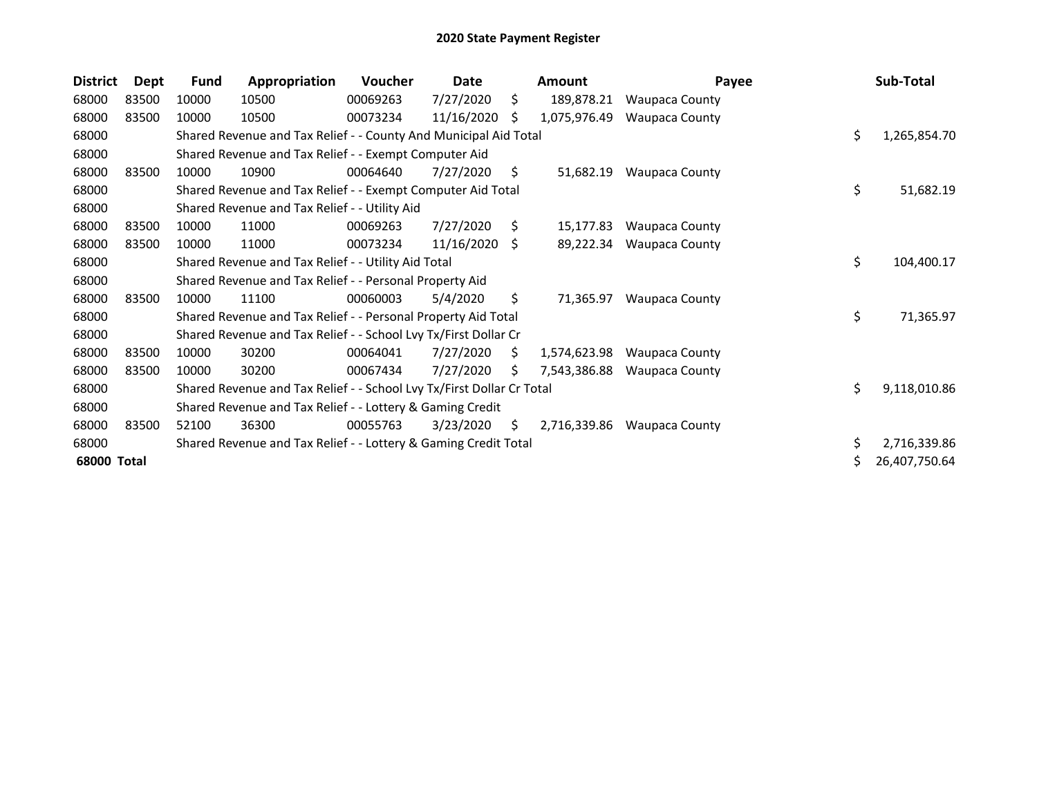# 2020 State Payment Register

| District | Dept | Fund | Appropriation | Voucher | Date | Amount | Payee | Sub-Total |
|---|---|---|---|---|---|---|---|---|
| 68000 | 83500 | 10000 | 10500 | 00069263 | 7/27/2020 | $ 189,878.21 | Waupaca County | |
| 68000 | 83500 | 10000 | 10500 | 00073234 | 11/16/2020 | $ 1,075,976.49 | Waupaca County | |
| 68000 | | Shared Revenue and Tax Relief - - County And Municipal Aid Total | | | | | | $ 1,265,854.70 |
| 68000 | | Shared Revenue and Tax Relief - - Exempt Computer Aid | | | | | | |
| 68000 | 83500 | 10000 | 10900 | 00064640 | 7/27/2020 | $ 51,682.19 | Waupaca County | |
| 68000 | | Shared Revenue and Tax Relief - - Exempt Computer Aid Total | | | | | | $ 51,682.19 |
| 68000 | | Shared Revenue and Tax Relief - - Utility Aid | | | | | | |
| 68000 | 83500 | 10000 | 11000 | 00069263 | 7/27/2020 | $ 15,177.83 | Waupaca County | |
| 68000 | 83500 | 10000 | 11000 | 00073234 | 11/16/2020 | $ 89,222.34 | Waupaca County | |
| 68000 | | Shared Revenue and Tax Relief - - Utility Aid Total | | | | | | $ 104,400.17 |
| 68000 | | Shared Revenue and Tax Relief - - Personal Property Aid | | | | | | |
| 68000 | 83500 | 10000 | 11100 | 00060003 | 5/4/2020 | $ 71,365.97 | Waupaca County | |
| 68000 | | Shared Revenue and Tax Relief - - Personal Property Aid Total | | | | | | $ 71,365.97 |
| 68000 | | Shared Revenue and Tax Relief - - School Lvy Tx/First Dollar Cr | | | | | | |
| 68000 | 83500 | 10000 | 30200 | 00064041 | 7/27/2020 | $ 1,574,623.98 | Waupaca County | |
| 68000 | 83500 | 10000 | 30200 | 00067434 | 7/27/2020 | $ 7,543,386.88 | Waupaca County | |
| 68000 | | Shared Revenue and Tax Relief - - School Lvy Tx/First Dollar Cr Total | | | | | | $ 9,118,010.86 |
| 68000 | | Shared Revenue and Tax Relief - - Lottery & Gaming Credit | | | | | | |
| 68000 | 83500 | 52100 | 36300 | 00055763 | 3/23/2020 | $ 2,716,339.86 | Waupaca County | |
| 68000 | | Shared Revenue and Tax Relief - - Lottery & Gaming Credit Total | | | | | | $ 2,716,339.86 |
| **68000 Total** | | | | | | | | $ 26,407,750.64 |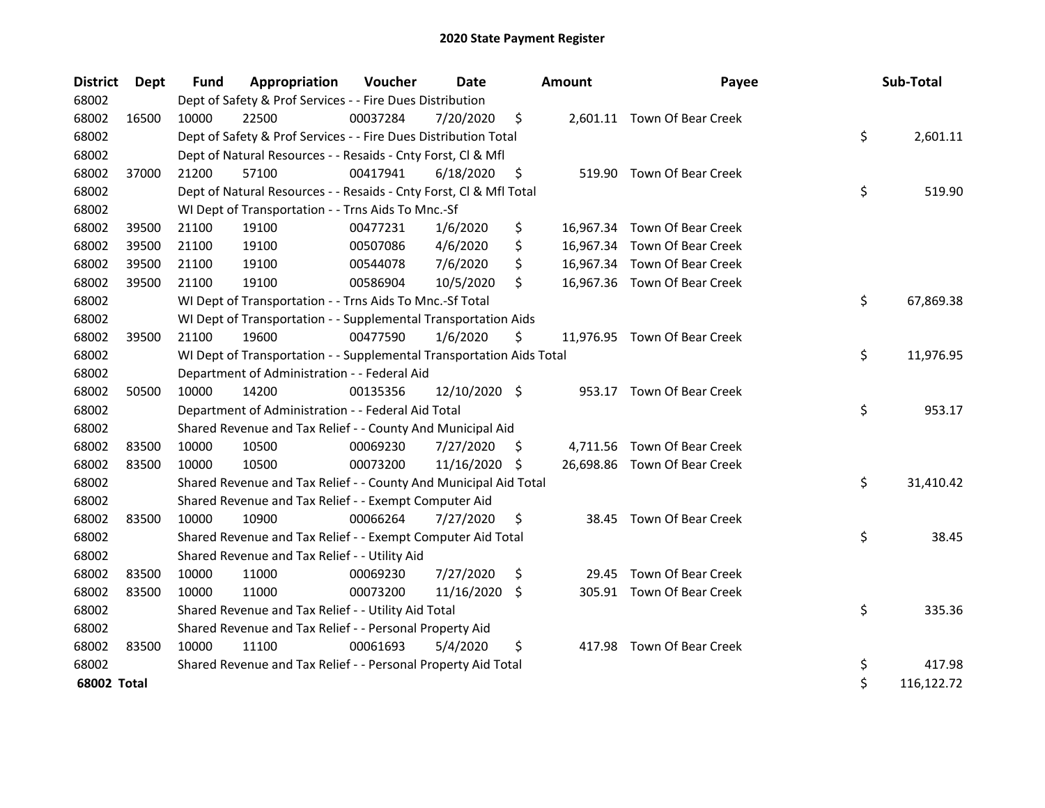# 2020 State Payment Register

| District | Dept | Fund | Appropriation | Voucher | Date | Amount | Payee | Sub-Total |
|---|---|---|---|---|---|---|---|---|
| 68002 | | Dept of Safety & Prof Services - - Fire Dues Distribution | | | | | | |
| 68002 | 16500 | 10000 | 22500 | 00037284 | 7/20/2020 | $ 2,601.11 | Town Of Bear Creek | |
| 68002 | | Dept of Safety & Prof Services - - Fire Dues Distribution Total | | | | | | $ 2,601.11 |
| 68002 | | Dept of Natural Resources - - Resaids - Cnty Forst, Cl & Mfl | | | | | | |
| 68002 | 37000 | 21200 | 57100 | 00417941 | 6/18/2020 | $ 519.90 | Town Of Bear Creek | |
| 68002 | | Dept of Natural Resources - - Resaids - Cnty Forst, Cl & Mfl Total | | | | | | $ 519.90 |
| 68002 | | WI Dept of Transportation - - Trns Aids To Mnc.-Sf | | | | | | |
| 68002 | 39500 | 21100 | 19100 | 00477231 | 1/6/2020 | $ 16,967.34 | Town Of Bear Creek | |
| 68002 | 39500 | 21100 | 19100 | 00507086 | 4/6/2020 | $ 16,967.34 | Town Of Bear Creek | |
| 68002 | 39500 | 21100 | 19100 | 00544078 | 7/6/2020 | $ 16,967.34 | Town Of Bear Creek | |
| 68002 | 39500 | 21100 | 19100 | 00586904 | 10/5/2020 | $ 16,967.36 | Town Of Bear Creek | |
| 68002 | | WI Dept of Transportation - - Trns Aids To Mnc.-Sf Total | | | | | | $ 67,869.38 |
| 68002 | | WI Dept of Transportation - - Supplemental Transportation Aids | | | | | | |
| 68002 | 39500 | 21100 | 19600 | 00477590 | 1/6/2020 | $ 11,976.95 | Town Of Bear Creek | |
| 68002 | | WI Dept of Transportation - - Supplemental Transportation Aids Total | | | | | | $ 11,976.95 |
| 68002 | | Department of Administration - - Federal Aid | | | | | | |
| 68002 | 50500 | 10000 | 14200 | 00135356 | 12/10/2020 | $ 953.17 | Town Of Bear Creek | |
| 68002 | | Department of Administration - - Federal Aid Total | | | | | | $ 953.17 |
| 68002 | | Shared Revenue and Tax Relief - - County And Municipal Aid | | | | | | |
| 68002 | 83500 | 10000 | 10500 | 00069230 | 7/27/2020 | $ 4,711.56 | Town Of Bear Creek | |
| 68002 | 83500 | 10000 | 10500 | 00073200 | 11/16/2020 | $ 26,698.86 | Town Of Bear Creek | |
| 68002 | | Shared Revenue and Tax Relief - - County And Municipal Aid Total | | | | | | $ 31,410.42 |
| 68002 | | Shared Revenue and Tax Relief - - Exempt Computer Aid | | | | | | |
| 68002 | 83500 | 10000 | 10900 | 00066264 | 7/27/2020 | $ 38.45 | Town Of Bear Creek | |
| 68002 | | Shared Revenue and Tax Relief - - Exempt Computer Aid Total | | | | | | $ 38.45 |
| 68002 | | Shared Revenue and Tax Relief - - Utility Aid | | | | | | |
| 68002 | 83500 | 10000 | 11000 | 00069230 | 7/27/2020 | $ 29.45 | Town Of Bear Creek | |
| 68002 | 83500 | 10000 | 11000 | 00073200 | 11/16/2020 | $ 305.91 | Town Of Bear Creek | |
| 68002 | | Shared Revenue and Tax Relief - - Utility Aid Total | | | | | | $ 335.36 |
| 68002 | | Shared Revenue and Tax Relief - - Personal Property Aid | | | | | | |
| 68002 | 83500 | 10000 | 11100 | 00061693 | 5/4/2020 | $ 417.98 | Town Of Bear Creek | |
| 68002 | | Shared Revenue and Tax Relief - - Personal Property Aid Total | | | | | | $ 417.98 |
| **68002 Total** | | | | | | | | $ 116,122.72 |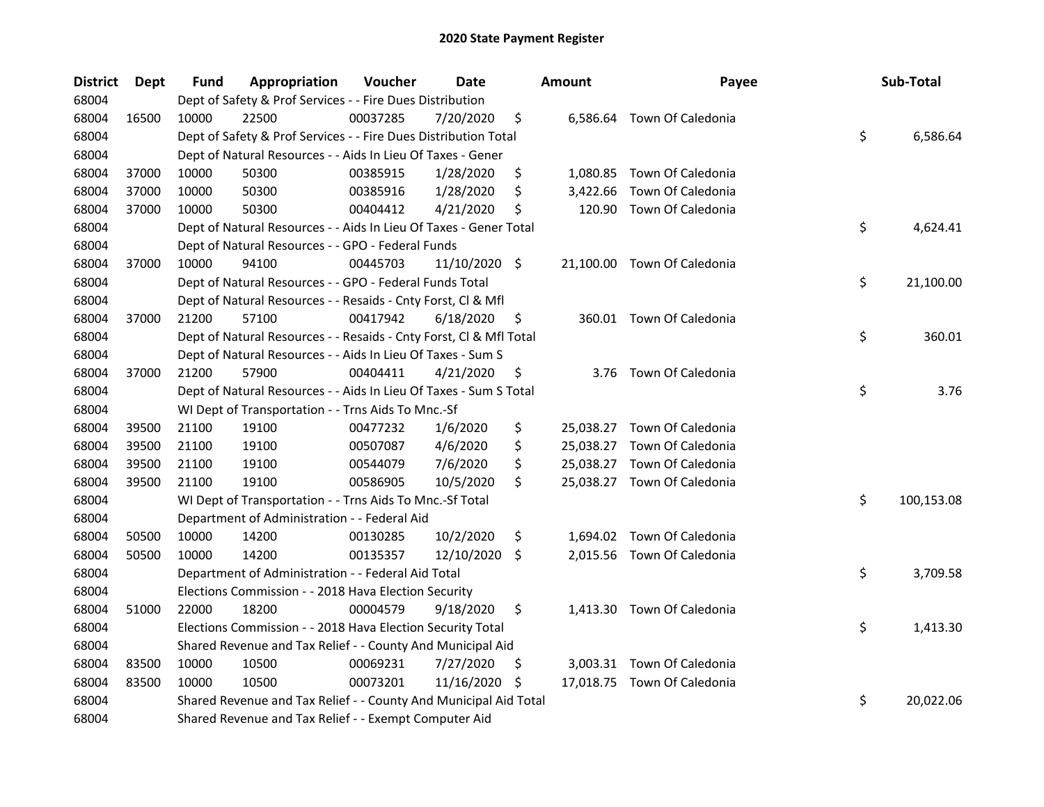# 2020 State Payment Register

| District | Dept | Fund | Appropriation | Voucher | Date | Amount | Payee | Sub-Total |
|---|---|---|---|---|---|---|---|---|
| 68004 | | Dept of Safety & Prof Services - - Fire Dues Distribution | | | | | | |
| 68004 | 16500 | 10000 | 22500 | 00037285 | 7/20/2020 | $ 6,586.64 | Town Of Caledonia | |
| 68004 | | Dept of Safety & Prof Services - - Fire Dues Distribution Total | | | | | | $ 6,586.64 |
| 68004 | | Dept of Natural Resources - - Aids In Lieu Of Taxes - Gener | | | | | | |
| 68004 | 37000 | 10000 | 50300 | 00385915 | 1/28/2020 | $ 1,080.85 | Town Of Caledonia | |
| 68004 | 37000 | 10000 | 50300 | 00385916 | 1/28/2020 | $ 3,422.66 | Town Of Caledonia | |
| 68004 | 37000 | 10000 | 50300 | 00404412 | 4/21/2020 | $ 120.90 | Town Of Caledonia | |
| 68004 | | Dept of Natural Resources - - Aids In Lieu Of Taxes - Gener Total | | | | | | $ 4,624.41 |
| 68004 | | Dept of Natural Resources - - GPO - Federal Funds | | | | | | |
| 68004 | 37000 | 10000 | 94100 | 00445703 | 11/10/2020 | $ 21,100.00 | Town Of Caledonia | |
| 68004 | | Dept of Natural Resources - - GPO - Federal Funds Total | | | | | | $ 21,100.00 |
| 68004 | | Dept of Natural Resources - - Resaids - Cnty Forst, Cl & Mfl | | | | | | |
| 68004 | 37000 | 21200 | 57100 | 00417942 | 6/18/2020 | $ 360.01 | Town Of Caledonia | |
| 68004 | | Dept of Natural Resources - - Resaids - Cnty Forst, Cl & Mfl Total | | | | | | $ 360.01 |
| 68004 | | Dept of Natural Resources - - Aids In Lieu Of Taxes - Sum S | | | | | | |
| 68004 | 37000 | 21200 | 57900 | 00404411 | 4/21/2020 | $ 3.76 | Town Of Caledonia | |
| 68004 | | Dept of Natural Resources - - Aids In Lieu Of Taxes - Sum S Total | | | | | | $ 3.76 |
| 68004 | | WI Dept of Transportation - - Trns Aids To Mnc.-Sf | | | | | | |
| 68004 | 39500 | 21100 | 19100 | 00477232 | 1/6/2020 | $ 25,038.27 | Town Of Caledonia | |
| 68004 | 39500 | 21100 | 19100 | 00507087 | 4/6/2020 | $ 25,038.27 | Town Of Caledonia | |
| 68004 | 39500 | 21100 | 19100 | 00544079 | 7/6/2020 | $ 25,038.27 | Town Of Caledonia | |
| 68004 | 39500 | 21100 | 19100 | 00586905 | 10/5/2020 | $ 25,038.27 | Town Of Caledonia | |
| 68004 | | WI Dept of Transportation - - Trns Aids To Mnc.-Sf Total | | | | | | $ 100,153.08 |
| 68004 | | Department of Administration - - Federal Aid | | | | | | |
| 68004 | 50500 | 10000 | 14200 | 00130285 | 10/2/2020 | $ 1,694.02 | Town Of Caledonia | |
| 68004 | 50500 | 10000 | 14200 | 00135357 | 12/10/2020 | $ 2,015.56 | Town Of Caledonia | |
| 68004 | | Department of Administration - - Federal Aid Total | | | | | | $ 3,709.58 |
| 68004 | | Elections Commission - - 2018 Hava Election Security | | | | | | |
| 68004 | 51000 | 22000 | 18200 | 00004579 | 9/18/2020 | $ 1,413.30 | Town Of Caledonia | |
| 68004 | | Elections Commission - - 2018 Hava Election Security Total | | | | | | $ 1,413.30 |
| 68004 | | Shared Revenue and Tax Relief - - County And Municipal Aid | | | | | | |
| 68004 | 83500 | 10000 | 10500 | 00069231 | 7/27/2020 | $ 3,003.31 | Town Of Caledonia | |
| 68004 | 83500 | 10000 | 10500 | 00073201 | 11/16/2020 | $ 17,018.75 | Town Of Caledonia | |
| 68004 | | Shared Revenue and Tax Relief - - County And Municipal Aid Total | | | | | | $ 20,022.06 |
| 68004 | | Shared Revenue and Tax Relief - - Exempt Computer Aid | | | | | | |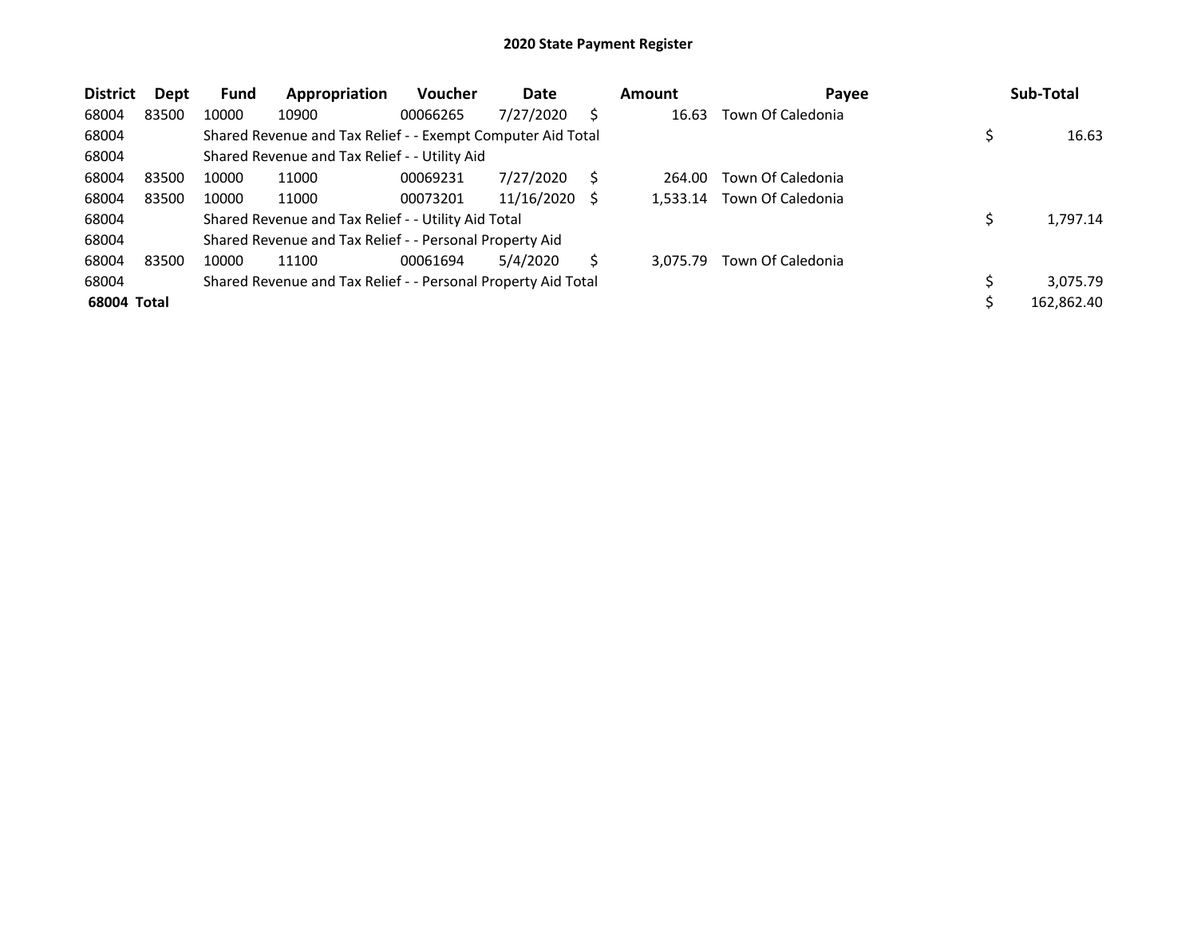# 2020 State Payment Register

| District | Dept | Fund | Appropriation | Voucher | Date | Amount | Payee | Sub-Total |
|---|---|---|---|---|---|---|---|---|
| 68004 | 83500 | 10000 | 10900 | 00066265 | 7/27/2020 | $ 16.63 | Town Of Caledonia | |
| 68004 | | Shared Revenue and Tax Relief - - Exempt Computer Aid Total | | | | | | $ 16.63 |
| 68004 | | Shared Revenue and Tax Relief - - Utility Aid | | | | | | |
| 68004 | 83500 | 10000 | 11000 | 00069231 | 7/27/2020 | $ 264.00 | Town Of Caledonia | |
| 68004 | 83500 | 10000 | 11000 | 00073201 | 11/16/2020 | $ 1,533.14 | Town Of Caledonia | |
| 68004 | | Shared Revenue and Tax Relief - - Utility Aid Total | | | | | | $ 1,797.14 |
| 68004 | | Shared Revenue and Tax Relief - - Personal Property Aid | | | | | | |
| 68004 | 83500 | 10000 | 11100 | 00061694 | 5/4/2020 | $ 3,075.79 | Town Of Caledonia | |
| 68004 | | Shared Revenue and Tax Relief - - Personal Property Aid Total | | | | | | $ 3,075.79 |
| **68004 Total** | | | | | | | | $ 162,862.40 |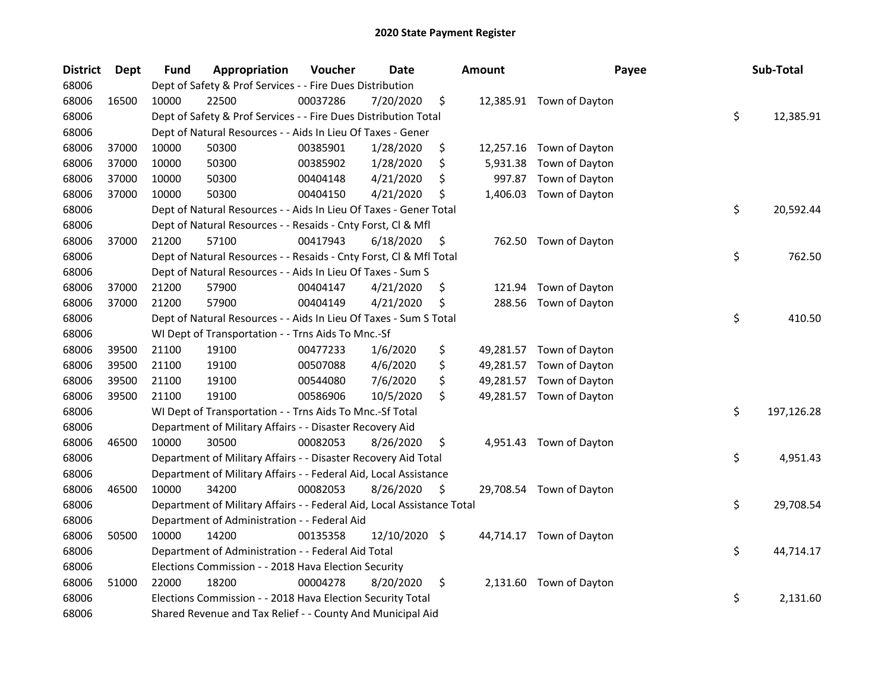# 2020 State Payment Register

| District | Dept | Fund | Appropriation | Voucher | Date | Amount | Payee | Sub-Total |
|---|---|---|---|---|---|---|---|---|
| 68006 | | Dept of Safety & Prof Services - - Fire Dues Distribution | | | | | | |
| 68006 | 16500 | 10000 | 22500 | 00037286 | 7/20/2020 | $ 12,385.91 | Town of Dayton | |
| 68006 | | Dept of Safety & Prof Services - - Fire Dues Distribution Total | | | | | | $ 12,385.91 |
| 68006 | | Dept of Natural Resources - - Aids In Lieu Of Taxes - Gener | | | | | | |
| 68006 | 37000 | 10000 | 50300 | 00385901 | 1/28/2020 | $ 12,257.16 | Town of Dayton | |
| 68006 | 37000 | 10000 | 50300 | 00385902 | 1/28/2020 | $ 5,931.38 | Town of Dayton | |
| 68006 | 37000 | 10000 | 50300 | 00404148 | 4/21/2020 | $ 997.87 | Town of Dayton | |
| 68006 | 37000 | 10000 | 50300 | 00404150 | 4/21/2020 | $ 1,406.03 | Town of Dayton | |
| 68006 | | Dept of Natural Resources - - Aids In Lieu Of Taxes - Gener Total | | | | | | $ 20,592.44 |
| 68006 | | Dept of Natural Resources - - Resaids - Cnty Forst, Cl & Mfl | | | | | | |
| 68006 | 37000 | 21200 | 57100 | 00417943 | 6/18/2020 | $ 762.50 | Town of Dayton | |
| 68006 | | Dept of Natural Resources - - Resaids - Cnty Forst, Cl & Mfl Total | | | | | | $ 762.50 |
| 68006 | | Dept of Natural Resources - - Aids In Lieu Of Taxes - Sum S | | | | | | |
| 68006 | 37000 | 21200 | 57900 | 00404147 | 4/21/2020 | $ 121.94 | Town of Dayton | |
| 68006 | 37000 | 21200 | 57900 | 00404149 | 4/21/2020 | $ 288.56 | Town of Dayton | |
| 68006 | | Dept of Natural Resources - - Aids In Lieu Of Taxes - Sum S Total | | | | | | $ 410.50 |
| 68006 | | WI Dept of Transportation - - Trns Aids To Mnc.-Sf | | | | | | |
| 68006 | 39500 | 21100 | 19100 | 00477233 | 1/6/2020 | $ 49,281.57 | Town of Dayton | |
| 68006 | 39500 | 21100 | 19100 | 00507088 | 4/6/2020 | $ 49,281.57 | Town of Dayton | |
| 68006 | 39500 | 21100 | 19100 | 00544080 | 7/6/2020 | $ 49,281.57 | Town of Dayton | |
| 68006 | 39500 | 21100 | 19100 | 00586906 | 10/5/2020 | $ 49,281.57 | Town of Dayton | |
| 68006 | | WI Dept of Transportation - - Trns Aids To Mnc.-Sf Total | | | | | | $ 197,126.28 |
| 68006 | | Department of Military Affairs - - Disaster Recovery Aid | | | | | | |
| 68006 | 46500 | 10000 | 30500 | 00082053 | 8/26/2020 | $ 4,951.43 | Town of Dayton | |
| 68006 | | Department of Military Affairs - - Disaster Recovery Aid Total | | | | | | $ 4,951.43 |
| 68006 | | Department of Military Affairs - - Federal Aid, Local Assistance | | | | | | |
| 68006 | 46500 | 10000 | 34200 | 00082053 | 8/26/2020 | $ 29,708.54 | Town of Dayton | |
| 68006 | | Department of Military Affairs - - Federal Aid, Local Assistance Total | | | | | | $ 29,708.54 |
| 68006 | | Department of Administration - - Federal Aid | | | | | | |
| 68006 | 50500 | 10000 | 14200 | 00135358 | 12/10/2020 | $ 44,714.17 | Town of Dayton | |
| 68006 | | Department of Administration - - Federal Aid Total | | | | | | $ 44,714.17 |
| 68006 | | Elections Commission - - 2018 Hava Election Security | | | | | | |
| 68006 | 51000 | 22000 | 18200 | 00004278 | 8/20/2020 | $ 2,131.60 | Town of Dayton | |
| 68006 | | Elections Commission - - 2018 Hava Election Security Total | | | | | | $ 2,131.60 |
| 68006 | | Shared Revenue and Tax Relief - - County And Municipal Aid | | | | | | |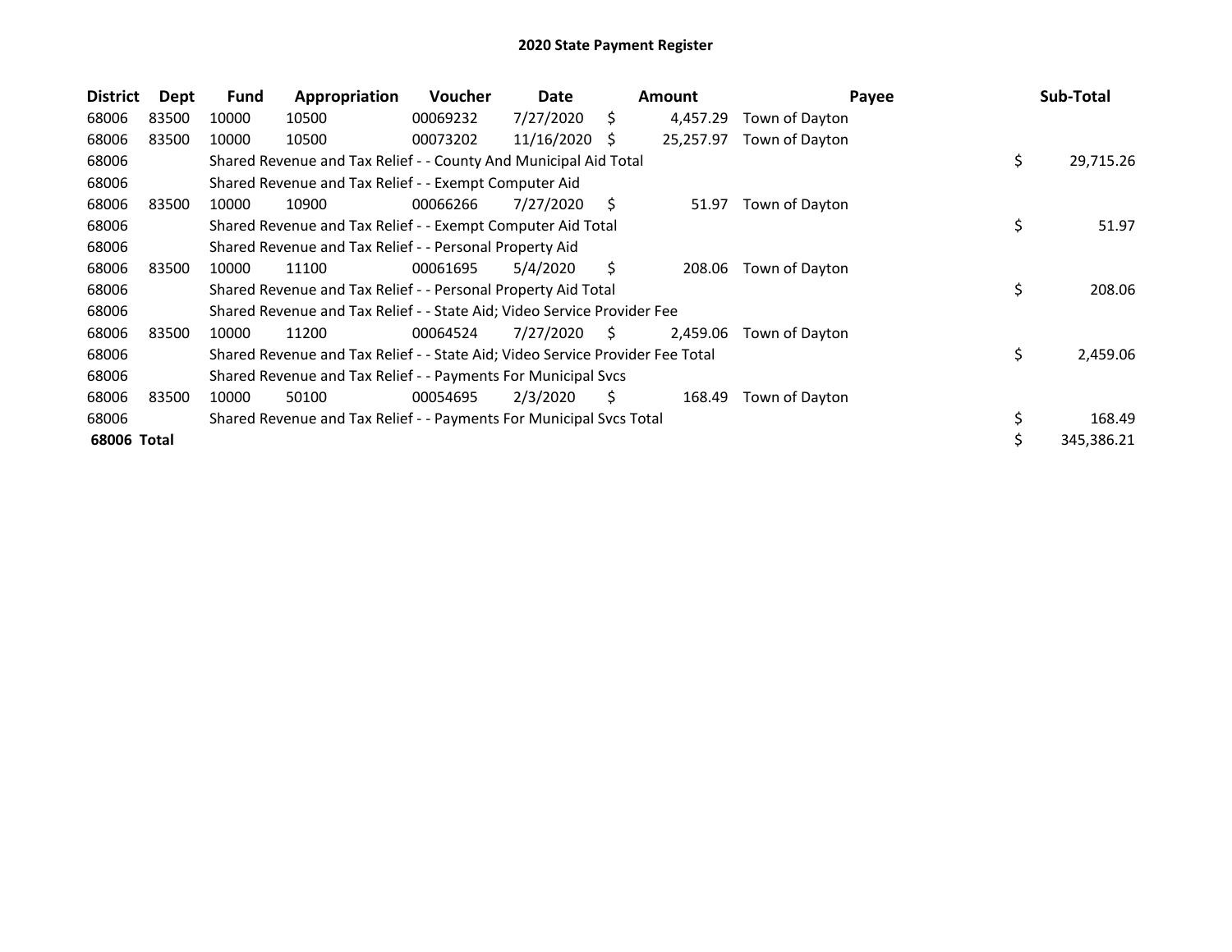## 2020 State Payment Register

| District | Dept | Fund | Appropriation | Voucher | Date | Amount | Payee | Sub-Total |
|---|---|---|---|---|---|---|---|---|
| 68006 | 83500 | 10000 | 10500 | 00069232 | 7/27/2020 | $ 4,457.29 | Town of Dayton | |
| 68006 | 83500 | 10000 | 10500 | 00073202 | 11/16/2020 | $ 25,257.97 | Town of Dayton | |
| 68006 | | Shared Revenue and Tax Relief - - County And Municipal Aid Total | | | | | | $ 29,715.26 |
| 68006 | | Shared Revenue and Tax Relief - - Exempt Computer Aid | | | | | | |
| 68006 | 83500 | 10000 | 10900 | 00066266 | 7/27/2020 | $ 51.97 | Town of Dayton | |
| 68006 | | Shared Revenue and Tax Relief - - Exempt Computer Aid Total | | | | | | $ 51.97 |
| 68006 | | Shared Revenue and Tax Relief - - Personal Property Aid | | | | | | |
| 68006 | 83500 | 10000 | 11100 | 00061695 | 5/4/2020 | $ 208.06 | Town of Dayton | |
| 68006 | | Shared Revenue and Tax Relief - - Personal Property Aid Total | | | | | | $ 208.06 |
| 68006 | | Shared Revenue and Tax Relief - - State Aid; Video Service Provider Fee | | | | | | |
| 68006 | 83500 | 10000 | 11200 | 00064524 | 7/27/2020 | $ 2,459.06 | Town of Dayton | |
| 68006 | | Shared Revenue and Tax Relief - - State Aid; Video Service Provider Fee Total | | | | | | $ 2,459.06 |
| 68006 | | Shared Revenue and Tax Relief - - Payments For Municipal Svcs | | | | | | |
| 68006 | 83500 | 10000 | 50100 | 00054695 | 2/3/2020 | $ 168.49 | Town of Dayton | |
| 68006 | | Shared Revenue and Tax Relief - - Payments For Municipal Svcs Total | | | | | | $ 168.49 |
| **68006 Total** | | | | | | | | $ 345,386.21 |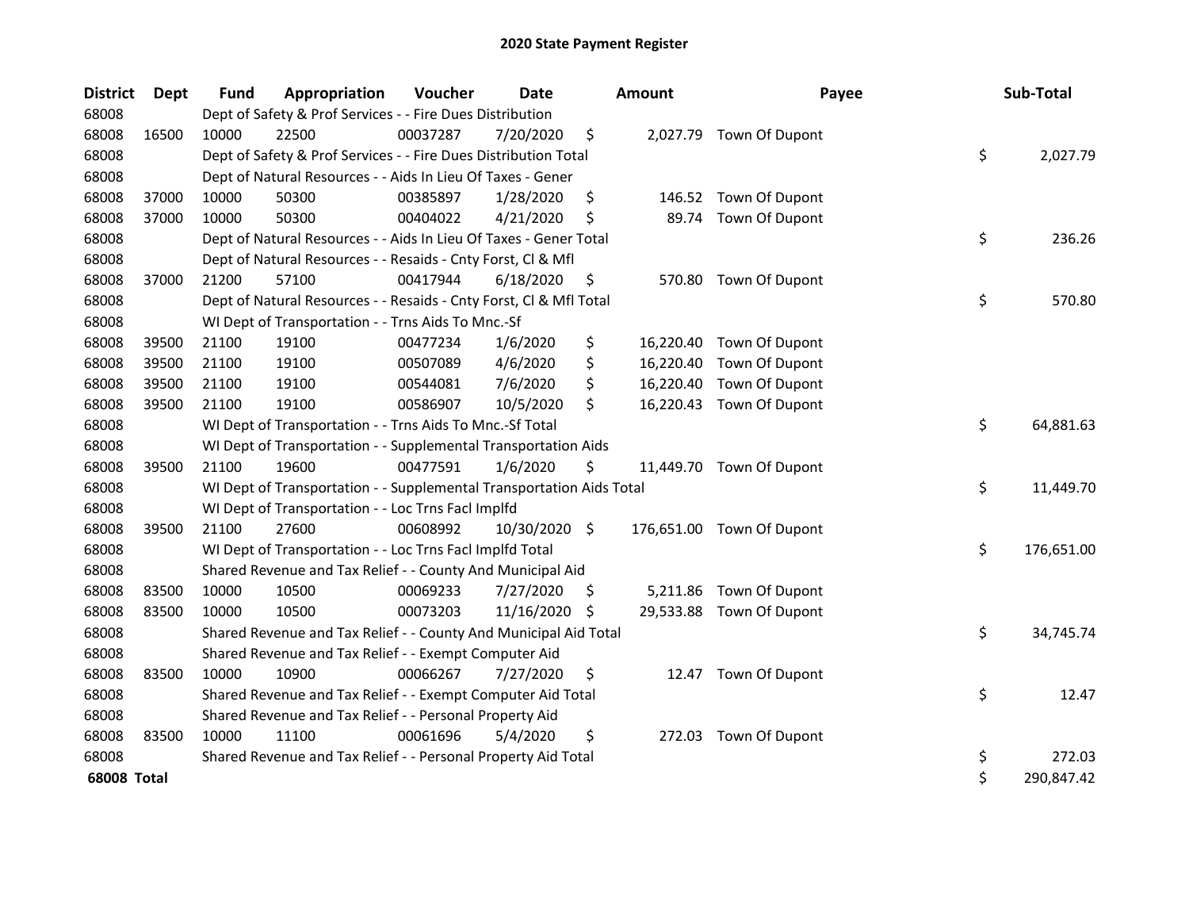# 2020 State Payment Register

| District | Dept | Fund | Appropriation | Voucher | Date | Amount | Payee | Sub-Total |
|---|---|---|---|---|---|---|---|---|
| 68008 | | Dept of Safety & Prof Services - - Fire Dues Distribution | | | | | | |
| 68008 | 16500 | 10000 | 22500 | 00037287 | 7/20/2020 | $ 2,027.79 | Town Of Dupont | |
| 68008 | | Dept of Safety & Prof Services - - Fire Dues Distribution Total | | | | | | $ 2,027.79 |
| 68008 | | Dept of Natural Resources - - Aids In Lieu Of Taxes - Gener | | | | | | |
| 68008 | 37000 | 10000 | 50300 | 00385897 | 1/28/2020 | $ 146.52 | Town Of Dupont | |
| 68008 | 37000 | 10000 | 50300 | 00404022 | 4/21/2020 | $ 89.74 | Town Of Dupont | |
| 68008 | | Dept of Natural Resources - - Aids In Lieu Of Taxes - Gener Total | | | | | | $ 236.26 |
| 68008 | | Dept of Natural Resources - - Resaids - Cnty Forst, Cl & Mfl | | | | | | |
| 68008 | 37000 | 21200 | 57100 | 00417944 | 6/18/2020 | $ 570.80 | Town Of Dupont | |
| 68008 | | Dept of Natural Resources - - Resaids - Cnty Forst, Cl & Mfl Total | | | | | | $ 570.80 |
| 68008 | | WI Dept of Transportation - - Trns Aids To Mnc.-Sf | | | | | | |
| 68008 | 39500 | 21100 | 19100 | 00477234 | 1/6/2020 | $ 16,220.40 | Town Of Dupont | |
| 68008 | 39500 | 21100 | 19100 | 00507089 | 4/6/2020 | $ 16,220.40 | Town Of Dupont | |
| 68008 | 39500 | 21100 | 19100 | 00544081 | 7/6/2020 | $ 16,220.40 | Town Of Dupont | |
| 68008 | 39500 | 21100 | 19100 | 00586907 | 10/5/2020 | $ 16,220.43 | Town Of Dupont | |
| 68008 | | WI Dept of Transportation - - Trns Aids To Mnc.-Sf Total | | | | | | $ 64,881.63 |
| 68008 | | WI Dept of Transportation - - Supplemental Transportation Aids | | | | | | |
| 68008 | 39500 | 21100 | 19600 | 00477591 | 1/6/2020 | $ 11,449.70 | Town Of Dupont | |
| 68008 | | WI Dept of Transportation - - Supplemental Transportation Aids Total | | | | | | $ 11,449.70 |
| 68008 | | WI Dept of Transportation - - Loc Trns Facl Implfd | | | | | | |
| 68008 | 39500 | 21100 | 27600 | 00608992 | 10/30/2020 | $ 176,651.00 | Town Of Dupont | |
| 68008 | | WI Dept of Transportation - - Loc Trns Facl Implfd Total | | | | | | $ 176,651.00 |
| 68008 | | Shared Revenue and Tax Relief - - County And Municipal Aid | | | | | | |
| 68008 | 83500 | 10000 | 10500 | 00069233 | 7/27/2020 | $ 5,211.86 | Town Of Dupont | |
| 68008 | 83500 | 10000 | 10500 | 00073203 | 11/16/2020 | $ 29,533.88 | Town Of Dupont | |
| 68008 | | Shared Revenue and Tax Relief - - County And Municipal Aid Total | | | | | | $ 34,745.74 |
| 68008 | | Shared Revenue and Tax Relief - - Exempt Computer Aid | | | | | | |
| 68008 | 83500 | 10000 | 10900 | 00066267 | 7/27/2020 | $ 12.47 | Town Of Dupont | |
| 68008 | | Shared Revenue and Tax Relief - - Exempt Computer Aid Total | | | | | | $ 12.47 |
| 68008 | | Shared Revenue and Tax Relief - - Personal Property Aid | | | | | | |
| 68008 | 83500 | 10000 | 11100 | 00061696 | 5/4/2020 | $ 272.03 | Town Of Dupont | |
| 68008 | | Shared Revenue and Tax Relief - - Personal Property Aid Total | | | | | | $ 272.03 |
| **68008 Total** | | | | | | | | $ 290,847.42 |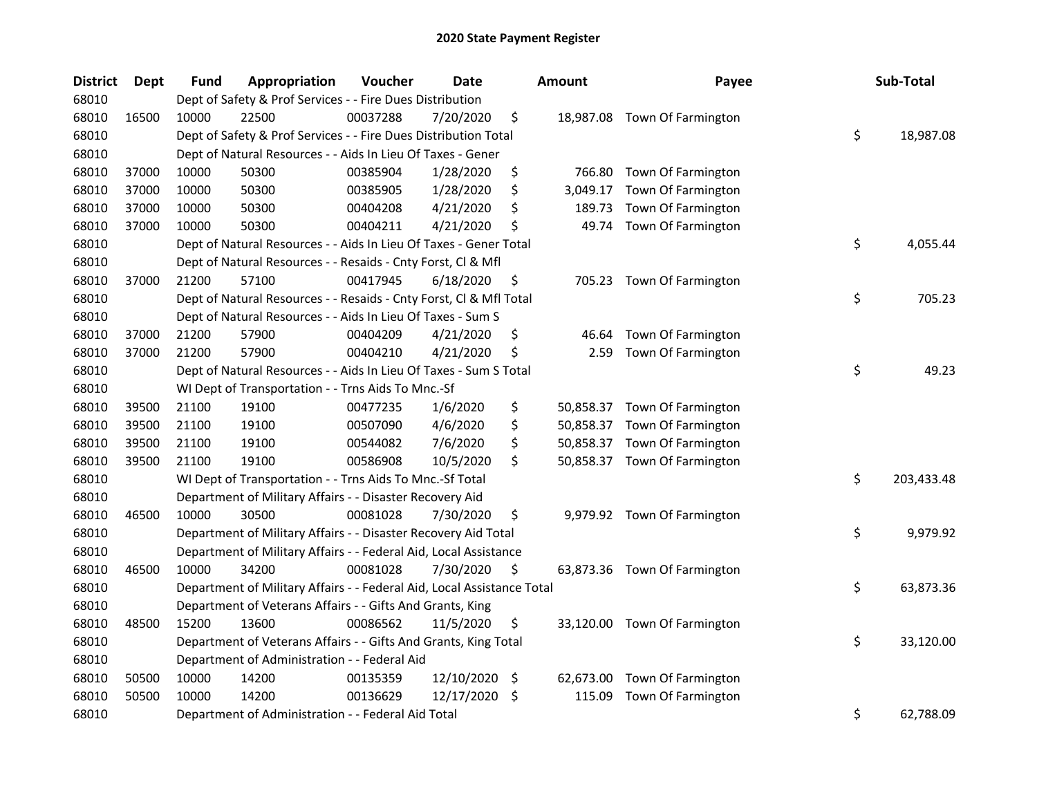# 2020 State Payment Register

| District | Dept | Fund | Appropriation | Voucher | Date | Amount | Payee | Sub-Total |
|---|---|---|---|---|---|---|---|---|
| 68010 | | Dept of Safety & Prof Services - - Fire Dues Distribution | | | | | | |
| 68010 | 16500 | 10000 | 22500 | 00037288 | 7/20/2020 | $ 18,987.08 | Town Of Farmington | |
| 68010 | | Dept of Safety & Prof Services - - Fire Dues Distribution Total | | | | | | $ 18,987.08 |
| 68010 | | Dept of Natural Resources - - Aids In Lieu Of Taxes - Gener | | | | | | |
| 68010 | 37000 | 10000 | 50300 | 00385904 | 1/28/2020 | $ 766.80 | Town Of Farmington | |
| 68010 | 37000 | 10000 | 50300 | 00385905 | 1/28/2020 | $ 3,049.17 | Town Of Farmington | |
| 68010 | 37000 | 10000 | 50300 | 00404208 | 4/21/2020 | $ 189.73 | Town Of Farmington | |
| 68010 | 37000 | 10000 | 50300 | 00404211 | 4/21/2020 | $ 49.74 | Town Of Farmington | |
| 68010 | | Dept of Natural Resources - - Aids In Lieu Of Taxes - Gener Total | | | | | | $ 4,055.44 |
| 68010 | | Dept of Natural Resources - - Resaids - Cnty Forst, Cl & Mfl | | | | | | |
| 68010 | 37000 | 21200 | 57100 | 00417945 | 6/18/2020 | $ 705.23 | Town Of Farmington | |
| 68010 | | Dept of Natural Resources - - Resaids - Cnty Forst, Cl & Mfl Total | | | | | | $ 705.23 |
| 68010 | | Dept of Natural Resources - - Aids In Lieu Of Taxes - Sum S | | | | | | |
| 68010 | 37000 | 21200 | 57900 | 00404209 | 4/21/2020 | $ 46.64 | Town Of Farmington | |
| 68010 | 37000 | 21200 | 57900 | 00404210 | 4/21/2020 | $ 2.59 | Town Of Farmington | |
| 68010 | | Dept of Natural Resources - - Aids In Lieu Of Taxes - Sum S Total | | | | | | $ 49.23 |
| 68010 | | WI Dept of Transportation - - Trns Aids To Mnc.-Sf | | | | | | |
| 68010 | 39500 | 21100 | 19100 | 00477235 | 1/6/2020 | $ 50,858.37 | Town Of Farmington | |
| 68010 | 39500 | 21100 | 19100 | 00507090 | 4/6/2020 | $ 50,858.37 | Town Of Farmington | |
| 68010 | 39500 | 21100 | 19100 | 00544082 | 7/6/2020 | $ 50,858.37 | Town Of Farmington | |
| 68010 | 39500 | 21100 | 19100 | 00586908 | 10/5/2020 | $ 50,858.37 | Town Of Farmington | |
| 68010 | | WI Dept of Transportation - - Trns Aids To Mnc.-Sf Total | | | | | | $ 203,433.48 |
| 68010 | | Department of Military Affairs - - Disaster Recovery Aid | | | | | | |
| 68010 | 46500 | 10000 | 30500 | 00081028 | 7/30/2020 | $ 9,979.92 | Town Of Farmington | |
| 68010 | | Department of Military Affairs - - Disaster Recovery Aid Total | | | | | | $ 9,979.92 |
| 68010 | | Department of Military Affairs - - Federal Aid, Local Assistance | | | | | | |
| 68010 | 46500 | 10000 | 34200 | 00081028 | 7/30/2020 | $ 63,873.36 | Town Of Farmington | |
| 68010 | | Department of Military Affairs - - Federal Aid, Local Assistance Total | | | | | | $ 63,873.36 |
| 68010 | | Department of Veterans Affairs - - Gifts And Grants, King | | | | | | |
| 68010 | 48500 | 15200 | 13600 | 00086562 | 11/5/2020 | $ 33,120.00 | Town Of Farmington | |
| 68010 | | Department of Veterans Affairs - - Gifts And Grants, King Total | | | | | | $ 33,120.00 |
| 68010 | | Department of Administration - - Federal Aid | | | | | | |
| 68010 | 50500 | 10000 | 14200 | 00135359 | 12/10/2020 | $ 62,673.00 | Town Of Farmington | |
| 68010 | 50500 | 10000 | 14200 | 00136629 | 12/17/2020 | $ 115.09 | Town Of Farmington | |
| 68010 | | Department of Administration - - Federal Aid Total | | | | | | $ 62,788.09 |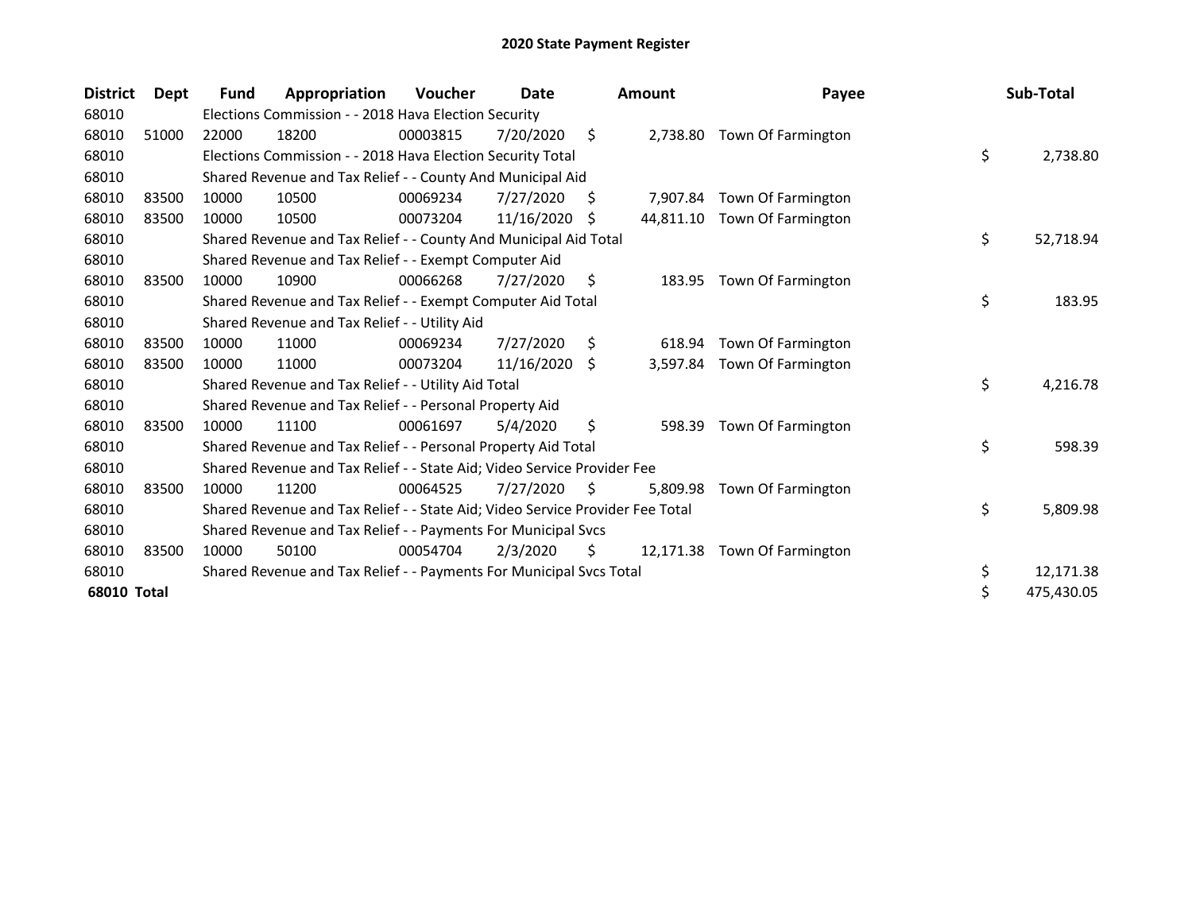# 2020 State Payment Register

| District | Dept | Fund | Appropriation | Voucher | Date | Amount | Payee | Sub-Total |
|---|---|---|---|---|---|---|---|---|
| 68010 | | Elections Commission - - 2018 Hava Election Security | | | | | | |
| 68010 | 51000 | 22000 | 18200 | 00003815 | 7/20/2020 | $ 2,738.80 | Town Of Farmington | |
| 68010 | | Elections Commission - - 2018 Hava Election Security Total | | | | | | $ 2,738.80 |
| 68010 | | Shared Revenue and Tax Relief - - County And Municipal Aid | | | | | | |
| 68010 | 83500 | 10000 | 10500 | 00069234 | 7/27/2020 | $ 7,907.84 | Town Of Farmington | |
| 68010 | 83500 | 10000 | 10500 | 00073204 | 11/16/2020 | $ 44,811.10 | Town Of Farmington | |
| 68010 | | Shared Revenue and Tax Relief - - County And Municipal Aid Total | | | | | | $ 52,718.94 |
| 68010 | | Shared Revenue and Tax Relief - - Exempt Computer Aid | | | | | | |
| 68010 | 83500 | 10000 | 10900 | 00066268 | 7/27/2020 | $ 183.95 | Town Of Farmington | |
| 68010 | | Shared Revenue and Tax Relief - - Exempt Computer Aid Total | | | | | | $ 183.95 |
| 68010 | | Shared Revenue and Tax Relief - - Utility Aid | | | | | | |
| 68010 | 83500 | 10000 | 11000 | 00069234 | 7/27/2020 | $ 618.94 | Town Of Farmington | |
| 68010 | 83500 | 10000 | 11000 | 00073204 | 11/16/2020 | $ 3,597.84 | Town Of Farmington | |
| 68010 | | Shared Revenue and Tax Relief - - Utility Aid Total | | | | | | $ 4,216.78 |
| 68010 | | Shared Revenue and Tax Relief - - Personal Property Aid | | | | | | |
| 68010 | 83500 | 10000 | 11100 | 00061697 | 5/4/2020 | $ 598.39 | Town Of Farmington | |
| 68010 | | Shared Revenue and Tax Relief - - Personal Property Aid Total | | | | | | $ 598.39 |
| 68010 | | Shared Revenue and Tax Relief - - State Aid; Video Service Provider Fee | | | | | | |
| 68010 | 83500 | 10000 | 11200 | 00064525 | 7/27/2020 | $ 5,809.98 | Town Of Farmington | |
| 68010 | | Shared Revenue and Tax Relief - - State Aid; Video Service Provider Fee Total | | | | | | $ 5,809.98 |
| 68010 | | Shared Revenue and Tax Relief - - Payments For Municipal Svcs | | | | | | |
| 68010 | 83500 | 10000 | 50100 | 00054704 | 2/3/2020 | $ 12,171.38 | Town Of Farmington | |
| 68010 | | Shared Revenue and Tax Relief - - Payments For Municipal Svcs Total | | | | | | $ 12,171.38 |
| **68010 Total** | | | | | | | | $ 475,430.05 |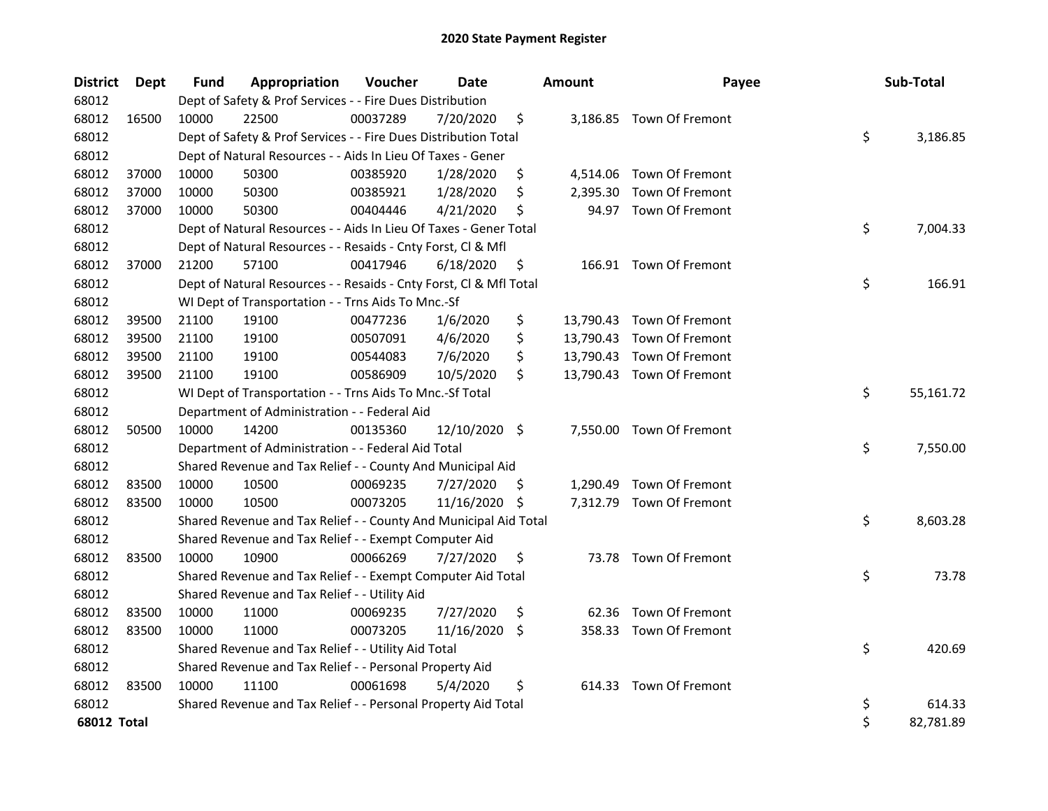# 2020 State Payment Register

| District | Dept | Fund | Appropriation | Voucher | Date | Amount | Payee | Sub-Total |
|---|---|---|---|---|---|---|---|---|
| 68012 | | Dept of Safety & Prof Services - - Fire Dues Distribution | | | | | | |
| 68012 | 16500 | 10000 | 22500 | 00037289 | 7/20/2020 | $ 3,186.85 | Town Of Fremont | |
| 68012 | | Dept of Safety & Prof Services - - Fire Dues Distribution Total | | | | | | $ 3,186.85 |
| 68012 | | Dept of Natural Resources - - Aids In Lieu Of Taxes - Gener | | | | | | |
| 68012 | 37000 | 10000 | 50300 | 00385920 | 1/28/2020 | $ 4,514.06 | Town Of Fremont | |
| 68012 | 37000 | 10000 | 50300 | 00385921 | 1/28/2020 | $ 2,395.30 | Town Of Fremont | |
| 68012 | 37000 | 10000 | 50300 | 00404446 | 4/21/2020 | $ 94.97 | Town Of Fremont | |
| 68012 | | Dept of Natural Resources - - Aids In Lieu Of Taxes - Gener Total | | | | | | $ 7,004.33 |
| 68012 | | Dept of Natural Resources - - Resaids - Cnty Forst, Cl & Mfl | | | | | | |
| 68012 | 37000 | 21200 | 57100 | 00417946 | 6/18/2020 | $ 166.91 | Town Of Fremont | |
| 68012 | | Dept of Natural Resources - - Resaids - Cnty Forst, Cl & Mfl Total | | | | | | $ 166.91 |
| 68012 | | WI Dept of Transportation - - Trns Aids To Mnc.-Sf | | | | | | |
| 68012 | 39500 | 21100 | 19100 | 00477236 | 1/6/2020 | $ 13,790.43 | Town Of Fremont | |
| 68012 | 39500 | 21100 | 19100 | 00507091 | 4/6/2020 | $ 13,790.43 | Town Of Fremont | |
| 68012 | 39500 | 21100 | 19100 | 00544083 | 7/6/2020 | $ 13,790.43 | Town Of Fremont | |
| 68012 | 39500 | 21100 | 19100 | 00586909 | 10/5/2020 | $ 13,790.43 | Town Of Fremont | |
| 68012 | | WI Dept of Transportation - - Trns Aids To Mnc.-Sf Total | | | | | | $ 55,161.72 |
| 68012 | | Department of Administration - - Federal Aid | | | | | | |
| 68012 | 50500 | 10000 | 14200 | 00135360 | 12/10/2020 | $ 7,550.00 | Town Of Fremont | |
| 68012 | | Department of Administration - - Federal Aid Total | | | | | | $ 7,550.00 |
| 68012 | | Shared Revenue and Tax Relief - - County And Municipal Aid | | | | | | |
| 68012 | 83500 | 10000 | 10500 | 00069235 | 7/27/2020 | $ 1,290.49 | Town Of Fremont | |
| 68012 | 83500 | 10000 | 10500 | 00073205 | 11/16/2020 | $ 7,312.79 | Town Of Fremont | |
| 68012 | | Shared Revenue and Tax Relief - - County And Municipal Aid Total | | | | | | $ 8,603.28 |
| 68012 | | Shared Revenue and Tax Relief - - Exempt Computer Aid | | | | | | |
| 68012 | 83500 | 10000 | 10900 | 00066269 | 7/27/2020 | $ 73.78 | Town Of Fremont | |
| 68012 | | Shared Revenue and Tax Relief - - Exempt Computer Aid Total | | | | | | $ 73.78 |
| 68012 | | Shared Revenue and Tax Relief - - Utility Aid | | | | | | |
| 68012 | 83500 | 10000 | 11000 | 00069235 | 7/27/2020 | $ 62.36 | Town Of Fremont | |
| 68012 | 83500 | 10000 | 11000 | 00073205 | 11/16/2020 | $ 358.33 | Town Of Fremont | |
| 68012 | | Shared Revenue and Tax Relief - - Utility Aid Total | | | | | | $ 420.69 |
| 68012 | | Shared Revenue and Tax Relief - - Personal Property Aid | | | | | | |
| 68012 | 83500 | 10000 | 11100 | 00061698 | 5/4/2020 | $ 614.33 | Town Of Fremont | |
| 68012 | | Shared Revenue and Tax Relief - - Personal Property Aid Total | | | | | | $ 614.33 |
| **68012 Total** | | | | | | | | $ 82,781.89 |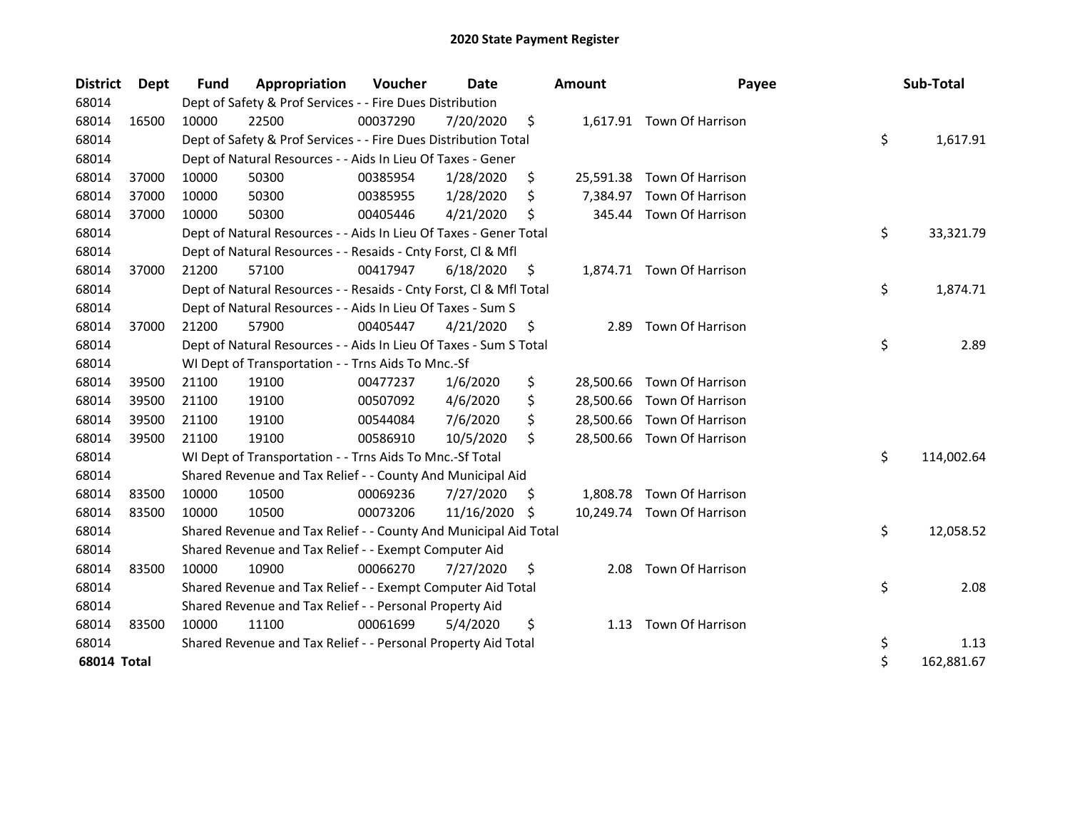# 2020 State Payment Register

| District | Dept | Fund | Appropriation | Voucher | Date | Amount | Payee | Sub-Total |
|---|---|---|---|---|---|---|---|---|
| 68014 | | Dept of Safety & Prof Services - - Fire Dues Distribution | | | | | | |
| 68014 | 16500 | 10000 | 22500 | 00037290 | 7/20/2020 | $ 1,617.91 | Town Of Harrison | |
| 68014 | | Dept of Safety & Prof Services - - Fire Dues Distribution Total | | | | | | $ 1,617.91 |
| 68014 | | Dept of Natural Resources - - Aids In Lieu Of Taxes - Gener | | | | | | |
| 68014 | 37000 | 10000 | 50300 | 00385954 | 1/28/2020 | $ 25,591.38 | Town Of Harrison | |
| 68014 | 37000 | 10000 | 50300 | 00385955 | 1/28/2020 | $ 7,384.97 | Town Of Harrison | |
| 68014 | 37000 | 10000 | 50300 | 00405446 | 4/21/2020 | $ 345.44 | Town Of Harrison | |
| 68014 | | Dept of Natural Resources - - Aids In Lieu Of Taxes - Gener Total | | | | | | $ 33,321.79 |
| 68014 | | Dept of Natural Resources - - Resaids - Cnty Forst, Cl & Mfl | | | | | | |
| 68014 | 37000 | 21200 | 57100 | 00417947 | 6/18/2020 | $ 1,874.71 | Town Of Harrison | |
| 68014 | | Dept of Natural Resources - - Resaids - Cnty Forst, Cl & Mfl Total | | | | | | $ 1,874.71 |
| 68014 | | Dept of Natural Resources - - Aids In Lieu Of Taxes - Sum S | | | | | | |
| 68014 | 37000 | 21200 | 57900 | 00405447 | 4/21/2020 | $ 2.89 | Town Of Harrison | |
| 68014 | | Dept of Natural Resources - - Aids In Lieu Of Taxes - Sum S Total | | | | | | $ 2.89 |
| 68014 | | WI Dept of Transportation - - Trns Aids To Mnc.-Sf | | | | | | |
| 68014 | 39500 | 21100 | 19100 | 00477237 | 1/6/2020 | $ 28,500.66 | Town Of Harrison | |
| 68014 | 39500 | 21100 | 19100 | 00507092 | 4/6/2020 | $ 28,500.66 | Town Of Harrison | |
| 68014 | 39500 | 21100 | 19100 | 00544084 | 7/6/2020 | $ 28,500.66 | Town Of Harrison | |
| 68014 | 39500 | 21100 | 19100 | 00586910 | 10/5/2020 | $ 28,500.66 | Town Of Harrison | |
| 68014 | | WI Dept of Transportation - - Trns Aids To Mnc.-Sf Total | | | | | | $ 114,002.64 |
| 68014 | | Shared Revenue and Tax Relief - - County And Municipal Aid | | | | | | |
| 68014 | 83500 | 10000 | 10500 | 00069236 | 7/27/2020 | $ 1,808.78 | Town Of Harrison | |
| 68014 | 83500 | 10000 | 10500 | 00073206 | 11/16/2020 | $ 10,249.74 | Town Of Harrison | |
| 68014 | | Shared Revenue and Tax Relief - - County And Municipal Aid Total | | | | | | $ 12,058.52 |
| 68014 | | Shared Revenue and Tax Relief - - Exempt Computer Aid | | | | | | |
| 68014 | 83500 | 10000 | 10900 | 00066270 | 7/27/2020 | $ 2.08 | Town Of Harrison | |
| 68014 | | Shared Revenue and Tax Relief - - Exempt Computer Aid Total | | | | | | $ 2.08 |
| 68014 | | Shared Revenue and Tax Relief - - Personal Property Aid | | | | | | |
| 68014 | 83500 | 10000 | 11100 | 00061699 | 5/4/2020 | $ 1.13 | Town Of Harrison | |
| 68014 | | Shared Revenue and Tax Relief - - Personal Property Aid Total | | | | | | $ 1.13 |
| **68014 Total** | | | | | | | | $ 162,881.67 |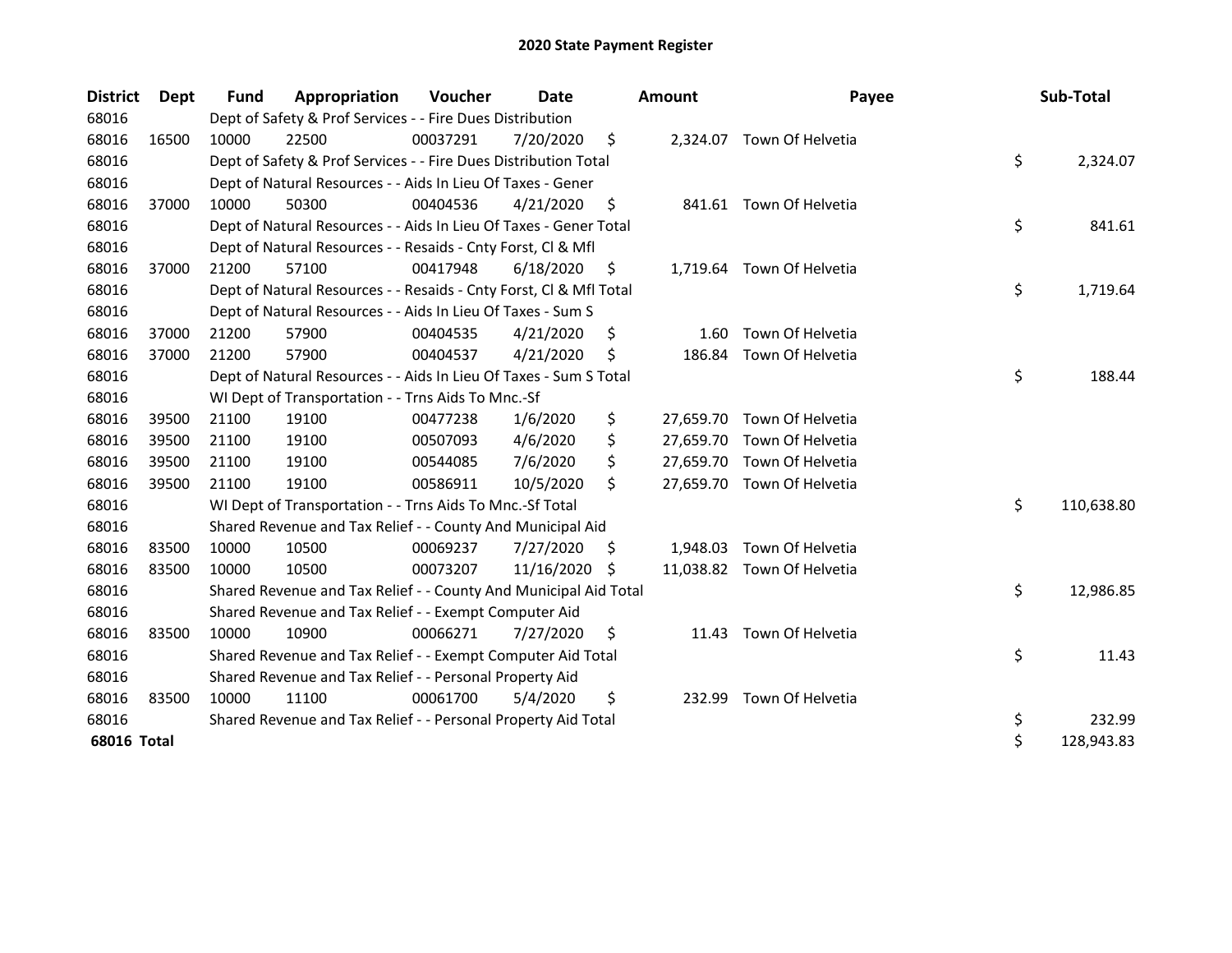# 2020 State Payment Register

| District | Dept | Fund | Appropriation | Voucher | Date | Amount | Payee | Sub-Total |
|---|---|---|---|---|---|---|---|---|
| 68016 | | Dept of Safety & Prof Services - - Fire Dues Distribution | | | | | | |
| 68016 | 16500 | 10000 | 22500 | 00037291 | 7/20/2020 | $ 2,324.07 | Town Of Helvetia | |
| 68016 | | Dept of Safety & Prof Services - - Fire Dues Distribution Total | | | | | | $ 2,324.07 |
| 68016 | | Dept of Natural Resources - - Aids In Lieu Of Taxes - Gener | | | | | | |
| 68016 | 37000 | 10000 | 50300 | 00404536 | 4/21/2020 | $ 841.61 | Town Of Helvetia | |
| 68016 | | Dept of Natural Resources - - Aids In Lieu Of Taxes - Gener Total | | | | | | $ 841.61 |
| 68016 | | Dept of Natural Resources - - Resaids - Cnty Forst, Cl & Mfl | | | | | | |
| 68016 | 37000 | 21200 | 57100 | 00417948 | 6/18/2020 | $ 1,719.64 | Town Of Helvetia | |
| 68016 | | Dept of Natural Resources - - Resaids - Cnty Forst, Cl & Mfl Total | | | | | | $ 1,719.64 |
| 68016 | | Dept of Natural Resources - - Aids In Lieu Of Taxes - Sum S | | | | | | |
| 68016 | 37000 | 21200 | 57900 | 00404535 | 4/21/2020 | $ 1.60 | Town Of Helvetia | |
| 68016 | 37000 | 21200 | 57900 | 00404537 | 4/21/2020 | $ 186.84 | Town Of Helvetia | |
| 68016 | | Dept of Natural Resources - - Aids In Lieu Of Taxes - Sum S Total | | | | | | $ 188.44 |
| 68016 | | WI Dept of Transportation - - Trns Aids To Mnc.-Sf | | | | | | |
| 68016 | 39500 | 21100 | 19100 | 00477238 | 1/6/2020 | $ 27,659.70 | Town Of Helvetia | |
| 68016 | 39500 | 21100 | 19100 | 00507093 | 4/6/2020 | $ 27,659.70 | Town Of Helvetia | |
| 68016 | 39500 | 21100 | 19100 | 00544085 | 7/6/2020 | $ 27,659.70 | Town Of Helvetia | |
| 68016 | 39500 | 21100 | 19100 | 00586911 | 10/5/2020 | $ 27,659.70 | Town Of Helvetia | |
| 68016 | | WI Dept of Transportation - - Trns Aids To Mnc.-Sf Total | | | | | | $ 110,638.80 |
| 68016 | | Shared Revenue and Tax Relief - - County And Municipal Aid | | | | | | |
| 68016 | 83500 | 10000 | 10500 | 00069237 | 7/27/2020 | $ 1,948.03 | Town Of Helvetia | |
| 68016 | 83500 | 10000 | 10500 | 00073207 | 11/16/2020 | $ 11,038.82 | Town Of Helvetia | |
| 68016 | | Shared Revenue and Tax Relief - - County And Municipal Aid Total | | | | | | $ 12,986.85 |
| 68016 | | Shared Revenue and Tax Relief - - Exempt Computer Aid | | | | | | |
| 68016 | 83500 | 10000 | 10900 | 00066271 | 7/27/2020 | $ 11.43 | Town Of Helvetia | |
| 68016 | | Shared Revenue and Tax Relief - - Exempt Computer Aid Total | | | | | | $ 11.43 |
| 68016 | | Shared Revenue and Tax Relief - - Personal Property Aid | | | | | | |
| 68016 | 83500 | 10000 | 11100 | 00061700 | 5/4/2020 | $ 232.99 | Town Of Helvetia | |
| 68016 | | Shared Revenue and Tax Relief - - Personal Property Aid Total | | | | | | $ 232.99 |
| **68016 Total** | | | | | | | | $ 128,943.83 |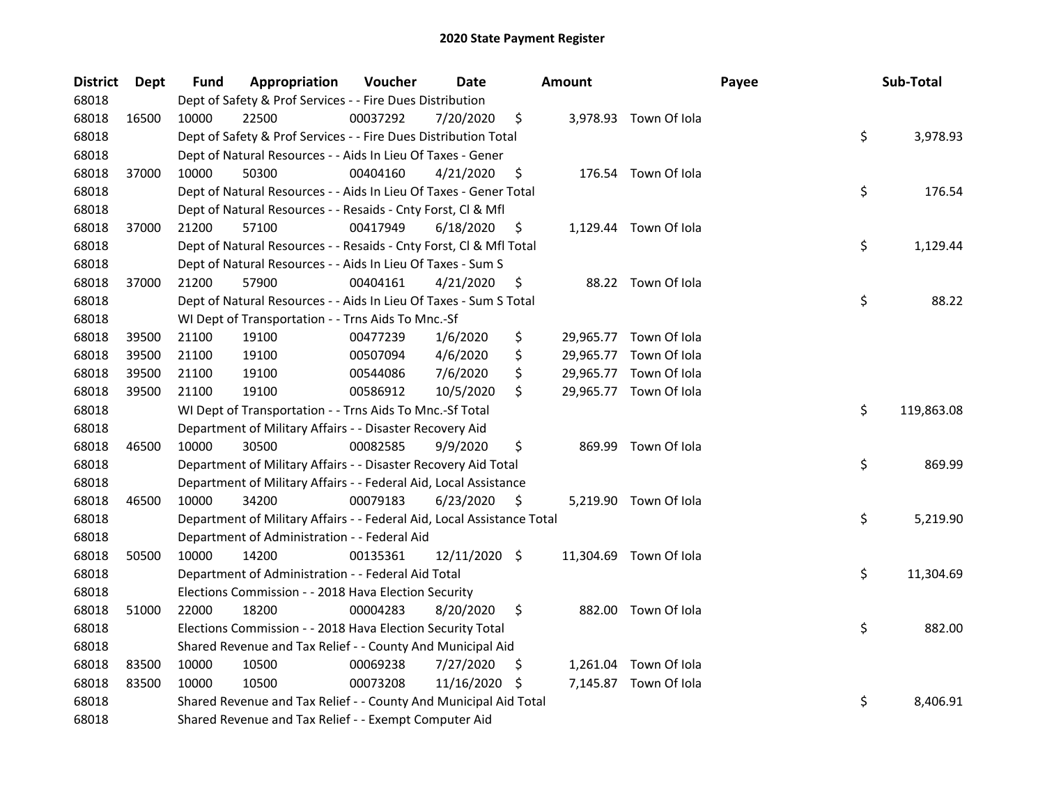# 2020 State Payment Register

| District | Dept | Fund | Appropriation | Voucher | Date | Amount | Payee | Sub-Total |
|---|---|---|---|---|---|---|---|---|
| 68018 | | Dept of Safety & Prof Services - - Fire Dues Distribution | | | | | | |
| 68018 | 16500 | 10000 | 22500 | 00037292 | 7/20/2020 | $ 3,978.93 | Town Of Iola | |
| 68018 | | Dept of Safety & Prof Services - - Fire Dues Distribution Total | | | | | | $ 3,978.93 |
| 68018 | | Dept of Natural Resources - - Aids In Lieu Of Taxes - Gener | | | | | | |
| 68018 | 37000 | 10000 | 50300 | 00404160 | 4/21/2020 | $ 176.54 | Town Of Iola | |
| 68018 | | Dept of Natural Resources - - Aids In Lieu Of Taxes - Gener Total | | | | | | $ 176.54 |
| 68018 | | Dept of Natural Resources - - Resaids - Cnty Forst, Cl & Mfl | | | | | | |
| 68018 | 37000 | 21200 | 57100 | 00417949 | 6/18/2020 | $ 1,129.44 | Town Of Iola | |
| 68018 | | Dept of Natural Resources - - Resaids - Cnty Forst, Cl & Mfl Total | | | | | | $ 1,129.44 |
| 68018 | | Dept of Natural Resources - - Aids In Lieu Of Taxes - Sum S | | | | | | |
| 68018 | 37000 | 21200 | 57900 | 00404161 | 4/21/2020 | $ 88.22 | Town Of Iola | |
| 68018 | | Dept of Natural Resources - - Aids In Lieu Of Taxes - Sum S Total | | | | | | $ 88.22 |
| 68018 | | WI Dept of Transportation - - Trns Aids To Mnc.-Sf | | | | | | |
| 68018 | 39500 | 21100 | 19100 | 00477239 | 1/6/2020 | $ 29,965.77 | Town Of Iola | |
| 68018 | 39500 | 21100 | 19100 | 00507094 | 4/6/2020 | $ 29,965.77 | Town Of Iola | |
| 68018 | 39500 | 21100 | 19100 | 00544086 | 7/6/2020 | $ 29,965.77 | Town Of Iola | |
| 68018 | 39500 | 21100 | 19100 | 00586912 | 10/5/2020 | $ 29,965.77 | Town Of Iola | |
| 68018 | | WI Dept of Transportation - - Trns Aids To Mnc.-Sf Total | | | | | | $ 119,863.08 |
| 68018 | | Department of Military Affairs - - Disaster Recovery Aid | | | | | | |
| 68018 | 46500 | 10000 | 30500 | 00082585 | 9/9/2020 | $ 869.99 | Town Of Iola | |
| 68018 | | Department of Military Affairs - - Disaster Recovery Aid Total | | | | | | $ 869.99 |
| 68018 | | Department of Military Affairs - - Federal Aid, Local Assistance | | | | | | |
| 68018 | 46500 | 10000 | 34200 | 00079183 | 6/23/2020 | $ 5,219.90 | Town Of Iola | |
| 68018 | | Department of Military Affairs - - Federal Aid, Local Assistance Total | | | | | | $ 5,219.90 |
| 68018 | | Department of Administration - - Federal Aid | | | | | | |
| 68018 | 50500 | 10000 | 14200 | 00135361 | 12/11/2020 | $ 11,304.69 | Town Of Iola | |
| 68018 | | Department of Administration - - Federal Aid Total | | | | | | $ 11,304.69 |
| 68018 | | Elections Commission - - 2018 Hava Election Security | | | | | | |
| 68018 | 51000 | 22000 | 18200 | 00004283 | 8/20/2020 | $ 882.00 | Town Of Iola | |
| 68018 | | Elections Commission - - 2018 Hava Election Security Total | | | | | | $ 882.00 |
| 68018 | | Shared Revenue and Tax Relief - - County And Municipal Aid | | | | | | |
| 68018 | 83500 | 10000 | 10500 | 00069238 | 7/27/2020 | $ 1,261.04 | Town Of Iola | |
| 68018 | 83500 | 10000 | 10500 | 00073208 | 11/16/2020 | $ 7,145.87 | Town Of Iola | |
| 68018 | | Shared Revenue and Tax Relief - - County And Municipal Aid Total | | | | | | $ 8,406.91 |
| 68018 | | Shared Revenue and Tax Relief - - Exempt Computer Aid | | | | | | |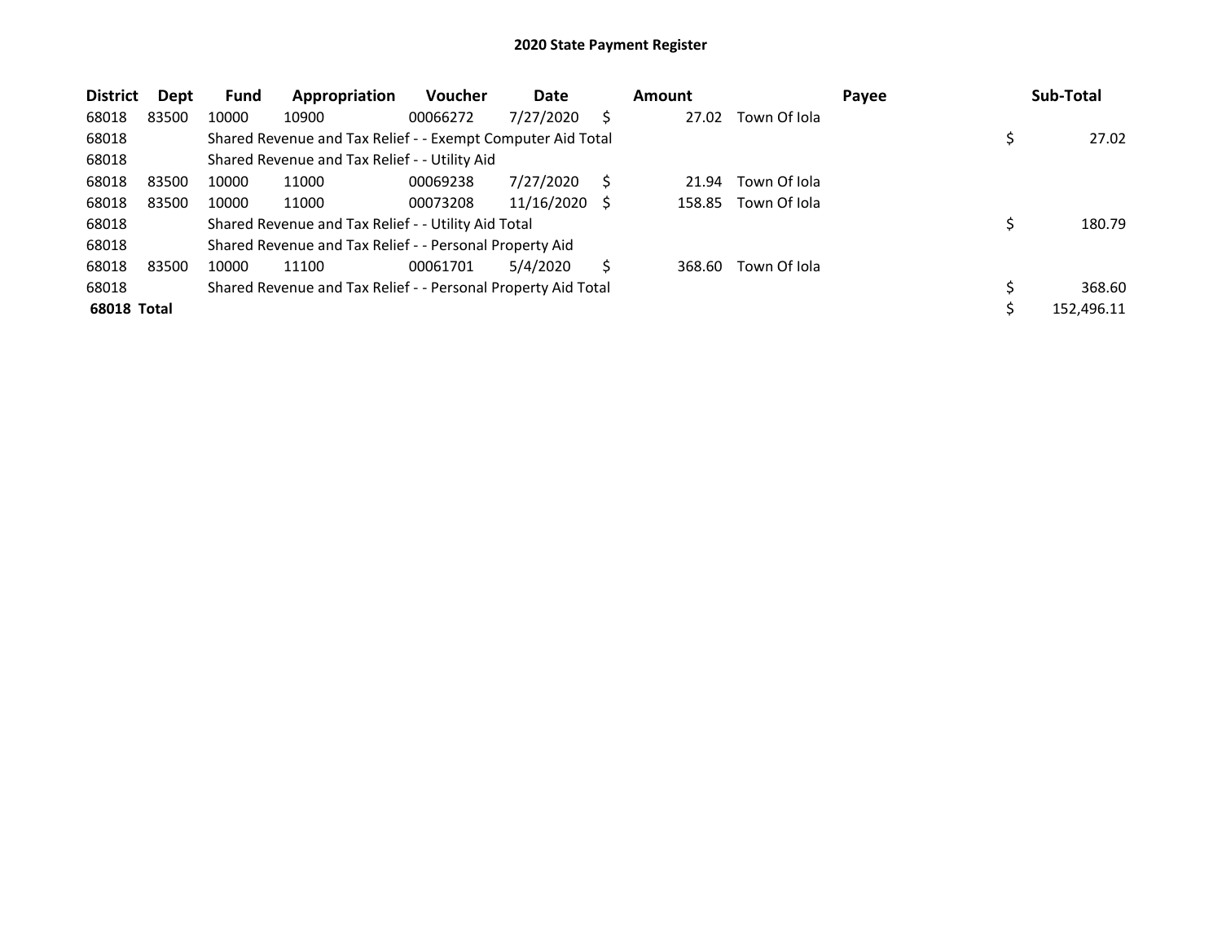# 2020 State Payment Register

| District | Dept | Fund | Appropriation | Voucher | Date | Amount | Payee | Sub-Total |
|---|---|---|---|---|---|---|---|---|
| 68018 | 83500 | 10000 | 10900 | 00066272 | 7/27/2020 | $ 27.02 | Town Of Iola | |
| 68018 | | Shared Revenue and Tax Relief - - Exempt Computer Aid Total | | | | | | $ 27.02 |
| 68018 | | Shared Revenue and Tax Relief - - Utility Aid | | | | | | |
| 68018 | 83500 | 10000 | 11000 | 00069238 | 7/27/2020 | $ 21.94 | Town Of Iola | |
| 68018 | 83500 | 10000 | 11000 | 00073208 | 11/16/2020 | $ 158.85 | Town Of Iola | |
| 68018 | | Shared Revenue and Tax Relief - - Utility Aid Total | | | | | | $ 180.79 |
| 68018 | | Shared Revenue and Tax Relief - - Personal Property Aid | | | | | | |
| 68018 | 83500 | 10000 | 11100 | 00061701 | 5/4/2020 | $ 368.60 | Town Of Iola | |
| 68018 | | Shared Revenue and Tax Relief - - Personal Property Aid Total | | | | | | $ 368.60 |
| **68018 Total** | | | | | | | | $ 152,496.11 |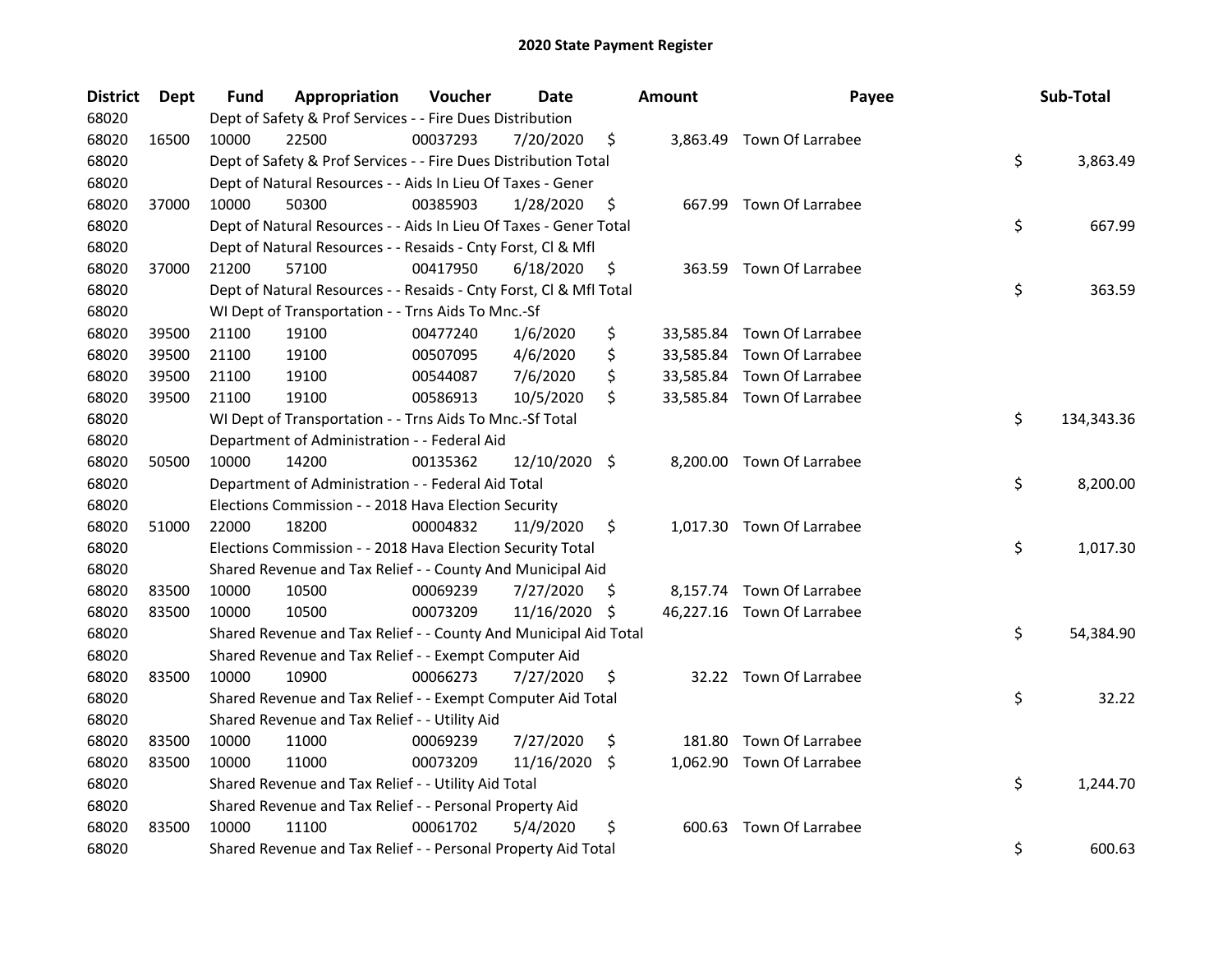# 2020 State Payment Register

| District | Dept | Fund | Appropriation | Voucher | Date | Amount | Payee | Sub-Total |
|---|---|---|---|---|---|---|---|---|
| 68020 | | Dept of Safety & Prof Services - - Fire Dues Distribution | | | | | | |
| 68020 | 16500 | 10000 | 22500 | 00037293 | 7/20/2020 | $ 3,863.49 | Town Of Larrabee | |
| 68020 | | Dept of Safety & Prof Services - - Fire Dues Distribution Total | | | | | | $ 3,863.49 |
| 68020 | | Dept of Natural Resources - - Aids In Lieu Of Taxes - Gener | | | | | | |
| 68020 | 37000 | 10000 | 50300 | 00385903 | 1/28/2020 | $ 667.99 | Town Of Larrabee | |
| 68020 | | Dept of Natural Resources - - Aids In Lieu Of Taxes - Gener Total | | | | | | $ 667.99 |
| 68020 | | Dept of Natural Resources - - Resaids - Cnty Forst, Cl & Mfl | | | | | | |
| 68020 | 37000 | 21200 | 57100 | 00417950 | 6/18/2020 | $ 363.59 | Town Of Larrabee | |
| 68020 | | Dept of Natural Resources - - Resaids - Cnty Forst, Cl & Mfl Total | | | | | | $ 363.59 |
| 68020 | | WI Dept of Transportation - - Trns Aids To Mnc.-Sf | | | | | | |
| 68020 | 39500 | 21100 | 19100 | 00477240 | 1/6/2020 | $ 33,585.84 | Town Of Larrabee | |
| 68020 | 39500 | 21100 | 19100 | 00507095 | 4/6/2020 | $ 33,585.84 | Town Of Larrabee | |
| 68020 | 39500 | 21100 | 19100 | 00544087 | 7/6/2020 | $ 33,585.84 | Town Of Larrabee | |
| 68020 | 39500 | 21100 | 19100 | 00586913 | 10/5/2020 | $ 33,585.84 | Town Of Larrabee | |
| 68020 | | WI Dept of Transportation - - Trns Aids To Mnc.-Sf Total | | | | | | $ 134,343.36 |
| 68020 | | Department of Administration - - Federal Aid | | | | | | |
| 68020 | 50500 | 10000 | 14200 | 00135362 | 12/10/2020 | $ 8,200.00 | Town Of Larrabee | |
| 68020 | | Department of Administration - - Federal Aid Total | | | | | | $ 8,200.00 |
| 68020 | | Elections Commission - - 2018 Hava Election Security | | | | | | |
| 68020 | 51000 | 22000 | 18200 | 00004832 | 11/9/2020 | $ 1,017.30 | Town Of Larrabee | |
| 68020 | | Elections Commission - - 2018 Hava Election Security Total | | | | | | $ 1,017.30 |
| 68020 | | Shared Revenue and Tax Relief - - County And Municipal Aid | | | | | | |
| 68020 | 83500 | 10000 | 10500 | 00069239 | 7/27/2020 | $ 8,157.74 | Town Of Larrabee | |
| 68020 | 83500 | 10000 | 10500 | 00073209 | 11/16/2020 | $ 46,227.16 | Town Of Larrabee | |
| 68020 | | Shared Revenue and Tax Relief - - County And Municipal Aid Total | | | | | | $ 54,384.90 |
| 68020 | | Shared Revenue and Tax Relief - - Exempt Computer Aid | | | | | | |
| 68020 | 83500 | 10000 | 10900 | 00066273 | 7/27/2020 | $ 32.22 | Town Of Larrabee | |
| 68020 | | Shared Revenue and Tax Relief - - Exempt Computer Aid Total | | | | | | $ 32.22 |
| 68020 | | Shared Revenue and Tax Relief - - Utility Aid | | | | | | |
| 68020 | 83500 | 10000 | 11000 | 00069239 | 7/27/2020 | $ 181.80 | Town Of Larrabee | |
| 68020 | 83500 | 10000 | 11000 | 00073209 | 11/16/2020 | $ 1,062.90 | Town Of Larrabee | |
| 68020 | | Shared Revenue and Tax Relief - - Utility Aid Total | | | | | | $ 1,244.70 |
| 68020 | | Shared Revenue and Tax Relief - - Personal Property Aid | | | | | | |
| 68020 | 83500 | 10000 | 11100 | 00061702 | 5/4/2020 | $ 600.63 | Town Of Larrabee | |
| 68020 | | Shared Revenue and Tax Relief - - Personal Property Aid Total | | | | | | $ 600.63 |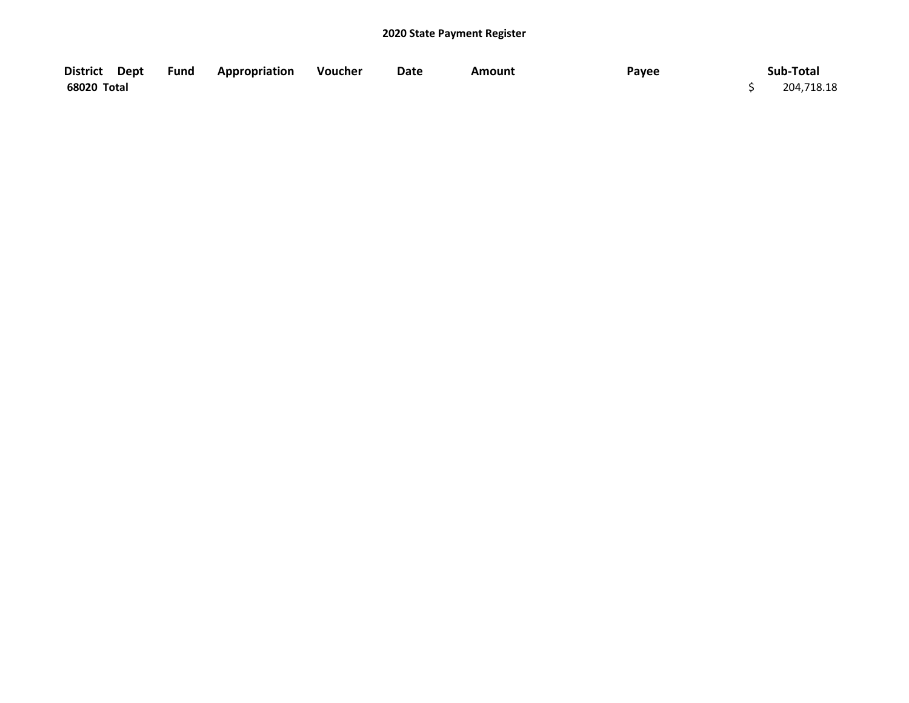**2020 State Payment Register**

| District | Dept | Fund | Appropriation | Voucher | Date | Amount | Payee | Sub-Total |
|---|---|---|---|---|---|---|---|---|
| **68020 Total** | | | | | | | | $ 204,718.18 |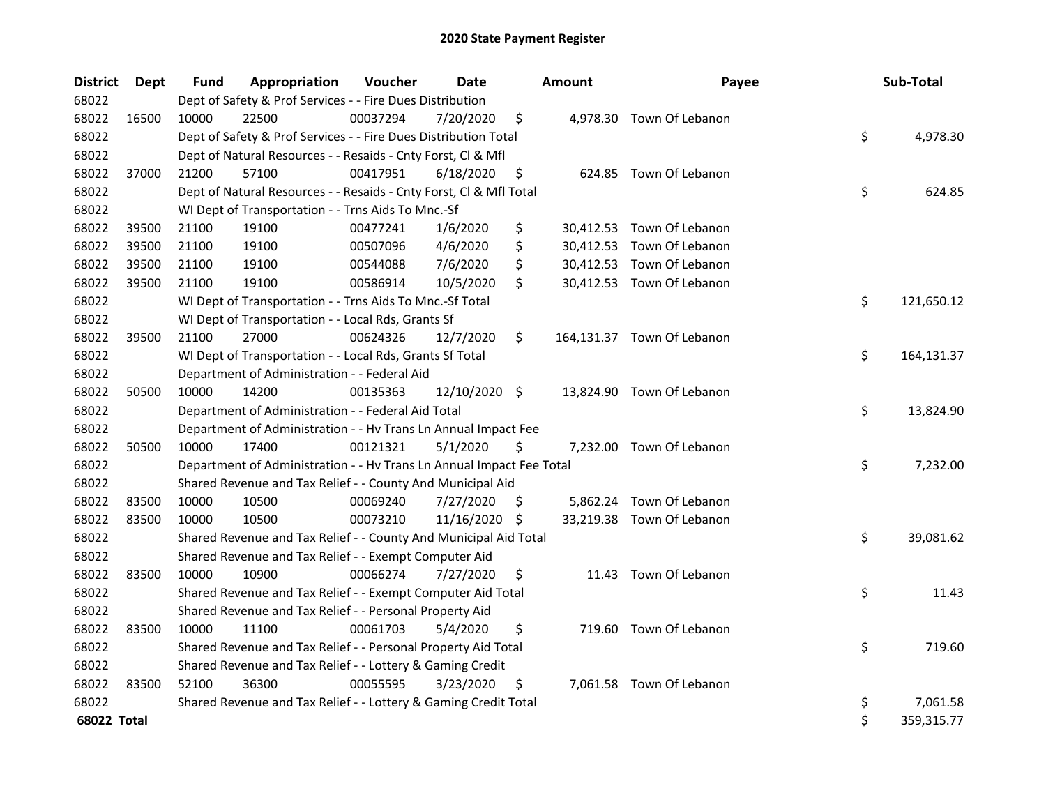# 2020 State Payment Register

| District | Dept | Fund | Appropriation | Voucher | Date | Amount | Payee | Sub-Total |
|---|---|---|---|---|---|---|---|---|
| 68022 | | Dept of Safety & Prof Services - - Fire Dues Distribution | | | | | | |
| 68022 | 16500 | 10000 | 22500 | 00037294 | 7/20/2020 | $ 4,978.30 | Town Of Lebanon | |
| 68022 | | Dept of Safety & Prof Services - - Fire Dues Distribution Total | | | | | | $ 4,978.30 |
| 68022 | | Dept of Natural Resources - - Resaids - Cnty Forst, Cl & Mfl | | | | | | |
| 68022 | 37000 | 21200 | 57100 | 00417951 | 6/18/2020 | $ 624.85 | Town Of Lebanon | |
| 68022 | | Dept of Natural Resources - - Resaids - Cnty Forst, Cl & Mfl Total | | | | | | $ 624.85 |
| 68022 | | WI Dept of Transportation - - Trns Aids To Mnc.-Sf | | | | | | |
| 68022 | 39500 | 21100 | 19100 | 00477241 | 1/6/2020 | $ 30,412.53 | Town Of Lebanon | |
| 68022 | 39500 | 21100 | 19100 | 00507096 | 4/6/2020 | $ 30,412.53 | Town Of Lebanon | |
| 68022 | 39500 | 21100 | 19100 | 00544088 | 7/6/2020 | $ 30,412.53 | Town Of Lebanon | |
| 68022 | 39500 | 21100 | 19100 | 00586914 | 10/5/2020 | $ 30,412.53 | Town Of Lebanon | |
| 68022 | | WI Dept of Transportation - - Trns Aids To Mnc.-Sf Total | | | | | | $ 121,650.12 |
| 68022 | | WI Dept of Transportation - - Local Rds, Grants Sf | | | | | | |
| 68022 | 39500 | 21100 | 27000 | 00624326 | 12/7/2020 | $ 164,131.37 | Town Of Lebanon | |
| 68022 | | WI Dept of Transportation - - Local Rds, Grants Sf Total | | | | | | $ 164,131.37 |
| 68022 | | Department of Administration - - Federal Aid | | | | | | |
| 68022 | 50500 | 10000 | 14200 | 00135363 | 12/10/2020 | $ 13,824.90 | Town Of Lebanon | |
| 68022 | | Department of Administration - - Federal Aid Total | | | | | | $ 13,824.90 |
| 68022 | | Department of Administration - - Hv Trans Ln Annual Impact Fee | | | | | | |
| 68022 | 50500 | 10000 | 17400 | 00121321 | 5/1/2020 | $ 7,232.00 | Town Of Lebanon | |
| 68022 | | Department of Administration - - Hv Trans Ln Annual Impact Fee Total | | | | | | $ 7,232.00 |
| 68022 | | Shared Revenue and Tax Relief - - County And Municipal Aid | | | | | | |
| 68022 | 83500 | 10000 | 10500 | 00069240 | 7/27/2020 | $ 5,862.24 | Town Of Lebanon | |
| 68022 | 83500 | 10000 | 10500 | 00073210 | 11/16/2020 | $ 33,219.38 | Town Of Lebanon | |
| 68022 | | Shared Revenue and Tax Relief - - County And Municipal Aid Total | | | | | | $ 39,081.62 |
| 68022 | | Shared Revenue and Tax Relief - - Exempt Computer Aid | | | | | | |
| 68022 | 83500 | 10000 | 10900 | 00066274 | 7/27/2020 | $ 11.43 | Town Of Lebanon | |
| 68022 | | Shared Revenue and Tax Relief - - Exempt Computer Aid Total | | | | | | $ 11.43 |
| 68022 | | Shared Revenue and Tax Relief - - Personal Property Aid | | | | | | |
| 68022 | 83500 | 10000 | 11100 | 00061703 | 5/4/2020 | $ 719.60 | Town Of Lebanon | |
| 68022 | | Shared Revenue and Tax Relief - - Personal Property Aid Total | | | | | | $ 719.60 |
| 68022 | | Shared Revenue and Tax Relief - - Lottery & Gaming Credit | | | | | | |
| 68022 | 83500 | 52100 | 36300 | 00055595 | 3/23/2020 | $ 7,061.58 | Town Of Lebanon | |
| 68022 | | Shared Revenue and Tax Relief - - Lottery & Gaming Credit Total | | | | | | $ 7,061.58 |
| **68022 Total** | | | | | | | | $ 359,315.77 |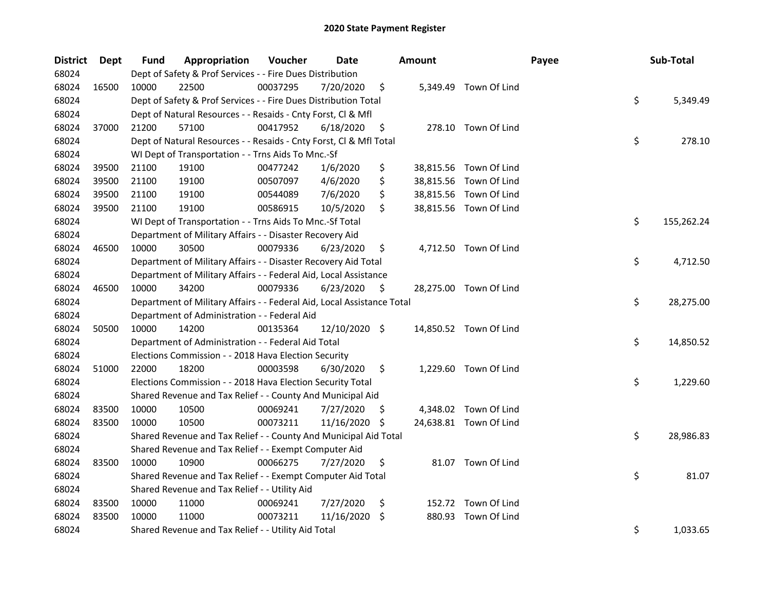# 2020 State Payment Register

| District | Dept | Fund | Appropriation | Voucher | Date | Amount | Payee | Sub-Total |
|---|---|---|---|---|---|---|---|---|
| 68024 | | Dept of Safety & Prof Services - - Fire Dues Distribution | | | | | | |
| 68024 | 16500 | 10000 | 22500 | 00037295 | 7/20/2020 | $ 5,349.49 | Town Of Lind | |
| 68024 | | Dept of Safety & Prof Services - - Fire Dues Distribution Total | | | | | | $ 5,349.49 |
| 68024 | | Dept of Natural Resources - - Resaids - Cnty Forst, Cl & Mfl | | | | | | |
| 68024 | 37000 | 21200 | 57100 | 00417952 | 6/18/2020 | $ 278.10 | Town Of Lind | |
| 68024 | | Dept of Natural Resources - - Resaids - Cnty Forst, Cl & Mfl Total | | | | | | $ 278.10 |
| 68024 | | WI Dept of Transportation - - Trns Aids To Mnc.-Sf | | | | | | |
| 68024 | 39500 | 21100 | 19100 | 00477242 | 1/6/2020 | $ 38,815.56 | Town Of Lind | |
| 68024 | 39500 | 21100 | 19100 | 00507097 | 4/6/2020 | $ 38,815.56 | Town Of Lind | |
| 68024 | 39500 | 21100 | 19100 | 00544089 | 7/6/2020 | $ 38,815.56 | Town Of Lind | |
| 68024 | 39500 | 21100 | 19100 | 00586915 | 10/5/2020 | $ 38,815.56 | Town Of Lind | |
| 68024 | | WI Dept of Transportation - - Trns Aids To Mnc.-Sf Total | | | | | | $ 155,262.24 |
| 68024 | | Department of Military Affairs - - Disaster Recovery Aid | | | | | | |
| 68024 | 46500 | 10000 | 30500 | 00079336 | 6/23/2020 | $ 4,712.50 | Town Of Lind | |
| 68024 | | Department of Military Affairs - - Disaster Recovery Aid Total | | | | | | $ 4,712.50 |
| 68024 | | Department of Military Affairs - - Federal Aid, Local Assistance | | | | | | |
| 68024 | 46500 | 10000 | 34200 | 00079336 | 6/23/2020 | $ 28,275.00 | Town Of Lind | |
| 68024 | | Department of Military Affairs - - Federal Aid, Local Assistance Total | | | | | | $ 28,275.00 |
| 68024 | | Department of Administration - - Federal Aid | | | | | | |
| 68024 | 50500 | 10000 | 14200 | 00135364 | 12/10/2020 | $ 14,850.52 | Town Of Lind | |
| 68024 | | Department of Administration - - Federal Aid Total | | | | | | $ 14,850.52 |
| 68024 | | Elections Commission - - 2018 Hava Election Security | | | | | | |
| 68024 | 51000 | 22000 | 18200 | 00003598 | 6/30/2020 | $ 1,229.60 | Town Of Lind | |
| 68024 | | Elections Commission - - 2018 Hava Election Security Total | | | | | | $ 1,229.60 |
| 68024 | | Shared Revenue and Tax Relief - - County And Municipal Aid | | | | | | |
| 68024 | 83500 | 10000 | 10500 | 00069241 | 7/27/2020 | $ 4,348.02 | Town Of Lind | |
| 68024 | 83500 | 10000 | 10500 | 00073211 | 11/16/2020 | $ 24,638.81 | Town Of Lind | |
| 68024 | | Shared Revenue and Tax Relief - - County And Municipal Aid Total | | | | | | $ 28,986.83 |
| 68024 | | Shared Revenue and Tax Relief - - Exempt Computer Aid | | | | | | |
| 68024 | 83500 | 10000 | 10900 | 00066275 | 7/27/2020 | $ 81.07 | Town Of Lind | |
| 68024 | | Shared Revenue and Tax Relief - - Exempt Computer Aid Total | | | | | | $ 81.07 |
| 68024 | | Shared Revenue and Tax Relief - - Utility Aid | | | | | | |
| 68024 | 83500 | 10000 | 11000 | 00069241 | 7/27/2020 | $ 152.72 | Town Of Lind | |
| 68024 | 83500 | 10000 | 11000 | 00073211 | 11/16/2020 | $ 880.93 | Town Of Lind | |
| 68024 | | Shared Revenue and Tax Relief - - Utility Aid Total | | | | | | $ 1,033.65 |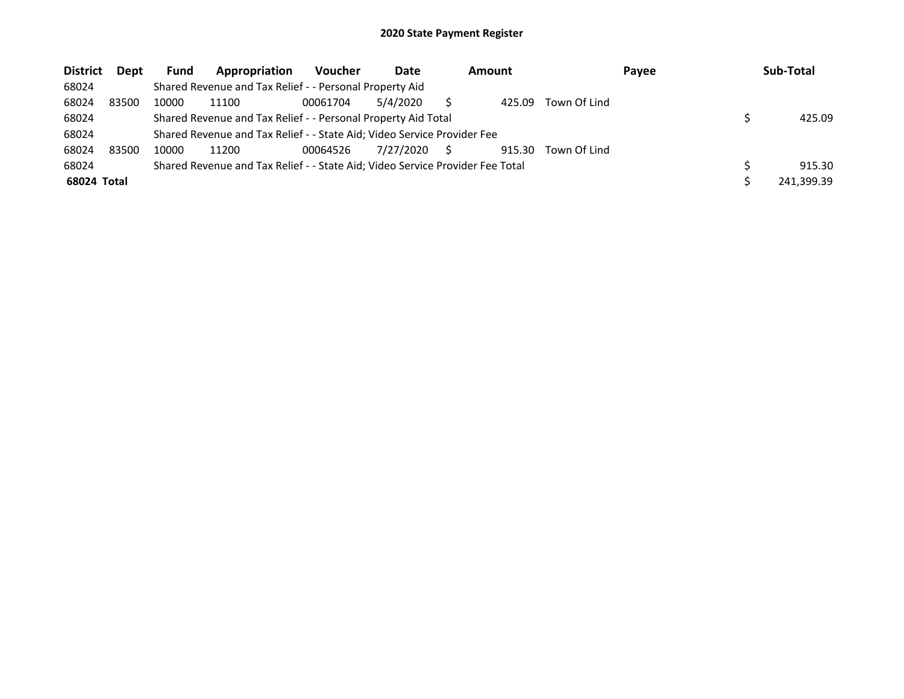# 2020 State Payment Register

| District | Dept | Fund | Appropriation | Voucher | Date | Amount | Payee | Sub-Total |
|---|---|---|---|---|---|---|---|---|
| 68024 | | Shared Revenue and Tax Relief - - Personal Property Aid | | | | | | |
| 68024 | 83500 | 10000 | 11100 | 00061704 | 5/4/2020 | $ 425.09 | Town Of Lind | |
| 68024 | | Shared Revenue and Tax Relief - - Personal Property Aid Total | | | | | | $ 425.09 |
| 68024 | | Shared Revenue and Tax Relief - - State Aid; Video Service Provider Fee | | | | | | |
| 68024 | 83500 | 10000 | 11200 | 00064526 | 7/27/2020 | $ 915.30 | Town Of Lind | |
| 68024 | | Shared Revenue and Tax Relief - - State Aid; Video Service Provider Fee Total | | | | | | $ 915.30 |
| **68024 Total** | | | | | | | | $ 241,399.39 |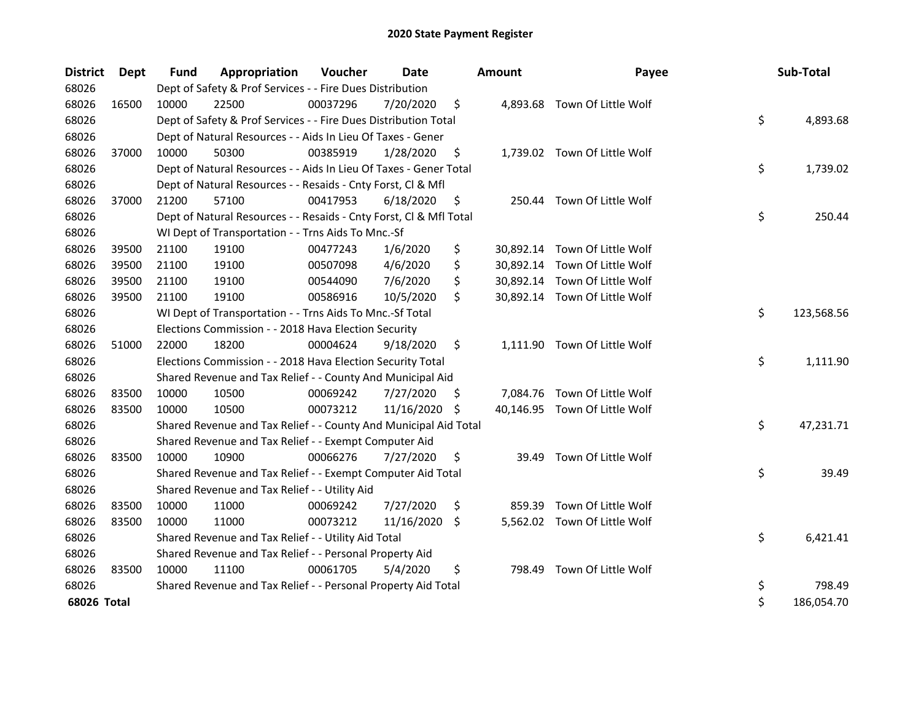# 2020 State Payment Register

| District | Dept | Fund | Appropriation | Voucher | Date | Amount | Payee | Sub-Total |
|---|---|---|---|---|---|---|---|---|
| 68026 | | Dept of Safety & Prof Services - - Fire Dues Distribution | | | | | | |
| 68026 | 16500 | 10000 | 22500 | 00037296 | 7/20/2020 | $ 4,893.68 | Town Of Little Wolf | |
| 68026 | | Dept of Safety & Prof Services - - Fire Dues Distribution Total | | | | | | $ 4,893.68 |
| 68026 | | Dept of Natural Resources - - Aids In Lieu Of Taxes - Gener | | | | | | |
| 68026 | 37000 | 10000 | 50300 | 00385919 | 1/28/2020 | $ 1,739.02 | Town Of Little Wolf | |
| 68026 | | Dept of Natural Resources - - Aids In Lieu Of Taxes - Gener Total | | | | | | $ 1,739.02 |
| 68026 | | Dept of Natural Resources - - Resaids - Cnty Forst, Cl & Mfl | | | | | | |
| 68026 | 37000 | 21200 | 57100 | 00417953 | 6/18/2020 | $ 250.44 | Town Of Little Wolf | |
| 68026 | | Dept of Natural Resources - - Resaids - Cnty Forst, Cl & Mfl Total | | | | | | $ 250.44 |
| 68026 | | WI Dept of Transportation - - Trns Aids To Mnc.-Sf | | | | | | |
| 68026 | 39500 | 21100 | 19100 | 00477243 | 1/6/2020 | $ 30,892.14 | Town Of Little Wolf | |
| 68026 | 39500 | 21100 | 19100 | 00507098 | 4/6/2020 | $ 30,892.14 | Town Of Little Wolf | |
| 68026 | 39500 | 21100 | 19100 | 00544090 | 7/6/2020 | $ 30,892.14 | Town Of Little Wolf | |
| 68026 | 39500 | 21100 | 19100 | 00586916 | 10/5/2020 | $ 30,892.14 | Town Of Little Wolf | |
| 68026 | | WI Dept of Transportation - - Trns Aids To Mnc.-Sf Total | | | | | | $ 123,568.56 |
| 68026 | | Elections Commission - - 2018 Hava Election Security | | | | | | |
| 68026 | 51000 | 22000 | 18200 | 00004624 | 9/18/2020 | $ 1,111.90 | Town Of Little Wolf | |
| 68026 | | Elections Commission - - 2018 Hava Election Security Total | | | | | | $ 1,111.90 |
| 68026 | | Shared Revenue and Tax Relief - - County And Municipal Aid | | | | | | |
| 68026 | 83500 | 10000 | 10500 | 00069242 | 7/27/2020 | $ 7,084.76 | Town Of Little Wolf | |
| 68026 | 83500 | 10000 | 10500 | 00073212 | 11/16/2020 | $ 40,146.95 | Town Of Little Wolf | |
| 68026 | | Shared Revenue and Tax Relief - - County And Municipal Aid Total | | | | | | $ 47,231.71 |
| 68026 | | Shared Revenue and Tax Relief - - Exempt Computer Aid | | | | | | |
| 68026 | 83500 | 10000 | 10900 | 00066276 | 7/27/2020 | $ 39.49 | Town Of Little Wolf | |
| 68026 | | Shared Revenue and Tax Relief - - Exempt Computer Aid Total | | | | | | $ 39.49 |
| 68026 | | Shared Revenue and Tax Relief - - Utility Aid | | | | | | |
| 68026 | 83500 | 10000 | 11000 | 00069242 | 7/27/2020 | $ 859.39 | Town Of Little Wolf | |
| 68026 | 83500 | 10000 | 11000 | 00073212 | 11/16/2020 | $ 5,562.02 | Town Of Little Wolf | |
| 68026 | | Shared Revenue and Tax Relief - - Utility Aid Total | | | | | | $ 6,421.41 |
| 68026 | | Shared Revenue and Tax Relief - - Personal Property Aid | | | | | | |
| 68026 | 83500 | 10000 | 11100 | 00061705 | 5/4/2020 | $ 798.49 | Town Of Little Wolf | |
| 68026 | | Shared Revenue and Tax Relief - - Personal Property Aid Total | | | | | | $ 798.49 |
| **68026 Total** | | | | | | | | $ 186,054.70 |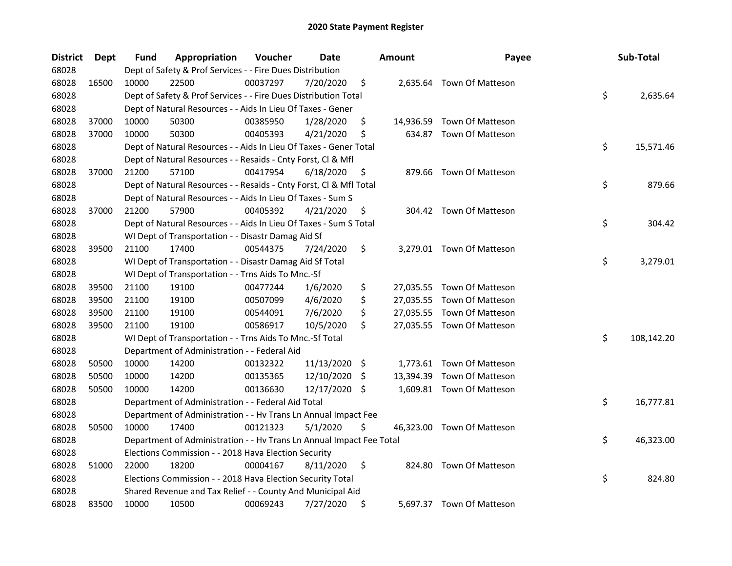# 2020 State Payment Register

| District | Dept | Fund | Appropriation | Voucher | Date | Amount | Payee | Sub-Total |
|---|---|---|---|---|---|---|---|---|
| 68028 | | Dept of Safety & Prof Services - - Fire Dues Distribution | | | | | | |
| 68028 | 16500 | 10000 | 22500 | 00037297 | 7/20/2020 | $ 2,635.64 | Town Of Matteson | |
| 68028 | | Dept of Safety & Prof Services - - Fire Dues Distribution Total | | | | | | $ 2,635.64 |
| 68028 | | Dept of Natural Resources - - Aids In Lieu Of Taxes - Gener | | | | | | |
| 68028 | 37000 | 10000 | 50300 | 00385950 | 1/28/2020 | $ 14,936.59 | Town Of Matteson | |
| 68028 | 37000 | 10000 | 50300 | 00405393 | 4/21/2020 | $ 634.87 | Town Of Matteson | |
| 68028 | | Dept of Natural Resources - - Aids In Lieu Of Taxes - Gener Total | | | | | | $ 15,571.46 |
| 68028 | | Dept of Natural Resources - - Resaids - Cnty Forst, Cl & Mfl | | | | | | |
| 68028 | 37000 | 21200 | 57100 | 00417954 | 6/18/2020 | $ 879.66 | Town Of Matteson | |
| 68028 | | Dept of Natural Resources - - Resaids - Cnty Forst, Cl & Mfl Total | | | | | | $ 879.66 |
| 68028 | | Dept of Natural Resources - - Aids In Lieu Of Taxes - Sum S | | | | | | |
| 68028 | 37000 | 21200 | 57900 | 00405392 | 4/21/2020 | $ 304.42 | Town Of Matteson | |
| 68028 | | Dept of Natural Resources - - Aids In Lieu Of Taxes - Sum S Total | | | | | | $ 304.42 |
| 68028 | | WI Dept of Transportation - - Disastr Damag Aid Sf | | | | | | |
| 68028 | 39500 | 21100 | 17400 | 00544375 | 7/24/2020 | $ 3,279.01 | Town Of Matteson | |
| 68028 | | WI Dept of Transportation - - Disastr Damag Aid Sf Total | | | | | | $ 3,279.01 |
| 68028 | | WI Dept of Transportation - - Trns Aids To Mnc.-Sf | | | | | | |
| 68028 | 39500 | 21100 | 19100 | 00477244 | 1/6/2020 | $ 27,035.55 | Town Of Matteson | |
| 68028 | 39500 | 21100 | 19100 | 00507099 | 4/6/2020 | $ 27,035.55 | Town Of Matteson | |
| 68028 | 39500 | 21100 | 19100 | 00544091 | 7/6/2020 | $ 27,035.55 | Town Of Matteson | |
| 68028 | 39500 | 21100 | 19100 | 00586917 | 10/5/2020 | $ 27,035.55 | Town Of Matteson | |
| 68028 | | WI Dept of Transportation - - Trns Aids To Mnc.-Sf Total | | | | | | $ 108,142.20 |
| 68028 | | Department of Administration - - Federal Aid | | | | | | |
| 68028 | 50500 | 10000 | 14200 | 00132322 | 11/13/2020 | $ 1,773.61 | Town Of Matteson | |
| 68028 | 50500 | 10000 | 14200 | 00135365 | 12/10/2020 | $ 13,394.39 | Town Of Matteson | |
| 68028 | 50500 | 10000 | 14200 | 00136630 | 12/17/2020 | $ 1,609.81 | Town Of Matteson | |
| 68028 | | Department of Administration - - Federal Aid Total | | | | | | $ 16,777.81 |
| 68028 | | Department of Administration - - Hv Trans Ln Annual Impact Fee | | | | | | |
| 68028 | 50500 | 10000 | 17400 | 00121323 | 5/1/2020 | $ 46,323.00 | Town Of Matteson | |
| 68028 | | Department of Administration - - Hv Trans Ln Annual Impact Fee Total | | | | | | $ 46,323.00 |
| 68028 | | Elections Commission - - 2018 Hava Election Security | | | | | | |
| 68028 | 51000 | 22000 | 18200 | 00004167 | 8/11/2020 | $ 824.80 | Town Of Matteson | |
| 68028 | | Elections Commission - - 2018 Hava Election Security Total | | | | | | $ 824.80 |
| 68028 | | Shared Revenue and Tax Relief - - County And Municipal Aid | | | | | | |
| 68028 | 83500 | 10000 | 10500 | 00069243 | 7/27/2020 | $ 5,697.37 | Town Of Matteson | |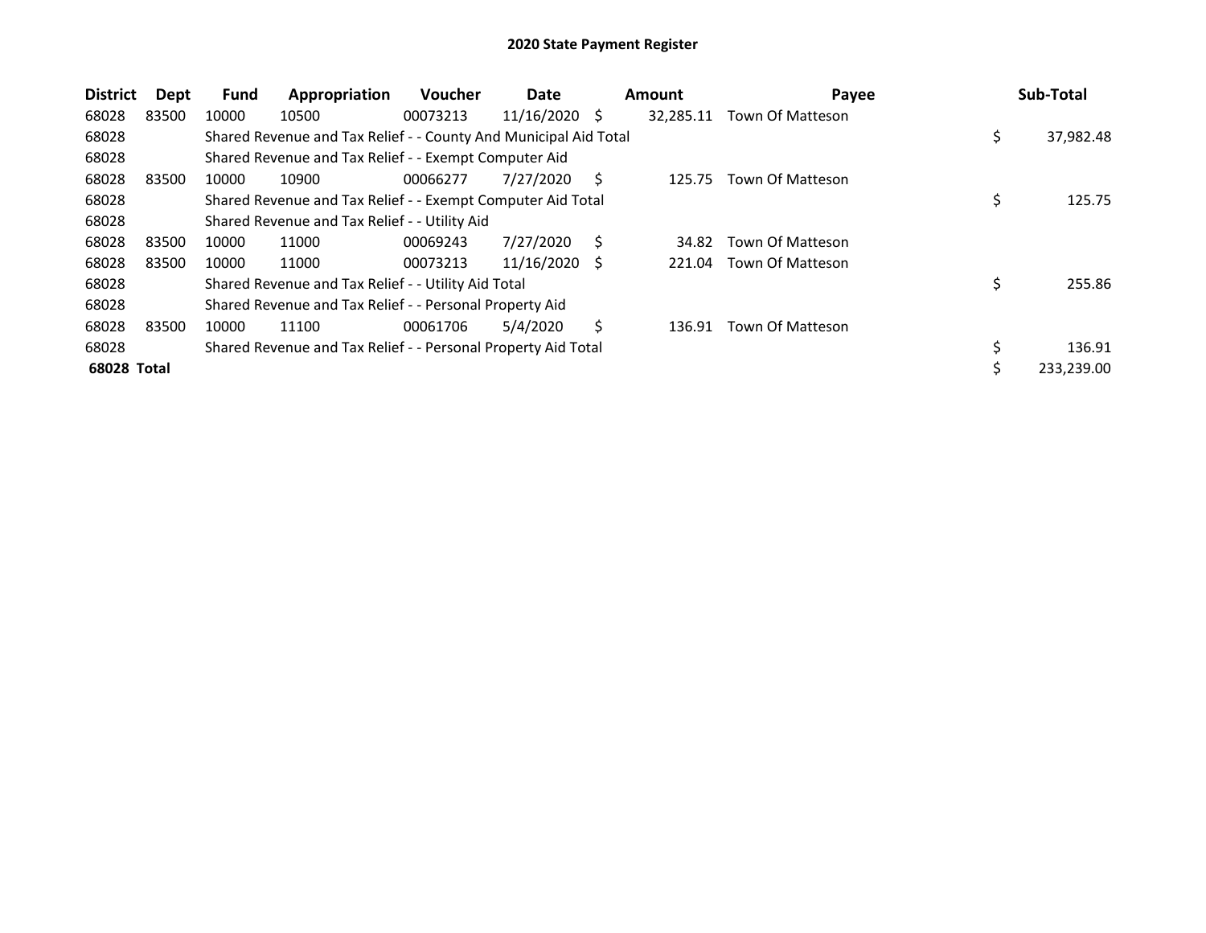# 2020 State Payment Register

| District | Dept | Fund | Appropriation | Voucher | Date | Amount | Payee | Sub-Total |
|---|---|---|---|---|---|---|---|---|
| 68028 | 83500 | 10000 | 10500 | 00073213 | 11/16/2020 | $ 32,285.11 | Town Of Matteson | |
| 68028 | | Shared Revenue and Tax Relief - - County And Municipal Aid Total | | | | | | $ 37,982.48 |
| 68028 | | Shared Revenue and Tax Relief - - Exempt Computer Aid | | | | | | |
| 68028 | 83500 | 10000 | 10900 | 00066277 | 7/27/2020 | $ 125.75 | Town Of Matteson | |
| 68028 | | Shared Revenue and Tax Relief - - Exempt Computer Aid Total | | | | | | $ 125.75 |
| 68028 | | Shared Revenue and Tax Relief - - Utility Aid | | | | | | |
| 68028 | 83500 | 10000 | 11000 | 00069243 | 7/27/2020 | $ 34.82 | Town Of Matteson | |
| 68028 | 83500 | 10000 | 11000 | 00073213 | 11/16/2020 | $ 221.04 | Town Of Matteson | |
| 68028 | | Shared Revenue and Tax Relief - - Utility Aid Total | | | | | | $ 255.86 |
| 68028 | | Shared Revenue and Tax Relief - - Personal Property Aid | | | | | | |
| 68028 | 83500 | 10000 | 11100 | 00061706 | 5/4/2020 | $ 136.91 | Town Of Matteson | |
| 68028 | | Shared Revenue and Tax Relief - - Personal Property Aid Total | | | | | | $ 136.91 |
| **68028 Total** | | | | | | | | $ 233,239.00 |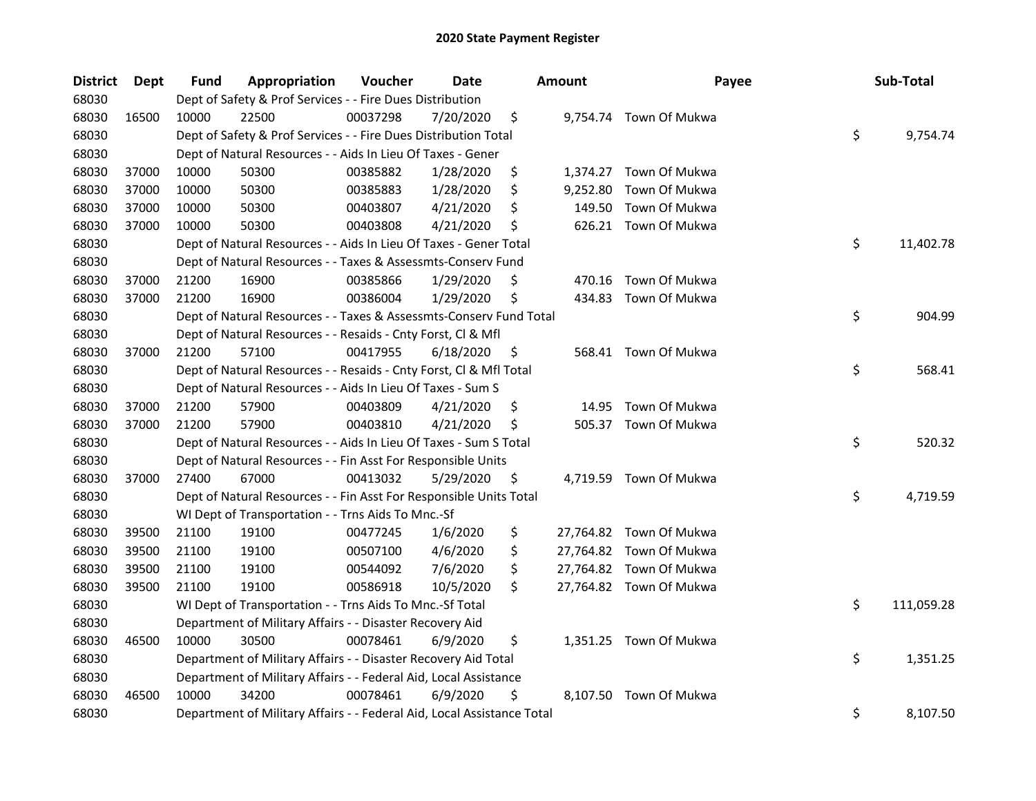# 2020 State Payment Register

| District | Dept | Fund | Appropriation | Voucher | Date | Amount | Payee | Sub-Total |
|---|---|---|---|---|---|---|---|---|
| 68030 | | Dept of Safety & Prof Services - - Fire Dues Distribution | | | | | | |
| 68030 | 16500 | 10000 | 22500 | 00037298 | 7/20/2020 | $ 9,754.74 | Town Of Mukwa | |
| 68030 | | Dept of Safety & Prof Services - - Fire Dues Distribution Total | | | | | | $ 9,754.74 |
| 68030 | | Dept of Natural Resources - - Aids In Lieu Of Taxes - Gener | | | | | | |
| 68030 | 37000 | 10000 | 50300 | 00385882 | 1/28/2020 | $ 1,374.27 | Town Of Mukwa | |
| 68030 | 37000 | 10000 | 50300 | 00385883 | 1/28/2020 | $ 9,252.80 | Town Of Mukwa | |
| 68030 | 37000 | 10000 | 50300 | 00403807 | 4/21/2020 | $ 149.50 | Town Of Mukwa | |
| 68030 | 37000 | 10000 | 50300 | 00403808 | 4/21/2020 | $ 626.21 | Town Of Mukwa | |
| 68030 | | Dept of Natural Resources - - Aids In Lieu Of Taxes - Gener Total | | | | | | $ 11,402.78 |
| 68030 | | Dept of Natural Resources - - Taxes & Assessmts-Conserv Fund | | | | | | |
| 68030 | 37000 | 21200 | 16900 | 00385866 | 1/29/2020 | $ 470.16 | Town Of Mukwa | |
| 68030 | 37000 | 21200 | 16900 | 00386004 | 1/29/2020 | $ 434.83 | Town Of Mukwa | |
| 68030 | | Dept of Natural Resources - - Taxes & Assessmts-Conserv Fund Total | | | | | | $ 904.99 |
| 68030 | | Dept of Natural Resources - - Resaids - Cnty Forst, Cl & Mfl | | | | | | |
| 68030 | 37000 | 21200 | 57100 | 00417955 | 6/18/2020 | $ 568.41 | Town Of Mukwa | |
| 68030 | | Dept of Natural Resources - - Resaids - Cnty Forst, Cl & Mfl Total | | | | | | $ 568.41 |
| 68030 | | Dept of Natural Resources - - Aids In Lieu Of Taxes - Sum S | | | | | | |
| 68030 | 37000 | 21200 | 57900 | 00403809 | 4/21/2020 | $ 14.95 | Town Of Mukwa | |
| 68030 | 37000 | 21200 | 57900 | 00403810 | 4/21/2020 | $ 505.37 | Town Of Mukwa | |
| 68030 | | Dept of Natural Resources - - Aids In Lieu Of Taxes - Sum S Total | | | | | | $ 520.32 |
| 68030 | | Dept of Natural Resources - - Fin Asst For Responsible Units | | | | | | |
| 68030 | 37000 | 27400 | 67000 | 00413032 | 5/29/2020 | $ 4,719.59 | Town Of Mukwa | |
| 68030 | | Dept of Natural Resources - - Fin Asst For Responsible Units Total | | | | | | $ 4,719.59 |
| 68030 | | WI Dept of Transportation - - Trns Aids To Mnc.-Sf | | | | | | |
| 68030 | 39500 | 21100 | 19100 | 00477245 | 1/6/2020 | $ 27,764.82 | Town Of Mukwa | |
| 68030 | 39500 | 21100 | 19100 | 00507100 | 4/6/2020 | $ 27,764.82 | Town Of Mukwa | |
| 68030 | 39500 | 21100 | 19100 | 00544092 | 7/6/2020 | $ 27,764.82 | Town Of Mukwa | |
| 68030 | 39500 | 21100 | 19100 | 00586918 | 10/5/2020 | $ 27,764.82 | Town Of Mukwa | |
| 68030 | | WI Dept of Transportation - - Trns Aids To Mnc.-Sf Total | | | | | | $ 111,059.28 |
| 68030 | | Department of Military Affairs - - Disaster Recovery Aid | | | | | | |
| 68030 | 46500 | 10000 | 30500 | 00078461 | 6/9/2020 | $ 1,351.25 | Town Of Mukwa | |
| 68030 | | Department of Military Affairs - - Disaster Recovery Aid Total | | | | | | $ 1,351.25 |
| 68030 | | Department of Military Affairs - - Federal Aid, Local Assistance | | | | | | |
| 68030 | 46500 | 10000 | 34200 | 00078461 | 6/9/2020 | $ 8,107.50 | Town Of Mukwa | |
| 68030 | | Department of Military Affairs - - Federal Aid, Local Assistance Total | | | | | | $ 8,107.50 |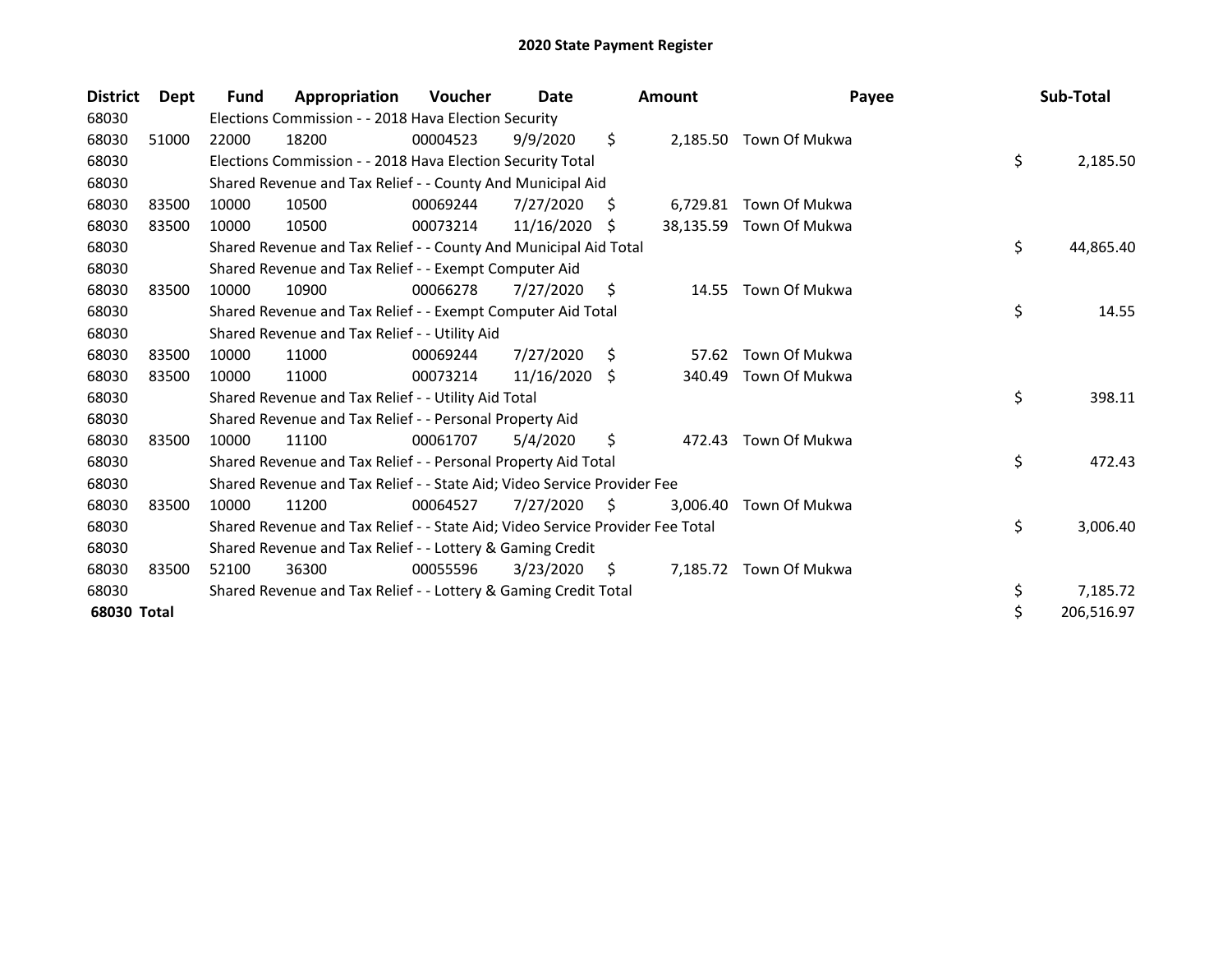# 2020 State Payment Register

| District | Dept | Fund | Appropriation | Voucher | Date | Amount | Payee | Sub-Total |
|---|---|---|---|---|---|---|---|---|
| 68030 | | Elections Commission - - 2018 Hava Election Security | | | | | | |
| 68030 | 51000 | 22000 | 18200 | 00004523 | 9/9/2020 | $ 2,185.50 | Town Of Mukwa | |
| 68030 | | Elections Commission - - 2018 Hava Election Security Total | | | | | | $ 2,185.50 |
| 68030 | | Shared Revenue and Tax Relief - - County And Municipal Aid | | | | | | |
| 68030 | 83500 | 10000 | 10500 | 00069244 | 7/27/2020 | $ 6,729.81 | Town Of Mukwa | |
| 68030 | 83500 | 10000 | 10500 | 00073214 | 11/16/2020 | $ 38,135.59 | Town Of Mukwa | |
| 68030 | | Shared Revenue and Tax Relief - - County And Municipal Aid Total | | | | | | $ 44,865.40 |
| 68030 | | Shared Revenue and Tax Relief - - Exempt Computer Aid | | | | | | |
| 68030 | 83500 | 10000 | 10900 | 00066278 | 7/27/2020 | $ 14.55 | Town Of Mukwa | |
| 68030 | | Shared Revenue and Tax Relief - - Exempt Computer Aid Total | | | | | | $ 14.55 |
| 68030 | | Shared Revenue and Tax Relief - - Utility Aid | | | | | | |
| 68030 | 83500 | 10000 | 11000 | 00069244 | 7/27/2020 | $ 57.62 | Town Of Mukwa | |
| 68030 | 83500 | 10000 | 11000 | 00073214 | 11/16/2020 | $ 340.49 | Town Of Mukwa | |
| 68030 | | Shared Revenue and Tax Relief - - Utility Aid Total | | | | | | $ 398.11 |
| 68030 | | Shared Revenue and Tax Relief - - Personal Property Aid | | | | | | |
| 68030 | 83500 | 10000 | 11100 | 00061707 | 5/4/2020 | $ 472.43 | Town Of Mukwa | |
| 68030 | | Shared Revenue and Tax Relief - - Personal Property Aid Total | | | | | | $ 472.43 |
| 68030 | | Shared Revenue and Tax Relief - - State Aid; Video Service Provider Fee | | | | | | |
| 68030 | 83500 | 10000 | 11200 | 00064527 | 7/27/2020 | $ 3,006.40 | Town Of Mukwa | |
| 68030 | | Shared Revenue and Tax Relief - - State Aid; Video Service Provider Fee Total | | | | | | $ 3,006.40 |
| 68030 | | Shared Revenue and Tax Relief - - Lottery & Gaming Credit | | | | | | |
| 68030 | 83500 | 52100 | 36300 | 00055596 | 3/23/2020 | $ 7,185.72 | Town Of Mukwa | |
| 68030 | | Shared Revenue and Tax Relief - - Lottery & Gaming Credit Total | | | | | | $ 7,185.72 |
| **68030 Total** | | | | | | | | $ 206,516.97 |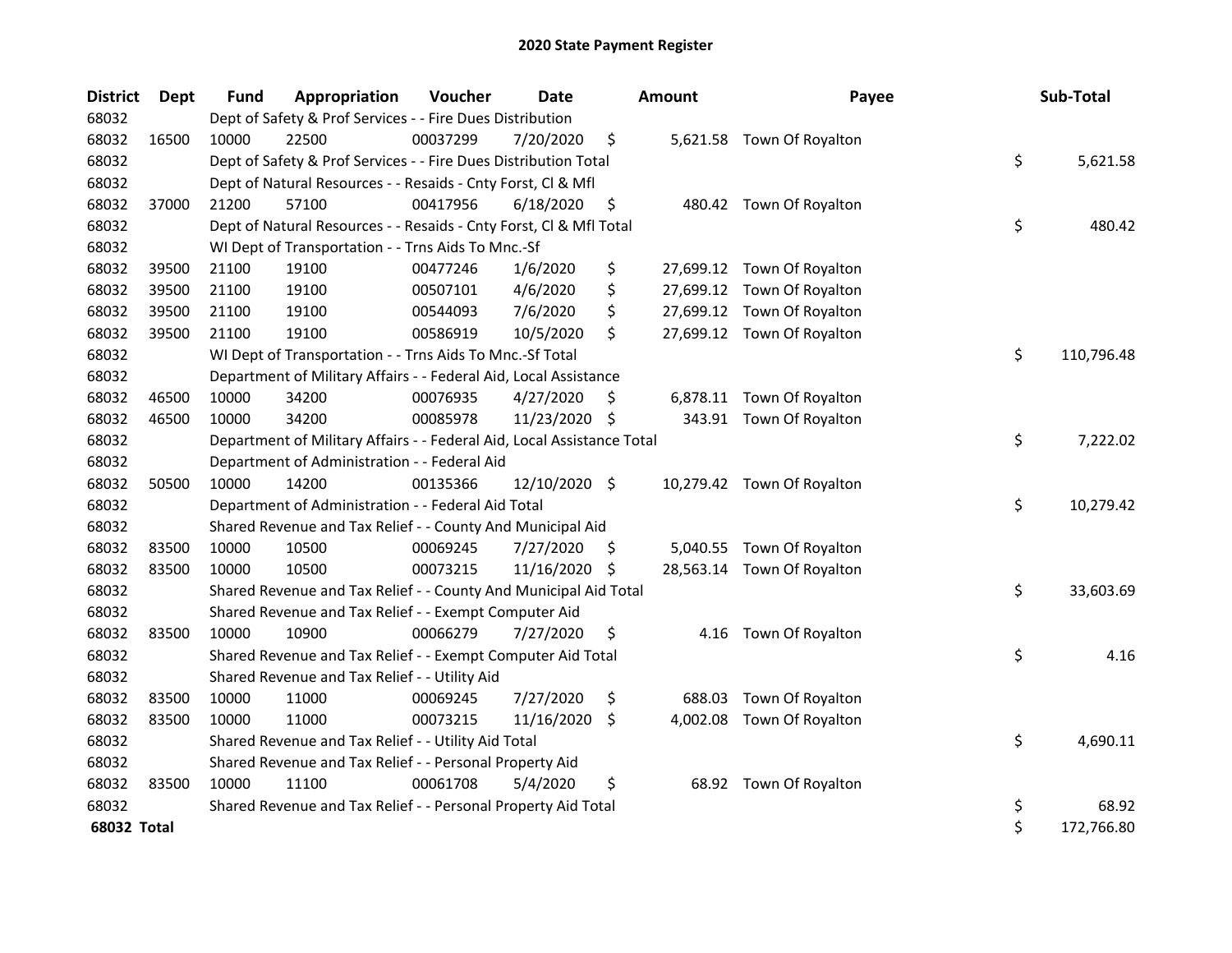# 2020 State Payment Register

| District | Dept | Fund | Appropriation | Voucher | Date | Amount | Payee | Sub-Total |
|---|---|---|---|---|---|---|---|---|
| 68032 | | Dept of Safety & Prof Services - - Fire Dues Distribution | | | | | | |
| 68032 | 16500 | 10000 | 22500 | 00037299 | 7/20/2020 | $ 5,621.58 | Town Of Royalton | |
| 68032 | | Dept of Safety & Prof Services - - Fire Dues Distribution Total | | | | | | $ 5,621.58 |
| 68032 | | Dept of Natural Resources - - Resaids - Cnty Forst, Cl & Mfl | | | | | | |
| 68032 | 37000 | 21200 | 57100 | 00417956 | 6/18/2020 | $ 480.42 | Town Of Royalton | |
| 68032 | | Dept of Natural Resources - - Resaids - Cnty Forst, Cl & Mfl Total | | | | | | $ 480.42 |
| 68032 | | WI Dept of Transportation - - Trns Aids To Mnc.-Sf | | | | | | |
| 68032 | 39500 | 21100 | 19100 | 00477246 | 1/6/2020 | $ 27,699.12 | Town Of Royalton | |
| 68032 | 39500 | 21100 | 19100 | 00507101 | 4/6/2020 | $ 27,699.12 | Town Of Royalton | |
| 68032 | 39500 | 21100 | 19100 | 00544093 | 7/6/2020 | $ 27,699.12 | Town Of Royalton | |
| 68032 | 39500 | 21100 | 19100 | 00586919 | 10/5/2020 | $ 27,699.12 | Town Of Royalton | |
| 68032 | | WI Dept of Transportation - - Trns Aids To Mnc.-Sf Total | | | | | | $ 110,796.48 |
| 68032 | | Department of Military Affairs - - Federal Aid, Local Assistance | | | | | | |
| 68032 | 46500 | 10000 | 34200 | 00076935 | 4/27/2020 | $ 6,878.11 | Town Of Royalton | |
| 68032 | 46500 | 10000 | 34200 | 00085978 | 11/23/2020 | $ 343.91 | Town Of Royalton | |
| 68032 | | Department of Military Affairs - - Federal Aid, Local Assistance Total | | | | | | $ 7,222.02 |
| 68032 | | Department of Administration - - Federal Aid | | | | | | |
| 68032 | 50500 | 10000 | 14200 | 00135366 | 12/10/2020 | $ 10,279.42 | Town Of Royalton | |
| 68032 | | Department of Administration - - Federal Aid Total | | | | | | $ 10,279.42 |
| 68032 | | Shared Revenue and Tax Relief - - County And Municipal Aid | | | | | | |
| 68032 | 83500 | 10000 | 10500 | 00069245 | 7/27/2020 | $ 5,040.55 | Town Of Royalton | |
| 68032 | 83500 | 10000 | 10500 | 00073215 | 11/16/2020 | $ 28,563.14 | Town Of Royalton | |
| 68032 | | Shared Revenue and Tax Relief - - County And Municipal Aid Total | | | | | | $ 33,603.69 |
| 68032 | | Shared Revenue and Tax Relief - - Exempt Computer Aid | | | | | | |
| 68032 | 83500 | 10000 | 10900 | 00066279 | 7/27/2020 | $ 4.16 | Town Of Royalton | |
| 68032 | | Shared Revenue and Tax Relief - - Exempt Computer Aid Total | | | | | | $ 4.16 |
| 68032 | | Shared Revenue and Tax Relief - - Utility Aid | | | | | | |
| 68032 | 83500 | 10000 | 11000 | 00069245 | 7/27/2020 | $ 688.03 | Town Of Royalton | |
| 68032 | 83500 | 10000 | 11000 | 00073215 | 11/16/2020 | $ 4,002.08 | Town Of Royalton | |
| 68032 | | Shared Revenue and Tax Relief - - Utility Aid Total | | | | | | $ 4,690.11 |
| 68032 | | Shared Revenue and Tax Relief - - Personal Property Aid | | | | | | |
| 68032 | 83500 | 10000 | 11100 | 00061708 | 5/4/2020 | $ 68.92 | Town Of Royalton | |
| 68032 | | Shared Revenue and Tax Relief - - Personal Property Aid Total | | | | | | $ 68.92 |
| 68032 Total | | | | | | | | $ 172,766.80 |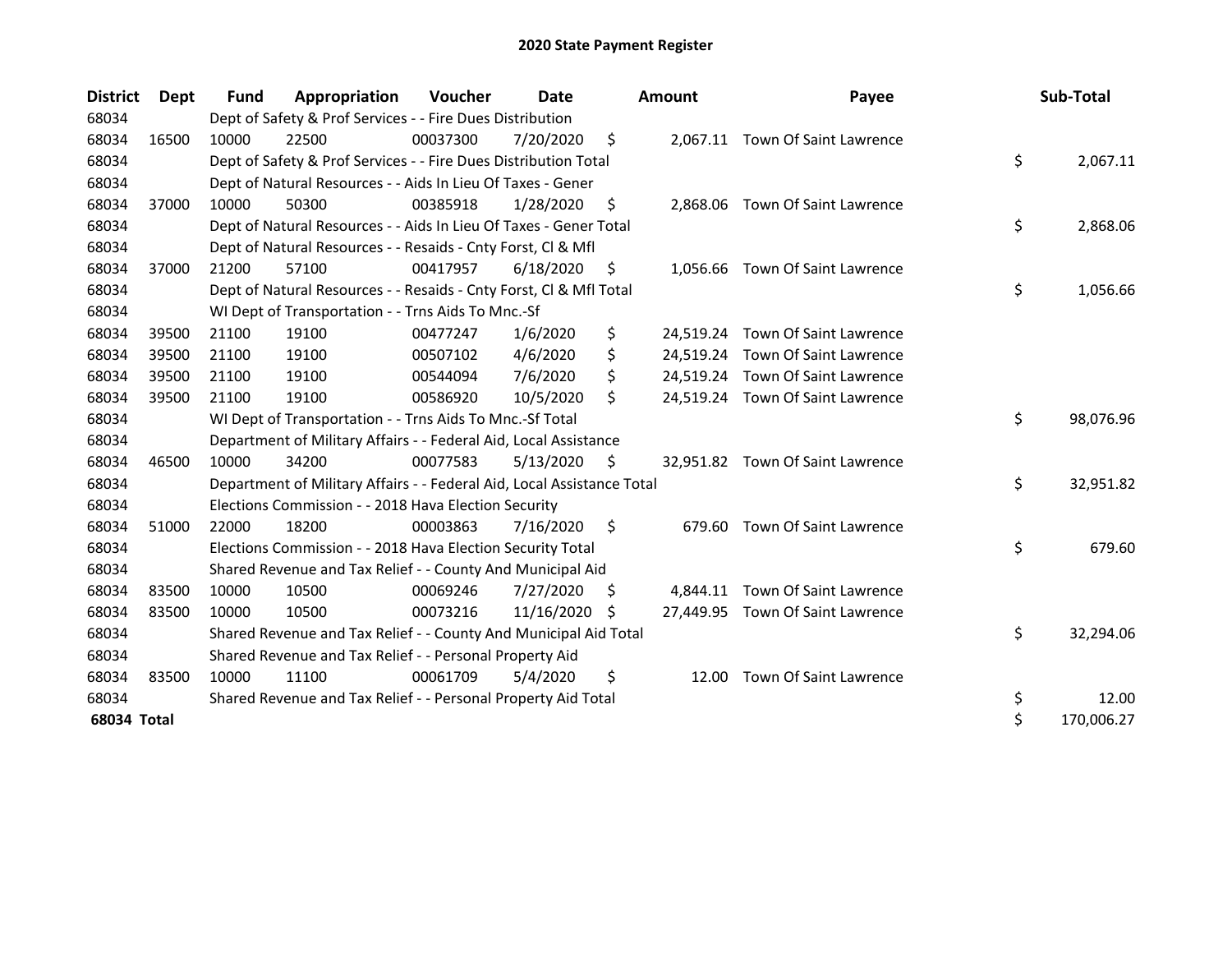# 2020 State Payment Register

| District | Dept | Fund | Appropriation | Voucher | Date | Amount | Payee | Sub-Total |
|---|---|---|---|---|---|---|---|---|
| 68034 | | Dept of Safety & Prof Services - - Fire Dues Distribution | | | | | | |
| 68034 | 16500 | 10000 | 22500 | 00037300 | 7/20/2020 | $ 2,067.11 | Town Of Saint Lawrence | |
| 68034 | | Dept of Safety & Prof Services - - Fire Dues Distribution Total | | | | | | $ 2,067.11 |
| 68034 | | Dept of Natural Resources - - Aids In Lieu Of Taxes - Gener | | | | | | |
| 68034 | 37000 | 10000 | 50300 | 00385918 | 1/28/2020 | $ 2,868.06 | Town Of Saint Lawrence | |
| 68034 | | Dept of Natural Resources - - Aids In Lieu Of Taxes - Gener Total | | | | | | $ 2,868.06 |
| 68034 | | Dept of Natural Resources - - Resaids - Cnty Forst, Cl & Mfl | | | | | | |
| 68034 | 37000 | 21200 | 57100 | 00417957 | 6/18/2020 | $ 1,056.66 | Town Of Saint Lawrence | |
| 68034 | | Dept of Natural Resources - - Resaids - Cnty Forst, Cl & Mfl Total | | | | | | $ 1,056.66 |
| 68034 | | WI Dept of Transportation - - Trns Aids To Mnc.-Sf | | | | | | |
| 68034 | 39500 | 21100 | 19100 | 00477247 | 1/6/2020 | $ 24,519.24 | Town Of Saint Lawrence | |
| 68034 | 39500 | 21100 | 19100 | 00507102 | 4/6/2020 | $ 24,519.24 | Town Of Saint Lawrence | |
| 68034 | 39500 | 21100 | 19100 | 00544094 | 7/6/2020 | $ 24,519.24 | Town Of Saint Lawrence | |
| 68034 | 39500 | 21100 | 19100 | 00586920 | 10/5/2020 | $ 24,519.24 | Town Of Saint Lawrence | |
| 68034 | | WI Dept of Transportation - - Trns Aids To Mnc.-Sf Total | | | | | | $ 98,076.96 |
| 68034 | | Department of Military Affairs - - Federal Aid, Local Assistance | | | | | | |
| 68034 | 46500 | 10000 | 34200 | 00077583 | 5/13/2020 | $ 32,951.82 | Town Of Saint Lawrence | |
| 68034 | | Department of Military Affairs - - Federal Aid, Local Assistance Total | | | | | | $ 32,951.82 |
| 68034 | | Elections Commission - - 2018 Hava Election Security | | | | | | |
| 68034 | 51000 | 22000 | 18200 | 00003863 | 7/16/2020 | $ 679.60 | Town Of Saint Lawrence | |
| 68034 | | Elections Commission - - 2018 Hava Election Security Total | | | | | | $ 679.60 |
| 68034 | | Shared Revenue and Tax Relief - - County And Municipal Aid | | | | | | |
| 68034 | 83500 | 10000 | 10500 | 00069246 | 7/27/2020 | $ 4,844.11 | Town Of Saint Lawrence | |
| 68034 | 83500 | 10000 | 10500 | 00073216 | 11/16/2020 | $ 27,449.95 | Town Of Saint Lawrence | |
| 68034 | | Shared Revenue and Tax Relief - - County And Municipal Aid Total | | | | | | $ 32,294.06 |
| 68034 | | Shared Revenue and Tax Relief - - Personal Property Aid | | | | | | |
| 68034 | 83500 | 10000 | 11100 | 00061709 | 5/4/2020 | $ 12.00 | Town Of Saint Lawrence | |
| 68034 | | Shared Revenue and Tax Relief - - Personal Property Aid Total | | | | | | $ 12.00 |
| **68034 Total** | | | | | | | | $ 170,006.27 |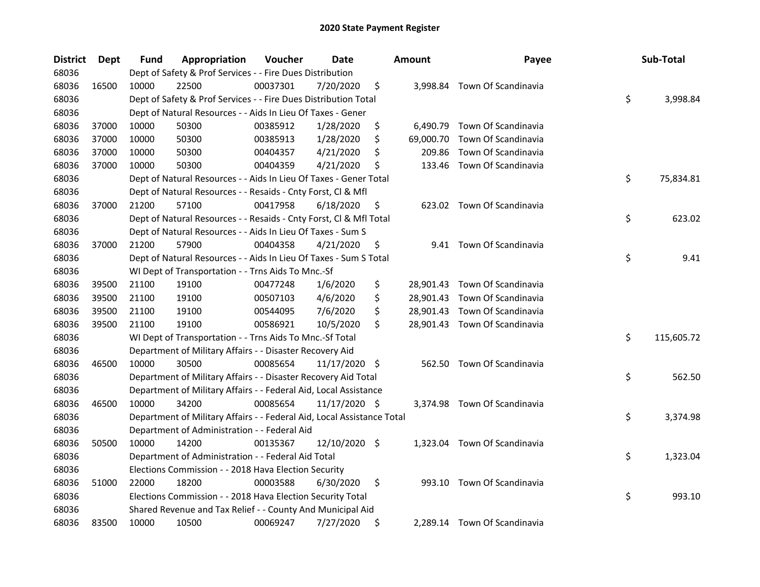# 2020 State Payment Register

| District | Dept | Fund | Appropriation | Voucher | Date | Amount | Payee | Sub-Total |
|---|---|---|---|---|---|---|---|---|
| 68036 | | Dept of Safety & Prof Services - - Fire Dues Distribution | | | | | | |
| 68036 | 16500 | 10000 | 22500 | 00037301 | 7/20/2020 | $ 3,998.84 | Town Of Scandinavia | |
| 68036 | | Dept of Safety & Prof Services - - Fire Dues Distribution Total | | | | | | $ 3,998.84 |
| 68036 | | Dept of Natural Resources - - Aids In Lieu Of Taxes - Gener | | | | | | |
| 68036 | 37000 | 10000 | 50300 | 00385912 | 1/28/2020 | $ 6,490.79 | Town Of Scandinavia | |
| 68036 | 37000 | 10000 | 50300 | 00385913 | 1/28/2020 | $ 69,000.70 | Town Of Scandinavia | |
| 68036 | 37000 | 10000 | 50300 | 00404357 | 4/21/2020 | $ 209.86 | Town Of Scandinavia | |
| 68036 | 37000 | 10000 | 50300 | 00404359 | 4/21/2020 | $ 133.46 | Town Of Scandinavia | |
| 68036 | | Dept of Natural Resources - - Aids In Lieu Of Taxes - Gener Total | | | | | | $ 75,834.81 |
| 68036 | | Dept of Natural Resources - - Resaids - Cnty Forst, Cl & Mfl | | | | | | |
| 68036 | 37000 | 21200 | 57100 | 00417958 | 6/18/2020 | $ 623.02 | Town Of Scandinavia | |
| 68036 | | Dept of Natural Resources - - Resaids - Cnty Forst, Cl & Mfl Total | | | | | | $ 623.02 |
| 68036 | | Dept of Natural Resources - - Aids In Lieu Of Taxes - Sum S | | | | | | |
| 68036 | 37000 | 21200 | 57900 | 00404358 | 4/21/2020 | $ 9.41 | Town Of Scandinavia | |
| 68036 | | Dept of Natural Resources - - Aids In Lieu Of Taxes - Sum S Total | | | | | | $ 9.41 |
| 68036 | | WI Dept of Transportation - - Trns Aids To Mnc.-Sf | | | | | | |
| 68036 | 39500 | 21100 | 19100 | 00477248 | 1/6/2020 | $ 28,901.43 | Town Of Scandinavia | |
| 68036 | 39500 | 21100 | 19100 | 00507103 | 4/6/2020 | $ 28,901.43 | Town Of Scandinavia | |
| 68036 | 39500 | 21100 | 19100 | 00544095 | 7/6/2020 | $ 28,901.43 | Town Of Scandinavia | |
| 68036 | 39500 | 21100 | 19100 | 00586921 | 10/5/2020 | $ 28,901.43 | Town Of Scandinavia | |
| 68036 | | WI Dept of Transportation - - Trns Aids To Mnc.-Sf Total | | | | | | $ 115,605.72 |
| 68036 | | Department of Military Affairs - - Disaster Recovery Aid | | | | | | |
| 68036 | 46500 | 10000 | 30500 | 00085654 | 11/17/2020 | $ 562.50 | Town Of Scandinavia | |
| 68036 | | Department of Military Affairs - - Disaster Recovery Aid Total | | | | | | $ 562.50 |
| 68036 | | Department of Military Affairs - - Federal Aid, Local Assistance | | | | | | |
| 68036 | 46500 | 10000 | 34200 | 00085654 | 11/17/2020 | $ 3,374.98 | Town Of Scandinavia | |
| 68036 | | Department of Military Affairs - - Federal Aid, Local Assistance Total | | | | | | $ 3,374.98 |
| 68036 | | Department of Administration - - Federal Aid | | | | | | |
| 68036 | 50500 | 10000 | 14200 | 00135367 | 12/10/2020 | $ 1,323.04 | Town Of Scandinavia | |
| 68036 | | Department of Administration - - Federal Aid Total | | | | | | $ 1,323.04 |
| 68036 | | Elections Commission - - 2018 Hava Election Security | | | | | | |
| 68036 | 51000 | 22000 | 18200 | 00003588 | 6/30/2020 | $ 993.10 | Town Of Scandinavia | |
| 68036 | | Elections Commission - - 2018 Hava Election Security Total | | | | | | $ 993.10 |
| 68036 | | Shared Revenue and Tax Relief - - County And Municipal Aid | | | | | | |
| 68036 | 83500 | 10000 | 10500 | 00069247 | 7/27/2020 | $ 2,289.14 | Town Of Scandinavia | |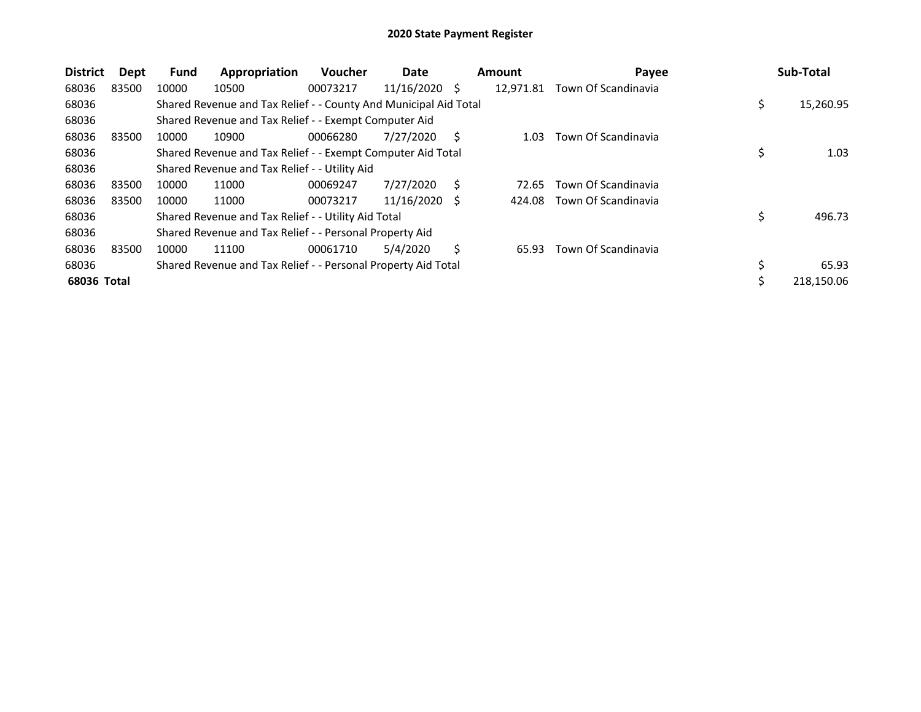# 2020 State Payment Register

| District | Dept | Fund | Appropriation | Voucher | Date | Amount | Payee | Sub-Total |
|---|---|---|---|---|---|---|---|---|
| 68036 | 83500 | 10000 | 10500 | 00073217 | 11/16/2020 | $ 12,971.81 | Town Of Scandinavia | |
| 68036 | | Shared Revenue and Tax Relief - - County And Municipal Aid Total | | | | | | $ 15,260.95 |
| 68036 | | Shared Revenue and Tax Relief - - Exempt Computer Aid | | | | | | |
| 68036 | 83500 | 10000 | 10900 | 00066280 | 7/27/2020 | $ 1.03 | Town Of Scandinavia | |
| 68036 | | Shared Revenue and Tax Relief - - Exempt Computer Aid Total | | | | | | $ 1.03 |
| 68036 | | Shared Revenue and Tax Relief - - Utility Aid | | | | | | |
| 68036 | 83500 | 10000 | 11000 | 00069247 | 7/27/2020 | $ 72.65 | Town Of Scandinavia | |
| 68036 | 83500 | 10000 | 11000 | 00073217 | 11/16/2020 | $ 424.08 | Town Of Scandinavia | |
| 68036 | | Shared Revenue and Tax Relief - - Utility Aid Total | | | | | | $ 496.73 |
| 68036 | | Shared Revenue and Tax Relief - - Personal Property Aid | | | | | | |
| 68036 | 83500 | 10000 | 11100 | 00061710 | 5/4/2020 | $ 65.93 | Town Of Scandinavia | |
| 68036 | | Shared Revenue and Tax Relief - - Personal Property Aid Total | | | | | | $ 65.93 |
| **68036 Total** | | | | | | | | $ 218,150.06 |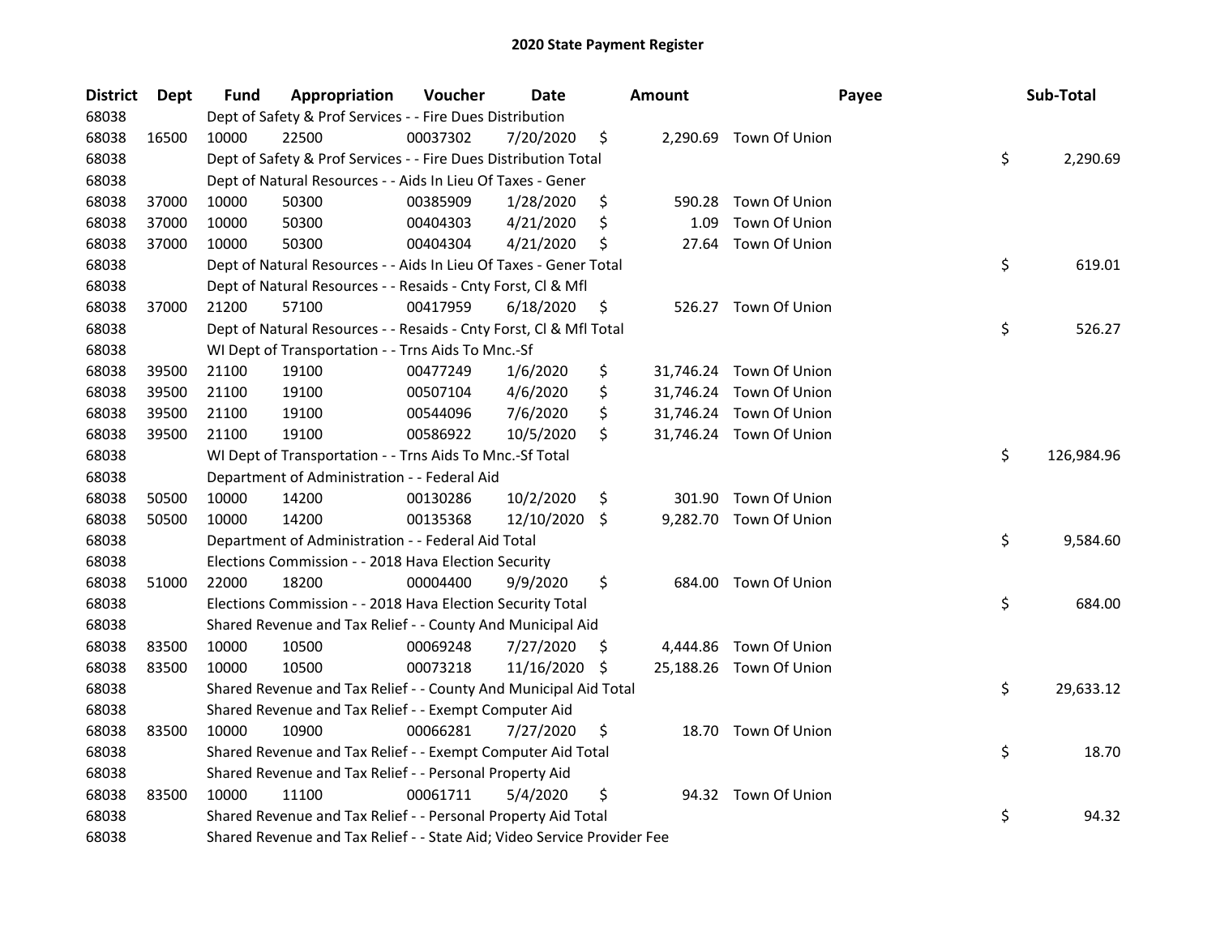# 2020 State Payment Register

| District | Dept | Fund | Appropriation | Voucher | Date | Amount | Payee | Sub-Total |
|---|---|---|---|---|---|---|---|---|
| 68038 | | Dept of Safety & Prof Services - - Fire Dues Distribution | | | | | | |
| 68038 | 16500 | 10000 | 22500 | 00037302 | 7/20/2020 | $ 2,290.69 | Town Of Union | |
| 68038 | | Dept of Safety & Prof Services - - Fire Dues Distribution Total | | | | | | $ 2,290.69 |
| 68038 | | Dept of Natural Resources - - Aids In Lieu Of Taxes - Gener | | | | | | |
| 68038 | 37000 | 10000 | 50300 | 00385909 | 1/28/2020 | $ 590.28 | Town Of Union | |
| 68038 | 37000 | 10000 | 50300 | 00404303 | 4/21/2020 | $ 1.09 | Town Of Union | |
| 68038 | 37000 | 10000 | 50300 | 00404304 | 4/21/2020 | $ 27.64 | Town Of Union | |
| 68038 | | Dept of Natural Resources - - Aids In Lieu Of Taxes - Gener Total | | | | | | $ 619.01 |
| 68038 | | Dept of Natural Resources - - Resaids - Cnty Forst, Cl & Mfl | | | | | | |
| 68038 | 37000 | 21200 | 57100 | 00417959 | 6/18/2020 | $ 526.27 | Town Of Union | |
| 68038 | | Dept of Natural Resources - - Resaids - Cnty Forst, Cl & Mfl Total | | | | | | $ 526.27 |
| 68038 | | WI Dept of Transportation - - Trns Aids To Mnc.-Sf | | | | | | |
| 68038 | 39500 | 21100 | 19100 | 00477249 | 1/6/2020 | $ 31,746.24 | Town Of Union | |
| 68038 | 39500 | 21100 | 19100 | 00507104 | 4/6/2020 | $ 31,746.24 | Town Of Union | |
| 68038 | 39500 | 21100 | 19100 | 00544096 | 7/6/2020 | $ 31,746.24 | Town Of Union | |
| 68038 | 39500 | 21100 | 19100 | 00586922 | 10/5/2020 | $ 31,746.24 | Town Of Union | |
| 68038 | | WI Dept of Transportation - - Trns Aids To Mnc.-Sf Total | | | | | | $ 126,984.96 |
| 68038 | | Department of Administration - - Federal Aid | | | | | | |
| 68038 | 50500 | 10000 | 14200 | 00130286 | 10/2/2020 | $ 301.90 | Town Of Union | |
| 68038 | 50500 | 10000 | 14200 | 00135368 | 12/10/2020 | $ 9,282.70 | Town Of Union | |
| 68038 | | Department of Administration - - Federal Aid Total | | | | | | $ 9,584.60 |
| 68038 | | Elections Commission - - 2018 Hava Election Security | | | | | | |
| 68038 | 51000 | 22000 | 18200 | 00004400 | 9/9/2020 | $ 684.00 | Town Of Union | |
| 68038 | | Elections Commission - - 2018 Hava Election Security Total | | | | | | $ 684.00 |
| 68038 | | Shared Revenue and Tax Relief - - County And Municipal Aid | | | | | | |
| 68038 | 83500 | 10000 | 10500 | 00069248 | 7/27/2020 | $ 4,444.86 | Town Of Union | |
| 68038 | 83500 | 10000 | 10500 | 00073218 | 11/16/2020 | $ 25,188.26 | Town Of Union | |
| 68038 | | Shared Revenue and Tax Relief - - County And Municipal Aid Total | | | | | | $ 29,633.12 |
| 68038 | | Shared Revenue and Tax Relief - - Exempt Computer Aid | | | | | | |
| 68038 | 83500 | 10000 | 10900 | 00066281 | 7/27/2020 | $ 18.70 | Town Of Union | |
| 68038 | | Shared Revenue and Tax Relief - - Exempt Computer Aid Total | | | | | | $ 18.70 |
| 68038 | | Shared Revenue and Tax Relief - - Personal Property Aid | | | | | | |
| 68038 | 83500 | 10000 | 11100 | 00061711 | 5/4/2020 | $ 94.32 | Town Of Union | |
| 68038 | | Shared Revenue and Tax Relief - - Personal Property Aid Total | | | | | | $ 94.32 |
| 68038 | | Shared Revenue and Tax Relief - - State Aid; Video Service Provider Fee | | | | | | |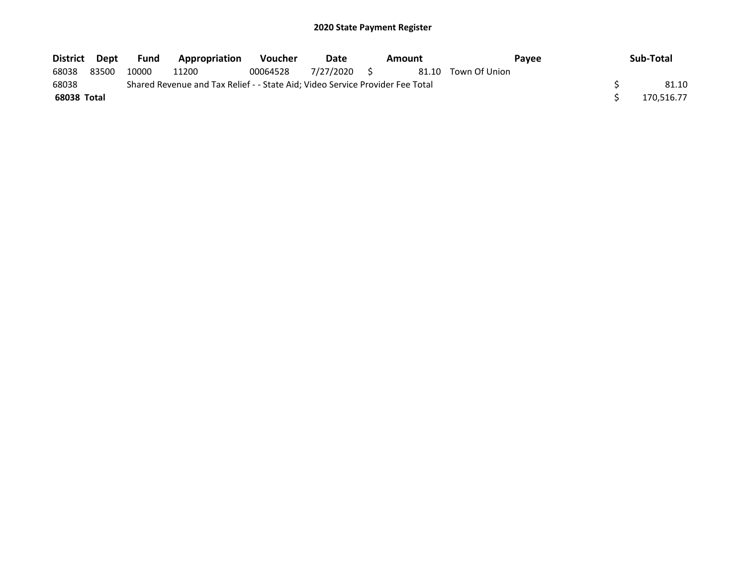# 2020 State Payment Register

| District | Dept | Fund | Appropriation | Voucher | Date | Amount | Payee | Sub-Total |
|---|---|---|---|---|---|---|---|---|
| 68038 | 83500 | 10000 | 11200 | 00064528 | 7/27/2020 | $ 81.10 | Town Of Union | |
| 68038 | | Shared Revenue and Tax Relief - - State Aid; Video Service Provider Fee Total | | | | | | $ 81.10 |
| **68038 Total** | | | | | | | | $ 170,516.77 |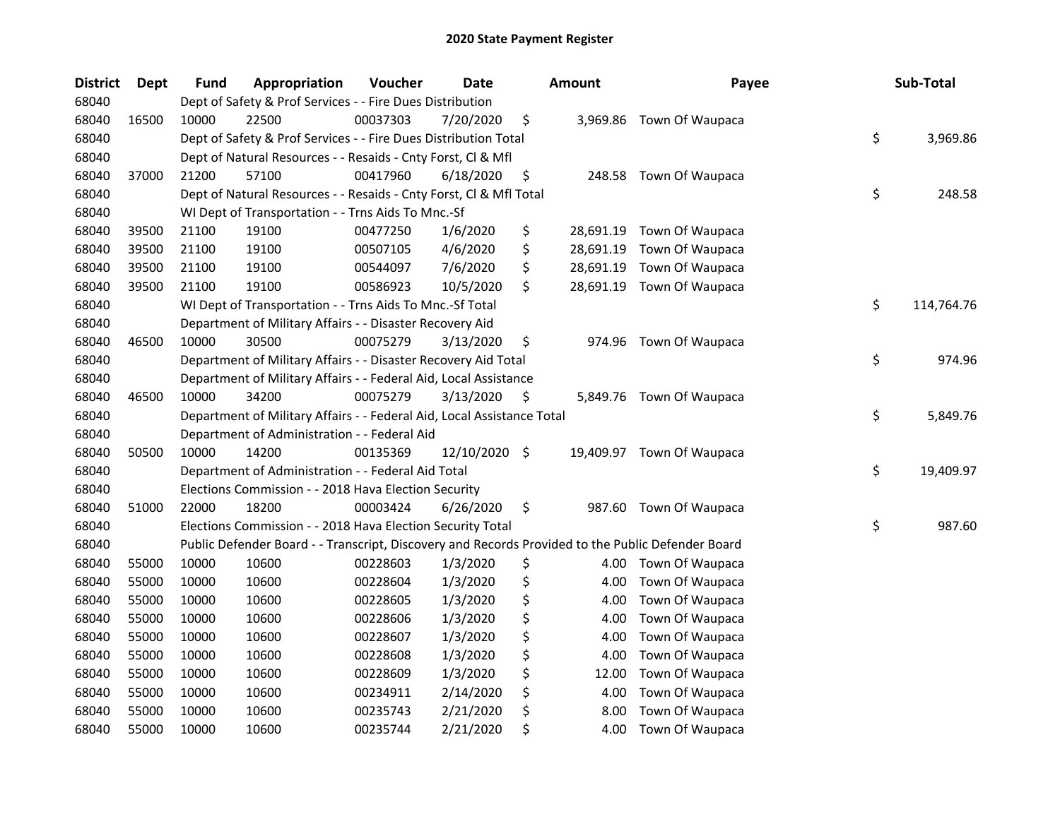# 2020 State Payment Register

| District | Dept | Fund | Appropriation | Voucher | Date | Amount | Payee | Sub-Total |
|---|---|---|---|---|---|---|---|---|
| 68040 | | Dept of Safety & Prof Services - - Fire Dues Distribution | | | | | | |
| 68040 | 16500 | 10000 | 22500 | 00037303 | 7/20/2020 | $ 3,969.86 | Town Of Waupaca | |
| 68040 | | Dept of Safety & Prof Services - - Fire Dues Distribution Total | | | | | | $ 3,969.86 |
| 68040 | | Dept of Natural Resources - - Resaids - Cnty Forst, Cl & Mfl | | | | | | |
| 68040 | 37000 | 21200 | 57100 | 00417960 | 6/18/2020 | $ 248.58 | Town Of Waupaca | |
| 68040 | | Dept of Natural Resources - - Resaids - Cnty Forst, Cl & Mfl Total | | | | | | $ 248.58 |
| 68040 | | WI Dept of Transportation - - Trns Aids To Mnc.-Sf | | | | | | |
| 68040 | 39500 | 21100 | 19100 | 00477250 | 1/6/2020 | $ 28,691.19 | Town Of Waupaca | |
| 68040 | 39500 | 21100 | 19100 | 00507105 | 4/6/2020 | $ 28,691.19 | Town Of Waupaca | |
| 68040 | 39500 | 21100 | 19100 | 00544097 | 7/6/2020 | $ 28,691.19 | Town Of Waupaca | |
| 68040 | 39500 | 21100 | 19100 | 00586923 | 10/5/2020 | $ 28,691.19 | Town Of Waupaca | |
| 68040 | | WI Dept of Transportation - - Trns Aids To Mnc.-Sf Total | | | | | | $ 114,764.76 |
| 68040 | | Department of Military Affairs - - Disaster Recovery Aid | | | | | | |
| 68040 | 46500 | 10000 | 30500 | 00075279 | 3/13/2020 | $ 974.96 | Town Of Waupaca | |
| 68040 | | Department of Military Affairs - - Disaster Recovery Aid Total | | | | | | $ 974.96 |
| 68040 | | Department of Military Affairs - - Federal Aid, Local Assistance | | | | | | |
| 68040 | 46500 | 10000 | 34200 | 00075279 | 3/13/2020 | $ 5,849.76 | Town Of Waupaca | |
| 68040 | | Department of Military Affairs - - Federal Aid, Local Assistance Total | | | | | | $ 5,849.76 |
| 68040 | | Department of Administration - - Federal Aid | | | | | | |
| 68040 | 50500 | 10000 | 14200 | 00135369 | 12/10/2020 | $ 19,409.97 | Town Of Waupaca | |
| 68040 | | Department of Administration - - Federal Aid Total | | | | | | $ 19,409.97 |
| 68040 | | Elections Commission - - 2018 Hava Election Security | | | | | | |
| 68040 | 51000 | 22000 | 18200 | 00003424 | 6/26/2020 | $ 987.60 | Town Of Waupaca | |
| 68040 | | Elections Commission - - 2018 Hava Election Security Total | | | | | | $ 987.60 |
| 68040 | | Public Defender Board - - Transcript, Discovery and Records Provided to the Public Defender Board | | | | | | |
| 68040 | 55000 | 10000 | 10600 | 00228603 | 1/3/2020 | $ 4.00 | Town Of Waupaca | |
| 68040 | 55000 | 10000 | 10600 | 00228604 | 1/3/2020 | $ 4.00 | Town Of Waupaca | |
| 68040 | 55000 | 10000 | 10600 | 00228605 | 1/3/2020 | $ 4.00 | Town Of Waupaca | |
| 68040 | 55000 | 10000 | 10600 | 00228606 | 1/3/2020 | $ 4.00 | Town Of Waupaca | |
| 68040 | 55000 | 10000 | 10600 | 00228607 | 1/3/2020 | $ 4.00 | Town Of Waupaca | |
| 68040 | 55000 | 10000 | 10600 | 00228608 | 1/3/2020 | $ 4.00 | Town Of Waupaca | |
| 68040 | 55000 | 10000 | 10600 | 00228609 | 1/3/2020 | $ 12.00 | Town Of Waupaca | |
| 68040 | 55000 | 10000 | 10600 | 00234911 | 2/14/2020 | $ 4.00 | Town Of Waupaca | |
| 68040 | 55000 | 10000 | 10600 | 00235743 | 2/21/2020 | $ 8.00 | Town Of Waupaca | |
| 68040 | 55000 | 10000 | 10600 | 00235744 | 2/21/2020 | $ 4.00 | Town Of Waupaca | |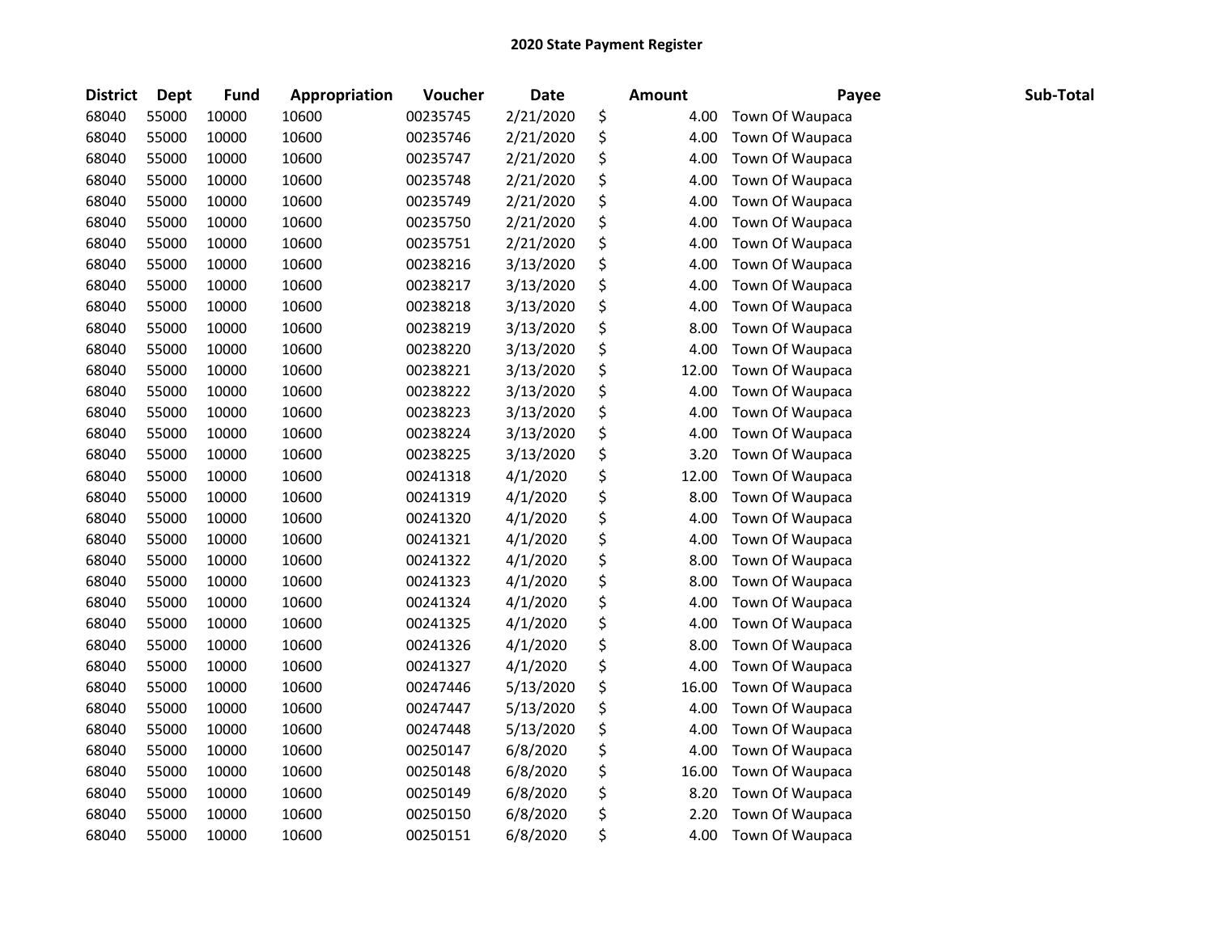## 2020 State Payment Register

| District | Dept | Fund | Appropriation | Voucher | Date | Amount | Payee | Sub-Total |
|---|---|---|---|---|---|---|---|---|
| 68040 | 55000 | 10000 | 10600 | 00235745 | 2/21/2020 | $ 4.00 | Town Of Waupaca | |
| 68040 | 55000 | 10000 | 10600 | 00235746 | 2/21/2020 | $ 4.00 | Town Of Waupaca | |
| 68040 | 55000 | 10000 | 10600 | 00235747 | 2/21/2020 | $ 4.00 | Town Of Waupaca | |
| 68040 | 55000 | 10000 | 10600 | 00235748 | 2/21/2020 | $ 4.00 | Town Of Waupaca | |
| 68040 | 55000 | 10000 | 10600 | 00235749 | 2/21/2020 | $ 4.00 | Town Of Waupaca | |
| 68040 | 55000 | 10000 | 10600 | 00235750 | 2/21/2020 | $ 4.00 | Town Of Waupaca | |
| 68040 | 55000 | 10000 | 10600 | 00235751 | 2/21/2020 | $ 4.00 | Town Of Waupaca | |
| 68040 | 55000 | 10000 | 10600 | 00238216 | 3/13/2020 | $ 4.00 | Town Of Waupaca | |
| 68040 | 55000 | 10000 | 10600 | 00238217 | 3/13/2020 | $ 4.00 | Town Of Waupaca | |
| 68040 | 55000 | 10000 | 10600 | 00238218 | 3/13/2020 | $ 4.00 | Town Of Waupaca | |
| 68040 | 55000 | 10000 | 10600 | 00238219 | 3/13/2020 | $ 8.00 | Town Of Waupaca | |
| 68040 | 55000 | 10000 | 10600 | 00238220 | 3/13/2020 | $ 4.00 | Town Of Waupaca | |
| 68040 | 55000 | 10000 | 10600 | 00238221 | 3/13/2020 | $ 12.00 | Town Of Waupaca | |
| 68040 | 55000 | 10000 | 10600 | 00238222 | 3/13/2020 | $ 4.00 | Town Of Waupaca | |
| 68040 | 55000 | 10000 | 10600 | 00238223 | 3/13/2020 | $ 4.00 | Town Of Waupaca | |
| 68040 | 55000 | 10000 | 10600 | 00238224 | 3/13/2020 | $ 4.00 | Town Of Waupaca | |
| 68040 | 55000 | 10000 | 10600 | 00238225 | 3/13/2020 | $ 3.20 | Town Of Waupaca | |
| 68040 | 55000 | 10000 | 10600 | 00241318 | 4/1/2020 | $ 12.00 | Town Of Waupaca | |
| 68040 | 55000 | 10000 | 10600 | 00241319 | 4/1/2020 | $ 8.00 | Town Of Waupaca | |
| 68040 | 55000 | 10000 | 10600 | 00241320 | 4/1/2020 | $ 4.00 | Town Of Waupaca | |
| 68040 | 55000 | 10000 | 10600 | 00241321 | 4/1/2020 | $ 4.00 | Town Of Waupaca | |
| 68040 | 55000 | 10000 | 10600 | 00241322 | 4/1/2020 | $ 8.00 | Town Of Waupaca | |
| 68040 | 55000 | 10000 | 10600 | 00241323 | 4/1/2020 | $ 8.00 | Town Of Waupaca | |
| 68040 | 55000 | 10000 | 10600 | 00241324 | 4/1/2020 | $ 4.00 | Town Of Waupaca | |
| 68040 | 55000 | 10000 | 10600 | 00241325 | 4/1/2020 | $ 4.00 | Town Of Waupaca | |
| 68040 | 55000 | 10000 | 10600 | 00241326 | 4/1/2020 | $ 8.00 | Town Of Waupaca | |
| 68040 | 55000 | 10000 | 10600 | 00241327 | 4/1/2020 | $ 4.00 | Town Of Waupaca | |
| 68040 | 55000 | 10000 | 10600 | 00247446 | 5/13/2020 | $ 16.00 | Town Of Waupaca | |
| 68040 | 55000 | 10000 | 10600 | 00247447 | 5/13/2020 | $ 4.00 | Town Of Waupaca | |
| 68040 | 55000 | 10000 | 10600 | 00247448 | 5/13/2020 | $ 4.00 | Town Of Waupaca | |
| 68040 | 55000 | 10000 | 10600 | 00250147 | 6/8/2020 | $ 4.00 | Town Of Waupaca | |
| 68040 | 55000 | 10000 | 10600 | 00250148 | 6/8/2020 | $ 16.00 | Town Of Waupaca | |
| 68040 | 55000 | 10000 | 10600 | 00250149 | 6/8/2020 | $ 8.20 | Town Of Waupaca | |
| 68040 | 55000 | 10000 | 10600 | 00250150 | 6/8/2020 | $ 2.20 | Town Of Waupaca | |
| 68040 | 55000 | 10000 | 10600 | 00250151 | 6/8/2020 | $ 4.00 | Town Of Waupaca | |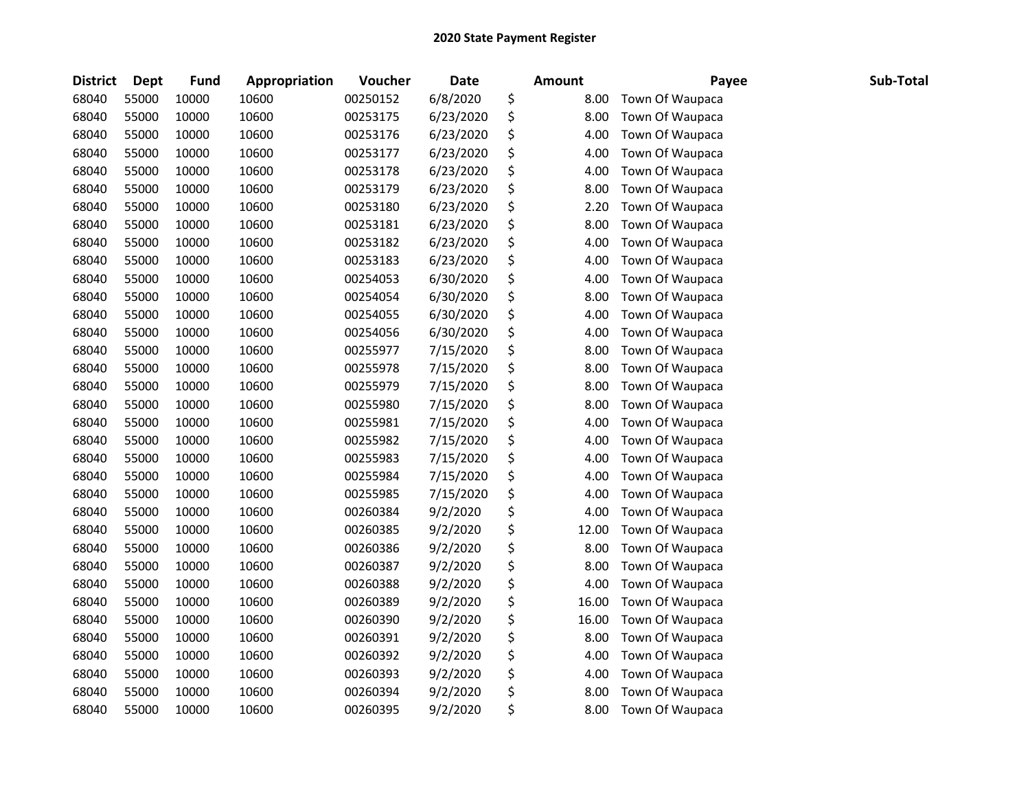# 2020 State Payment Register

| District | Dept | Fund | Appropriation | Voucher | Date | Amount | Payee | Sub-Total |
|---|---|---|---|---|---|---|---|---|
| 68040 | 55000 | 10000 | 10600 | 00250152 | 6/8/2020 | $ 8.00 | Town Of Waupaca | |
| 68040 | 55000 | 10000 | 10600 | 00253175 | 6/23/2020 | $ 8.00 | Town Of Waupaca | |
| 68040 | 55000 | 10000 | 10600 | 00253176 | 6/23/2020 | $ 4.00 | Town Of Waupaca | |
| 68040 | 55000 | 10000 | 10600 | 00253177 | 6/23/2020 | $ 4.00 | Town Of Waupaca | |
| 68040 | 55000 | 10000 | 10600 | 00253178 | 6/23/2020 | $ 4.00 | Town Of Waupaca | |
| 68040 | 55000 | 10000 | 10600 | 00253179 | 6/23/2020 | $ 8.00 | Town Of Waupaca | |
| 68040 | 55000 | 10000 | 10600 | 00253180 | 6/23/2020 | $ 2.20 | Town Of Waupaca | |
| 68040 | 55000 | 10000 | 10600 | 00253181 | 6/23/2020 | $ 8.00 | Town Of Waupaca | |
| 68040 | 55000 | 10000 | 10600 | 00253182 | 6/23/2020 | $ 4.00 | Town Of Waupaca | |
| 68040 | 55000 | 10000 | 10600 | 00253183 | 6/23/2020 | $ 4.00 | Town Of Waupaca | |
| 68040 | 55000 | 10000 | 10600 | 00254053 | 6/30/2020 | $ 4.00 | Town Of Waupaca | |
| 68040 | 55000 | 10000 | 10600 | 00254054 | 6/30/2020 | $ 8.00 | Town Of Waupaca | |
| 68040 | 55000 | 10000 | 10600 | 00254055 | 6/30/2020 | $ 4.00 | Town Of Waupaca | |
| 68040 | 55000 | 10000 | 10600 | 00254056 | 6/30/2020 | $ 4.00 | Town Of Waupaca | |
| 68040 | 55000 | 10000 | 10600 | 00255977 | 7/15/2020 | $ 8.00 | Town Of Waupaca | |
| 68040 | 55000 | 10000 | 10600 | 00255978 | 7/15/2020 | $ 8.00 | Town Of Waupaca | |
| 68040 | 55000 | 10000 | 10600 | 00255979 | 7/15/2020 | $ 8.00 | Town Of Waupaca | |
| 68040 | 55000 | 10000 | 10600 | 00255980 | 7/15/2020 | $ 8.00 | Town Of Waupaca | |
| 68040 | 55000 | 10000 | 10600 | 00255981 | 7/15/2020 | $ 4.00 | Town Of Waupaca | |
| 68040 | 55000 | 10000 | 10600 | 00255982 | 7/15/2020 | $ 4.00 | Town Of Waupaca | |
| 68040 | 55000 | 10000 | 10600 | 00255983 | 7/15/2020 | $ 4.00 | Town Of Waupaca | |
| 68040 | 55000 | 10000 | 10600 | 00255984 | 7/15/2020 | $ 4.00 | Town Of Waupaca | |
| 68040 | 55000 | 10000 | 10600 | 00255985 | 7/15/2020 | $ 4.00 | Town Of Waupaca | |
| 68040 | 55000 | 10000 | 10600 | 00260384 | 9/2/2020 | $ 4.00 | Town Of Waupaca | |
| 68040 | 55000 | 10000 | 10600 | 00260385 | 9/2/2020 | $ 12.00 | Town Of Waupaca | |
| 68040 | 55000 | 10000 | 10600 | 00260386 | 9/2/2020 | $ 8.00 | Town Of Waupaca | |
| 68040 | 55000 | 10000 | 10600 | 00260387 | 9/2/2020 | $ 8.00 | Town Of Waupaca | |
| 68040 | 55000 | 10000 | 10600 | 00260388 | 9/2/2020 | $ 4.00 | Town Of Waupaca | |
| 68040 | 55000 | 10000 | 10600 | 00260389 | 9/2/2020 | $ 16.00 | Town Of Waupaca | |
| 68040 | 55000 | 10000 | 10600 | 00260390 | 9/2/2020 | $ 16.00 | Town Of Waupaca | |
| 68040 | 55000 | 10000 | 10600 | 00260391 | 9/2/2020 | $ 8.00 | Town Of Waupaca | |
| 68040 | 55000 | 10000 | 10600 | 00260392 | 9/2/2020 | $ 4.00 | Town Of Waupaca | |
| 68040 | 55000 | 10000 | 10600 | 00260393 | 9/2/2020 | $ 4.00 | Town Of Waupaca | |
| 68040 | 55000 | 10000 | 10600 | 00260394 | 9/2/2020 | $ 8.00 | Town Of Waupaca | |
| 68040 | 55000 | 10000 | 10600 | 00260395 | 9/2/2020 | $ 8.00 | Town Of Waupaca | |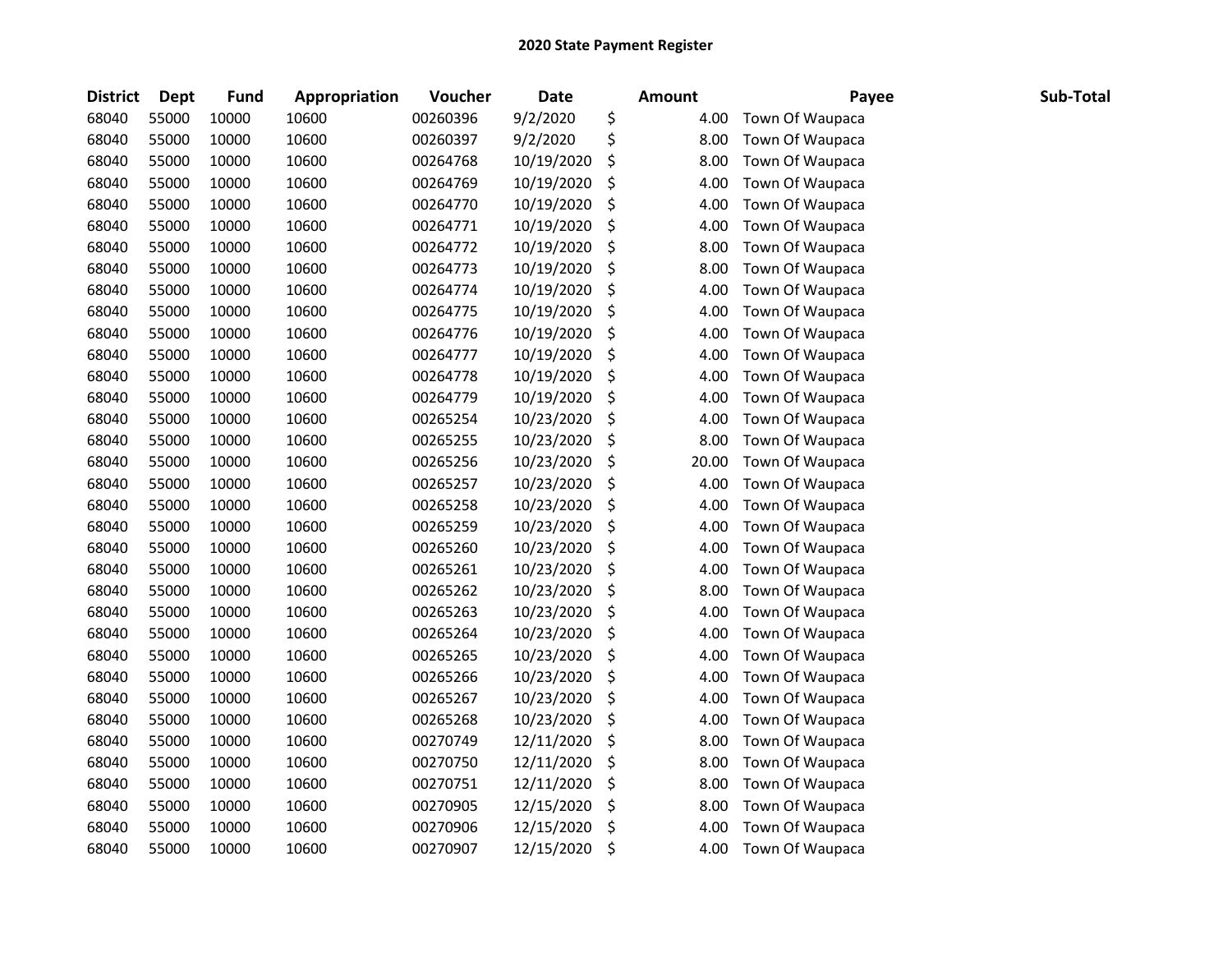# 2020 State Payment Register

| District | Dept | Fund | Appropriation | Voucher | Date | Amount | Payee | Sub-Total |
|---|---|---|---|---|---|---|---|---|
| 68040 | 55000 | 10000 | 10600 | 00260396 | 9/2/2020 | $ 4.00 | Town Of Waupaca | |
| 68040 | 55000 | 10000 | 10600 | 00260397 | 9/2/2020 | $ 8.00 | Town Of Waupaca | |
| 68040 | 55000 | 10000 | 10600 | 00264768 | 10/19/2020 | $ 8.00 | Town Of Waupaca | |
| 68040 | 55000 | 10000 | 10600 | 00264769 | 10/19/2020 | $ 4.00 | Town Of Waupaca | |
| 68040 | 55000 | 10000 | 10600 | 00264770 | 10/19/2020 | $ 4.00 | Town Of Waupaca | |
| 68040 | 55000 | 10000 | 10600 | 00264771 | 10/19/2020 | $ 4.00 | Town Of Waupaca | |
| 68040 | 55000 | 10000 | 10600 | 00264772 | 10/19/2020 | $ 8.00 | Town Of Waupaca | |
| 68040 | 55000 | 10000 | 10600 | 00264773 | 10/19/2020 | $ 8.00 | Town Of Waupaca | |
| 68040 | 55000 | 10000 | 10600 | 00264774 | 10/19/2020 | $ 4.00 | Town Of Waupaca | |
| 68040 | 55000 | 10000 | 10600 | 00264775 | 10/19/2020 | $ 4.00 | Town Of Waupaca | |
| 68040 | 55000 | 10000 | 10600 | 00264776 | 10/19/2020 | $ 4.00 | Town Of Waupaca | |
| 68040 | 55000 | 10000 | 10600 | 00264777 | 10/19/2020 | $ 4.00 | Town Of Waupaca | |
| 68040 | 55000 | 10000 | 10600 | 00264778 | 10/19/2020 | $ 4.00 | Town Of Waupaca | |
| 68040 | 55000 | 10000 | 10600 | 00264779 | 10/19/2020 | $ 4.00 | Town Of Waupaca | |
| 68040 | 55000 | 10000 | 10600 | 00265254 | 10/23/2020 | $ 4.00 | Town Of Waupaca | |
| 68040 | 55000 | 10000 | 10600 | 00265255 | 10/23/2020 | $ 8.00 | Town Of Waupaca | |
| 68040 | 55000 | 10000 | 10600 | 00265256 | 10/23/2020 | $ 20.00 | Town Of Waupaca | |
| 68040 | 55000 | 10000 | 10600 | 00265257 | 10/23/2020 | $ 4.00 | Town Of Waupaca | |
| 68040 | 55000 | 10000 | 10600 | 00265258 | 10/23/2020 | $ 4.00 | Town Of Waupaca | |
| 68040 | 55000 | 10000 | 10600 | 00265259 | 10/23/2020 | $ 4.00 | Town Of Waupaca | |
| 68040 | 55000 | 10000 | 10600 | 00265260 | 10/23/2020 | $ 4.00 | Town Of Waupaca | |
| 68040 | 55000 | 10000 | 10600 | 00265261 | 10/23/2020 | $ 4.00 | Town Of Waupaca | |
| 68040 | 55000 | 10000 | 10600 | 00265262 | 10/23/2020 | $ 8.00 | Town Of Waupaca | |
| 68040 | 55000 | 10000 | 10600 | 00265263 | 10/23/2020 | $ 4.00 | Town Of Waupaca | |
| 68040 | 55000 | 10000 | 10600 | 00265264 | 10/23/2020 | $ 4.00 | Town Of Waupaca | |
| 68040 | 55000 | 10000 | 10600 | 00265265 | 10/23/2020 | $ 4.00 | Town Of Waupaca | |
| 68040 | 55000 | 10000 | 10600 | 00265266 | 10/23/2020 | $ 4.00 | Town Of Waupaca | |
| 68040 | 55000 | 10000 | 10600 | 00265267 | 10/23/2020 | $ 4.00 | Town Of Waupaca | |
| 68040 | 55000 | 10000 | 10600 | 00265268 | 10/23/2020 | $ 4.00 | Town Of Waupaca | |
| 68040 | 55000 | 10000 | 10600 | 00270749 | 12/11/2020 | $ 8.00 | Town Of Waupaca | |
| 68040 | 55000 | 10000 | 10600 | 00270750 | 12/11/2020 | $ 8.00 | Town Of Waupaca | |
| 68040 | 55000 | 10000 | 10600 | 00270751 | 12/11/2020 | $ 8.00 | Town Of Waupaca | |
| 68040 | 55000 | 10000 | 10600 | 00270905 | 12/15/2020 | $ 8.00 | Town Of Waupaca | |
| 68040 | 55000 | 10000 | 10600 | 00270906 | 12/15/2020 | $ 4.00 | Town Of Waupaca | |
| 68040 | 55000 | 10000 | 10600 | 00270907 | 12/15/2020 | $ 4.00 | Town Of Waupaca | |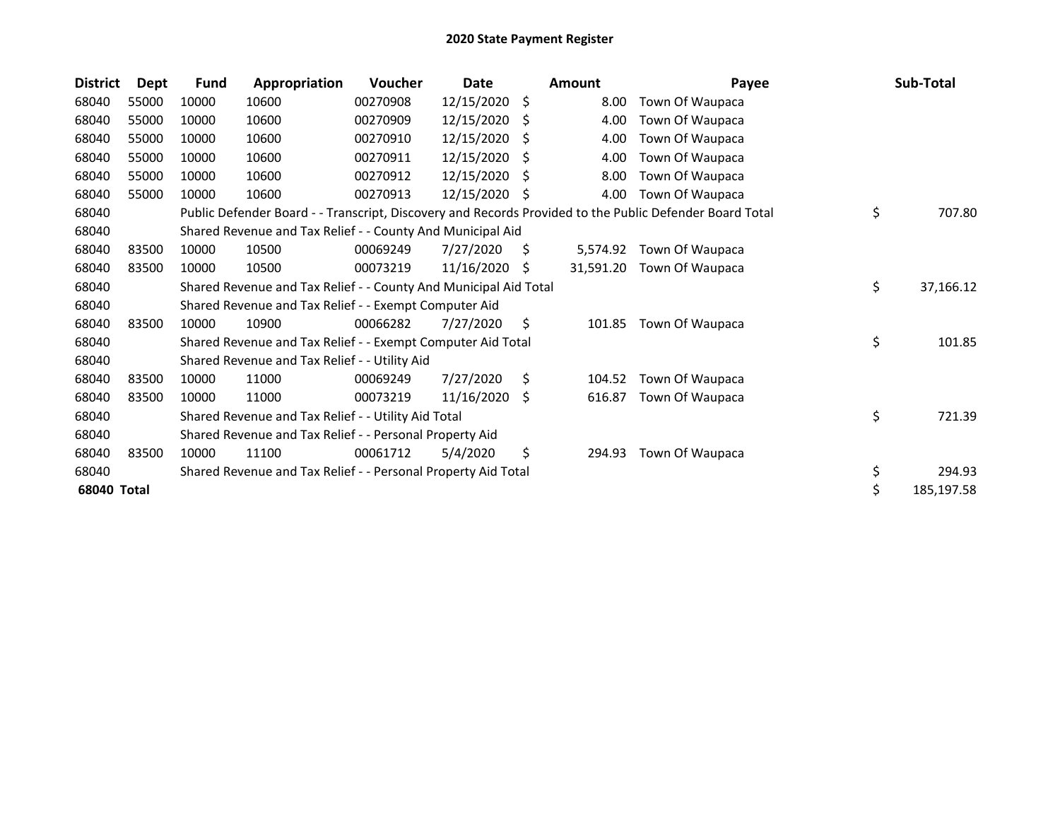# 2020 State Payment Register

| District | Dept | Fund | Appropriation | Voucher | Date | Amount | Payee | Sub-Total |
|---|---|---|---|---|---|---|---|---|
| 68040 | 55000 | 10000 | 10600 | 00270908 | 12/15/2020 | $ 8.00 | Town Of Waupaca | |
| 68040 | 55000 | 10000 | 10600 | 00270909 | 12/15/2020 | $ 4.00 | Town Of Waupaca | |
| 68040 | 55000 | 10000 | 10600 | 00270910 | 12/15/2020 | $ 4.00 | Town Of Waupaca | |
| 68040 | 55000 | 10000 | 10600 | 00270911 | 12/15/2020 | $ 4.00 | Town Of Waupaca | |
| 68040 | 55000 | 10000 | 10600 | 00270912 | 12/15/2020 | $ 8.00 | Town Of Waupaca | |
| 68040 | 55000 | 10000 | 10600 | 00270913 | 12/15/2020 | $ 4.00 | Town Of Waupaca | |
| 68040 | | Public Defender Board - - Transcript, Discovery and Records Provided to the Public Defender Board Total | | | | | | $ 707.80 |
| 68040 | | Shared Revenue and Tax Relief - - County And Municipal Aid | | | | | | |
| 68040 | 83500 | 10000 | 10500 | 00069249 | 7/27/2020 | $ 5,574.92 | Town Of Waupaca | |
| 68040 | 83500 | 10000 | 10500 | 00073219 | 11/16/2020 | $ 31,591.20 | Town Of Waupaca | |
| 68040 | | Shared Revenue and Tax Relief - - County And Municipal Aid Total | | | | | | $ 37,166.12 |
| 68040 | | Shared Revenue and Tax Relief - - Exempt Computer Aid | | | | | | |
| 68040 | 83500 | 10000 | 10900 | 00066282 | 7/27/2020 | $ 101.85 | Town Of Waupaca | |
| 68040 | | Shared Revenue and Tax Relief - - Exempt Computer Aid Total | | | | | | $ 101.85 |
| 68040 | | Shared Revenue and Tax Relief - - Utility Aid | | | | | | |
| 68040 | 83500 | 10000 | 11000 | 00069249 | 7/27/2020 | $ 104.52 | Town Of Waupaca | |
| 68040 | 83500 | 10000 | 11000 | 00073219 | 11/16/2020 | $ 616.87 | Town Of Waupaca | |
| 68040 | | Shared Revenue and Tax Relief - - Utility Aid Total | | | | | | $ 721.39 |
| 68040 | | Shared Revenue and Tax Relief - - Personal Property Aid | | | | | | |
| 68040 | 83500 | 10000 | 11100 | 00061712 | 5/4/2020 | $ 294.93 | Town Of Waupaca | |
| 68040 | | Shared Revenue and Tax Relief - - Personal Property Aid Total | | | | | | $ 294.93 |
| **68040 Total** | | | | | | | | $ 185,197.58 |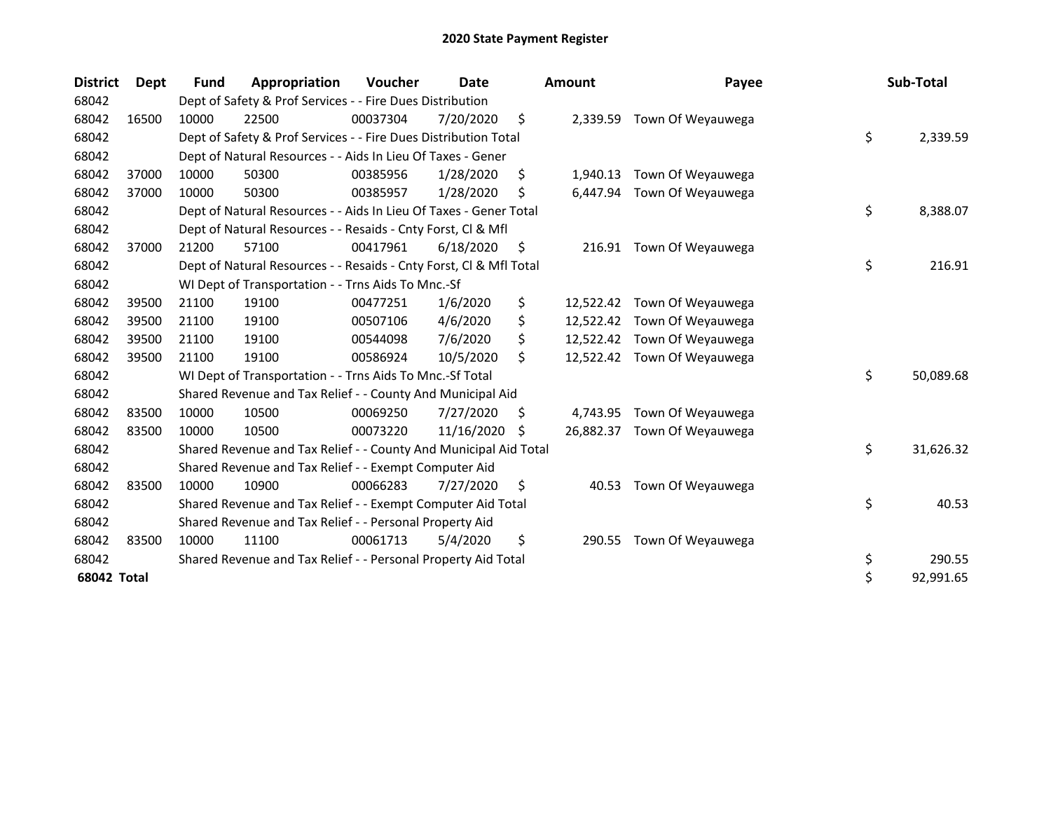# 2020 State Payment Register

| District | Dept | Fund | Appropriation | Voucher | Date | Amount | Payee | Sub-Total |
|---|---|---|---|---|---|---|---|---|
| 68042 | | Dept of Safety & Prof Services - - Fire Dues Distribution | | | | | | |
| 68042 | 16500 | 10000 | 22500 | 00037304 | 7/20/2020 | $ 2,339.59 | Town Of Weyauwega | |
| 68042 | | Dept of Safety & Prof Services - - Fire Dues Distribution Total | | | | | | $ 2,339.59 |
| 68042 | | Dept of Natural Resources - - Aids In Lieu Of Taxes - Gener | | | | | | |
| 68042 | 37000 | 10000 | 50300 | 00385956 | 1/28/2020 | $ 1,940.13 | Town Of Weyauwega | |
| 68042 | 37000 | 10000 | 50300 | 00385957 | 1/28/2020 | $ 6,447.94 | Town Of Weyauwega | |
| 68042 | | Dept of Natural Resources - - Aids In Lieu Of Taxes - Gener Total | | | | | | $ 8,388.07 |
| 68042 | | Dept of Natural Resources - - Resaids - Cnty Forst, Cl & Mfl | | | | | | |
| 68042 | 37000 | 21200 | 57100 | 00417961 | 6/18/2020 | $ 216.91 | Town Of Weyauwega | |
| 68042 | | Dept of Natural Resources - - Resaids - Cnty Forst, Cl & Mfl Total | | | | | | $ 216.91 |
| 68042 | | WI Dept of Transportation - - Trns Aids To Mnc.-Sf | | | | | | |
| 68042 | 39500 | 21100 | 19100 | 00477251 | 1/6/2020 | $ 12,522.42 | Town Of Weyauwega | |
| 68042 | 39500 | 21100 | 19100 | 00507106 | 4/6/2020 | $ 12,522.42 | Town Of Weyauwega | |
| 68042 | 39500 | 21100 | 19100 | 00544098 | 7/6/2020 | $ 12,522.42 | Town Of Weyauwega | |
| 68042 | 39500 | 21100 | 19100 | 00586924 | 10/5/2020 | $ 12,522.42 | Town Of Weyauwega | |
| 68042 | | WI Dept of Transportation - - Trns Aids To Mnc.-Sf Total | | | | | | $ 50,089.68 |
| 68042 | | Shared Revenue and Tax Relief - - County And Municipal Aid | | | | | | |
| 68042 | 83500 | 10000 | 10500 | 00069250 | 7/27/2020 | $ 4,743.95 | Town Of Weyauwega | |
| 68042 | 83500 | 10000 | 10500 | 00073220 | 11/16/2020 | $ 26,882.37 | Town Of Weyauwega | |
| 68042 | | Shared Revenue and Tax Relief - - County And Municipal Aid Total | | | | | | $ 31,626.32 |
| 68042 | | Shared Revenue and Tax Relief - - Exempt Computer Aid | | | | | | |
| 68042 | 83500 | 10000 | 10900 | 00066283 | 7/27/2020 | $ 40.53 | Town Of Weyauwega | |
| 68042 | | Shared Revenue and Tax Relief - - Exempt Computer Aid Total | | | | | | $ 40.53 |
| 68042 | | Shared Revenue and Tax Relief - - Personal Property Aid | | | | | | |
| 68042 | 83500 | 10000 | 11100 | 00061713 | 5/4/2020 | $ 290.55 | Town Of Weyauwega | |
| 68042 | | Shared Revenue and Tax Relief - - Personal Property Aid Total | | | | | | $ 290.55 |
| **68042 Total** | | | | | | | | $ 92,991.65 |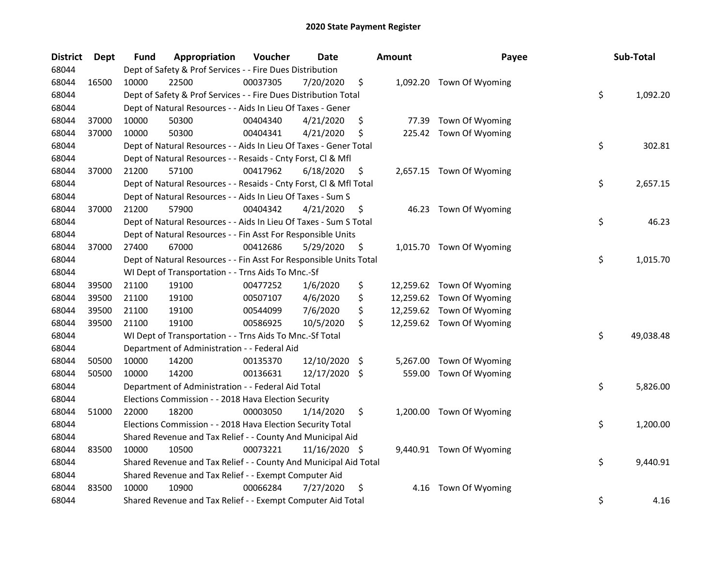# 2020 State Payment Register

| District | Dept | Fund | Appropriation | Voucher | Date | Amount | Payee | Sub-Total |
|---|---|---|---|---|---|---|---|---|
| 68044 | | Dept of Safety & Prof Services - - Fire Dues Distribution | | | | | | |
| 68044 | 16500 | 10000 | 22500 | 00037305 | 7/20/2020 | $ 1,092.20 | Town Of Wyoming | |
| 68044 | | Dept of Safety & Prof Services - - Fire Dues Distribution Total | | | | | | $ 1,092.20 |
| 68044 | | Dept of Natural Resources - - Aids In Lieu Of Taxes - Gener | | | | | | |
| 68044 | 37000 | 10000 | 50300 | 00404340 | 4/21/2020 | $ 77.39 | Town Of Wyoming | |
| 68044 | 37000 | 10000 | 50300 | 00404341 | 4/21/2020 | $ 225.42 | Town Of Wyoming | |
| 68044 | | Dept of Natural Resources - - Aids In Lieu Of Taxes - Gener Total | | | | | | $ 302.81 |
| 68044 | | Dept of Natural Resources - - Resaids - Cnty Forst, Cl & Mfl | | | | | | |
| 68044 | 37000 | 21200 | 57100 | 00417962 | 6/18/2020 | $ 2,657.15 | Town Of Wyoming | |
| 68044 | | Dept of Natural Resources - - Resaids - Cnty Forst, Cl & Mfl Total | | | | | | $ 2,657.15 |
| 68044 | | Dept of Natural Resources - - Aids In Lieu Of Taxes - Sum S | | | | | | |
| 68044 | 37000 | 21200 | 57900 | 00404342 | 4/21/2020 | $ 46.23 | Town Of Wyoming | |
| 68044 | | Dept of Natural Resources - - Aids In Lieu Of Taxes - Sum S Total | | | | | | $ 46.23 |
| 68044 | | Dept of Natural Resources - - Fin Asst For Responsible Units | | | | | | |
| 68044 | 37000 | 27400 | 67000 | 00412686 | 5/29/2020 | $ 1,015.70 | Town Of Wyoming | |
| 68044 | | Dept of Natural Resources - - Fin Asst For Responsible Units Total | | | | | | $ 1,015.70 |
| 68044 | | WI Dept of Transportation - - Trns Aids To Mnc.-Sf | | | | | | |
| 68044 | 39500 | 21100 | 19100 | 00477252 | 1/6/2020 | $ 12,259.62 | Town Of Wyoming | |
| 68044 | 39500 | 21100 | 19100 | 00507107 | 4/6/2020 | $ 12,259.62 | Town Of Wyoming | |
| 68044 | 39500 | 21100 | 19100 | 00544099 | 7/6/2020 | $ 12,259.62 | Town Of Wyoming | |
| 68044 | 39500 | 21100 | 19100 | 00586925 | 10/5/2020 | $ 12,259.62 | Town Of Wyoming | |
| 68044 | | WI Dept of Transportation - - Trns Aids To Mnc.-Sf Total | | | | | | $ 49,038.48 |
| 68044 | | Department of Administration - - Federal Aid | | | | | | |
| 68044 | 50500 | 10000 | 14200 | 00135370 | 12/10/2020 | $ 5,267.00 | Town Of Wyoming | |
| 68044 | 50500 | 10000 | 14200 | 00136631 | 12/17/2020 | $ 559.00 | Town Of Wyoming | |
| 68044 | | Department of Administration - - Federal Aid Total | | | | | | $ 5,826.00 |
| 68044 | | Elections Commission - - 2018 Hava Election Security | | | | | | |
| 68044 | 51000 | 22000 | 18200 | 00003050 | 1/14/2020 | $ 1,200.00 | Town Of Wyoming | |
| 68044 | | Elections Commission - - 2018 Hava Election Security Total | | | | | | $ 1,200.00 |
| 68044 | | Shared Revenue and Tax Relief - - County And Municipal Aid | | | | | | |
| 68044 | 83500 | 10000 | 10500 | 00073221 | 11/16/2020 | $ 9,440.91 | Town Of Wyoming | |
| 68044 | | Shared Revenue and Tax Relief - - County And Municipal Aid Total | | | | | | $ 9,440.91 |
| 68044 | | Shared Revenue and Tax Relief - - Exempt Computer Aid | | | | | | |
| 68044 | 83500 | 10000 | 10900 | 00066284 | 7/27/2020 | $ 4.16 | Town Of Wyoming | |
| 68044 | | Shared Revenue and Tax Relief - - Exempt Computer Aid Total | | | | | | $ 4.16 |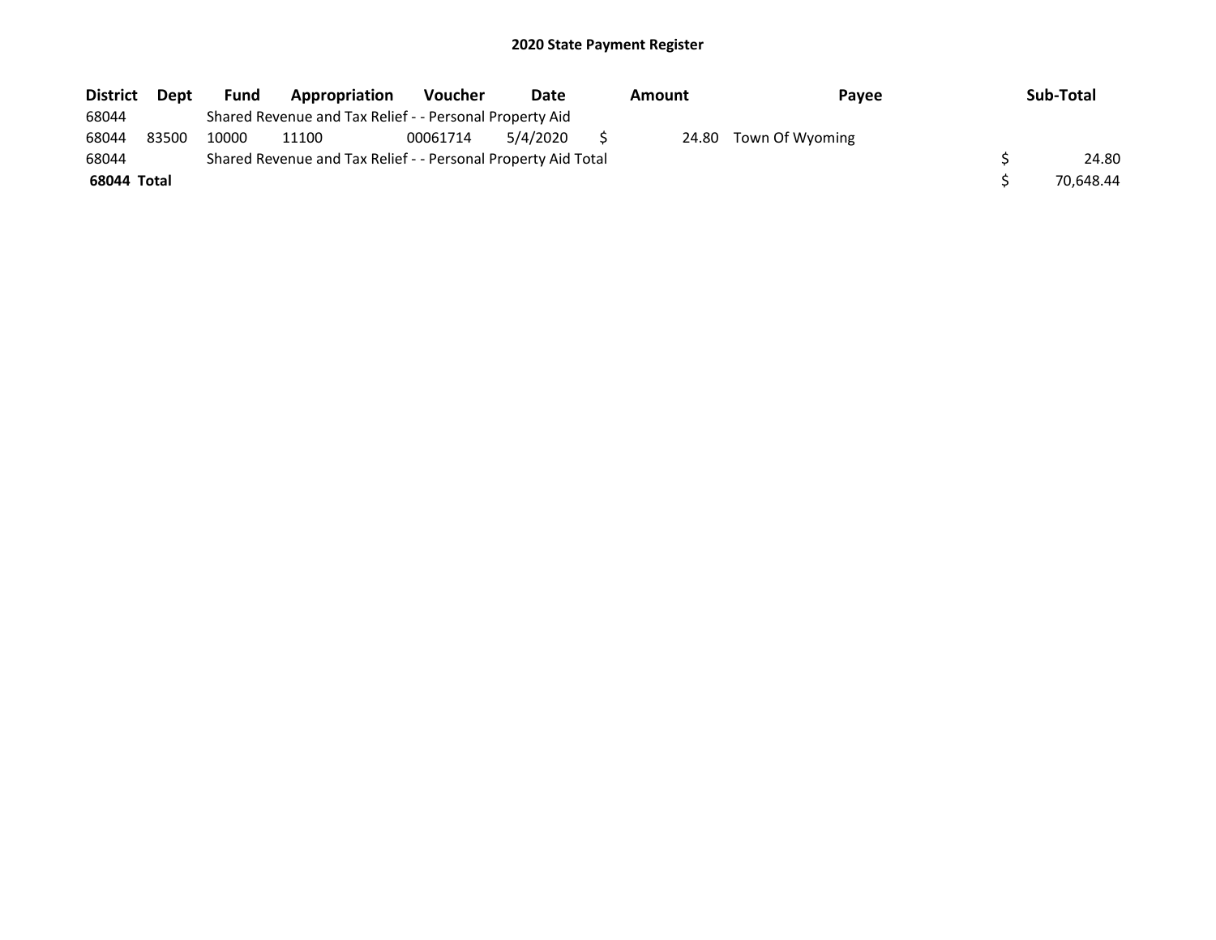# 2020 State Payment Register

| District | Dept | Fund | Appropriation | Voucher | Date | Amount | Payee | Sub-Total |
|---|---|---|---|---|---|---|---|---|
| 68044 | | Shared Revenue and Tax Relief - - Personal Property Aid | | | | | | |
| 68044 | 83500 | 10000 | 11100 | 00061714 | 5/4/2020 | $ 24.80 | Town Of Wyoming | |
| 68044 | | Shared Revenue and Tax Relief - - Personal Property Aid Total | | | | | | $ 24.80 |
| **68044 Total** | | | | | | | | $ 70,648.44 |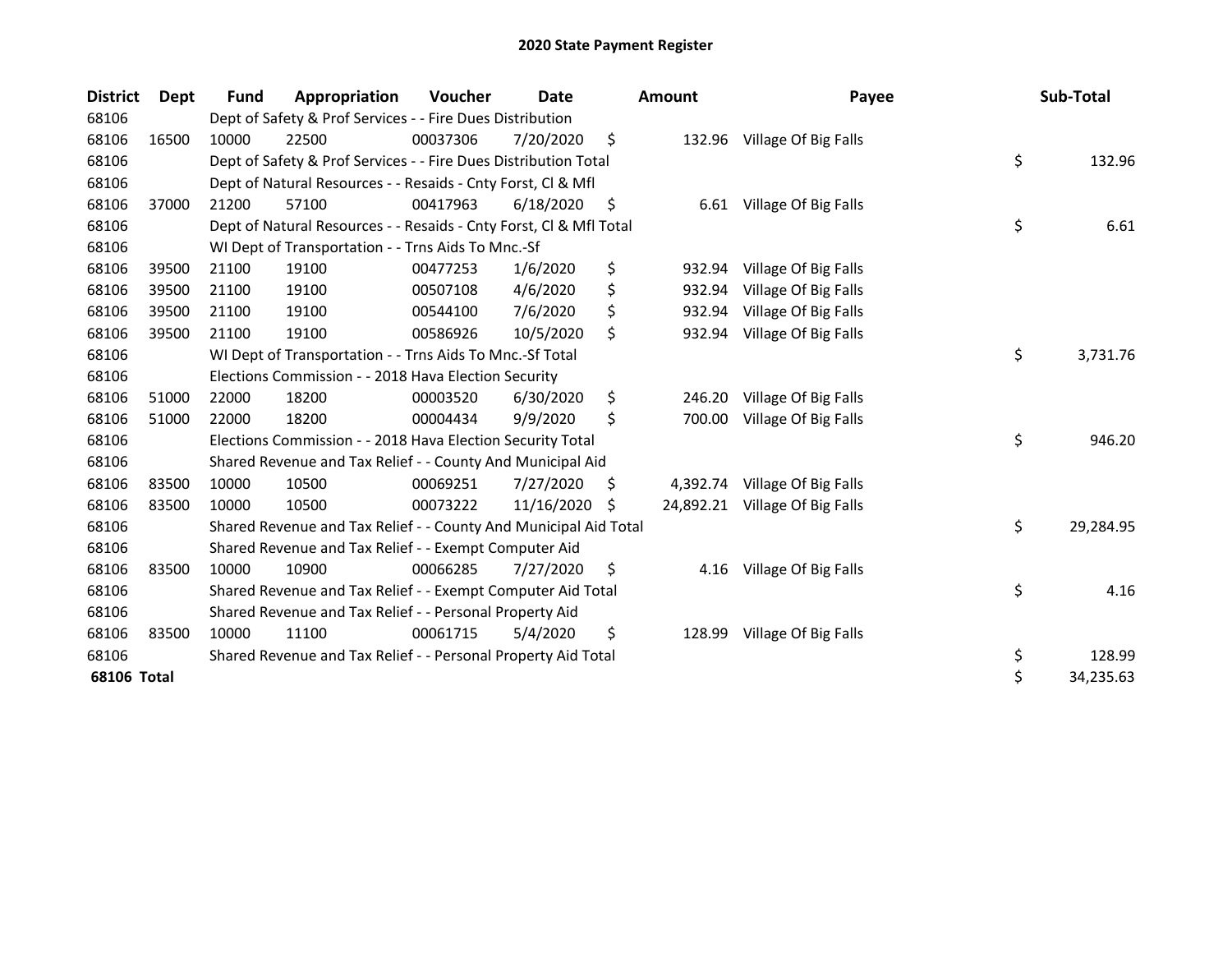# 2020 State Payment Register

| District | Dept | Fund | Appropriation | Voucher | Date | Amount | Payee | Sub-Total |
|---|---|---|---|---|---|---|---|---|
| 68106 | | Dept of Safety & Prof Services - - Fire Dues Distribution | | | | | | |
| 68106 | 16500 | 10000 | 22500 | 00037306 | 7/20/2020 | $ 132.96 | Village Of Big Falls | |
| 68106 | | Dept of Safety & Prof Services - - Fire Dues Distribution Total | | | | | | $ 132.96 |
| 68106 | | Dept of Natural Resources - - Resaids - Cnty Forst, Cl & Mfl | | | | | | |
| 68106 | 37000 | 21200 | 57100 | 00417963 | 6/18/2020 | $ 6.61 | Village Of Big Falls | |
| 68106 | | Dept of Natural Resources - - Resaids - Cnty Forst, Cl & Mfl Total | | | | | | $ 6.61 |
| 68106 | | WI Dept of Transportation - - Trns Aids To Mnc.-Sf | | | | | | |
| 68106 | 39500 | 21100 | 19100 | 00477253 | 1/6/2020 | $ 932.94 | Village Of Big Falls | |
| 68106 | 39500 | 21100 | 19100 | 00507108 | 4/6/2020 | $ 932.94 | Village Of Big Falls | |
| 68106 | 39500 | 21100 | 19100 | 00544100 | 7/6/2020 | $ 932.94 | Village Of Big Falls | |
| 68106 | 39500 | 21100 | 19100 | 00586926 | 10/5/2020 | $ 932.94 | Village Of Big Falls | |
| 68106 | | WI Dept of Transportation - - Trns Aids To Mnc.-Sf Total | | | | | | $ 3,731.76 |
| 68106 | | Elections Commission - - 2018 Hava Election Security | | | | | | |
| 68106 | 51000 | 22000 | 18200 | 00003520 | 6/30/2020 | $ 246.20 | Village Of Big Falls | |
| 68106 | 51000 | 22000 | 18200 | 00004434 | 9/9/2020 | $ 700.00 | Village Of Big Falls | |
| 68106 | | Elections Commission - - 2018 Hava Election Security Total | | | | | | $ 946.20 |
| 68106 | | Shared Revenue and Tax Relief - - County And Municipal Aid | | | | | | |
| 68106 | 83500 | 10000 | 10500 | 00069251 | 7/27/2020 | $ 4,392.74 | Village Of Big Falls | |
| 68106 | 83500 | 10000 | 10500 | 00073222 | 11/16/2020 | $ 24,892.21 | Village Of Big Falls | |
| 68106 | | Shared Revenue and Tax Relief - - County And Municipal Aid Total | | | | | | $ 29,284.95 |
| 68106 | | Shared Revenue and Tax Relief - - Exempt Computer Aid | | | | | | |
| 68106 | 83500 | 10000 | 10900 | 00066285 | 7/27/2020 | $ 4.16 | Village Of Big Falls | |
| 68106 | | Shared Revenue and Tax Relief - - Exempt Computer Aid Total | | | | | | $ 4.16 |
| 68106 | | Shared Revenue and Tax Relief - - Personal Property Aid | | | | | | |
| 68106 | 83500 | 10000 | 11100 | 00061715 | 5/4/2020 | $ 128.99 | Village Of Big Falls | |
| 68106 | | Shared Revenue and Tax Relief - - Personal Property Aid Total | | | | | | $ 128.99 |
| **68106 Total** | | | | | | | | $ 34,235.63 |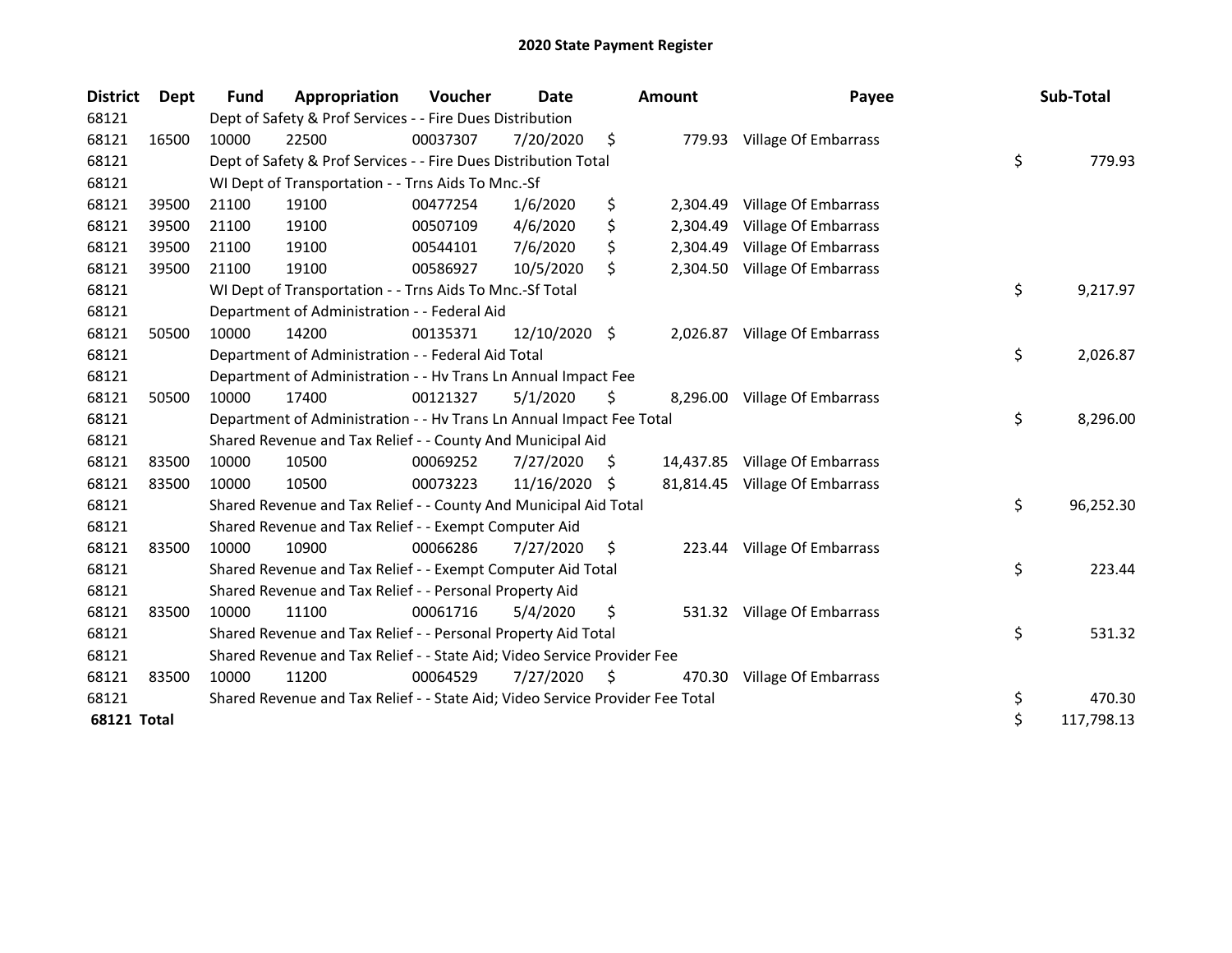# 2020 State Payment Register

| District | Dept | Fund | Appropriation | Voucher | Date | Amount | Payee | Sub-Total |
|---|---|---|---|---|---|---|---|---|
| 68121 | | Dept of Safety & Prof Services - - Fire Dues Distribution | | | | | | |
| 68121 | 16500 | 10000 | 22500 | 00037307 | 7/20/2020 | $ 779.93 | Village Of Embarrass | |
| 68121 | | Dept of Safety & Prof Services - - Fire Dues Distribution Total | | | | | | $ 779.93 |
| 68121 | | WI Dept of Transportation - - Trns Aids To Mnc.-Sf | | | | | | |
| 68121 | 39500 | 21100 | 19100 | 00477254 | 1/6/2020 | $ 2,304.49 | Village Of Embarrass | |
| 68121 | 39500 | 21100 | 19100 | 00507109 | 4/6/2020 | $ 2,304.49 | Village Of Embarrass | |
| 68121 | 39500 | 21100 | 19100 | 00544101 | 7/6/2020 | $ 2,304.49 | Village Of Embarrass | |
| 68121 | 39500 | 21100 | 19100 | 00586927 | 10/5/2020 | $ 2,304.50 | Village Of Embarrass | |
| 68121 | | WI Dept of Transportation - - Trns Aids To Mnc.-Sf Total | | | | | | $ 9,217.97 |
| 68121 | | Department of Administration - - Federal Aid | | | | | | |
| 68121 | 50500 | 10000 | 14200 | 00135371 | 12/10/2020 | $ 2,026.87 | Village Of Embarrass | |
| 68121 | | Department of Administration - - Federal Aid Total | | | | | | $ 2,026.87 |
| 68121 | | Department of Administration - - Hv Trans Ln Annual Impact Fee | | | | | | |
| 68121 | 50500 | 10000 | 17400 | 00121327 | 5/1/2020 | $ 8,296.00 | Village Of Embarrass | |
| 68121 | | Department of Administration - - Hv Trans Ln Annual Impact Fee Total | | | | | | $ 8,296.00 |
| 68121 | | Shared Revenue and Tax Relief - - County And Municipal Aid | | | | | | |
| 68121 | 83500 | 10000 | 10500 | 00069252 | 7/27/2020 | $ 14,437.85 | Village Of Embarrass | |
| 68121 | 83500 | 10000 | 10500 | 00073223 | 11/16/2020 | $ 81,814.45 | Village Of Embarrass | |
| 68121 | | Shared Revenue and Tax Relief - - County And Municipal Aid Total | | | | | | $ 96,252.30 |
| 68121 | | Shared Revenue and Tax Relief - - Exempt Computer Aid | | | | | | |
| 68121 | 83500 | 10000 | 10900 | 00066286 | 7/27/2020 | $ 223.44 | Village Of Embarrass | |
| 68121 | | Shared Revenue and Tax Relief - - Exempt Computer Aid Total | | | | | | $ 223.44 |
| 68121 | | Shared Revenue and Tax Relief - - Personal Property Aid | | | | | | |
| 68121 | 83500 | 10000 | 11100 | 00061716 | 5/4/2020 | $ 531.32 | Village Of Embarrass | |
| 68121 | | Shared Revenue and Tax Relief - - Personal Property Aid Total | | | | | | $ 531.32 |
| 68121 | | Shared Revenue and Tax Relief - - State Aid; Video Service Provider Fee | | | | | | |
| 68121 | 83500 | 10000 | 11200 | 00064529 | 7/27/2020 | $ 470.30 | Village Of Embarrass | |
| 68121 | | Shared Revenue and Tax Relief - - State Aid; Video Service Provider Fee Total | | | | | | $ 470.30 |
| **68121 Total** | | | | | | | | $ 117,798.13 |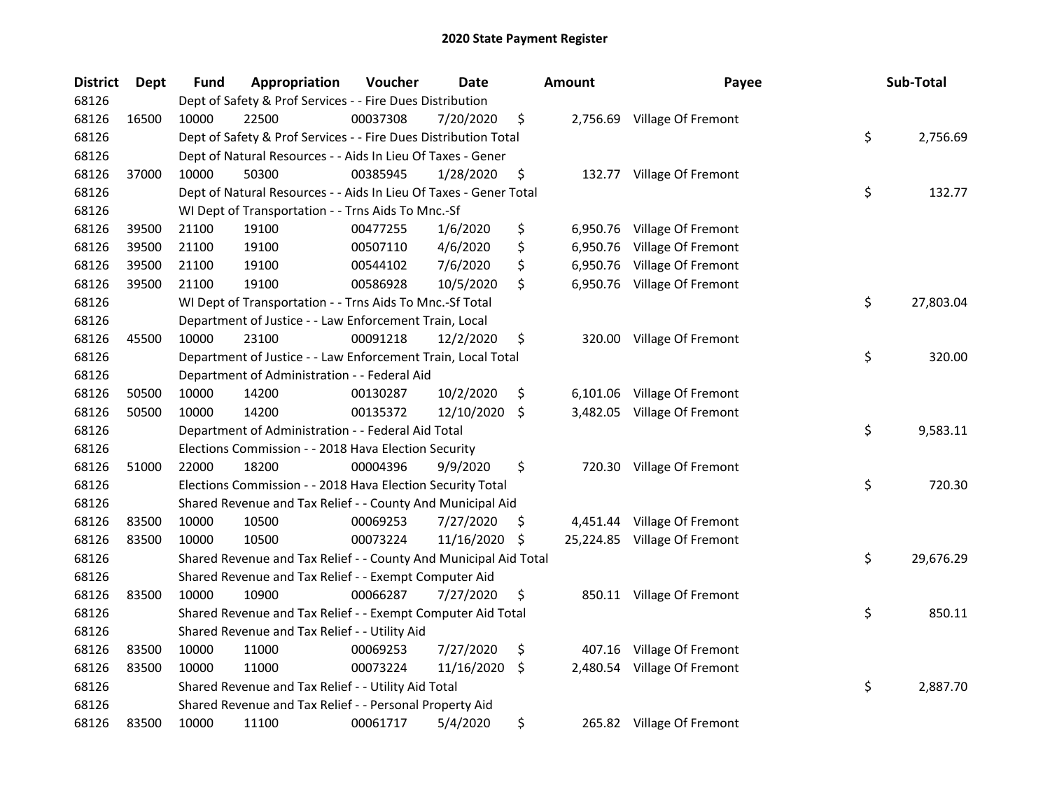# 2020 State Payment Register

| District | Dept | Fund | Appropriation | Voucher | Date | Amount | Payee | Sub-Total |
|---|---|---|---|---|---|---|---|---|
| 68126 | | Dept of Safety & Prof Services - - Fire Dues Distribution | | | | | | |
| 68126 | 16500 | 10000 | 22500 | 00037308 | 7/20/2020 | $ 2,756.69 | Village Of Fremont | |
| 68126 | | Dept of Safety & Prof Services - - Fire Dues Distribution Total | | | | | | $ 2,756.69 |
| 68126 | | Dept of Natural Resources - - Aids In Lieu Of Taxes - Gener | | | | | | |
| 68126 | 37000 | 10000 | 50300 | 00385945 | 1/28/2020 | $ 132.77 | Village Of Fremont | |
| 68126 | | Dept of Natural Resources - - Aids In Lieu Of Taxes - Gener Total | | | | | | $ 132.77 |
| 68126 | | WI Dept of Transportation - - Trns Aids To Mnc.-Sf | | | | | | |
| 68126 | 39500 | 21100 | 19100 | 00477255 | 1/6/2020 | $ 6,950.76 | Village Of Fremont | |
| 68126 | 39500 | 21100 | 19100 | 00507110 | 4/6/2020 | $ 6,950.76 | Village Of Fremont | |
| 68126 | 39500 | 21100 | 19100 | 00544102 | 7/6/2020 | $ 6,950.76 | Village Of Fremont | |
| 68126 | 39500 | 21100 | 19100 | 00586928 | 10/5/2020 | $ 6,950.76 | Village Of Fremont | |
| 68126 | | WI Dept of Transportation - - Trns Aids To Mnc.-Sf Total | | | | | | $ 27,803.04 |
| 68126 | | Department of Justice - - Law Enforcement Train, Local | | | | | | |
| 68126 | 45500 | 10000 | 23100 | 00091218 | 12/2/2020 | $ 320.00 | Village Of Fremont | |
| 68126 | | Department of Justice - - Law Enforcement Train, Local Total | | | | | | $ 320.00 |
| 68126 | | Department of Administration - - Federal Aid | | | | | | |
| 68126 | 50500 | 10000 | 14200 | 00130287 | 10/2/2020 | $ 6,101.06 | Village Of Fremont | |
| 68126 | 50500 | 10000 | 14200 | 00135372 | 12/10/2020 | $ 3,482.05 | Village Of Fremont | |
| 68126 | | Department of Administration - - Federal Aid Total | | | | | | $ 9,583.11 |
| 68126 | | Elections Commission - - 2018 Hava Election Security | | | | | | |
| 68126 | 51000 | 22000 | 18200 | 00004396 | 9/9/2020 | $ 720.30 | Village Of Fremont | |
| 68126 | | Elections Commission - - 2018 Hava Election Security Total | | | | | | $ 720.30 |
| 68126 | | Shared Revenue and Tax Relief - - County And Municipal Aid | | | | | | |
| 68126 | 83500 | 10000 | 10500 | 00069253 | 7/27/2020 | $ 4,451.44 | Village Of Fremont | |
| 68126 | 83500 | 10000 | 10500 | 00073224 | 11/16/2020 | $ 25,224.85 | Village Of Fremont | |
| 68126 | | Shared Revenue and Tax Relief - - County And Municipal Aid Total | | | | | | $ 29,676.29 |
| 68126 | | Shared Revenue and Tax Relief - - Exempt Computer Aid | | | | | | |
| 68126 | 83500 | 10000 | 10900 | 00066287 | 7/27/2020 | $ 850.11 | Village Of Fremont | |
| 68126 | | Shared Revenue and Tax Relief - - Exempt Computer Aid Total | | | | | | $ 850.11 |
| 68126 | | Shared Revenue and Tax Relief - - Utility Aid | | | | | | |
| 68126 | 83500 | 10000 | 11000 | 00069253 | 7/27/2020 | $ 407.16 | Village Of Fremont | |
| 68126 | 83500 | 10000 | 11000 | 00073224 | 11/16/2020 | $ 2,480.54 | Village Of Fremont | |
| 68126 | | Shared Revenue and Tax Relief - - Utility Aid Total | | | | | | $ 2,887.70 |
| 68126 | | Shared Revenue and Tax Relief - - Personal Property Aid | | | | | | |
| 68126 | 83500 | 10000 | 11100 | 00061717 | 5/4/2020 | $ 265.82 | Village Of Fremont | |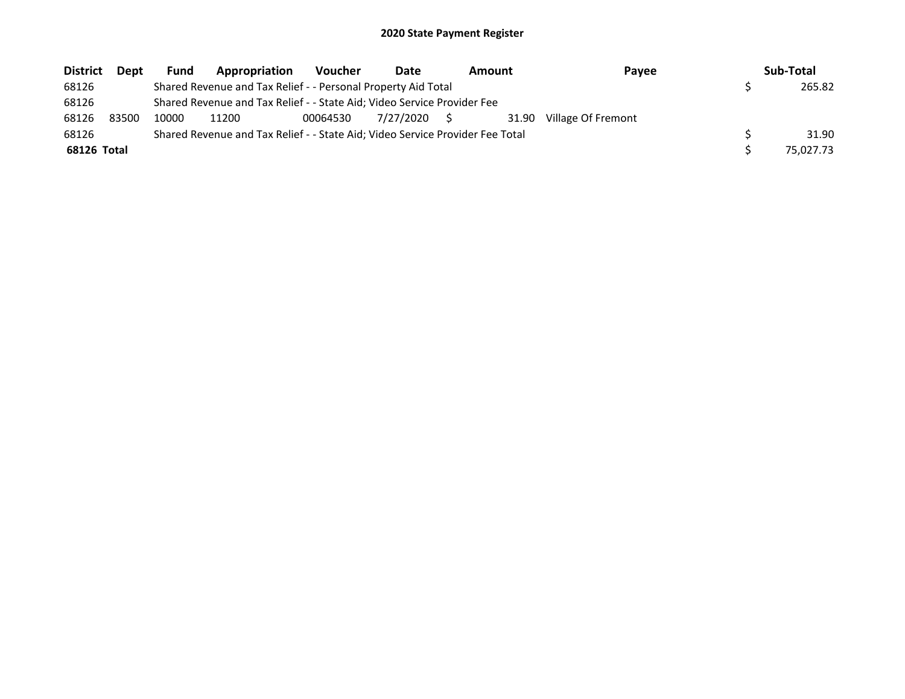# 2020 State Payment Register

| District | Dept | Fund | Appropriation | Voucher | Date | Amount | Payee | Sub-Total |
|---|---|---|---|---|---|---|---|---|
| 68126 | | Shared Revenue and Tax Relief - - Personal Property Aid Total | | | | | | $ 265.82 |
| 68126 | | Shared Revenue and Tax Relief - - State Aid; Video Service Provider Fee | | | | | | |
| 68126 | 83500 | 10000 | 11200 | 00064530 | 7/27/2020 | $ 31.90 | Village Of Fremont | |
| 68126 | | Shared Revenue and Tax Relief - - State Aid; Video Service Provider Fee Total | | | | | | $ 31.90 |
| **68126 Total** | | | | | | | | $ 75,027.73 |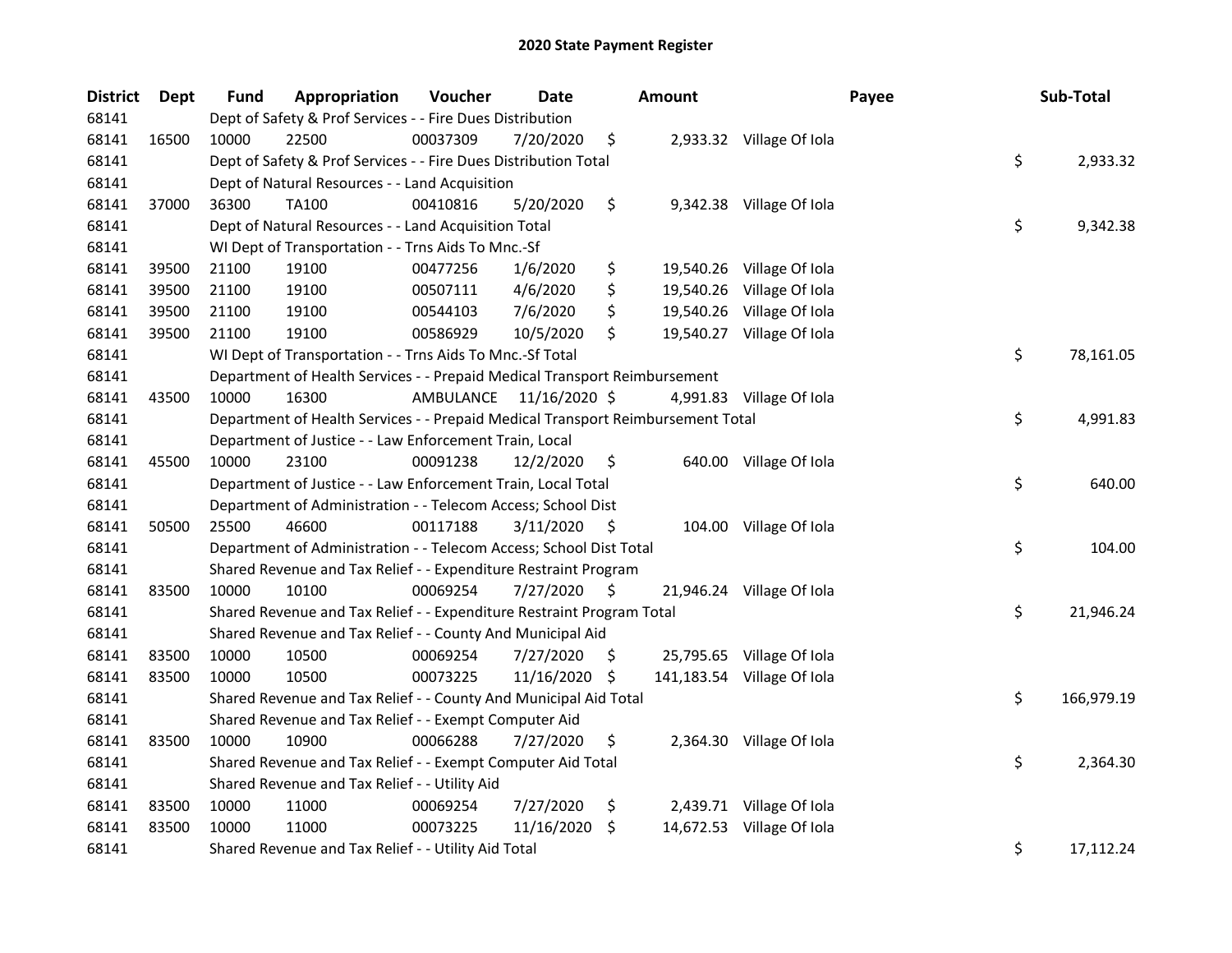# 2020 State Payment Register

| District | Dept | Fund | Appropriation | Voucher | Date | Amount | Payee | Sub-Total |
|---|---|---|---|---|---|---|---|---|
| 68141 | | Dept of Safety & Prof Services - - Fire Dues Distribution | | | | | | |
| 68141 | 16500 | 10000 | 22500 | 00037309 | 7/20/2020 | $ 2,933.32 | Village Of Iola | |
| 68141 | | Dept of Safety & Prof Services - - Fire Dues Distribution Total | | | | | | $ 2,933.32 |
| 68141 | | Dept of Natural Resources - - Land Acquisition | | | | | | |
| 68141 | 37000 | 36300 | TA100 | 00410816 | 5/20/2020 | $ 9,342.38 | Village Of Iola | |
| 68141 | | Dept of Natural Resources - - Land Acquisition Total | | | | | | $ 9,342.38 |
| 68141 | | WI Dept of Transportation - - Trns Aids To Mnc.-Sf | | | | | | |
| 68141 | 39500 | 21100 | 19100 | 00477256 | 1/6/2020 | $ 19,540.26 | Village Of Iola | |
| 68141 | 39500 | 21100 | 19100 | 00507111 | 4/6/2020 | $ 19,540.26 | Village Of Iola | |
| 68141 | 39500 | 21100 | 19100 | 00544103 | 7/6/2020 | $ 19,540.26 | Village Of Iola | |
| 68141 | 39500 | 21100 | 19100 | 00586929 | 10/5/2020 | $ 19,540.27 | Village Of Iola | |
| 68141 | | WI Dept of Transportation - - Trns Aids To Mnc.-Sf Total | | | | | | $ 78,161.05 |
| 68141 | | Department of Health Services - - Prepaid Medical Transport Reimbursement | | | | | | |
| 68141 | 43500 | 10000 | 16300 | AMBULANCE | 11/16/2020 | $ 4,991.83 | Village Of Iola | |
| 68141 | | Department of Health Services - - Prepaid Medical Transport Reimbursement Total | | | | | | $ 4,991.83 |
| 68141 | | Department of Justice - - Law Enforcement Train, Local | | | | | | |
| 68141 | 45500 | 10000 | 23100 | 00091238 | 12/2/2020 | $ 640.00 | Village Of Iola | |
| 68141 | | Department of Justice - - Law Enforcement Train, Local Total | | | | | | $ 640.00 |
| 68141 | | Department of Administration - - Telecom Access; School Dist | | | | | | |
| 68141 | 50500 | 25500 | 46600 | 00117188 | 3/11/2020 | $ 104.00 | Village Of Iola | |
| 68141 | | Department of Administration - - Telecom Access; School Dist Total | | | | | | $ 104.00 |
| 68141 | | Shared Revenue and Tax Relief - - Expenditure Restraint Program | | | | | | |
| 68141 | 83500 | 10000 | 10100 | 00069254 | 7/27/2020 | $ 21,946.24 | Village Of Iola | |
| 68141 | | Shared Revenue and Tax Relief - - Expenditure Restraint Program Total | | | | | | $ 21,946.24 |
| 68141 | | Shared Revenue and Tax Relief - - County And Municipal Aid | | | | | | |
| 68141 | 83500 | 10000 | 10500 | 00069254 | 7/27/2020 | $ 25,795.65 | Village Of Iola | |
| 68141 | 83500 | 10000 | 10500 | 00073225 | 11/16/2020 | $ 141,183.54 | Village Of Iola | |
| 68141 | | Shared Revenue and Tax Relief - - County And Municipal Aid Total | | | | | | $ 166,979.19 |
| 68141 | | Shared Revenue and Tax Relief - - Exempt Computer Aid | | | | | | |
| 68141 | 83500 | 10000 | 10900 | 00066288 | 7/27/2020 | $ 2,364.30 | Village Of Iola | |
| 68141 | | Shared Revenue and Tax Relief - - Exempt Computer Aid Total | | | | | | $ 2,364.30 |
| 68141 | | Shared Revenue and Tax Relief - - Utility Aid | | | | | | |
| 68141 | 83500 | 10000 | 11000 | 00069254 | 7/27/2020 | $ 2,439.71 | Village Of Iola | |
| 68141 | 83500 | 10000 | 11000 | 00073225 | 11/16/2020 | $ 14,672.53 | Village Of Iola | |
| 68141 | | Shared Revenue and Tax Relief - - Utility Aid Total | | | | | | $ 17,112.24 |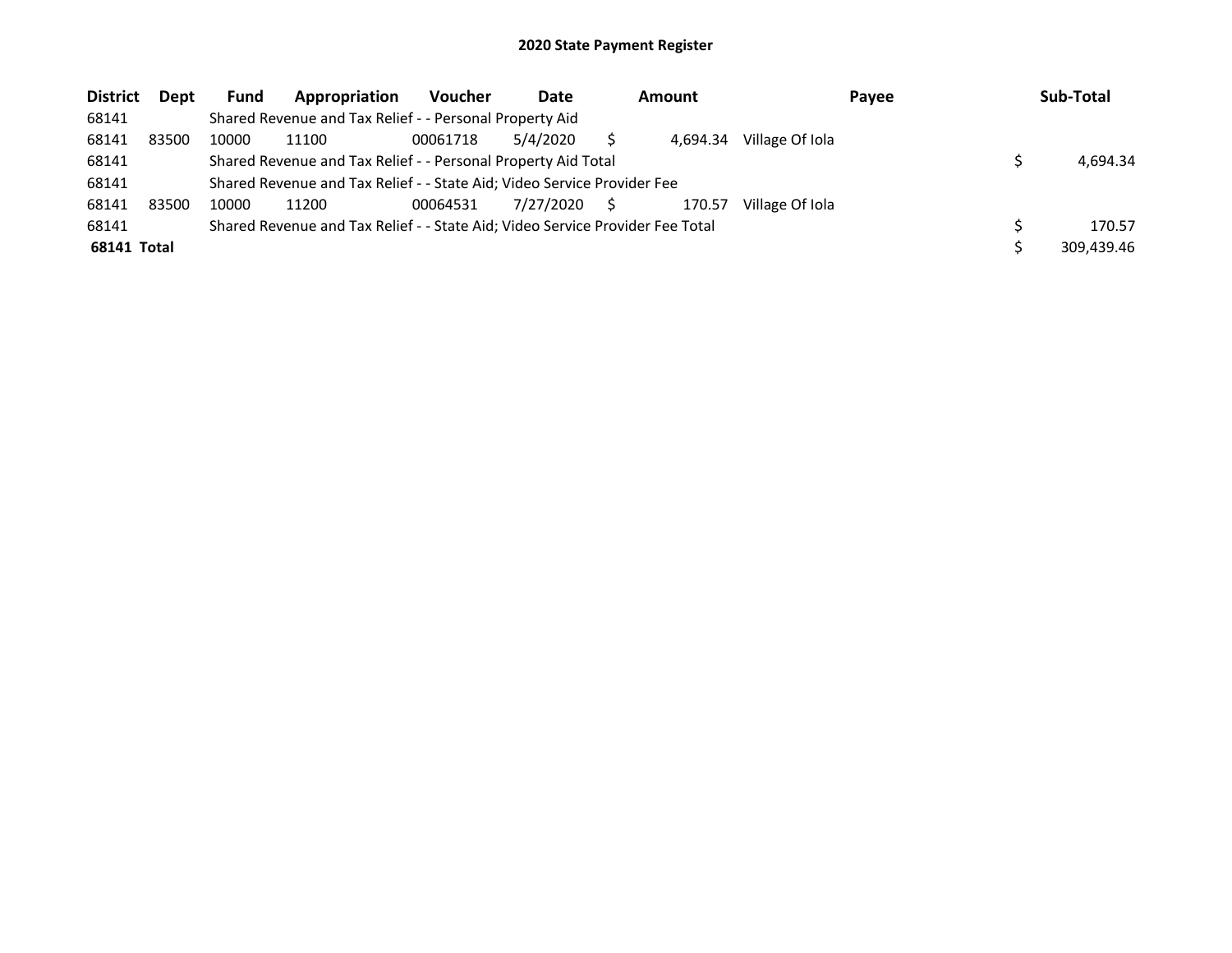# 2020 State Payment Register

| District | Dept | Fund | Appropriation | Voucher | Date | Amount | Payee | Sub-Total |
|---|---|---|---|---|---|---|---|---|
| 68141 | | Shared Revenue and Tax Relief - - Personal Property Aid | | | | | | |
| 68141 | 83500 | 10000 | 11100 | 00061718 | 5/4/2020 | $ 4,694.34 | Village Of Iola | |
| 68141 | | Shared Revenue and Tax Relief - - Personal Property Aid Total | | | | | | $ 4,694.34 |
| 68141 | | Shared Revenue and Tax Relief - - State Aid; Video Service Provider Fee | | | | | | |
| 68141 | 83500 | 10000 | 11200 | 00064531 | 7/27/2020 | $ 170.57 | Village Of Iola | |
| 68141 | | Shared Revenue and Tax Relief - - State Aid; Video Service Provider Fee Total | | | | | | $ 170.57 |
| **68141 Total** | | | | | | | | $ 309,439.46 |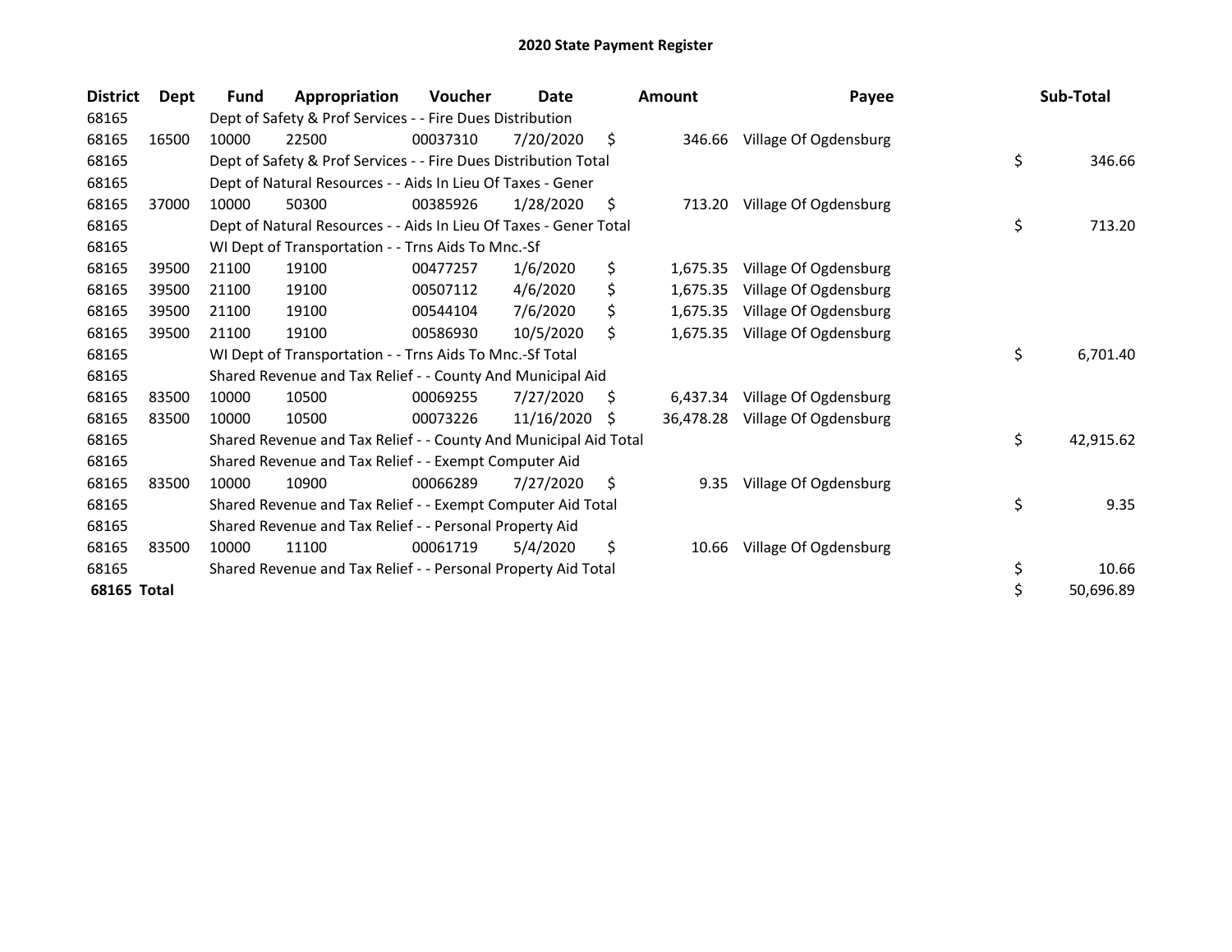# 2020 State Payment Register

| District | Dept | Fund | Appropriation | Voucher | Date | Amount | Payee | Sub-Total |
|---|---|---|---|---|---|---|---|---|
| 68165 | | Dept of Safety & Prof Services - - Fire Dues Distribution | | | | | | |
| 68165 | 16500 | 10000 | 22500 | 00037310 | 7/20/2020 | $ 346.66 | Village Of Ogdensburg | |
| 68165 | | Dept of Safety & Prof Services - - Fire Dues Distribution Total | | | | | | $ 346.66 |
| 68165 | | Dept of Natural Resources - - Aids In Lieu Of Taxes - Gener | | | | | | |
| 68165 | 37000 | 10000 | 50300 | 00385926 | 1/28/2020 | $ 713.20 | Village Of Ogdensburg | |
| 68165 | | Dept of Natural Resources - - Aids In Lieu Of Taxes - Gener Total | | | | | | $ 713.20 |
| 68165 | | WI Dept of Transportation - - Trns Aids To Mnc.-Sf | | | | | | |
| 68165 | 39500 | 21100 | 19100 | 00477257 | 1/6/2020 | $ 1,675.35 | Village Of Ogdensburg | |
| 68165 | 39500 | 21100 | 19100 | 00507112 | 4/6/2020 | $ 1,675.35 | Village Of Ogdensburg | |
| 68165 | 39500 | 21100 | 19100 | 00544104 | 7/6/2020 | $ 1,675.35 | Village Of Ogdensburg | |
| 68165 | 39500 | 21100 | 19100 | 00586930 | 10/5/2020 | $ 1,675.35 | Village Of Ogdensburg | |
| 68165 | | WI Dept of Transportation - - Trns Aids To Mnc.-Sf Total | | | | | | $ 6,701.40 |
| 68165 | | Shared Revenue and Tax Relief - - County And Municipal Aid | | | | | | |
| 68165 | 83500 | 10000 | 10500 | 00069255 | 7/27/2020 | $ 6,437.34 | Village Of Ogdensburg | |
| 68165 | 83500 | 10000 | 10500 | 00073226 | 11/16/2020 | $ 36,478.28 | Village Of Ogdensburg | |
| 68165 | | Shared Revenue and Tax Relief - - County And Municipal Aid Total | | | | | | $ 42,915.62 |
| 68165 | | Shared Revenue and Tax Relief - - Exempt Computer Aid | | | | | | |
| 68165 | 83500 | 10000 | 10900 | 00066289 | 7/27/2020 | $ 9.35 | Village Of Ogdensburg | |
| 68165 | | Shared Revenue and Tax Relief - - Exempt Computer Aid Total | | | | | | $ 9.35 |
| 68165 | | Shared Revenue and Tax Relief - - Personal Property Aid | | | | | | |
| 68165 | 83500 | 10000 | 11100 | 00061719 | 5/4/2020 | $ 10.66 | Village Of Ogdensburg | |
| 68165 | | Shared Revenue and Tax Relief - - Personal Property Aid Total | | | | | | $ 10.66 |
| **68165 Total** | | | | | | | | $ 50,696.89 |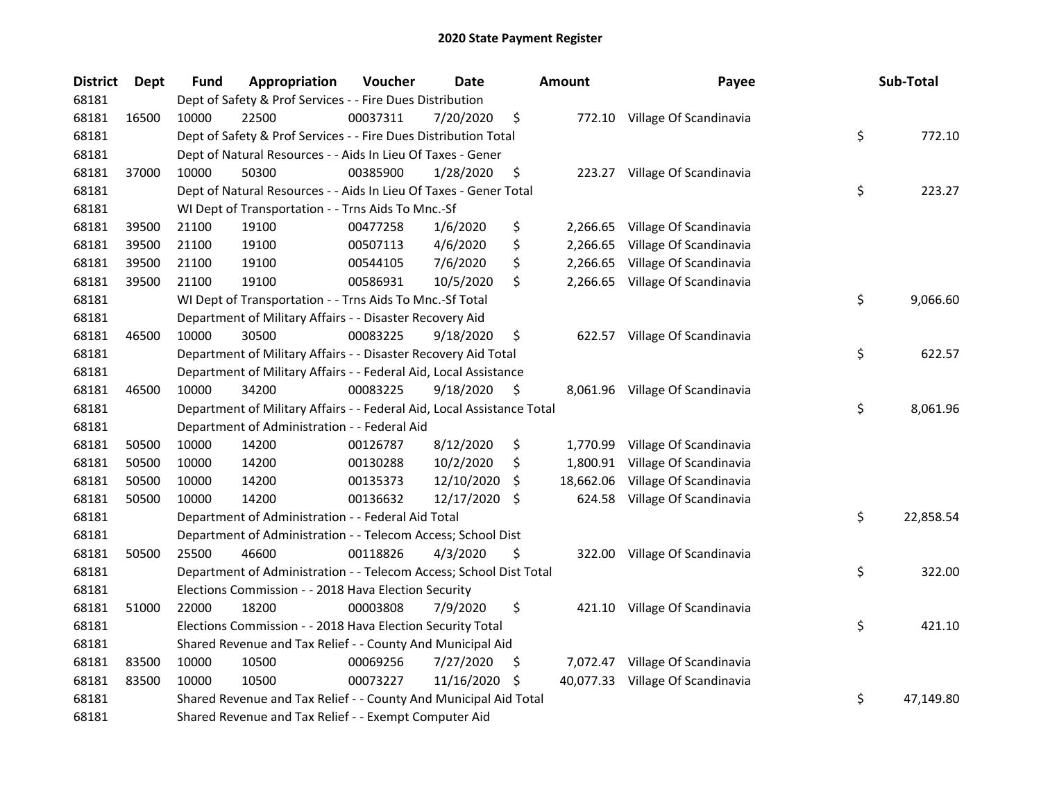# 2020 State Payment Register

| District | Dept | Fund | Appropriation | Voucher | Date | Amount | Payee | Sub-Total |
|---|---|---|---|---|---|---|---|---|
| 68181 | | Dept of Safety & Prof Services - - Fire Dues Distribution | | | | | | |
| 68181 | 16500 | 10000 | 22500 | 00037311 | 7/20/2020 | $ 772.10 | Village Of Scandinavia | |
| 68181 | | Dept of Safety & Prof Services - - Fire Dues Distribution Total | | | | | | $ 772.10 |
| 68181 | | Dept of Natural Resources - - Aids In Lieu Of Taxes - Gener | | | | | | |
| 68181 | 37000 | 10000 | 50300 | 00385900 | 1/28/2020 | $ 223.27 | Village Of Scandinavia | |
| 68181 | | Dept of Natural Resources - - Aids In Lieu Of Taxes - Gener Total | | | | | | $ 223.27 |
| 68181 | | WI Dept of Transportation - - Trns Aids To Mnc.-Sf | | | | | | |
| 68181 | 39500 | 21100 | 19100 | 00477258 | 1/6/2020 | $ 2,266.65 | Village Of Scandinavia | |
| 68181 | 39500 | 21100 | 19100 | 00507113 | 4/6/2020 | $ 2,266.65 | Village Of Scandinavia | |
| 68181 | 39500 | 21100 | 19100 | 00544105 | 7/6/2020 | $ 2,266.65 | Village Of Scandinavia | |
| 68181 | 39500 | 21100 | 19100 | 00586931 | 10/5/2020 | $ 2,266.65 | Village Of Scandinavia | |
| 68181 | | WI Dept of Transportation - - Trns Aids To Mnc.-Sf Total | | | | | | $ 9,066.60 |
| 68181 | | Department of Military Affairs - - Disaster Recovery Aid | | | | | | |
| 68181 | 46500 | 10000 | 30500 | 00083225 | 9/18/2020 | $ 622.57 | Village Of Scandinavia | |
| 68181 | | Department of Military Affairs - - Disaster Recovery Aid Total | | | | | | $ 622.57 |
| 68181 | | Department of Military Affairs - - Federal Aid, Local Assistance | | | | | | |
| 68181 | 46500 | 10000 | 34200 | 00083225 | 9/18/2020 | $ 8,061.96 | Village Of Scandinavia | |
| 68181 | | Department of Military Affairs - - Federal Aid, Local Assistance Total | | | | | | $ 8,061.96 |
| 68181 | | Department of Administration - - Federal Aid | | | | | | |
| 68181 | 50500 | 10000 | 14200 | 00126787 | 8/12/2020 | $ 1,770.99 | Village Of Scandinavia | |
| 68181 | 50500 | 10000 | 14200 | 00130288 | 10/2/2020 | $ 1,800.91 | Village Of Scandinavia | |
| 68181 | 50500 | 10000 | 14200 | 00135373 | 12/10/2020 | $ 18,662.06 | Village Of Scandinavia | |
| 68181 | 50500 | 10000 | 14200 | 00136632 | 12/17/2020 | $ 624.58 | Village Of Scandinavia | |
| 68181 | | Department of Administration - - Federal Aid Total | | | | | | $ 22,858.54 |
| 68181 | | Department of Administration - - Telecom Access; School Dist | | | | | | |
| 68181 | 50500 | 25500 | 46600 | 00118826 | 4/3/2020 | $ 322.00 | Village Of Scandinavia | |
| 68181 | | Department of Administration - - Telecom Access; School Dist Total | | | | | | $ 322.00 |
| 68181 | | Elections Commission - - 2018 Hava Election Security | | | | | | |
| 68181 | 51000 | 22000 | 18200 | 00003808 | 7/9/2020 | $ 421.10 | Village Of Scandinavia | |
| 68181 | | Elections Commission - - 2018 Hava Election Security Total | | | | | | $ 421.10 |
| 68181 | | Shared Revenue and Tax Relief - - County And Municipal Aid | | | | | | |
| 68181 | 83500 | 10000 | 10500 | 00069256 | 7/27/2020 | $ 7,072.47 | Village Of Scandinavia | |
| 68181 | 83500 | 10000 | 10500 | 00073227 | 11/16/2020 | $ 40,077.33 | Village Of Scandinavia | |
| 68181 | | Shared Revenue and Tax Relief - - County And Municipal Aid Total | | | | | | $ 47,149.80 |
| 68181 | | Shared Revenue and Tax Relief - - Exempt Computer Aid | | | | | | |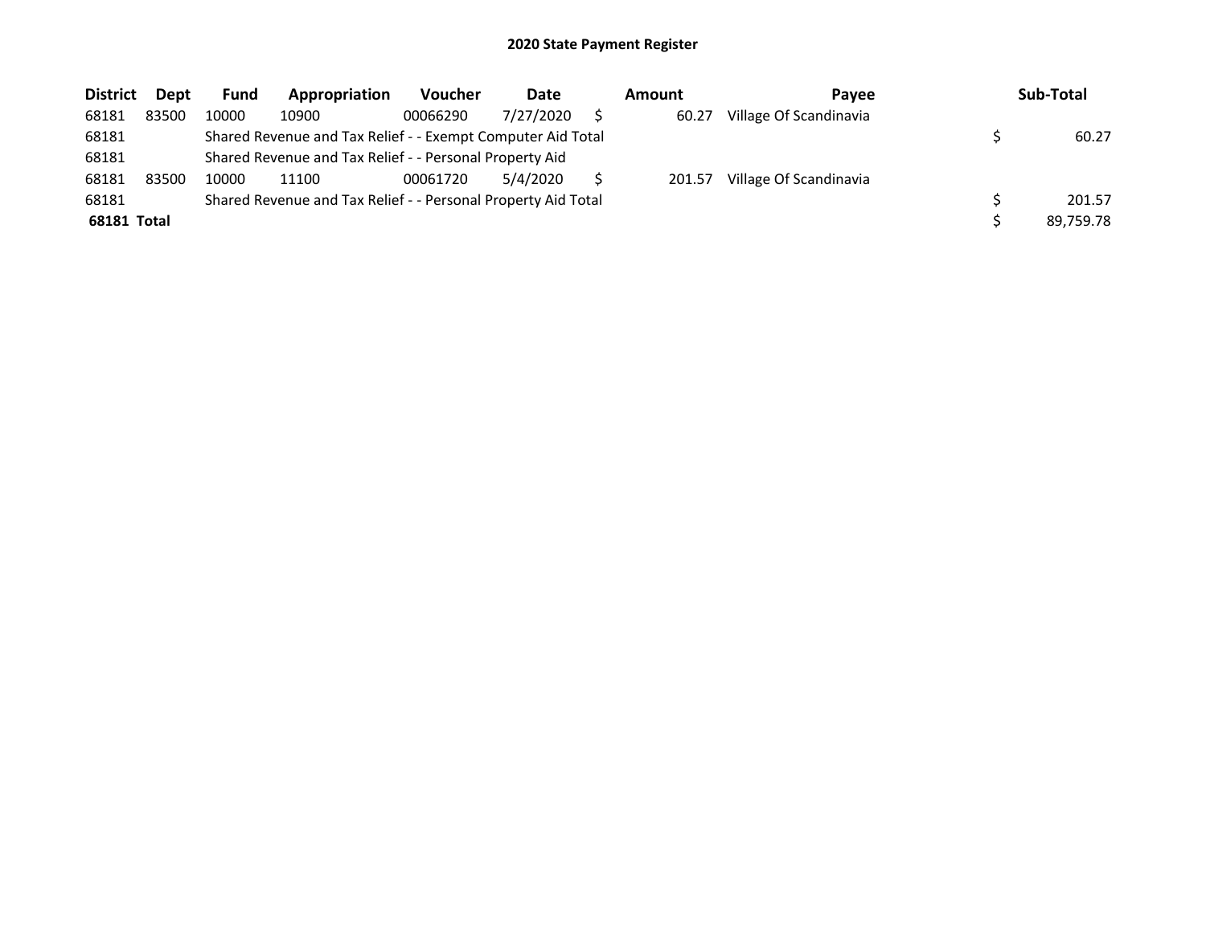# 2020 State Payment Register

| District | Dept | Fund | Appropriation | Voucher | Date | Amount | Payee | Sub-Total |
|---|---|---|---|---|---|---|---|---|
| 68181 | 83500 | 10000 | 10900 | 00066290 | 7/27/2020 | $ 60.27 | Village Of Scandinavia | |
| 68181 | | Shared Revenue and Tax Relief - - Exempt Computer Aid Total | | | | | | $ 60.27 |
| 68181 | | Shared Revenue and Tax Relief - - Personal Property Aid | | | | | | |
| 68181 | 83500 | 10000 | 11100 | 00061720 | 5/4/2020 | $ 201.57 | Village Of Scandinavia | |
| 68181 | | Shared Revenue and Tax Relief - - Personal Property Aid Total | | | | | | $ 201.57 |
| **68181 Total** | | | | | | | | $ 89,759.78 |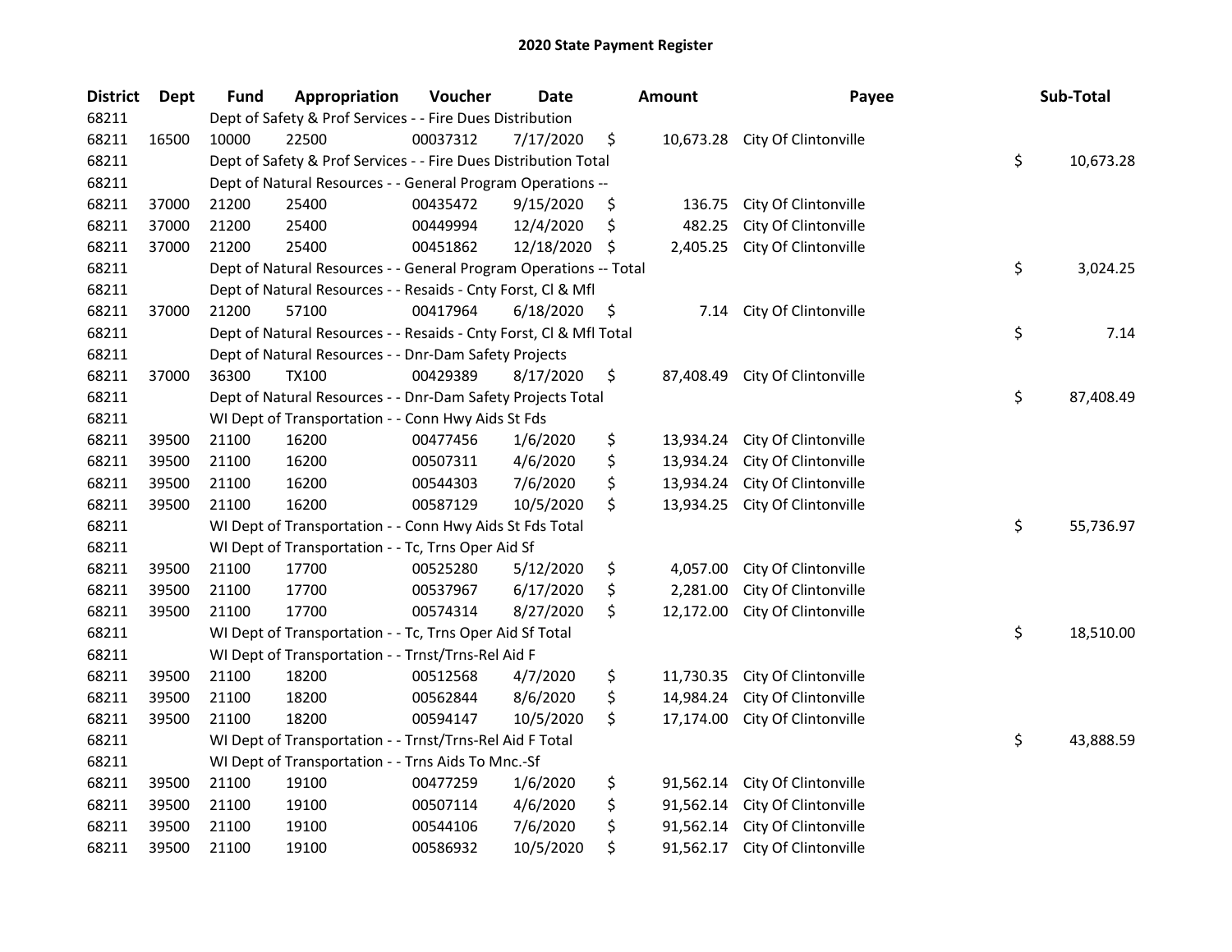# 2020 State Payment Register

| District | Dept | Fund | Appropriation | Voucher | Date | Amount | Payee | Sub-Total |
|---|---|---|---|---|---|---|---|---|
| 68211 | | Dept of Safety & Prof Services - - Fire Dues Distribution | | | | | | |
| 68211 | 16500 | 10000 | 22500 | 00037312 | 7/17/2020 | $ 10,673.28 | City Of Clintonville | |
| 68211 | | Dept of Safety & Prof Services - - Fire Dues Distribution Total | | | | | | $ 10,673.28 |
| 68211 | | Dept of Natural Resources - - General Program Operations -- | | | | | | |
| 68211 | 37000 | 21200 | 25400 | 00435472 | 9/15/2020 | $ 136.75 | City Of Clintonville | |
| 68211 | 37000 | 21200 | 25400 | 00449994 | 12/4/2020 | $ 482.25 | City Of Clintonville | |
| 68211 | 37000 | 21200 | 25400 | 00451862 | 12/18/2020 | $ 2,405.25 | City Of Clintonville | |
| 68211 | | Dept of Natural Resources - - General Program Operations -- Total | | | | | | $ 3,024.25 |
| 68211 | | Dept of Natural Resources - - Resaids - Cnty Forst, Cl & Mfl | | | | | | |
| 68211 | 37000 | 21200 | 57100 | 00417964 | 6/18/2020 | $ 7.14 | City Of Clintonville | |
| 68211 | | Dept of Natural Resources - - Resaids - Cnty Forst, Cl & Mfl Total | | | | | | $ 7.14 |
| 68211 | | Dept of Natural Resources - - Dnr-Dam Safety Projects | | | | | | |
| 68211 | 37000 | 36300 | TX100 | 00429389 | 8/17/2020 | $ 87,408.49 | City Of Clintonville | |
| 68211 | | Dept of Natural Resources - - Dnr-Dam Safety Projects Total | | | | | | $ 87,408.49 |
| 68211 | | WI Dept of Transportation - - Conn Hwy Aids St Fds | | | | | | |
| 68211 | 39500 | 21100 | 16200 | 00477456 | 1/6/2020 | $ 13,934.24 | City Of Clintonville | |
| 68211 | 39500 | 21100 | 16200 | 00507311 | 4/6/2020 | $ 13,934.24 | City Of Clintonville | |
| 68211 | 39500 | 21100 | 16200 | 00544303 | 7/6/2020 | $ 13,934.24 | City Of Clintonville | |
| 68211 | 39500 | 21100 | 16200 | 00587129 | 10/5/2020 | $ 13,934.25 | City Of Clintonville | |
| 68211 | | WI Dept of Transportation - - Conn Hwy Aids St Fds Total | | | | | | $ 55,736.97 |
| 68211 | | WI Dept of Transportation - - Tc, Trns Oper Aid Sf | | | | | | |
| 68211 | 39500 | 21100 | 17700 | 00525280 | 5/12/2020 | $ 4,057.00 | City Of Clintonville | |
| 68211 | 39500 | 21100 | 17700 | 00537967 | 6/17/2020 | $ 2,281.00 | City Of Clintonville | |
| 68211 | 39500 | 21100 | 17700 | 00574314 | 8/27/2020 | $ 12,172.00 | City Of Clintonville | |
| 68211 | | WI Dept of Transportation - - Tc, Trns Oper Aid Sf Total | | | | | | $ 18,510.00 |
| 68211 | | WI Dept of Transportation - - Trnst/Trns-Rel Aid F | | | | | | |
| 68211 | 39500 | 21100 | 18200 | 00512568 | 4/7/2020 | $ 11,730.35 | City Of Clintonville | |
| 68211 | 39500 | 21100 | 18200 | 00562844 | 8/6/2020 | $ 14,984.24 | City Of Clintonville | |
| 68211 | 39500 | 21100 | 18200 | 00594147 | 10/5/2020 | $ 17,174.00 | City Of Clintonville | |
| 68211 | | WI Dept of Transportation - - Trnst/Trns-Rel Aid F Total | | | | | | $ 43,888.59 |
| 68211 | | WI Dept of Transportation - - Trns Aids To Mnc.-Sf | | | | | | |
| 68211 | 39500 | 21100 | 19100 | 00477259 | 1/6/2020 | $ 91,562.14 | City Of Clintonville | |
| 68211 | 39500 | 21100 | 19100 | 00507114 | 4/6/2020 | $ 91,562.14 | City Of Clintonville | |
| 68211 | 39500 | 21100 | 19100 | 00544106 | 7/6/2020 | $ 91,562.14 | City Of Clintonville | |
| 68211 | 39500 | 21100 | 19100 | 00586932 | 10/5/2020 | $ 91,562.17 | City Of Clintonville | |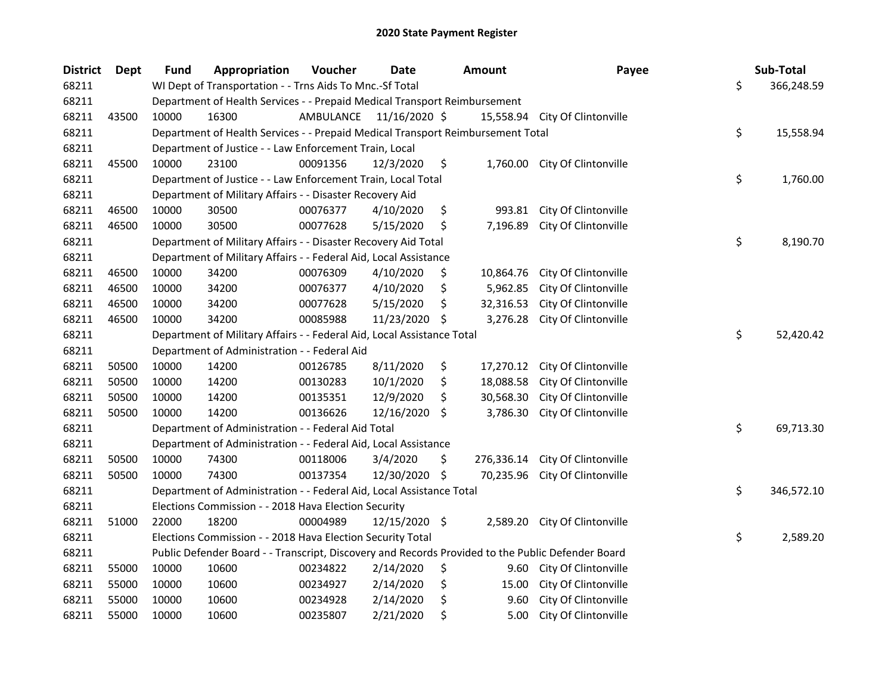# 2020 State Payment Register

| District | Dept | Fund | Appropriation | Voucher | Date | Amount | Payee | Sub-Total |
|---|---|---|---|---|---|---|---|---|
| 68211 | | WI Dept of Transportation - - Trns Aids To Mnc.-Sf Total | | | | | | $ 366,248.59 |
| 68211 | | Department of Health Services - - Prepaid Medical Transport Reimbursement | | | | | | |
| 68211 | 43500 | 10000 | 16300 | AMBULANCE | 11/16/2020 | $ 15,558.94 | City Of Clintonville | |
| 68211 | | Department of Health Services - - Prepaid Medical Transport Reimbursement Total | | | | | | $ 15,558.94 |
| 68211 | | Department of Justice - - Law Enforcement Train, Local | | | | | | |
| 68211 | 45500 | 10000 | 23100 | 00091356 | 12/3/2020 | $ 1,760.00 | City Of Clintonville | |
| 68211 | | Department of Justice - - Law Enforcement Train, Local Total | | | | | | $ 1,760.00 |
| 68211 | | Department of Military Affairs - - Disaster Recovery Aid | | | | | | |
| 68211 | 46500 | 10000 | 30500 | 00076377 | 4/10/2020 | $ 993.81 | City Of Clintonville | |
| 68211 | 46500 | 10000 | 30500 | 00077628 | 5/15/2020 | $ 7,196.89 | City Of Clintonville | |
| 68211 | | Department of Military Affairs - - Disaster Recovery Aid Total | | | | | | $ 8,190.70 |
| 68211 | | Department of Military Affairs - - Federal Aid, Local Assistance | | | | | | |
| 68211 | 46500 | 10000 | 34200 | 00076309 | 4/10/2020 | $ 10,864.76 | City Of Clintonville | |
| 68211 | 46500 | 10000 | 34200 | 00076377 | 4/10/2020 | $ 5,962.85 | City Of Clintonville | |
| 68211 | 46500 | 10000 | 34200 | 00077628 | 5/15/2020 | $ 32,316.53 | City Of Clintonville | |
| 68211 | 46500 | 10000 | 34200 | 00085988 | 11/23/2020 | $ 3,276.28 | City Of Clintonville | |
| 68211 | | Department of Military Affairs - - Federal Aid, Local Assistance Total | | | | | | $ 52,420.42 |
| 68211 | | Department of Administration - - Federal Aid | | | | | | |
| 68211 | 50500 | 10000 | 14200 | 00126785 | 8/11/2020 | $ 17,270.12 | City Of Clintonville | |
| 68211 | 50500 | 10000 | 14200 | 00130283 | 10/1/2020 | $ 18,088.58 | City Of Clintonville | |
| 68211 | 50500 | 10000 | 14200 | 00135351 | 12/9/2020 | $ 30,568.30 | City Of Clintonville | |
| 68211 | 50500 | 10000 | 14200 | 00136626 | 12/16/2020 | $ 3,786.30 | City Of Clintonville | |
| 68211 | | Department of Administration - - Federal Aid Total | | | | | | $ 69,713.30 |
| 68211 | | Department of Administration - - Federal Aid, Local Assistance | | | | | | |
| 68211 | 50500 | 10000 | 74300 | 00118006 | 3/4/2020 | $ 276,336.14 | City Of Clintonville | |
| 68211 | 50500 | 10000 | 74300 | 00137354 | 12/30/2020 | $ 70,235.96 | City Of Clintonville | |
| 68211 | | Department of Administration - - Federal Aid, Local Assistance Total | | | | | | $ 346,572.10 |
| 68211 | | Elections Commission - - 2018 Hava Election Security | | | | | | |
| 68211 | 51000 | 22000 | 18200 | 00004989 | 12/15/2020 | $ 2,589.20 | City Of Clintonville | |
| 68211 | | Elections Commission - - 2018 Hava Election Security Total | | | | | | $ 2,589.20 |
| 68211 | | Public Defender Board - - Transcript, Discovery and Records Provided to the Public Defender Board | | | | | | |
| 68211 | 55000 | 10000 | 10600 | 00234822 | 2/14/2020 | $ 9.60 | City Of Clintonville | |
| 68211 | 55000 | 10000 | 10600 | 00234927 | 2/14/2020 | $ 15.00 | City Of Clintonville | |
| 68211 | 55000 | 10000 | 10600 | 00234928 | 2/14/2020 | $ 9.60 | City Of Clintonville | |
| 68211 | 55000 | 10000 | 10600 | 00235807 | 2/21/2020 | $ 5.00 | City Of Clintonville | |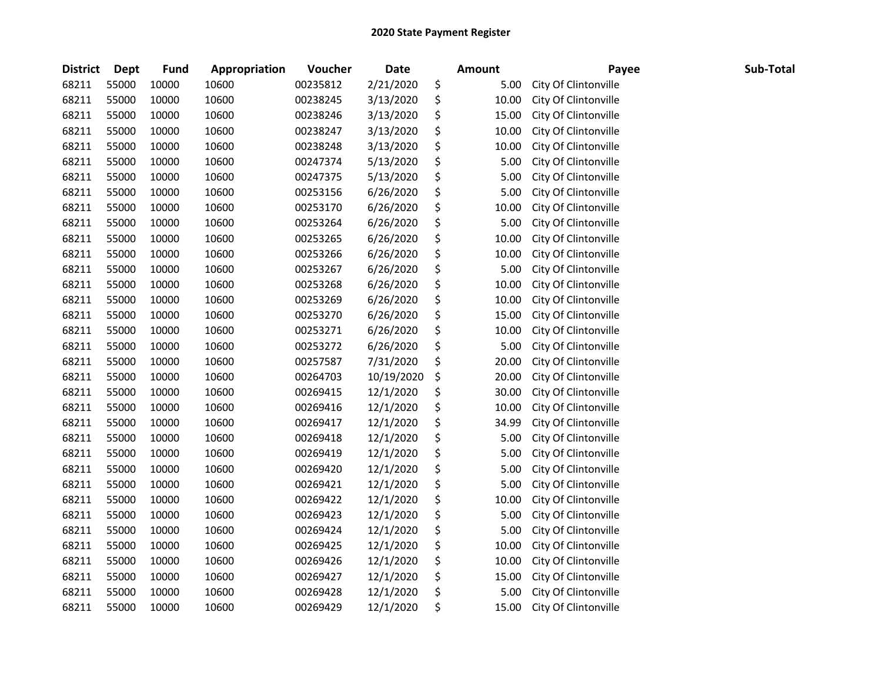# 2020 State Payment Register

| District | Dept | Fund | Appropriation | Voucher | Date | Amount | Payee | Sub-Total |
|---|---|---|---|---|---|---|---|---|
| 68211 | 55000 | 10000 | 10600 | 00235812 | 2/21/2020 | $ 5.00 | City Of Clintonville | |
| 68211 | 55000 | 10000 | 10600 | 00238245 | 3/13/2020 | $ 10.00 | City Of Clintonville | |
| 68211 | 55000 | 10000 | 10600 | 00238246 | 3/13/2020 | $ 15.00 | City Of Clintonville | |
| 68211 | 55000 | 10000 | 10600 | 00238247 | 3/13/2020 | $ 10.00 | City Of Clintonville | |
| 68211 | 55000 | 10000 | 10600 | 00238248 | 3/13/2020 | $ 10.00 | City Of Clintonville | |
| 68211 | 55000 | 10000 | 10600 | 00247374 | 5/13/2020 | $ 5.00 | City Of Clintonville | |
| 68211 | 55000 | 10000 | 10600 | 00247375 | 5/13/2020 | $ 5.00 | City Of Clintonville | |
| 68211 | 55000 | 10000 | 10600 | 00253156 | 6/26/2020 | $ 5.00 | City Of Clintonville | |
| 68211 | 55000 | 10000 | 10600 | 00253170 | 6/26/2020 | $ 10.00 | City Of Clintonville | |
| 68211 | 55000 | 10000 | 10600 | 00253264 | 6/26/2020 | $ 5.00 | City Of Clintonville | |
| 68211 | 55000 | 10000 | 10600 | 00253265 | 6/26/2020 | $ 10.00 | City Of Clintonville | |
| 68211 | 55000 | 10000 | 10600 | 00253266 | 6/26/2020 | $ 10.00 | City Of Clintonville | |
| 68211 | 55000 | 10000 | 10600 | 00253267 | 6/26/2020 | $ 5.00 | City Of Clintonville | |
| 68211 | 55000 | 10000 | 10600 | 00253268 | 6/26/2020 | $ 10.00 | City Of Clintonville | |
| 68211 | 55000 | 10000 | 10600 | 00253269 | 6/26/2020 | $ 10.00 | City Of Clintonville | |
| 68211 | 55000 | 10000 | 10600 | 00253270 | 6/26/2020 | $ 15.00 | City Of Clintonville | |
| 68211 | 55000 | 10000 | 10600 | 00253271 | 6/26/2020 | $ 10.00 | City Of Clintonville | |
| 68211 | 55000 | 10000 | 10600 | 00253272 | 6/26/2020 | $ 5.00 | City Of Clintonville | |
| 68211 | 55000 | 10000 | 10600 | 00257587 | 7/31/2020 | $ 20.00 | City Of Clintonville | |
| 68211 | 55000 | 10000 | 10600 | 00264703 | 10/19/2020 | $ 20.00 | City Of Clintonville | |
| 68211 | 55000 | 10000 | 10600 | 00269415 | 12/1/2020 | $ 30.00 | City Of Clintonville | |
| 68211 | 55000 | 10000 | 10600 | 00269416 | 12/1/2020 | $ 10.00 | City Of Clintonville | |
| 68211 | 55000 | 10000 | 10600 | 00269417 | 12/1/2020 | $ 34.99 | City Of Clintonville | |
| 68211 | 55000 | 10000 | 10600 | 00269418 | 12/1/2020 | $ 5.00 | City Of Clintonville | |
| 68211 | 55000 | 10000 | 10600 | 00269419 | 12/1/2020 | $ 5.00 | City Of Clintonville | |
| 68211 | 55000 | 10000 | 10600 | 00269420 | 12/1/2020 | $ 5.00 | City Of Clintonville | |
| 68211 | 55000 | 10000 | 10600 | 00269421 | 12/1/2020 | $ 5.00 | City Of Clintonville | |
| 68211 | 55000 | 10000 | 10600 | 00269422 | 12/1/2020 | $ 10.00 | City Of Clintonville | |
| 68211 | 55000 | 10000 | 10600 | 00269423 | 12/1/2020 | $ 5.00 | City Of Clintonville | |
| 68211 | 55000 | 10000 | 10600 | 00269424 | 12/1/2020 | $ 5.00 | City Of Clintonville | |
| 68211 | 55000 | 10000 | 10600 | 00269425 | 12/1/2020 | $ 10.00 | City Of Clintonville | |
| 68211 | 55000 | 10000 | 10600 | 00269426 | 12/1/2020 | $ 10.00 | City Of Clintonville | |
| 68211 | 55000 | 10000 | 10600 | 00269427 | 12/1/2020 | $ 15.00 | City Of Clintonville | |
| 68211 | 55000 | 10000 | 10600 | 00269428 | 12/1/2020 | $ 5.00 | City Of Clintonville | |
| 68211 | 55000 | 10000 | 10600 | 00269429 | 12/1/2020 | $ 15.00 | City Of Clintonville | |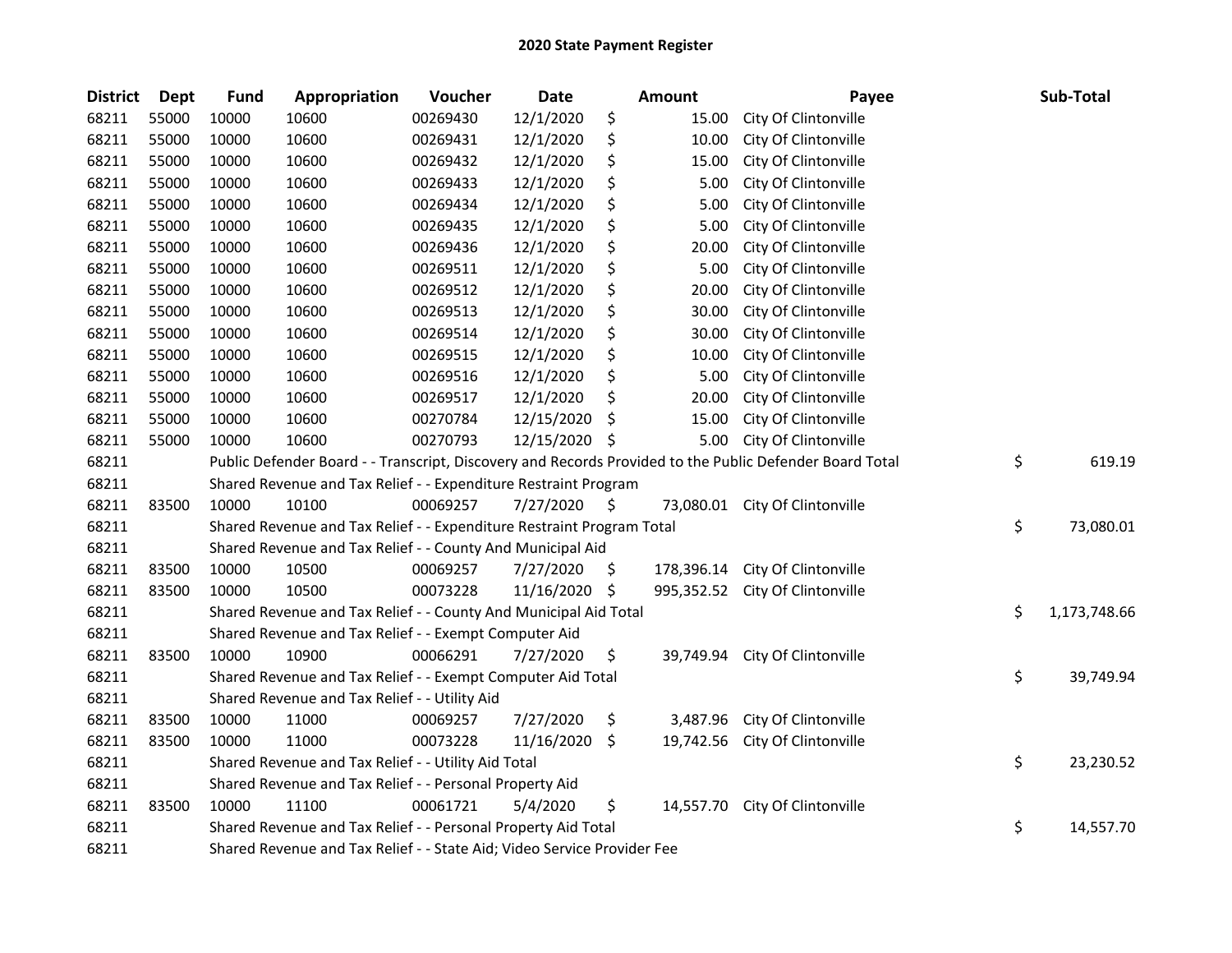# 2020 State Payment Register

| District | Dept | Fund | Appropriation | Voucher | Date | Amount | Payee | Sub-Total |
|---|---|---|---|---|---|---|---|---|
| 68211 | 55000 | 10000 | 10600 | 00269430 | 12/1/2020 | $ 15.00 | City Of Clintonville | |
| 68211 | 55000 | 10000 | 10600 | 00269431 | 12/1/2020 | $ 10.00 | City Of Clintonville | |
| 68211 | 55000 | 10000 | 10600 | 00269432 | 12/1/2020 | $ 15.00 | City Of Clintonville | |
| 68211 | 55000 | 10000 | 10600 | 00269433 | 12/1/2020 | $ 5.00 | City Of Clintonville | |
| 68211 | 55000 | 10000 | 10600 | 00269434 | 12/1/2020 | $ 5.00 | City Of Clintonville | |
| 68211 | 55000 | 10000 | 10600 | 00269435 | 12/1/2020 | $ 5.00 | City Of Clintonville | |
| 68211 | 55000 | 10000 | 10600 | 00269436 | 12/1/2020 | $ 20.00 | City Of Clintonville | |
| 68211 | 55000 | 10000 | 10600 | 00269511 | 12/1/2020 | $ 5.00 | City Of Clintonville | |
| 68211 | 55000 | 10000 | 10600 | 00269512 | 12/1/2020 | $ 20.00 | City Of Clintonville | |
| 68211 | 55000 | 10000 | 10600 | 00269513 | 12/1/2020 | $ 30.00 | City Of Clintonville | |
| 68211 | 55000 | 10000 | 10600 | 00269514 | 12/1/2020 | $ 30.00 | City Of Clintonville | |
| 68211 | 55000 | 10000 | 10600 | 00269515 | 12/1/2020 | $ 10.00 | City Of Clintonville | |
| 68211 | 55000 | 10000 | 10600 | 00269516 | 12/1/2020 | $ 5.00 | City Of Clintonville | |
| 68211 | 55000 | 10000 | 10600 | 00269517 | 12/1/2020 | $ 20.00 | City Of Clintonville | |
| 68211 | 55000 | 10000 | 10600 | 00270784 | 12/15/2020 | $ 15.00 | City Of Clintonville | |
| 68211 | 55000 | 10000 | 10600 | 00270793 | 12/15/2020 | $ 5.00 | City Of Clintonville | |
| 68211 | | Public Defender Board - - Transcript, Discovery and Records Provided to the Public Defender Board Total | | | | | | $ 619.19 |
| 68211 | | Shared Revenue and Tax Relief - - Expenditure Restraint Program | | | | | | |
| 68211 | 83500 | 10000 | 10100 | 00069257 | 7/27/2020 | $ 73,080.01 | City Of Clintonville | |
| 68211 | | Shared Revenue and Tax Relief - - Expenditure Restraint Program Total | | | | | | $ 73,080.01 |
| 68211 | | Shared Revenue and Tax Relief - - County And Municipal Aid | | | | | | |
| 68211 | 83500 | 10000 | 10500 | 00069257 | 7/27/2020 | $ 178,396.14 | City Of Clintonville | |
| 68211 | 83500 | 10000 | 10500 | 00073228 | 11/16/2020 | $ 995,352.52 | City Of Clintonville | |
| 68211 | | Shared Revenue and Tax Relief - - County And Municipal Aid Total | | | | | | $ 1,173,748.66 |
| 68211 | | Shared Revenue and Tax Relief - - Exempt Computer Aid | | | | | | |
| 68211 | 83500 | 10000 | 10900 | 00066291 | 7/27/2020 | $ 39,749.94 | City Of Clintonville | |
| 68211 | | Shared Revenue and Tax Relief - - Exempt Computer Aid Total | | | | | | $ 39,749.94 |
| 68211 | | Shared Revenue and Tax Relief - - Utility Aid | | | | | | |
| 68211 | 83500 | 10000 | 11000 | 00069257 | 7/27/2020 | $ 3,487.96 | City Of Clintonville | |
| 68211 | 83500 | 10000 | 11000 | 00073228 | 11/16/2020 | $ 19,742.56 | City Of Clintonville | |
| 68211 | | Shared Revenue and Tax Relief - - Utility Aid Total | | | | | | $ 23,230.52 |
| 68211 | | Shared Revenue and Tax Relief - - Personal Property Aid | | | | | | |
| 68211 | 83500 | 10000 | 11100 | 00061721 | 5/4/2020 | $ 14,557.70 | City Of Clintonville | |
| 68211 | | Shared Revenue and Tax Relief - - Personal Property Aid Total | | | | | | $ 14,557.70 |
| 68211 | | Shared Revenue and Tax Relief - - State Aid; Video Service Provider Fee | | | | | | |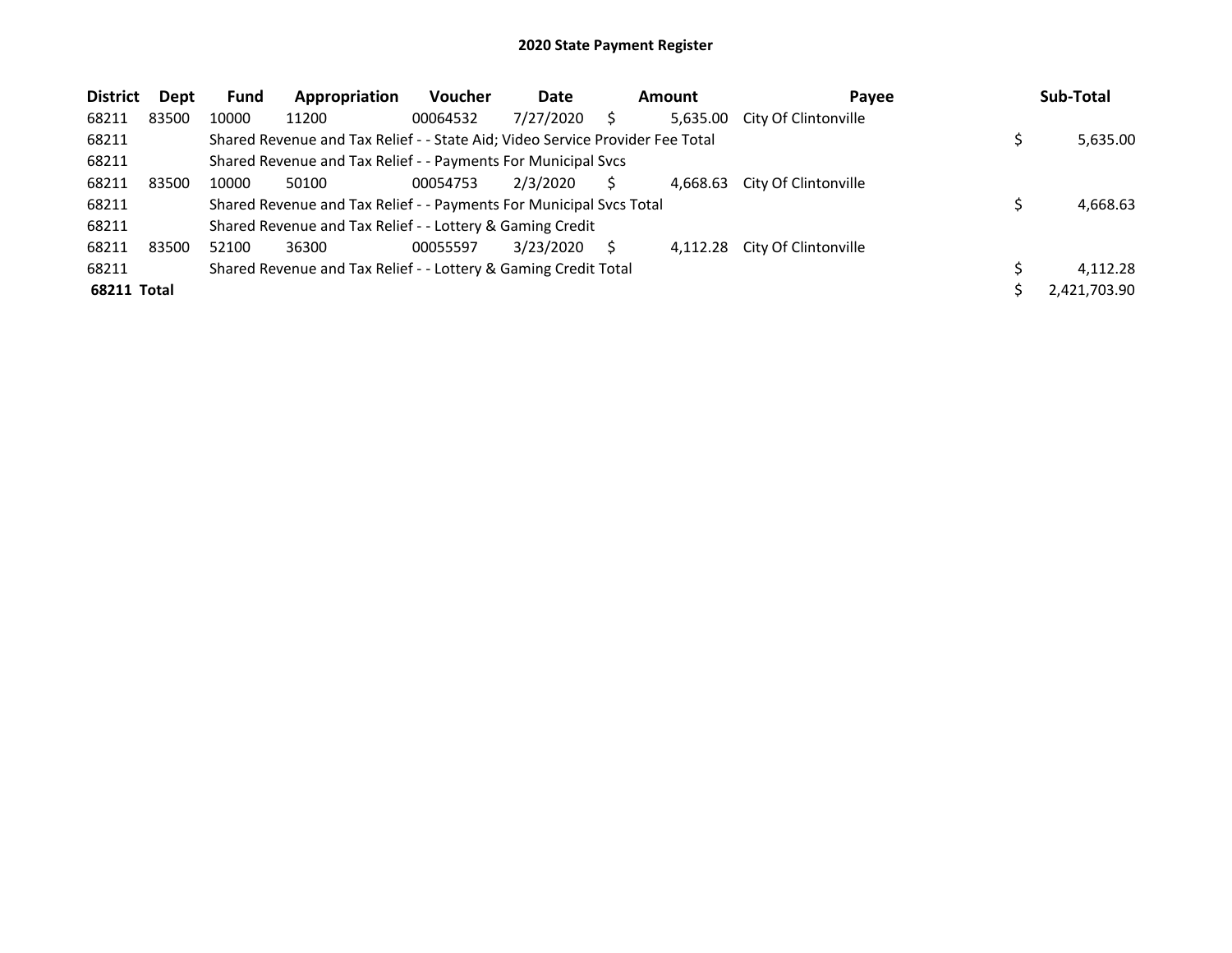# 2020 State Payment Register

| District | Dept | Fund | Appropriation | Voucher | Date | Amount | Payee | Sub-Total |
|---|---|---|---|---|---|---|---|---|
| 68211 | 83500 | 10000 | 11200 | 00064532 | 7/27/2020 | $ 5,635.00 | City Of Clintonville | |
| 68211 | | Shared Revenue and Tax Relief - - State Aid; Video Service Provider Fee Total | | | | | | $ 5,635.00 |
| 68211 | | Shared Revenue and Tax Relief - - Payments For Municipal Svcs | | | | | | |
| 68211 | 83500 | 10000 | 50100 | 00054753 | 2/3/2020 | $ 4,668.63 | City Of Clintonville | |
| 68211 | | Shared Revenue and Tax Relief - - Payments For Municipal Svcs Total | | | | | | $ 4,668.63 |
| 68211 | | Shared Revenue and Tax Relief - - Lottery & Gaming Credit | | | | | | |
| 68211 | 83500 | 52100 | 36300 | 00055597 | 3/23/2020 | $ 4,112.28 | City Of Clintonville | |
| 68211 | | Shared Revenue and Tax Relief - - Lottery & Gaming Credit Total | | | | | | $ 4,112.28 |
| **68211 Total** | | | | | | | | $ 2,421,703.90 |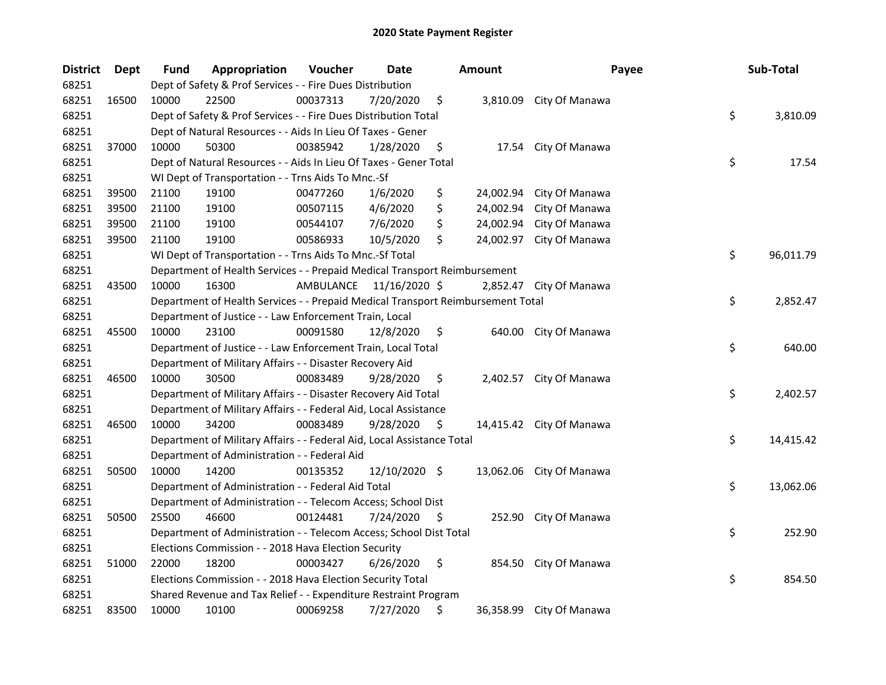# 2020 State Payment Register

| District | Dept | Fund | Appropriation | Voucher | Date | Amount | Payee | Sub-Total |
|---|---|---|---|---|---|---|---|---|
| 68251 | | Dept of Safety & Prof Services - - Fire Dues Distribution | | | | | | |
| 68251 | 16500 | 10000 | 22500 | 00037313 | 7/20/2020 | $ 3,810.09 | City Of Manawa | |
| 68251 | | Dept of Safety & Prof Services - - Fire Dues Distribution Total | | | | | | $ 3,810.09 |
| 68251 | | Dept of Natural Resources - - Aids In Lieu Of Taxes - Gener | | | | | | |
| 68251 | 37000 | 10000 | 50300 | 00385942 | 1/28/2020 | $ 17.54 | City Of Manawa | |
| 68251 | | Dept of Natural Resources - - Aids In Lieu Of Taxes - Gener Total | | | | | | $ 17.54 |
| 68251 | | WI Dept of Transportation - - Trns Aids To Mnc.-Sf | | | | | | |
| 68251 | 39500 | 21100 | 19100 | 00477260 | 1/6/2020 | $ 24,002.94 | City Of Manawa | |
| 68251 | 39500 | 21100 | 19100 | 00507115 | 4/6/2020 | $ 24,002.94 | City Of Manawa | |
| 68251 | 39500 | 21100 | 19100 | 00544107 | 7/6/2020 | $ 24,002.94 | City Of Manawa | |
| 68251 | 39500 | 21100 | 19100 | 00586933 | 10/5/2020 | $ 24,002.97 | City Of Manawa | |
| 68251 | | WI Dept of Transportation - - Trns Aids To Mnc.-Sf Total | | | | | | $ 96,011.79 |
| 68251 | | Department of Health Services - - Prepaid Medical Transport Reimbursement | | | | | | |
| 68251 | 43500 | 10000 | 16300 | AMBULANCE | 11/16/2020 | $ 2,852.47 | City Of Manawa | |
| 68251 | | Department of Health Services - - Prepaid Medical Transport Reimbursement Total | | | | | | $ 2,852.47 |
| 68251 | | Department of Justice - - Law Enforcement Train, Local | | | | | | |
| 68251 | 45500 | 10000 | 23100 | 00091580 | 12/8/2020 | $ 640.00 | City Of Manawa | |
| 68251 | | Department of Justice - - Law Enforcement Train, Local Total | | | | | | $ 640.00 |
| 68251 | | Department of Military Affairs - - Disaster Recovery Aid | | | | | | |
| 68251 | 46500 | 10000 | 30500 | 00083489 | 9/28/2020 | $ 2,402.57 | City Of Manawa | |
| 68251 | | Department of Military Affairs - - Disaster Recovery Aid Total | | | | | | $ 2,402.57 |
| 68251 | | Department of Military Affairs - - Federal Aid, Local Assistance | | | | | | |
| 68251 | 46500 | 10000 | 34200 | 00083489 | 9/28/2020 | $ 14,415.42 | City Of Manawa | |
| 68251 | | Department of Military Affairs - - Federal Aid, Local Assistance Total | | | | | | $ 14,415.42 |
| 68251 | | Department of Administration - - Federal Aid | | | | | | |
| 68251 | 50500 | 10000 | 14200 | 00135352 | 12/10/2020 | $ 13,062.06 | City Of Manawa | |
| 68251 | | Department of Administration - - Federal Aid Total | | | | | | $ 13,062.06 |
| 68251 | | Department of Administration - - Telecom Access; School Dist | | | | | | |
| 68251 | 50500 | 25500 | 46600 | 00124481 | 7/24/2020 | $ 252.90 | City Of Manawa | |
| 68251 | | Department of Administration - - Telecom Access; School Dist Total | | | | | | $ 252.90 |
| 68251 | | Elections Commission - - 2018 Hava Election Security | | | | | | |
| 68251 | 51000 | 22000 | 18200 | 00003427 | 6/26/2020 | $ 854.50 | City Of Manawa | |
| 68251 | | Elections Commission - - 2018 Hava Election Security Total | | | | | | $ 854.50 |
| 68251 | | Shared Revenue and Tax Relief - - Expenditure Restraint Program | | | | | | |
| 68251 | 83500 | 10000 | 10100 | 00069258 | 7/27/2020 | $ 36,358.99 | City Of Manawa | |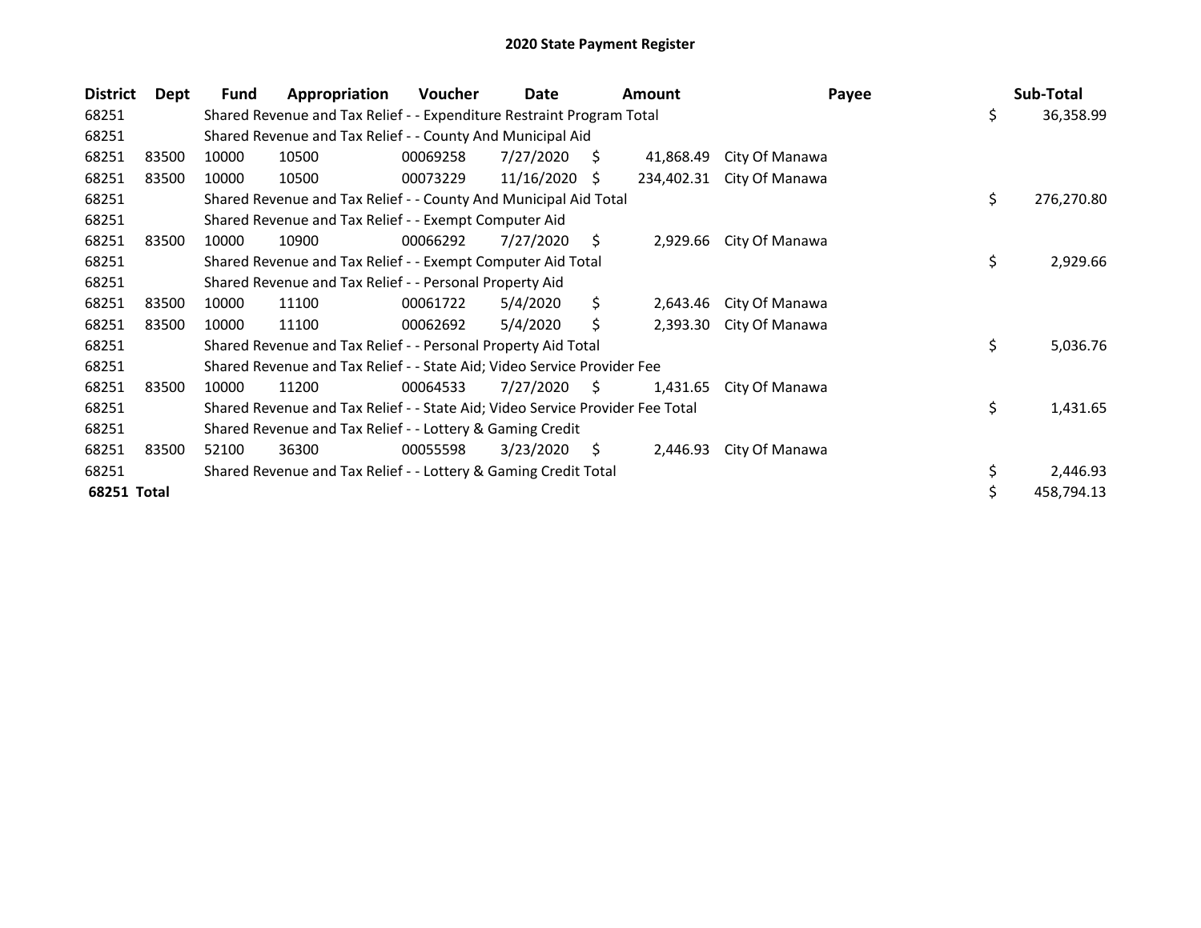# 2020 State Payment Register

| District | Dept | Fund | Appropriation | Voucher | Date | Amount | Payee | Sub-Total |
|---|---|---|---|---|---|---|---|---|
| 68251 | | Shared Revenue and Tax Relief - - Expenditure Restraint Program Total | | | | | | $ 36,358.99 |
| 68251 | | Shared Revenue and Tax Relief - - County And Municipal Aid | | | | | | |
| 68251 | 83500 | 10000 | 10500 | 00069258 | 7/27/2020 | $ 41,868.49 | City Of Manawa | |
| 68251 | 83500 | 10000 | 10500 | 00073229 | 11/16/2020 | $ 234,402.31 | City Of Manawa | |
| 68251 | | Shared Revenue and Tax Relief - - County And Municipal Aid Total | | | | | | $ 276,270.80 |
| 68251 | | Shared Revenue and Tax Relief - - Exempt Computer Aid | | | | | | |
| 68251 | 83500 | 10000 | 10900 | 00066292 | 7/27/2020 | $ 2,929.66 | City Of Manawa | |
| 68251 | | Shared Revenue and Tax Relief - - Exempt Computer Aid Total | | | | | | $ 2,929.66 |
| 68251 | | Shared Revenue and Tax Relief - - Personal Property Aid | | | | | | |
| 68251 | 83500 | 10000 | 11100 | 00061722 | 5/4/2020 | $ 2,643.46 | City Of Manawa | |
| 68251 | 83500 | 10000 | 11100 | 00062692 | 5/4/2020 | $ 2,393.30 | City Of Manawa | |
| 68251 | | Shared Revenue and Tax Relief - - Personal Property Aid Total | | | | | | $ 5,036.76 |
| 68251 | | Shared Revenue and Tax Relief - - State Aid; Video Service Provider Fee | | | | | | |
| 68251 | 83500 | 10000 | 11200 | 00064533 | 7/27/2020 | $ 1,431.65 | City Of Manawa | |
| 68251 | | Shared Revenue and Tax Relief - - State Aid; Video Service Provider Fee Total | | | | | | $ 1,431.65 |
| 68251 | | Shared Revenue and Tax Relief - - Lottery & Gaming Credit | | | | | | |
| 68251 | 83500 | 52100 | 36300 | 00055598 | 3/23/2020 | $ 2,446.93 | City Of Manawa | |
| 68251 | | Shared Revenue and Tax Relief - - Lottery & Gaming Credit Total | | | | | | $ 2,446.93 |
| **68251 Total** | | | | | | | | $ 458,794.13 |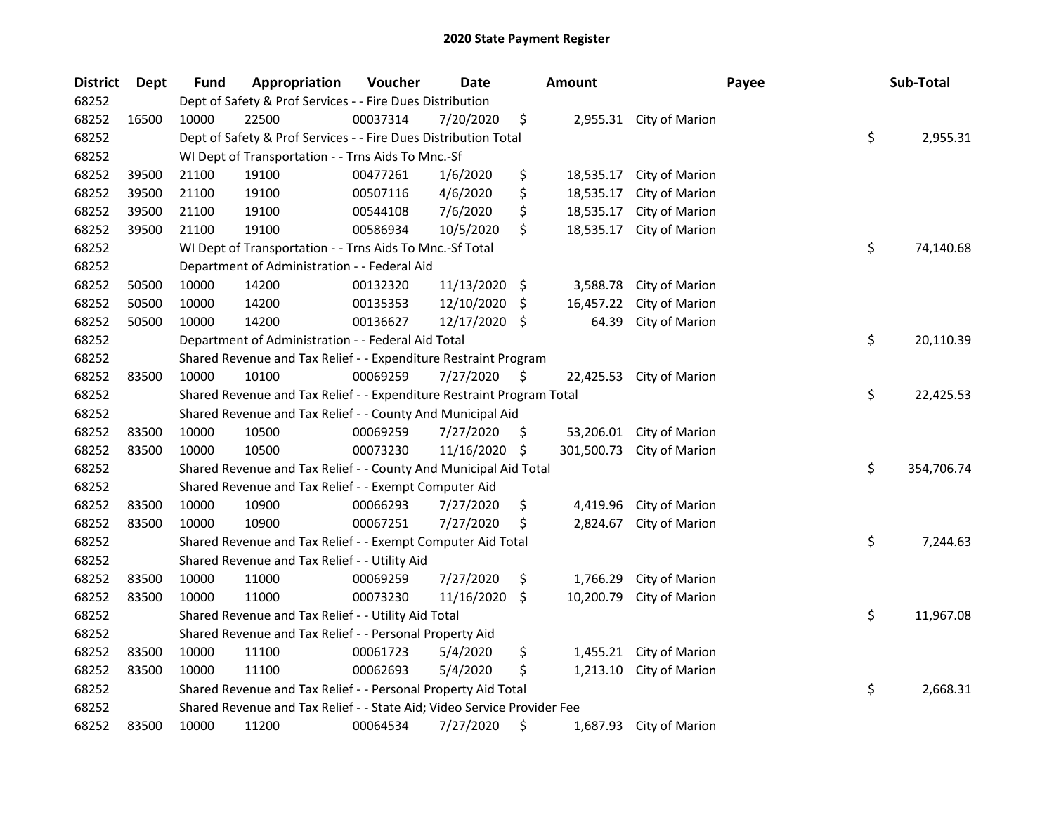# 2020 State Payment Register

| District | Dept | Fund | Appropriation | Voucher | Date | Amount | Payee | Sub-Total |
|---|---|---|---|---|---|---|---|---|
| 68252 | | Dept of Safety & Prof Services - - Fire Dues Distribution | | | | | | |
| 68252 | 16500 | 10000 | 22500 | 00037314 | 7/20/2020 | $ 2,955.31 | City of Marion | |
| 68252 | | Dept of Safety & Prof Services - - Fire Dues Distribution Total | | | | | | $ 2,955.31 |
| 68252 | | WI Dept of Transportation - - Trns Aids To Mnc.-Sf | | | | | | |
| 68252 | 39500 | 21100 | 19100 | 00477261 | 1/6/2020 | $ 18,535.17 | City of Marion | |
| 68252 | 39500 | 21100 | 19100 | 00507116 | 4/6/2020 | $ 18,535.17 | City of Marion | |
| 68252 | 39500 | 21100 | 19100 | 00544108 | 7/6/2020 | $ 18,535.17 | City of Marion | |
| 68252 | 39500 | 21100 | 19100 | 00586934 | 10/5/2020 | $ 18,535.17 | City of Marion | |
| 68252 | | WI Dept of Transportation - - Trns Aids To Mnc.-Sf Total | | | | | | $ 74,140.68 |
| 68252 | | Department of Administration - - Federal Aid | | | | | | |
| 68252 | 50500 | 10000 | 14200 | 00132320 | 11/13/2020 | $ 3,588.78 | City of Marion | |
| 68252 | 50500 | 10000 | 14200 | 00135353 | 12/10/2020 | $ 16,457.22 | City of Marion | |
| 68252 | 50500 | 10000 | 14200 | 00136627 | 12/17/2020 | $ 64.39 | City of Marion | |
| 68252 | | Department of Administration - - Federal Aid Total | | | | | | $ 20,110.39 |
| 68252 | | Shared Revenue and Tax Relief - - Expenditure Restraint Program | | | | | | |
| 68252 | 83500 | 10000 | 10100 | 00069259 | 7/27/2020 | $ 22,425.53 | City of Marion | |
| 68252 | | Shared Revenue and Tax Relief - - Expenditure Restraint Program Total | | | | | | $ 22,425.53 |
| 68252 | | Shared Revenue and Tax Relief - - County And Municipal Aid | | | | | | |
| 68252 | 83500 | 10000 | 10500 | 00069259 | 7/27/2020 | $ 53,206.01 | City of Marion | |
| 68252 | 83500 | 10000 | 10500 | 00073230 | 11/16/2020 | $ 301,500.73 | City of Marion | |
| 68252 | | Shared Revenue and Tax Relief - - County And Municipal Aid Total | | | | | | $ 354,706.74 |
| 68252 | | Shared Revenue and Tax Relief - - Exempt Computer Aid | | | | | | |
| 68252 | 83500 | 10000 | 10900 | 00066293 | 7/27/2020 | $ 4,419.96 | City of Marion | |
| 68252 | 83500 | 10000 | 10900 | 00067251 | 7/27/2020 | $ 2,824.67 | City of Marion | |
| 68252 | | Shared Revenue and Tax Relief - - Exempt Computer Aid Total | | | | | | $ 7,244.63 |
| 68252 | | Shared Revenue and Tax Relief - - Utility Aid | | | | | | |
| 68252 | 83500 | 10000 | 11000 | 00069259 | 7/27/2020 | $ 1,766.29 | City of Marion | |
| 68252 | 83500 | 10000 | 11000 | 00073230 | 11/16/2020 | $ 10,200.79 | City of Marion | |
| 68252 | | Shared Revenue and Tax Relief - - Utility Aid Total | | | | | | $ 11,967.08 |
| 68252 | | Shared Revenue and Tax Relief - - Personal Property Aid | | | | | | |
| 68252 | 83500 | 10000 | 11100 | 00061723 | 5/4/2020 | $ 1,455.21 | City of Marion | |
| 68252 | 83500 | 10000 | 11100 | 00062693 | 5/4/2020 | $ 1,213.10 | City of Marion | |
| 68252 | | Shared Revenue and Tax Relief - - Personal Property Aid Total | | | | | | $ 2,668.31 |
| 68252 | | Shared Revenue and Tax Relief - - State Aid; Video Service Provider Fee | | | | | | |
| 68252 | 83500 | 10000 | 11200 | 00064534 | 7/27/2020 | $ 1,687.93 | City of Marion | |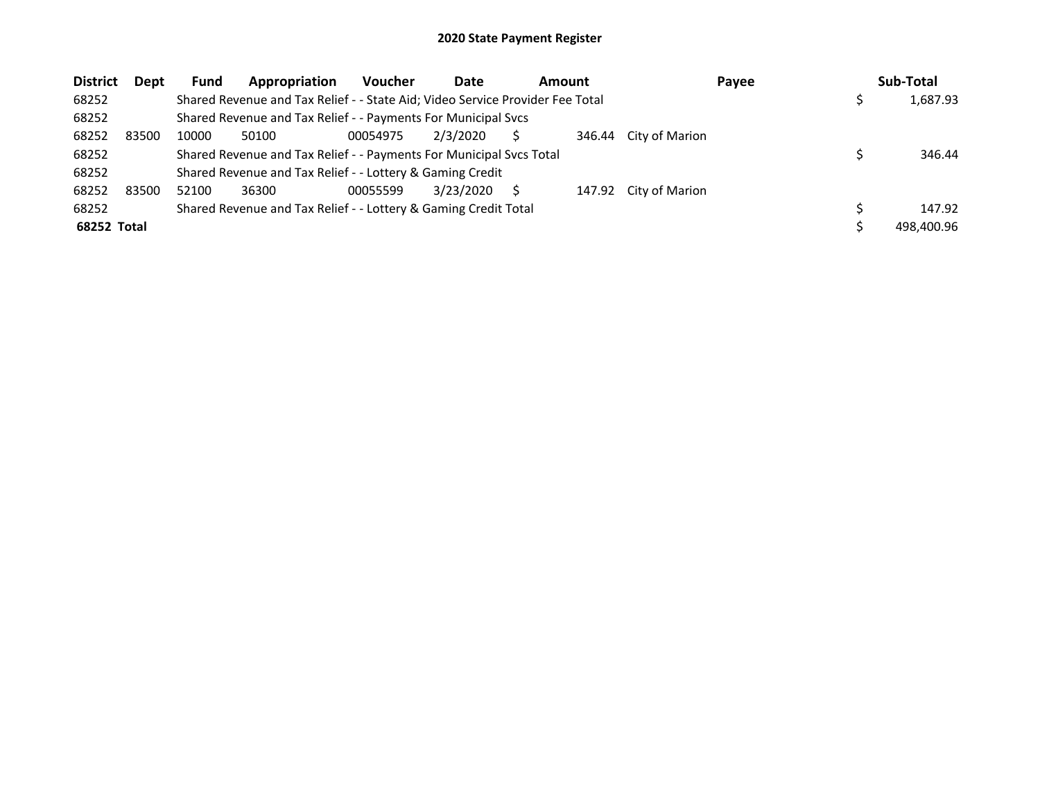# 2020 State Payment Register

| District | Dept | Fund | Appropriation | Voucher | Date | Amount | Payee | Sub-Total |
|---|---|---|---|---|---|---|---|---|
| 68252 | | Shared Revenue and Tax Relief - - State Aid; Video Service Provider Fee Total | | | | | | $ 1,687.93 |
| 68252 | | Shared Revenue and Tax Relief - - Payments For Municipal Svcs | | | | | | |
| 68252 | 83500 | 10000 | 50100 | 00054975 | 2/3/2020 | $ 346.44 | City of Marion | |
| 68252 | | Shared Revenue and Tax Relief - - Payments For Municipal Svcs Total | | | | | | $ 346.44 |
| 68252 | | Shared Revenue and Tax Relief - - Lottery & Gaming Credit | | | | | | |
| 68252 | 83500 | 52100 | 36300 | 00055599 | 3/23/2020 | $ 147.92 | City of Marion | |
| 68252 | | Shared Revenue and Tax Relief - - Lottery & Gaming Credit Total | | | | | | $ 147.92 |
| **68252 Total** | | | | | | | | $ 498,400.96 |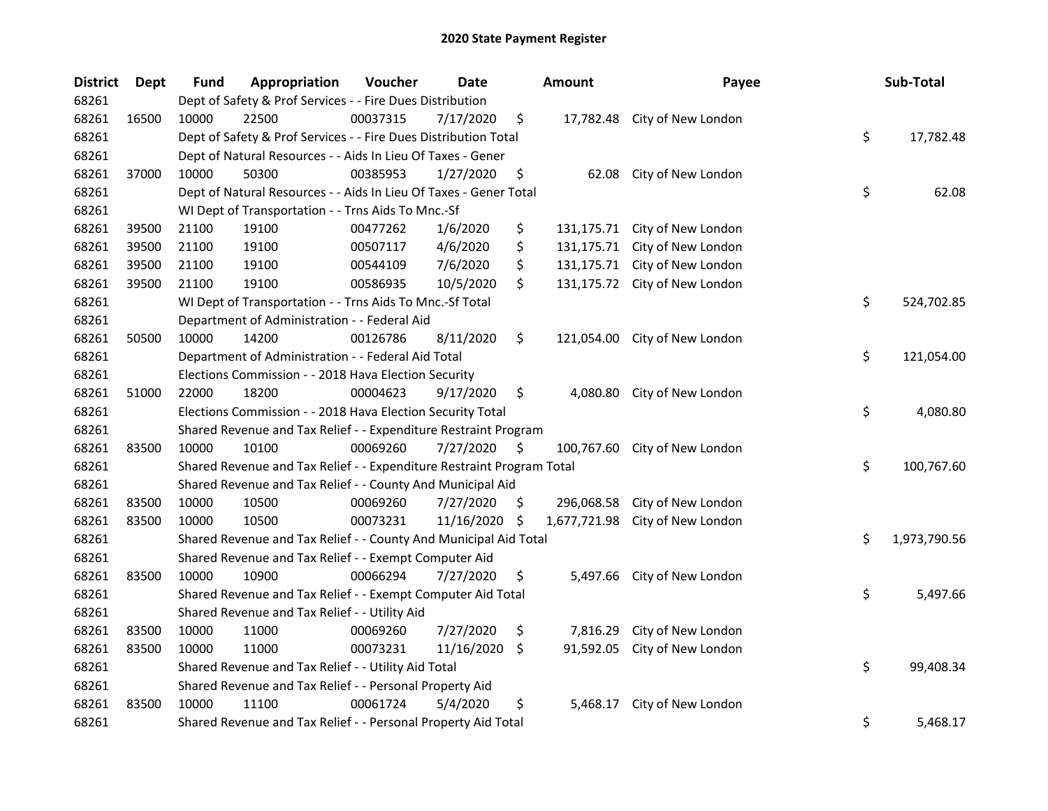# 2020 State Payment Register

| District | Dept | Fund | Appropriation | Voucher | Date | Amount | Payee | Sub-Total |
|---|---|---|---|---|---|---|---|---|
| 68261 | | Dept of Safety & Prof Services - - Fire Dues Distribution | | | | | | |
| 68261 | 16500 | 10000 | 22500 | 00037315 | 7/17/2020 | $ 17,782.48 | City of New London | |
| 68261 | | Dept of Safety & Prof Services - - Fire Dues Distribution Total | | | | | | $ 17,782.48 |
| 68261 | | Dept of Natural Resources - - Aids In Lieu Of Taxes - Gener | | | | | | |
| 68261 | 37000 | 10000 | 50300 | 00385953 | 1/27/2020 | $ 62.08 | City of New London | |
| 68261 | | Dept of Natural Resources - - Aids In Lieu Of Taxes - Gener Total | | | | | | $ 62.08 |
| 68261 | | WI Dept of Transportation - - Trns Aids To Mnc.-Sf | | | | | | |
| 68261 | 39500 | 21100 | 19100 | 00477262 | 1/6/2020 | $ 131,175.71 | City of New London | |
| 68261 | 39500 | 21100 | 19100 | 00507117 | 4/6/2020 | $ 131,175.71 | City of New London | |
| 68261 | 39500 | 21100 | 19100 | 00544109 | 7/6/2020 | $ 131,175.71 | City of New London | |
| 68261 | 39500 | 21100 | 19100 | 00586935 | 10/5/2020 | $ 131,175.72 | City of New London | |
| 68261 | | WI Dept of Transportation - - Trns Aids To Mnc.-Sf Total | | | | | | $ 524,702.85 |
| 68261 | | Department of Administration - - Federal Aid | | | | | | |
| 68261 | 50500 | 10000 | 14200 | 00126786 | 8/11/2020 | $ 121,054.00 | City of New London | |
| 68261 | | Department of Administration - - Federal Aid Total | | | | | | $ 121,054.00 |
| 68261 | | Elections Commission - - 2018 Hava Election Security | | | | | | |
| 68261 | 51000 | 22000 | 18200 | 00004623 | 9/17/2020 | $ 4,080.80 | City of New London | |
| 68261 | | Elections Commission - - 2018 Hava Election Security Total | | | | | | $ 4,080.80 |
| 68261 | | Shared Revenue and Tax Relief - - Expenditure Restraint Program | | | | | | |
| 68261 | 83500 | 10000 | 10100 | 00069260 | 7/27/2020 | $ 100,767.60 | City of New London | |
| 68261 | | Shared Revenue and Tax Relief - - Expenditure Restraint Program Total | | | | | | $ 100,767.60 |
| 68261 | | Shared Revenue and Tax Relief - - County And Municipal Aid | | | | | | |
| 68261 | 83500 | 10000 | 10500 | 00069260 | 7/27/2020 | $ 296,068.58 | City of New London | |
| 68261 | 83500 | 10000 | 10500 | 00073231 | 11/16/2020 | $ 1,677,721.98 | City of New London | |
| 68261 | | Shared Revenue and Tax Relief - - County And Municipal Aid Total | | | | | | $ 1,973,790.56 |
| 68261 | | Shared Revenue and Tax Relief - - Exempt Computer Aid | | | | | | |
| 68261 | 83500 | 10000 | 10900 | 00066294 | 7/27/2020 | $ 5,497.66 | City of New London | |
| 68261 | | Shared Revenue and Tax Relief - - Exempt Computer Aid Total | | | | | | $ 5,497.66 |
| 68261 | | Shared Revenue and Tax Relief - - Utility Aid | | | | | | |
| 68261 | 83500 | 10000 | 11000 | 00069260 | 7/27/2020 | $ 7,816.29 | City of New London | |
| 68261 | 83500 | 10000 | 11000 | 00073231 | 11/16/2020 | $ 91,592.05 | City of New London | |
| 68261 | | Shared Revenue and Tax Relief - - Utility Aid Total | | | | | | $ 99,408.34 |
| 68261 | | Shared Revenue and Tax Relief - - Personal Property Aid | | | | | | |
| 68261 | 83500 | 10000 | 11100 | 00061724 | 5/4/2020 | $ 5,468.17 | City of New London | |
| 68261 | | Shared Revenue and Tax Relief - - Personal Property Aid Total | | | | | | $ 5,468.17 |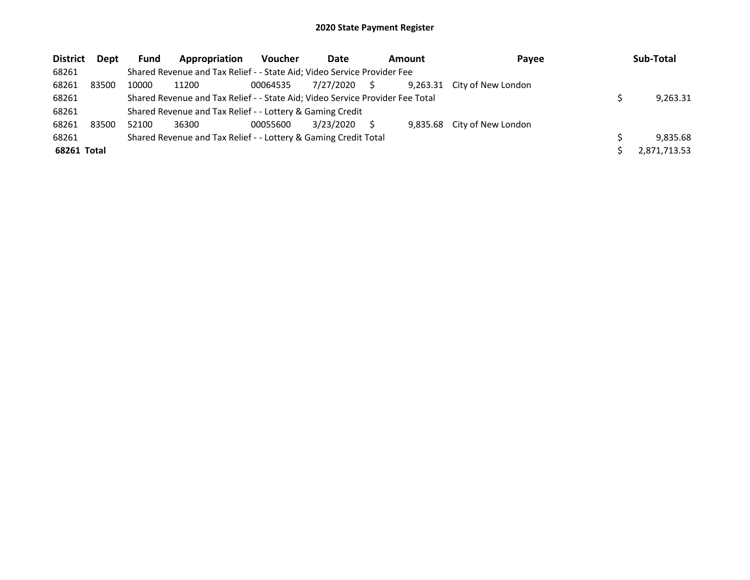# 2020 State Payment Register

| District | Dept | Fund | Appropriation | Voucher | Date | Amount | Payee | Sub-Total |
|---|---|---|---|---|---|---|---|---|
| 68261 | | Shared Revenue and Tax Relief - - State Aid; Video Service Provider Fee | | | | | | |
| 68261 | 83500 | 10000 | 11200 | 00064535 | 7/27/2020 | $ 9,263.31 | City of New London | |
| 68261 | | Shared Revenue and Tax Relief - - State Aid; Video Service Provider Fee Total | | | | | | $ 9,263.31 |
| 68261 | | Shared Revenue and Tax Relief - - Lottery & Gaming Credit | | | | | | |
| 68261 | 83500 | 52100 | 36300 | 00055600 | 3/23/2020 | $ 9,835.68 | City of New London | |
| 68261 | | Shared Revenue and Tax Relief - - Lottery & Gaming Credit Total | | | | | | $ 9,835.68 |
| **68261 Total** | | | | | | | | $ 2,871,713.53 |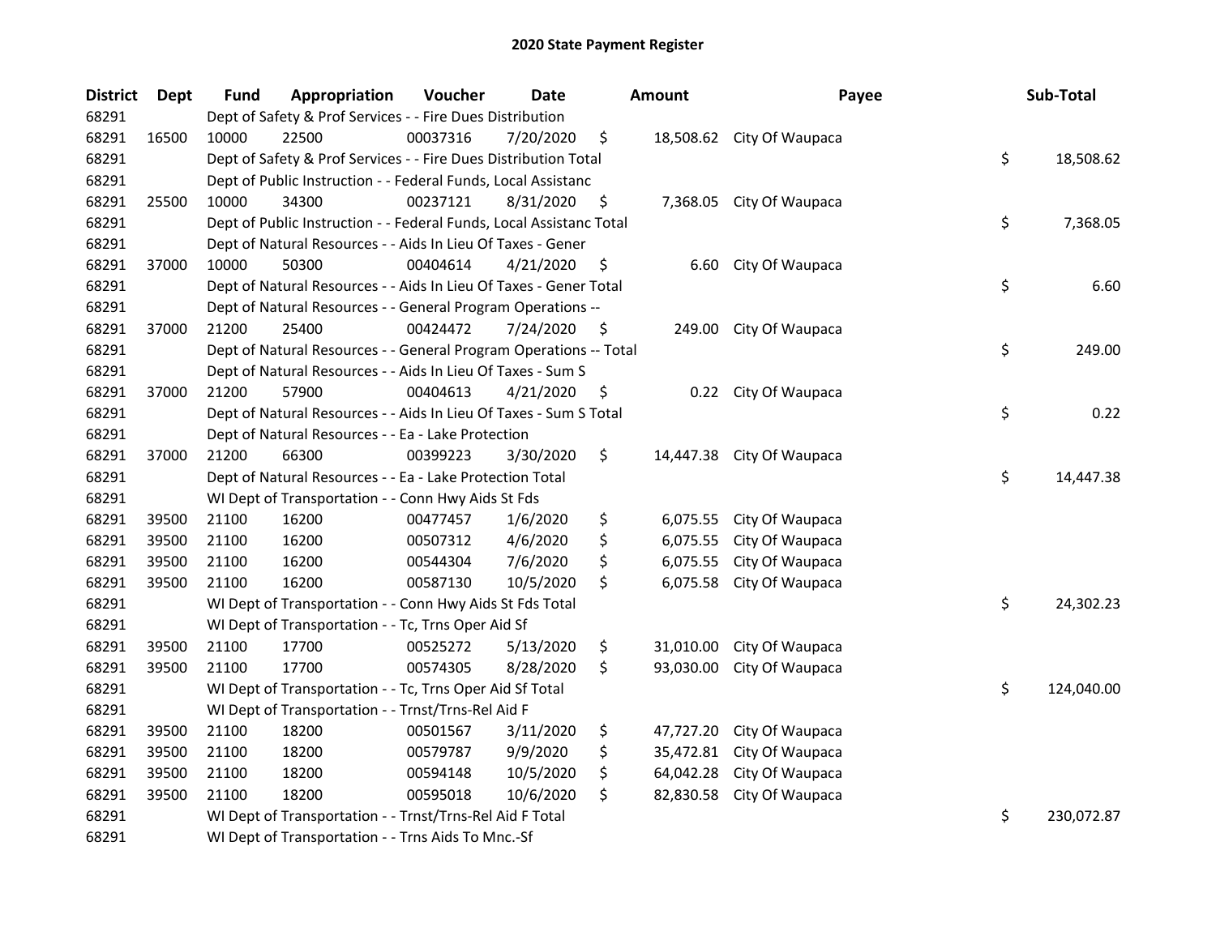# 2020 State Payment Register

| District | Dept | Fund | Appropriation | Voucher | Date | Amount | Payee | Sub-Total |
|---|---|---|---|---|---|---|---|---|
| 68291 | | Dept of Safety & Prof Services - - Fire Dues Distribution | | | | | | |
| 68291 | 16500 | 10000 | 22500 | 00037316 | 7/20/2020 | $ 18,508.62 | City Of Waupaca | |
| 68291 | | Dept of Safety & Prof Services - - Fire Dues Distribution Total | | | | | | $ 18,508.62 |
| 68291 | | Dept of Public Instruction - - Federal Funds, Local Assistanc | | | | | | |
| 68291 | 25500 | 10000 | 34300 | 00237121 | 8/31/2020 | $ 7,368.05 | City Of Waupaca | |
| 68291 | | Dept of Public Instruction - - Federal Funds, Local Assistanc Total | | | | | | $ 7,368.05 |
| 68291 | | Dept of Natural Resources - - Aids In Lieu Of Taxes - Gener | | | | | | |
| 68291 | 37000 | 10000 | 50300 | 00404614 | 4/21/2020 | $ 6.60 | City Of Waupaca | |
| 68291 | | Dept of Natural Resources - - Aids In Lieu Of Taxes - Gener Total | | | | | | $ 6.60 |
| 68291 | | Dept of Natural Resources - - General Program Operations -- | | | | | | |
| 68291 | 37000 | 21200 | 25400 | 00424472 | 7/24/2020 | $ 249.00 | City Of Waupaca | |
| 68291 | | Dept of Natural Resources - - General Program Operations -- Total | | | | | | $ 249.00 |
| 68291 | | Dept of Natural Resources - - Aids In Lieu Of Taxes - Sum S | | | | | | |
| 68291 | 37000 | 21200 | 57900 | 00404613 | 4/21/2020 | $ 0.22 | City Of Waupaca | |
| 68291 | | Dept of Natural Resources - - Aids In Lieu Of Taxes - Sum S Total | | | | | | $ 0.22 |
| 68291 | | Dept of Natural Resources - - Ea - Lake Protection | | | | | | |
| 68291 | 37000 | 21200 | 66300 | 00399223 | 3/30/2020 | $ 14,447.38 | City Of Waupaca | |
| 68291 | | Dept of Natural Resources - - Ea - Lake Protection Total | | | | | | $ 14,447.38 |
| 68291 | | WI Dept of Transportation - - Conn Hwy Aids St Fds | | | | | | |
| 68291 | 39500 | 21100 | 16200 | 00477457 | 1/6/2020 | $ 6,075.55 | City Of Waupaca | |
| 68291 | 39500 | 21100 | 16200 | 00507312 | 4/6/2020 | $ 6,075.55 | City Of Waupaca | |
| 68291 | 39500 | 21100 | 16200 | 00544304 | 7/6/2020 | $ 6,075.55 | City Of Waupaca | |
| 68291 | 39500 | 21100 | 16200 | 00587130 | 10/5/2020 | $ 6,075.58 | City Of Waupaca | |
| 68291 | | WI Dept of Transportation - - Conn Hwy Aids St Fds Total | | | | | | $ 24,302.23 |
| 68291 | | WI Dept of Transportation - - Tc, Trns Oper Aid Sf | | | | | | |
| 68291 | 39500 | 21100 | 17700 | 00525272 | 5/13/2020 | $ 31,010.00 | City Of Waupaca | |
| 68291 | 39500 | 21100 | 17700 | 00574305 | 8/28/2020 | $ 93,030.00 | City Of Waupaca | |
| 68291 | | WI Dept of Transportation - - Tc, Trns Oper Aid Sf Total | | | | | | $ 124,040.00 |
| 68291 | | WI Dept of Transportation - - Trnst/Trns-Rel Aid F | | | | | | |
| 68291 | 39500 | 21100 | 18200 | 00501567 | 3/11/2020 | $ 47,727.20 | City Of Waupaca | |
| 68291 | 39500 | 21100 | 18200 | 00579787 | 9/9/2020 | $ 35,472.81 | City Of Waupaca | |
| 68291 | 39500 | 21100 | 18200 | 00594148 | 10/5/2020 | $ 64,042.28 | City Of Waupaca | |
| 68291 | 39500 | 21100 | 18200 | 00595018 | 10/6/2020 | $ 82,830.58 | City Of Waupaca | |
| 68291 | | WI Dept of Transportation - - Trnst/Trns-Rel Aid F Total | | | | | | $ 230,072.87 |
| 68291 | | WI Dept of Transportation - - Trns Aids To Mnc.-Sf | | | | | | |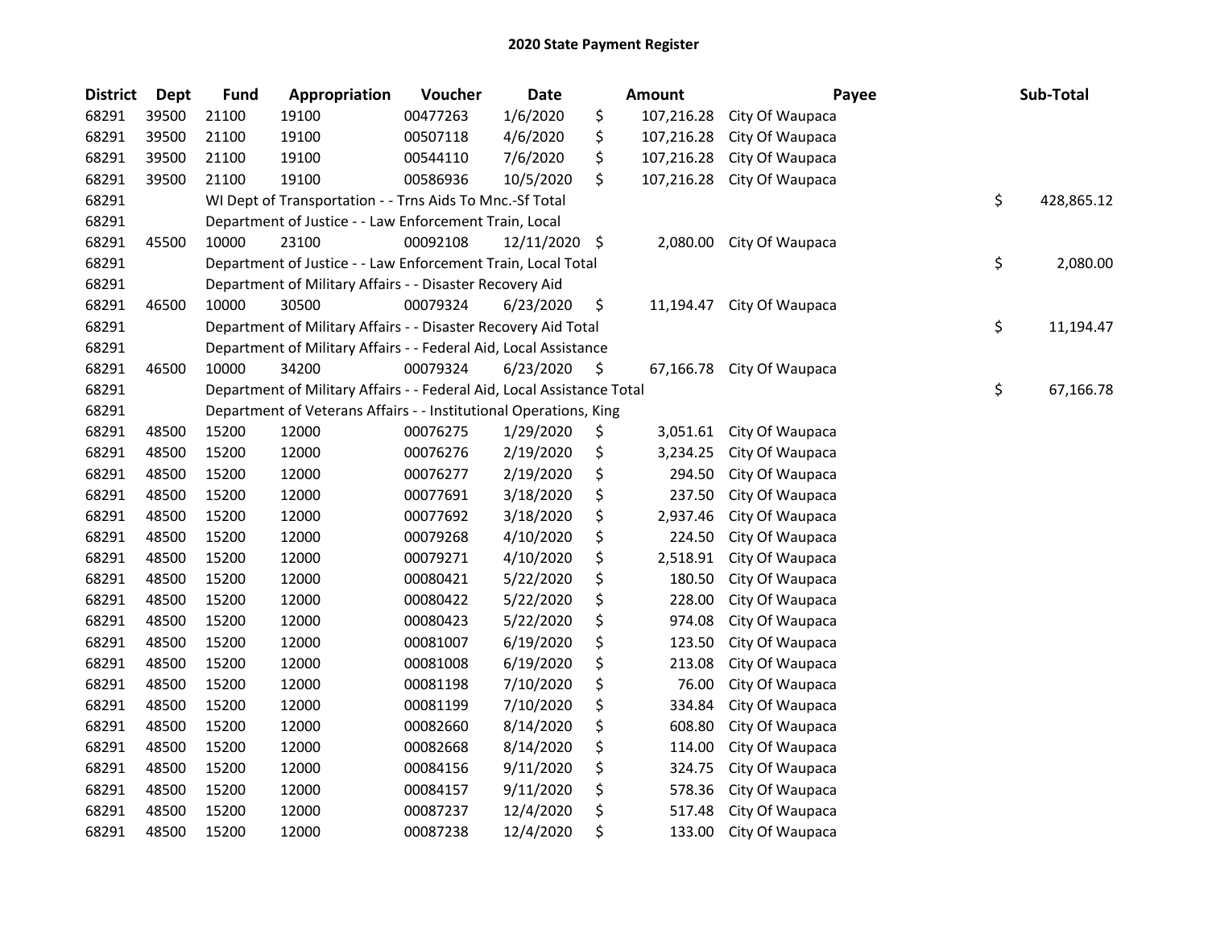# 2020 State Payment Register

| District | Dept | Fund | Appropriation | Voucher | Date | Amount | Payee | Sub-Total |
|---|---|---|---|---|---|---|---|---|
| 68291 | 39500 | 21100 | 19100 | 00477263 | 1/6/2020 | $ 107,216.28 | City Of Waupaca | |
| 68291 | 39500 | 21100 | 19100 | 00507118 | 4/6/2020 | $ 107,216.28 | City Of Waupaca | |
| 68291 | 39500 | 21100 | 19100 | 00544110 | 7/6/2020 | $ 107,216.28 | City Of Waupaca | |
| 68291 | 39500 | 21100 | 19100 | 00586936 | 10/5/2020 | $ 107,216.28 | City Of Waupaca | |
| 68291 | | WI Dept of Transportation - - Trns Aids To Mnc.-Sf Total | | | | | | $ 428,865.12 |
| 68291 | | Department of Justice - - Law Enforcement Train, Local | | | | | | |
| 68291 | 45500 | 10000 | 23100 | 00092108 | 12/11/2020 | $ 2,080.00 | City Of Waupaca | |
| 68291 | | Department of Justice - - Law Enforcement Train, Local Total | | | | | | $ 2,080.00 |
| 68291 | | Department of Military Affairs - - Disaster Recovery Aid | | | | | | |
| 68291 | 46500 | 10000 | 30500 | 00079324 | 6/23/2020 | $ 11,194.47 | City Of Waupaca | |
| 68291 | | Department of Military Affairs - - Disaster Recovery Aid Total | | | | | | $ 11,194.47 |
| 68291 | | Department of Military Affairs - - Federal Aid, Local Assistance | | | | | | |
| 68291 | 46500 | 10000 | 34200 | 00079324 | 6/23/2020 | $ 67,166.78 | City Of Waupaca | |
| 68291 | | Department of Military Affairs - - Federal Aid, Local Assistance Total | | | | | | $ 67,166.78 |
| 68291 | | Department of Veterans Affairs - - Institutional Operations, King | | | | | | |
| 68291 | 48500 | 15200 | 12000 | 00076275 | 1/29/2020 | $ 3,051.61 | City Of Waupaca | |
| 68291 | 48500 | 15200 | 12000 | 00076276 | 2/19/2020 | $ 3,234.25 | City Of Waupaca | |
| 68291 | 48500 | 15200 | 12000 | 00076277 | 2/19/2020 | $ 294.50 | City Of Waupaca | |
| 68291 | 48500 | 15200 | 12000 | 00077691 | 3/18/2020 | $ 237.50 | City Of Waupaca | |
| 68291 | 48500 | 15200 | 12000 | 00077692 | 3/18/2020 | $ 2,937.46 | City Of Waupaca | |
| 68291 | 48500 | 15200 | 12000 | 00079268 | 4/10/2020 | $ 224.50 | City Of Waupaca | |
| 68291 | 48500 | 15200 | 12000 | 00079271 | 4/10/2020 | $ 2,518.91 | City Of Waupaca | |
| 68291 | 48500 | 15200 | 12000 | 00080421 | 5/22/2020 | $ 180.50 | City Of Waupaca | |
| 68291 | 48500 | 15200 | 12000 | 00080422 | 5/22/2020 | $ 228.00 | City Of Waupaca | |
| 68291 | 48500 | 15200 | 12000 | 00080423 | 5/22/2020 | $ 974.08 | City Of Waupaca | |
| 68291 | 48500 | 15200 | 12000 | 00081007 | 6/19/2020 | $ 123.50 | City Of Waupaca | |
| 68291 | 48500 | 15200 | 12000 | 00081008 | 6/19/2020 | $ 213.08 | City Of Waupaca | |
| 68291 | 48500 | 15200 | 12000 | 00081198 | 7/10/2020 | $ 76.00 | City Of Waupaca | |
| 68291 | 48500 | 15200 | 12000 | 00081199 | 7/10/2020 | $ 334.84 | City Of Waupaca | |
| 68291 | 48500 | 15200 | 12000 | 00082660 | 8/14/2020 | $ 608.80 | City Of Waupaca | |
| 68291 | 48500 | 15200 | 12000 | 00082668 | 8/14/2020 | $ 114.00 | City Of Waupaca | |
| 68291 | 48500 | 15200 | 12000 | 00084156 | 9/11/2020 | $ 324.75 | City Of Waupaca | |
| 68291 | 48500 | 15200 | 12000 | 00084157 | 9/11/2020 | $ 578.36 | City Of Waupaca | |
| 68291 | 48500 | 15200 | 12000 | 00087237 | 12/4/2020 | $ 517.48 | City Of Waupaca | |
| 68291 | 48500 | 15200 | 12000 | 00087238 | 12/4/2020 | $ 133.00 | City Of Waupaca | |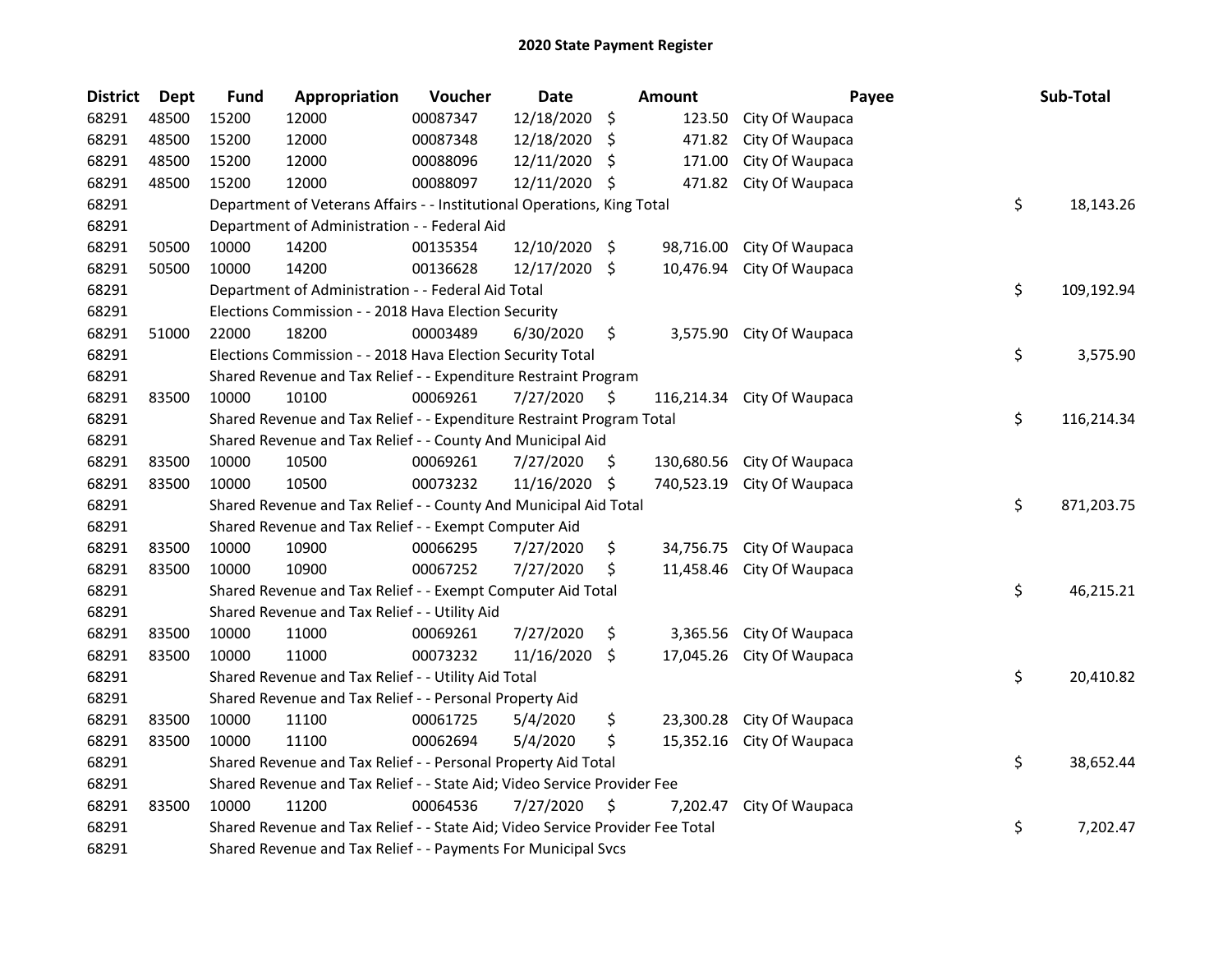# 2020 State Payment Register

| District | Dept | Fund | Appropriation | Voucher | Date | Amount | Payee | Sub-Total |
|---|---|---|---|---|---|---|---|---|
| 68291 | 48500 | 15200 | 12000 | 00087347 | 12/18/2020 | $ 123.50 | City Of Waupaca | |
| 68291 | 48500 | 15200 | 12000 | 00087348 | 12/18/2020 | $ 471.82 | City Of Waupaca | |
| 68291 | 48500 | 15200 | 12000 | 00088096 | 12/11/2020 | $ 171.00 | City Of Waupaca | |
| 68291 | 48500 | 15200 | 12000 | 00088097 | 12/11/2020 | $ 471.82 | City Of Waupaca | |
| 68291 | | Department of Veterans Affairs - - Institutional Operations, King Total | | | | | | $ 18,143.26 |
| 68291 | | Department of Administration - - Federal Aid | | | | | | |
| 68291 | 50500 | 10000 | 14200 | 00135354 | 12/10/2020 | $ 98,716.00 | City Of Waupaca | |
| 68291 | 50500 | 10000 | 14200 | 00136628 | 12/17/2020 | $ 10,476.94 | City Of Waupaca | |
| 68291 | | Department of Administration - - Federal Aid Total | | | | | | $ 109,192.94 |
| 68291 | | Elections Commission - - 2018 Hava Election Security | | | | | | |
| 68291 | 51000 | 22000 | 18200 | 00003489 | 6/30/2020 | $ 3,575.90 | City Of Waupaca | |
| 68291 | | Elections Commission - - 2018 Hava Election Security Total | | | | | | $ 3,575.90 |
| 68291 | | Shared Revenue and Tax Relief - - Expenditure Restraint Program | | | | | | |
| 68291 | 83500 | 10000 | 10100 | 00069261 | 7/27/2020 | $ 116,214.34 | City Of Waupaca | |
| 68291 | | Shared Revenue and Tax Relief - - Expenditure Restraint Program Total | | | | | | $ 116,214.34 |
| 68291 | | Shared Revenue and Tax Relief - - County And Municipal Aid | | | | | | |
| 68291 | 83500 | 10000 | 10500 | 00069261 | 7/27/2020 | $ 130,680.56 | City Of Waupaca | |
| 68291 | 83500 | 10000 | 10500 | 00073232 | 11/16/2020 | $ 740,523.19 | City Of Waupaca | |
| 68291 | | Shared Revenue and Tax Relief - - County And Municipal Aid Total | | | | | | $ 871,203.75 |
| 68291 | | Shared Revenue and Tax Relief - - Exempt Computer Aid | | | | | | |
| 68291 | 83500 | 10000 | 10900 | 00066295 | 7/27/2020 | $ 34,756.75 | City Of Waupaca | |
| 68291 | 83500 | 10000 | 10900 | 00067252 | 7/27/2020 | $ 11,458.46 | City Of Waupaca | |
| 68291 | | Shared Revenue and Tax Relief - - Exempt Computer Aid Total | | | | | | $ 46,215.21 |
| 68291 | | Shared Revenue and Tax Relief - - Utility Aid | | | | | | |
| 68291 | 83500 | 10000 | 11000 | 00069261 | 7/27/2020 | $ 3,365.56 | City Of Waupaca | |
| 68291 | 83500 | 10000 | 11000 | 00073232 | 11/16/2020 | $ 17,045.26 | City Of Waupaca | |
| 68291 | | Shared Revenue and Tax Relief - - Utility Aid Total | | | | | | $ 20,410.82 |
| 68291 | | Shared Revenue and Tax Relief - - Personal Property Aid | | | | | | |
| 68291 | 83500 | 10000 | 11100 | 00061725 | 5/4/2020 | $ 23,300.28 | City Of Waupaca | |
| 68291 | 83500 | 10000 | 11100 | 00062694 | 5/4/2020 | $ 15,352.16 | City Of Waupaca | |
| 68291 | | Shared Revenue and Tax Relief - - Personal Property Aid Total | | | | | | $ 38,652.44 |
| 68291 | | Shared Revenue and Tax Relief - - State Aid; Video Service Provider Fee | | | | | | |
| 68291 | 83500 | 10000 | 11200 | 00064536 | 7/27/2020 | $ 7,202.47 | City Of Waupaca | |
| 68291 | | Shared Revenue and Tax Relief - - State Aid; Video Service Provider Fee Total | | | | | | $ 7,202.47 |
| 68291 | | Shared Revenue and Tax Relief - - Payments For Municipal Svcs | | | | | | |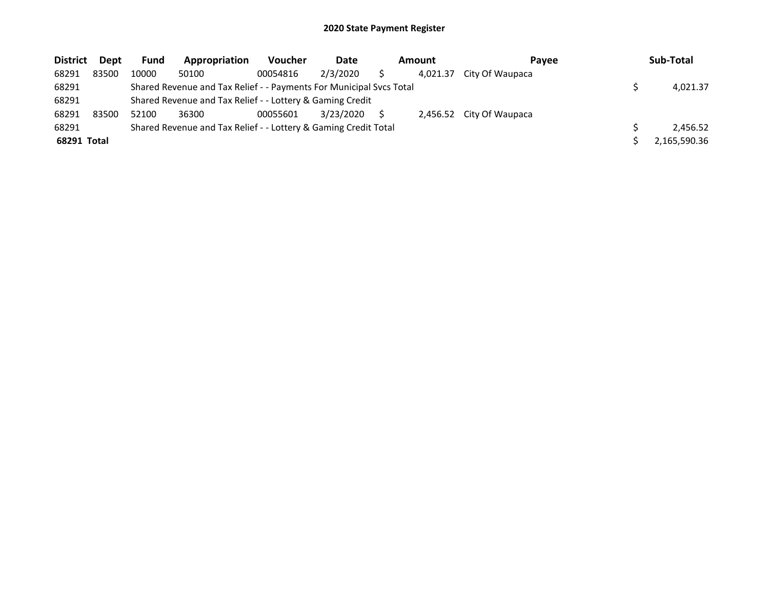# 2020 State Payment Register

| District | Dept | Fund | Appropriation | Voucher | Date | Amount | Payee | Sub-Total |
|---|---|---|---|---|---|---|---|---|
| 68291 | 83500 | 10000 | 50100 | 00054816 | 2/3/2020 | $ 4,021.37 | City Of Waupaca | |
| 68291 | | Shared Revenue and Tax Relief - - Payments For Municipal Svcs Total | | | | | | $ 4,021.37 |
| 68291 | | Shared Revenue and Tax Relief - - Lottery & Gaming Credit | | | | | | |
| 68291 | 83500 | 52100 | 36300 | 00055601 | 3/23/2020 | $ 2,456.52 | City Of Waupaca | |
| 68291 | | Shared Revenue and Tax Relief - - Lottery & Gaming Credit Total | | | | | | $ 2,456.52 |
| **68291 Total** | | | | | | | | $ 2,165,590.36 |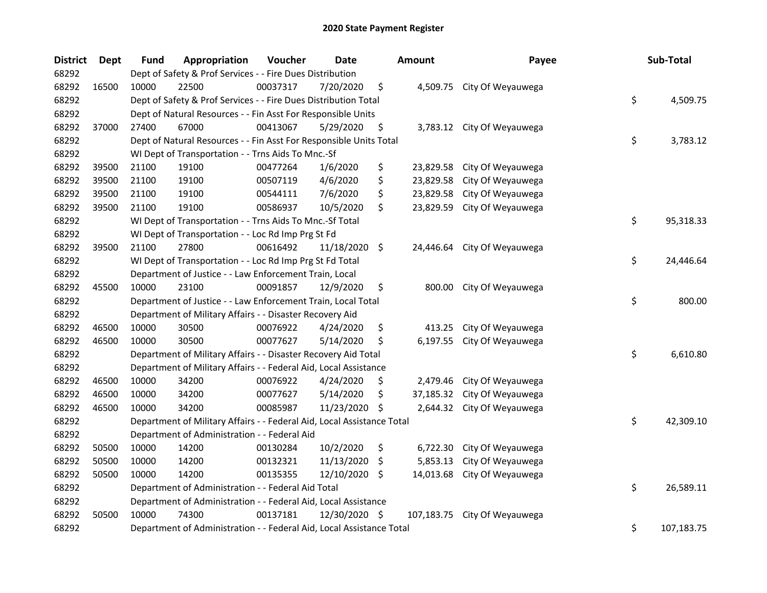# 2020 State Payment Register

| District | Dept | Fund | Appropriation | Voucher | Date | Amount | Payee | Sub-Total |
|---|---|---|---|---|---|---|---|---|
| 68292 | | Dept of Safety & Prof Services - - Fire Dues Distribution | | | | | | |
| 68292 | 16500 | 10000 | 22500 | 00037317 | 7/20/2020 | $ 4,509.75 | City Of Weyauwega | |
| 68292 | | Dept of Safety & Prof Services - - Fire Dues Distribution Total | | | | | | $ 4,509.75 |
| 68292 | | Dept of Natural Resources - - Fin Asst For Responsible Units | | | | | | |
| 68292 | 37000 | 27400 | 67000 | 00413067 | 5/29/2020 | $ 3,783.12 | City Of Weyauwega | |
| 68292 | | Dept of Natural Resources - - Fin Asst For Responsible Units Total | | | | | | $ 3,783.12 |
| 68292 | | WI Dept of Transportation - - Trns Aids To Mnc.-Sf | | | | | | |
| 68292 | 39500 | 21100 | 19100 | 00477264 | 1/6/2020 | $ 23,829.58 | City Of Weyauwega | |
| 68292 | 39500 | 21100 | 19100 | 00507119 | 4/6/2020 | $ 23,829.58 | City Of Weyauwega | |
| 68292 | 39500 | 21100 | 19100 | 00544111 | 7/6/2020 | $ 23,829.58 | City Of Weyauwega | |
| 68292 | 39500 | 21100 | 19100 | 00586937 | 10/5/2020 | $ 23,829.59 | City Of Weyauwega | |
| 68292 | | WI Dept of Transportation - - Trns Aids To Mnc.-Sf Total | | | | | | $ 95,318.33 |
| 68292 | | WI Dept of Transportation - - Loc Rd Imp Prg St Fd | | | | | | |
| 68292 | 39500 | 21100 | 27800 | 00616492 | 11/18/2020 | $ 24,446.64 | City Of Weyauwega | |
| 68292 | | WI Dept of Transportation - - Loc Rd Imp Prg St Fd Total | | | | | | $ 24,446.64 |
| 68292 | | Department of Justice - - Law Enforcement Train, Local | | | | | | |
| 68292 | 45500 | 10000 | 23100 | 00091857 | 12/9/2020 | $ 800.00 | City Of Weyauwega | |
| 68292 | | Department of Justice - - Law Enforcement Train, Local Total | | | | | | $ 800.00 |
| 68292 | | Department of Military Affairs - - Disaster Recovery Aid | | | | | | |
| 68292 | 46500 | 10000 | 30500 | 00076922 | 4/24/2020 | $ 413.25 | City Of Weyauwega | |
| 68292 | 46500 | 10000 | 30500 | 00077627 | 5/14/2020 | $ 6,197.55 | City Of Weyauwega | |
| 68292 | | Department of Military Affairs - - Disaster Recovery Aid Total | | | | | | $ 6,610.80 |
| 68292 | | Department of Military Affairs - - Federal Aid, Local Assistance | | | | | | |
| 68292 | 46500 | 10000 | 34200 | 00076922 | 4/24/2020 | $ 2,479.46 | City Of Weyauwega | |
| 68292 | 46500 | 10000 | 34200 | 00077627 | 5/14/2020 | $ 37,185.32 | City Of Weyauwega | |
| 68292 | 46500 | 10000 | 34200 | 00085987 | 11/23/2020 | $ 2,644.32 | City Of Weyauwega | |
| 68292 | | Department of Military Affairs - - Federal Aid, Local Assistance Total | | | | | | $ 42,309.10 |
| 68292 | | Department of Administration - - Federal Aid | | | | | | |
| 68292 | 50500 | 10000 | 14200 | 00130284 | 10/2/2020 | $ 6,722.30 | City Of Weyauwega | |
| 68292 | 50500 | 10000 | 14200 | 00132321 | 11/13/2020 | $ 5,853.13 | City Of Weyauwega | |
| 68292 | 50500 | 10000 | 14200 | 00135355 | 12/10/2020 | $ 14,013.68 | City Of Weyauwega | |
| 68292 | | Department of Administration - - Federal Aid Total | | | | | | $ 26,589.11 |
| 68292 | | Department of Administration - - Federal Aid, Local Assistance | | | | | | |
| 68292 | 50500 | 10000 | 74300 | 00137181 | 12/30/2020 | $ 107,183.75 | City Of Weyauwega | |
| 68292 | | Department of Administration - - Federal Aid, Local Assistance Total | | | | | | $ 107,183.75 |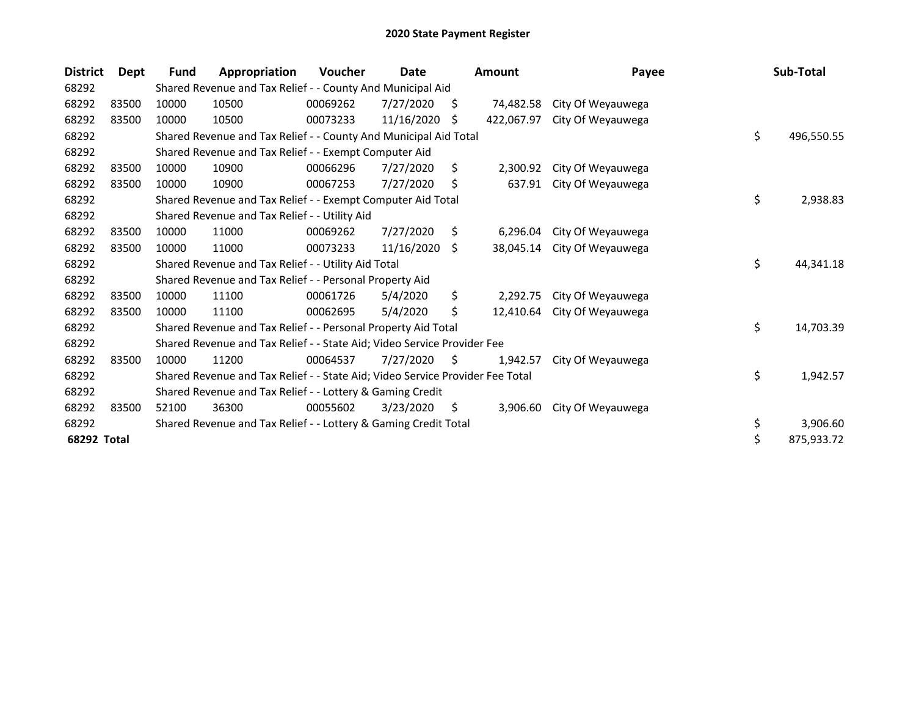# 2020 State Payment Register

| District | Dept | Fund | Appropriation | Voucher | Date | Amount | Payee | Sub-Total |
|---|---|---|---|---|---|---|---|---|
| 68292 | | Shared Revenue and Tax Relief - - County And Municipal Aid | | | | | | |
| 68292 | 83500 | 10000 | 10500 | 00069262 | 7/27/2020 | $ 74,482.58 | City Of Weyauwega | |
| 68292 | 83500 | 10000 | 10500 | 00073233 | 11/16/2020 | $ 422,067.97 | City Of Weyauwega | |
| 68292 | | Shared Revenue and Tax Relief - - County And Municipal Aid Total | | | | | | $ 496,550.55 |
| 68292 | | Shared Revenue and Tax Relief - - Exempt Computer Aid | | | | | | |
| 68292 | 83500 | 10000 | 10900 | 00066296 | 7/27/2020 | $ 2,300.92 | City Of Weyauwega | |
| 68292 | 83500 | 10000 | 10900 | 00067253 | 7/27/2020 | $ 637.91 | City Of Weyauwega | |
| 68292 | | Shared Revenue and Tax Relief - - Exempt Computer Aid Total | | | | | | $ 2,938.83 |
| 68292 | | Shared Revenue and Tax Relief - - Utility Aid | | | | | | |
| 68292 | 83500 | 10000 | 11000 | 00069262 | 7/27/2020 | $ 6,296.04 | City Of Weyauwega | |
| 68292 | 83500 | 10000 | 11000 | 00073233 | 11/16/2020 | $ 38,045.14 | City Of Weyauwega | |
| 68292 | | Shared Revenue and Tax Relief - - Utility Aid Total | | | | | | $ 44,341.18 |
| 68292 | | Shared Revenue and Tax Relief - - Personal Property Aid | | | | | | |
| 68292 | 83500 | 10000 | 11100 | 00061726 | 5/4/2020 | $ 2,292.75 | City Of Weyauwega | |
| 68292 | 83500 | 10000 | 11100 | 00062695 | 5/4/2020 | $ 12,410.64 | City Of Weyauwega | |
| 68292 | | Shared Revenue and Tax Relief - - Personal Property Aid Total | | | | | | $ 14,703.39 |
| 68292 | | Shared Revenue and Tax Relief - - State Aid; Video Service Provider Fee | | | | | | |
| 68292 | 83500 | 10000 | 11200 | 00064537 | 7/27/2020 | $ 1,942.57 | City Of Weyauwega | |
| 68292 | | Shared Revenue and Tax Relief - - State Aid; Video Service Provider Fee Total | | | | | | $ 1,942.57 |
| 68292 | | Shared Revenue and Tax Relief - - Lottery & Gaming Credit | | | | | | |
| 68292 | 83500 | 52100 | 36300 | 00055602 | 3/23/2020 | $ 3,906.60 | City Of Weyauwega | |
| 68292 | | Shared Revenue and Tax Relief - - Lottery & Gaming Credit Total | | | | | | $ 3,906.60 |
| **68292 Total** | | | | | | | | $ 875,933.72 |